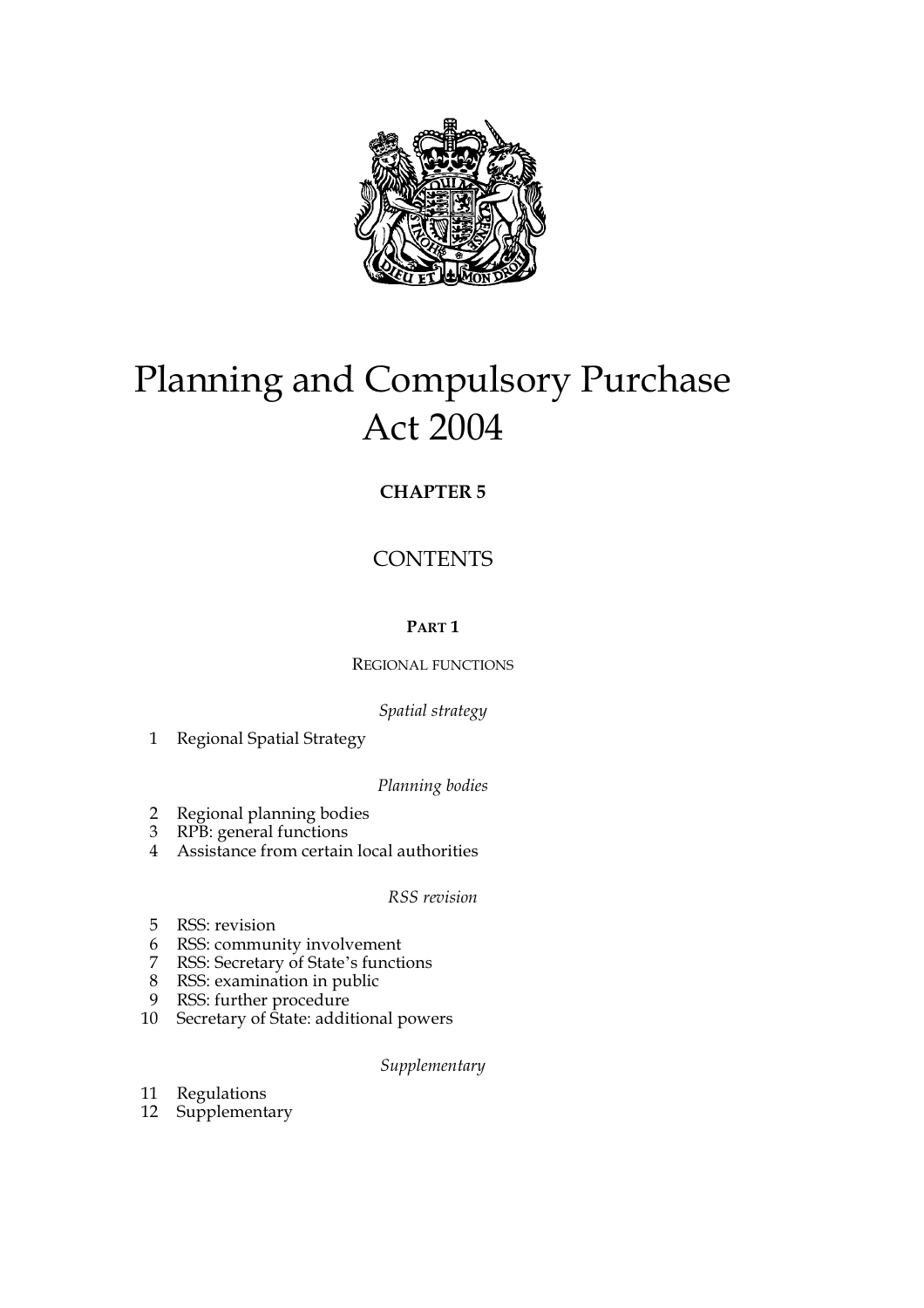# Planning and Compulsory Purchase Act 2004

**CHAPTER 5**

## CONTENTS

**PART 1**

REGIONAL FUNCTIONS

*Spatial strategy*

1 Regional Spatial Strategy

*Planning bodies*

2 Regional planning bodies
3 RPB: general functions
4 Assistance from certain local authorities

*RSS revision*

5 RSS: revision
6 RSS: community involvement
7 RSS: Secretary of State's functions
8 RSS: examination in public
9 RSS: further procedure
10 Secretary of State: additional powers

*Supplementary*

11 Regulations
12 Supplementary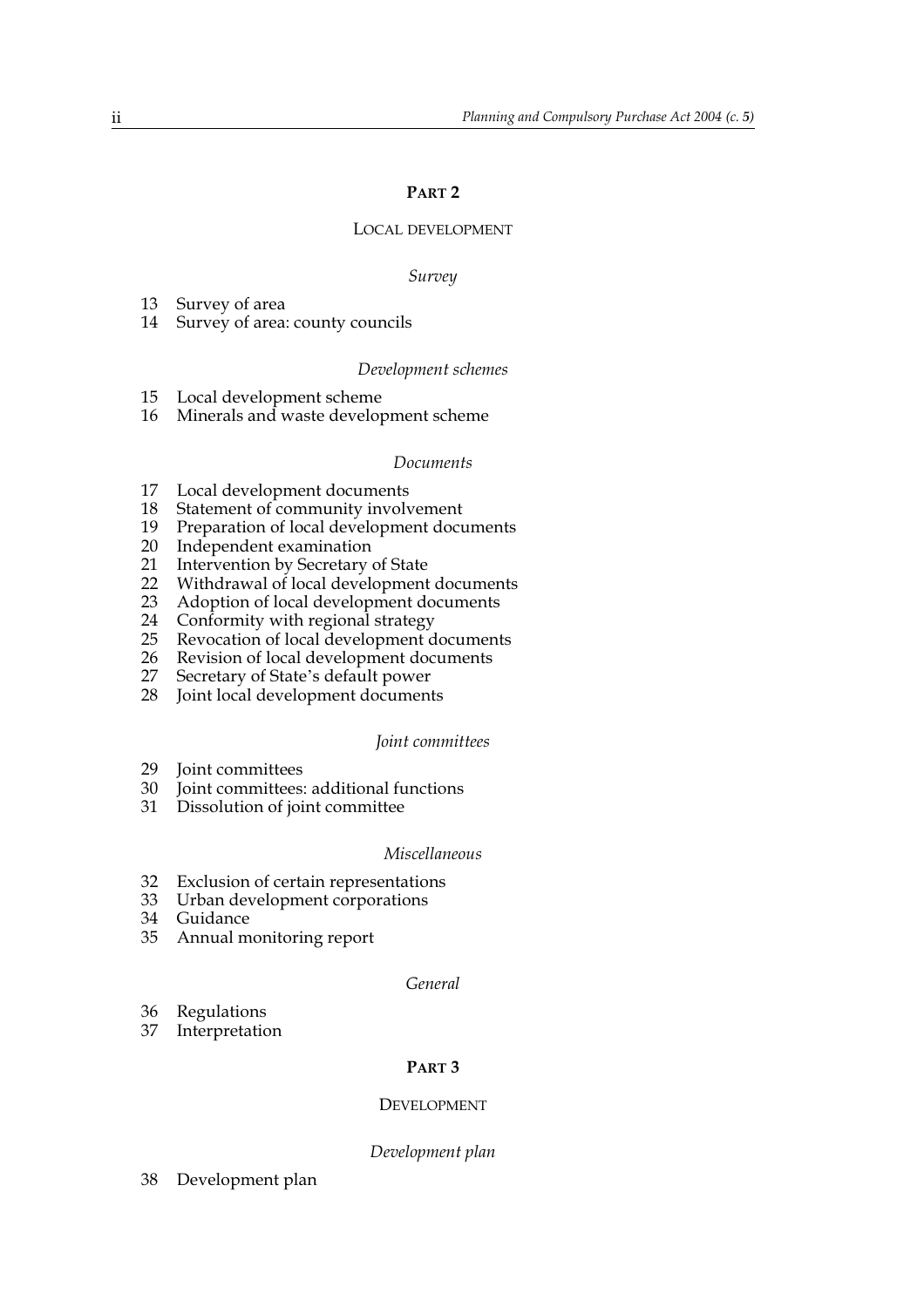## PART 2

### LOCAL DEVELOPMENT

*Survey*

13 Survey of area
14 Survey of area: county councils

*Development schemes*

15 Local development scheme
16 Minerals and waste development scheme

*Documents*

17 Local development documents
18 Statement of community involvement
19 Preparation of local development documents
20 Independent examination
21 Intervention by Secretary of State
22 Withdrawal of local development documents
23 Adoption of local development documents
24 Conformity with regional strategy
25 Revocation of local development documents
26 Revision of local development documents
27 Secretary of State's default power
28 Joint local development documents

*Joint committees*

29 Joint committees
30 Joint committees: additional functions
31 Dissolution of joint committee

*Miscellaneous*

32 Exclusion of certain representations
33 Urban development corporations
34 Guidance
35 Annual monitoring report

*General*

36 Regulations
37 Interpretation

## PART 3

### DEVELOPMENT

*Development plan*

38 Development plan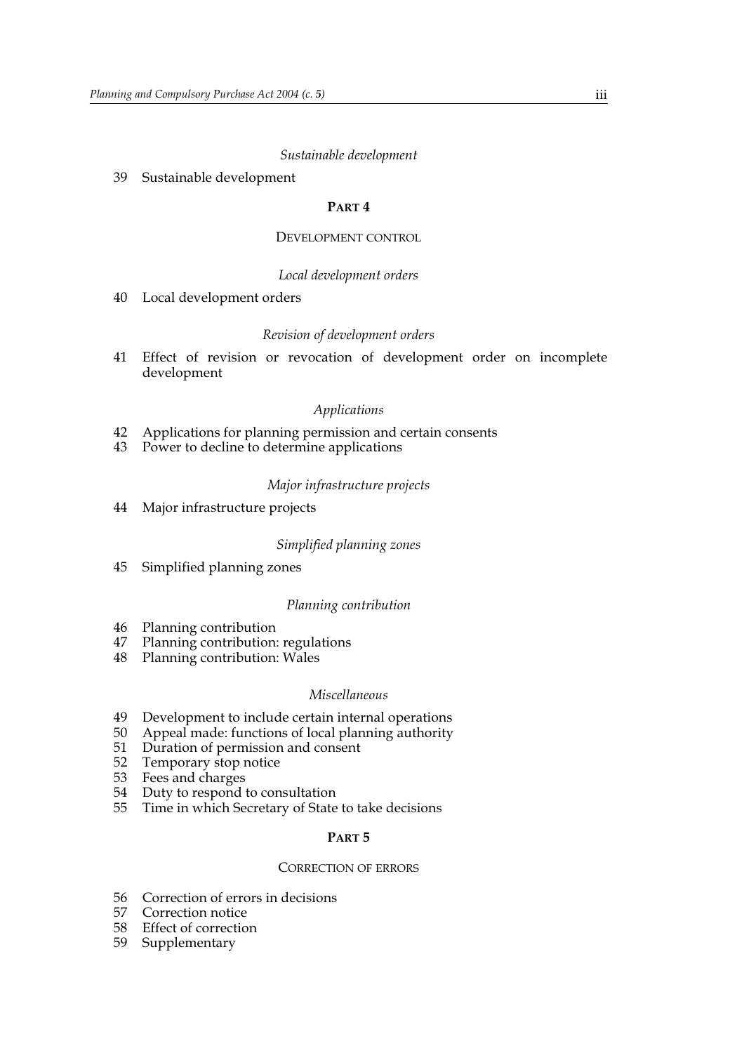*Sustainable development*

39 Sustainable development

## PART 4

### DEVELOPMENT CONTROL

*Local development orders*

40 Local development orders

*Revision of development orders*

41 Effect of revision or revocation of development order on incomplete development

*Applications*

42 Applications for planning permission and certain consents
43 Power to decline to determine applications

*Major infrastructure projects*

44 Major infrastructure projects

*Simplified planning zones*

45 Simplified planning zones

*Planning contribution*

46 Planning contribution
47 Planning contribution: regulations
48 Planning contribution: Wales

*Miscellaneous*

49 Development to include certain internal operations
50 Appeal made: functions of local planning authority
51 Duration of permission and consent
52 Temporary stop notice
53 Fees and charges
54 Duty to respond to consultation
55 Time in which Secretary of State to take decisions

## PART 5

### CORRECTION OF ERRORS

56 Correction of errors in decisions
57 Correction notice
58 Effect of correction
59 Supplementary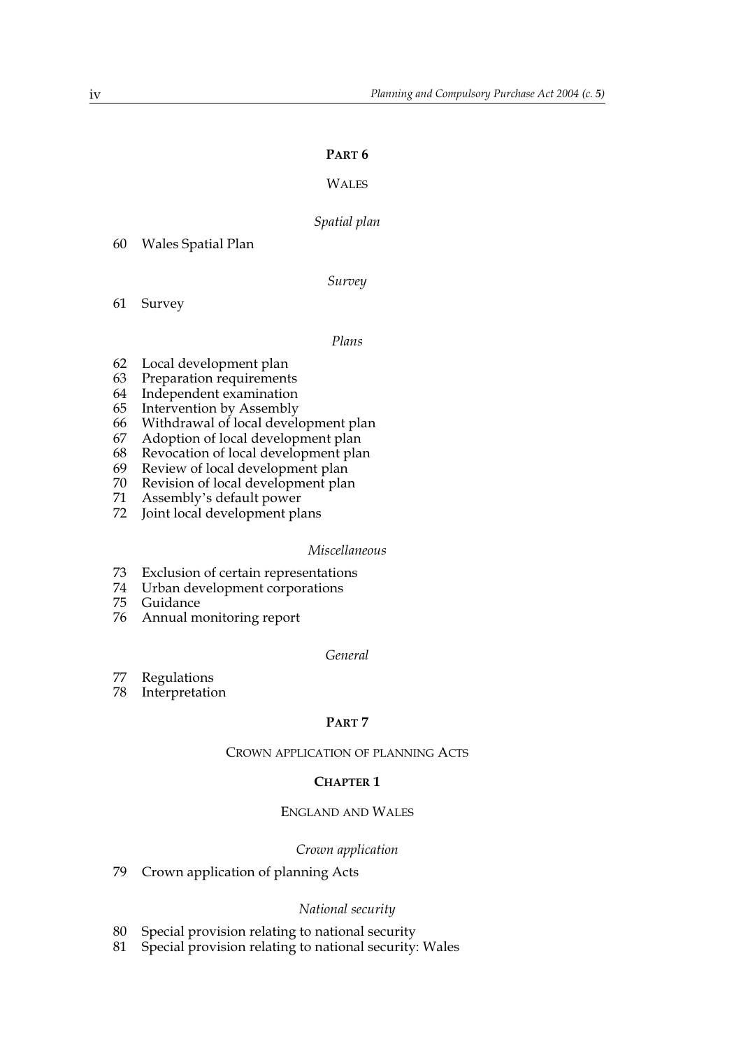## PART 6

### WALES

*Spatial plan*

60 Wales Spatial Plan

*Survey*

61 Survey

*Plans*

62 Local development plan
63 Preparation requirements
64 Independent examination
65 Intervention by Assembly
66 Withdrawal of local development plan
67 Adoption of local development plan
68 Revocation of local development plan
69 Review of local development plan
70 Revision of local development plan
71 Assembly's default power
72 Joint local development plans

*Miscellaneous*

73 Exclusion of certain representations
74 Urban development corporations
75 Guidance
76 Annual monitoring report

*General*

77 Regulations
78 Interpretation

## PART 7

### CROWN APPLICATION OF PLANNING ACTS

#### CHAPTER 1

#### ENGLAND AND WALES

*Crown application*

79 Crown application of planning Acts

*National security*

80 Special provision relating to national security
81 Special provision relating to national security: Wales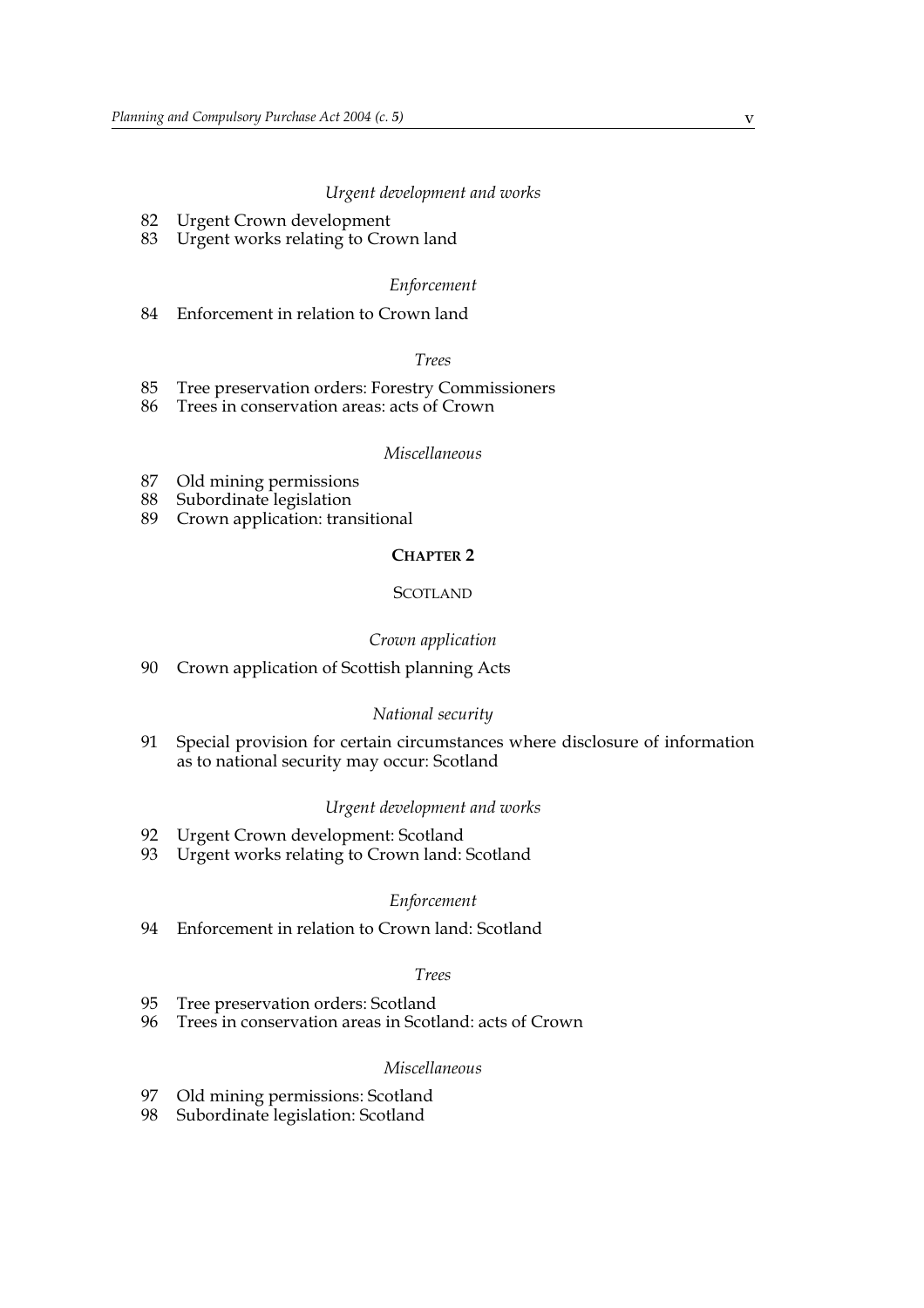*Urgent development and works*

82 Urgent Crown development
83 Urgent works relating to Crown land

*Enforcement*

84 Enforcement in relation to Crown land

*Trees*

85 Tree preservation orders: Forestry Commissioners
86 Trees in conservation areas: acts of Crown

*Miscellaneous*

87 Old mining permissions
88 Subordinate legislation
89 Crown application: transitional

## CHAPTER 2

### SCOTLAND

*Crown application*

90 Crown application of Scottish planning Acts

*National security*

91 Special provision for certain circumstances where disclosure of information as to national security may occur: Scotland

*Urgent development and works*

92 Urgent Crown development: Scotland
93 Urgent works relating to Crown land: Scotland

*Enforcement*

94 Enforcement in relation to Crown land: Scotland

*Trees*

95 Tree preservation orders: Scotland
96 Trees in conservation areas in Scotland: acts of Crown

*Miscellaneous*

97 Old mining permissions: Scotland
98 Subordinate legislation: Scotland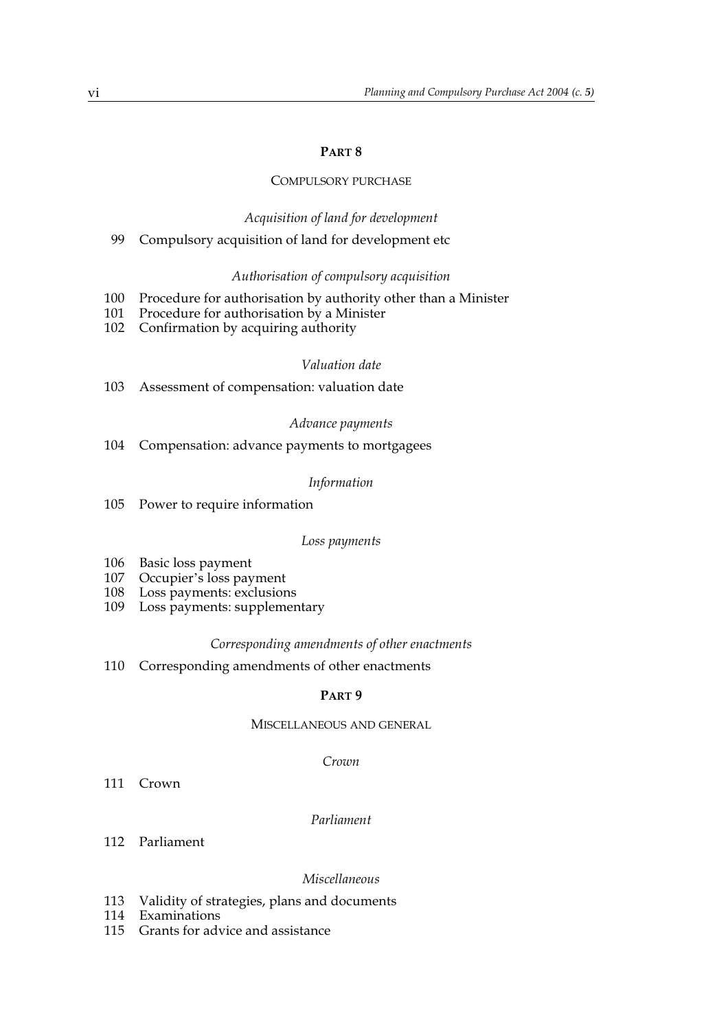## PART 8

### COMPULSORY PURCHASE

*Acquisition of land for development*

99 Compulsory acquisition of land for development etc

*Authorisation of compulsory acquisition*

100 Procedure for authorisation by authority other than a Minister
101 Procedure for authorisation by a Minister
102 Confirmation by acquiring authority

*Valuation date*

103 Assessment of compensation: valuation date

*Advance payments*

104 Compensation: advance payments to mortgagees

*Information*

105 Power to require information

*Loss payments*

106 Basic loss payment
107 Occupier's loss payment
108 Loss payments: exclusions
109 Loss payments: supplementary

*Corresponding amendments of other enactments*

110 Corresponding amendments of other enactments

## PART 9

### MISCELLANEOUS AND GENERAL

*Crown*

111 Crown

*Parliament*

112 Parliament

*Miscellaneous*

113 Validity of strategies, plans and documents
114 Examinations
115 Grants for advice and assistance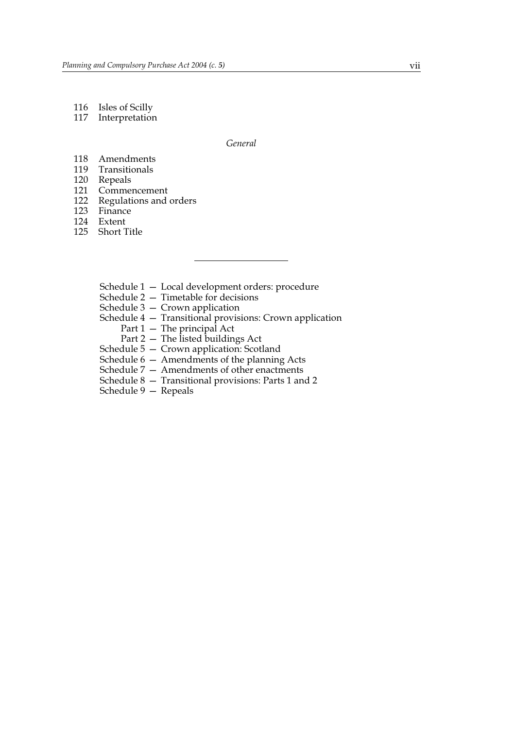116 Isles of Scilly
117 Interpretation

*General*

118 Amendments
119 Transitionals
120 Repeals
121 Commencement
122 Regulations and orders
123 Finance
124 Extent
125 Short Title

---

Schedule 1 — Local development orders: procedure
Schedule 2 — Timetable for decisions
Schedule 3 — Crown application
Schedule 4 — Transitional provisions: Crown application
  Part 1 — The principal Act
  Part 2 — The listed buildings Act
Schedule 5 — Crown application: Scotland
Schedule 6 — Amendments of the planning Acts
Schedule 7 — Amendments of other enactments
Schedule 8 — Transitional provisions: Parts 1 and 2
Schedule 9 — Repeals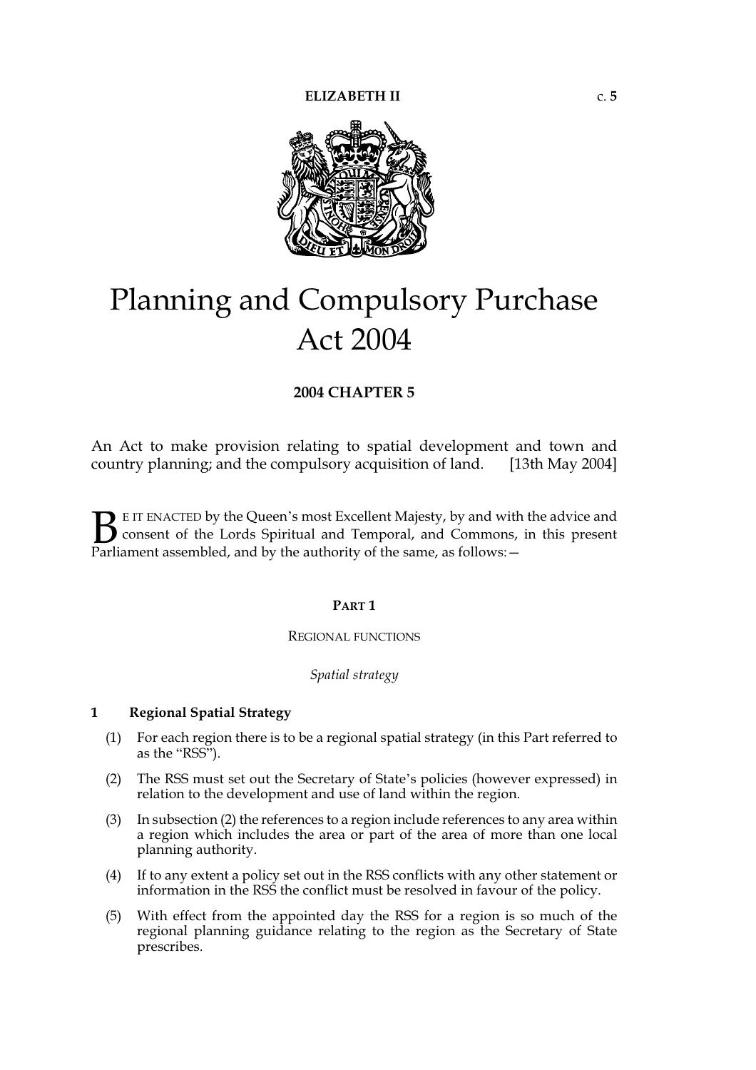ELIZABETH II c. 5

# Planning and Compulsory Purchase Act 2004

**2004 CHAPTER 5**

An Act to make provision relating to spatial development and town and country planning; and the compulsory acquisition of land. [13th May 2004]

BE IT ENACTED by the Queen's most Excellent Majesty, by and with the advice and consent of the Lords Spiritual and Temporal, and Commons, in this present Parliament assembled, and by the authority of the same, as follows:—

## PART 1

### REGIONAL FUNCTIONS

*Spatial strategy*

**1 Regional Spatial Strategy**

(1) For each region there is to be a regional spatial strategy (in this Part referred to as the "RSS").

(2) The RSS must set out the Secretary of State's policies (however expressed) in relation to the development and use of land within the region.

(3) In subsection (2) the references to a region include references to any area within a region which includes the area or part of the area of more than one local planning authority.

(4) If to any extent a policy set out in the RSS conflicts with any other statement or information in the RSS the conflict must be resolved in favour of the policy.

(5) With effect from the appointed day the RSS for a region is so much of the regional planning guidance relating to the region as the Secretary of State prescribes.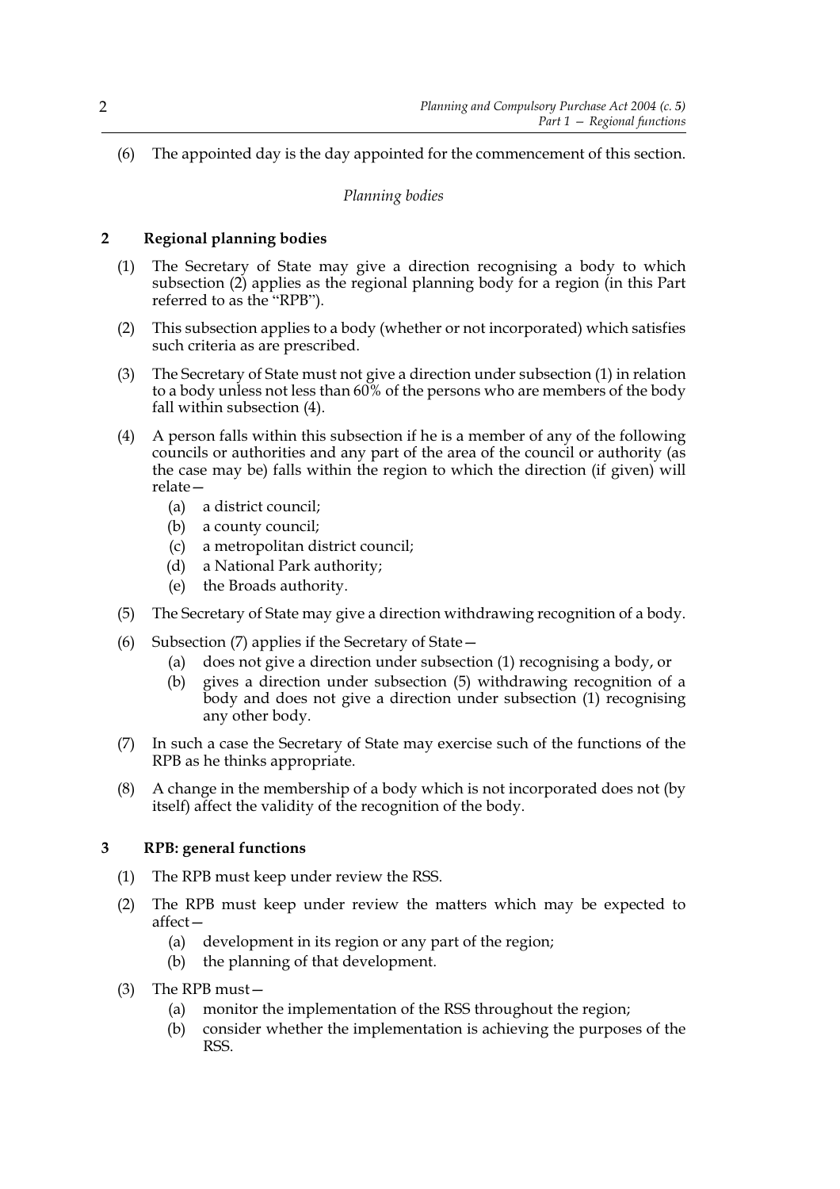(6) The appointed day is the day appointed for the commencement of this section.

*Planning bodies*

### 2 Regional planning bodies

(1) The Secretary of State may give a direction recognising a body to which subsection (2) applies as the regional planning body for a region (in this Part referred to as the "RPB").

(2) This subsection applies to a body (whether or not incorporated) which satisfies such criteria as are prescribed.

(3) The Secretary of State must not give a direction under subsection (1) in relation to a body unless not less than 60% of the persons who are members of the body fall within subsection (4).

(4) A person falls within this subsection if he is a member of any of the following councils or authorities and any part of the area of the council or authority (as the case may be) falls within the region to which the direction (if given) will relate—

- (a) a district council;
- (b) a county council;
- (c) a metropolitan district council;
- (d) a National Park authority;
- (e) the Broads authority.

(5) The Secretary of State may give a direction withdrawing recognition of a body.

(6) Subsection (7) applies if the Secretary of State—

- (a) does not give a direction under subsection (1) recognising a body, or
- (b) gives a direction under subsection (5) withdrawing recognition of a body and does not give a direction under subsection (1) recognising any other body.

(7) In such a case the Secretary of State may exercise such of the functions of the RPB as he thinks appropriate.

(8) A change in the membership of a body which is not incorporated does not (by itself) affect the validity of the recognition of the body.

### 3 RPB: general functions

(1) The RPB must keep under review the RSS.

(2) The RPB must keep under review the matters which may be expected to affect—

- (a) development in its region or any part of the region;
- (b) the planning of that development.

(3) The RPB must—

- (a) monitor the implementation of the RSS throughout the region;
- (b) consider whether the implementation is achieving the purposes of the RSS.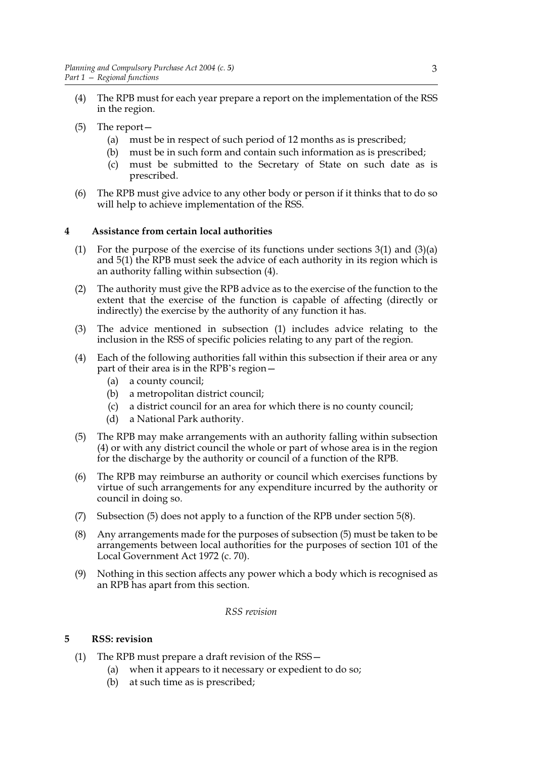(4) The RPB must for each year prepare a report on the implementation of the RSS in the region.

(5) The report—

   (a) must be in respect of such period of 12 months as is prescribed;

   (b) must be in such form and contain such information as is prescribed;

   (c) must be submitted to the Secretary of State on such date as is prescribed.

(6) The RPB must give advice to any other body or person if it thinks that to do so will help to achieve implementation of the RSS.

### 4 Assistance from certain local authorities

(1) For the purpose of the exercise of its functions under sections 3(1) and (3)(a) and 5(1) the RPB must seek the advice of each authority in its region which is an authority falling within subsection (4).

(2) The authority must give the RPB advice as to the exercise of the function to the extent that the exercise of the function is capable of affecting (directly or indirectly) the exercise by the authority of any function it has.

(3) The advice mentioned in subsection (1) includes advice relating to the inclusion in the RSS of specific policies relating to any part of the region.

(4) Each of the following authorities fall within this subsection if their area or any part of their area is in the RPB's region—

   (a) a county council;

   (b) a metropolitan district council;

   (c) a district council for an area for which there is no county council;

   (d) a National Park authority.

(5) The RPB may make arrangements with an authority falling within subsection (4) or with any district council the whole or part of whose area is in the region for the discharge by the authority or council of a function of the RPB.

(6) The RPB may reimburse an authority or council which exercises functions by virtue of such arrangements for any expenditure incurred by the authority or council in doing so.

(7) Subsection (5) does not apply to a function of the RPB under section 5(8).

(8) Any arrangements made for the purposes of subsection (5) must be taken to be arrangements between local authorities for the purposes of section 101 of the Local Government Act 1972 (c. 70).

(9) Nothing in this section affects any power which a body which is recognised as an RPB has apart from this section.

*RSS revision*

### 5 RSS: revision

(1) The RPB must prepare a draft revision of the RSS—

   (a) when it appears to it necessary or expedient to do so;

   (b) at such time as is prescribed;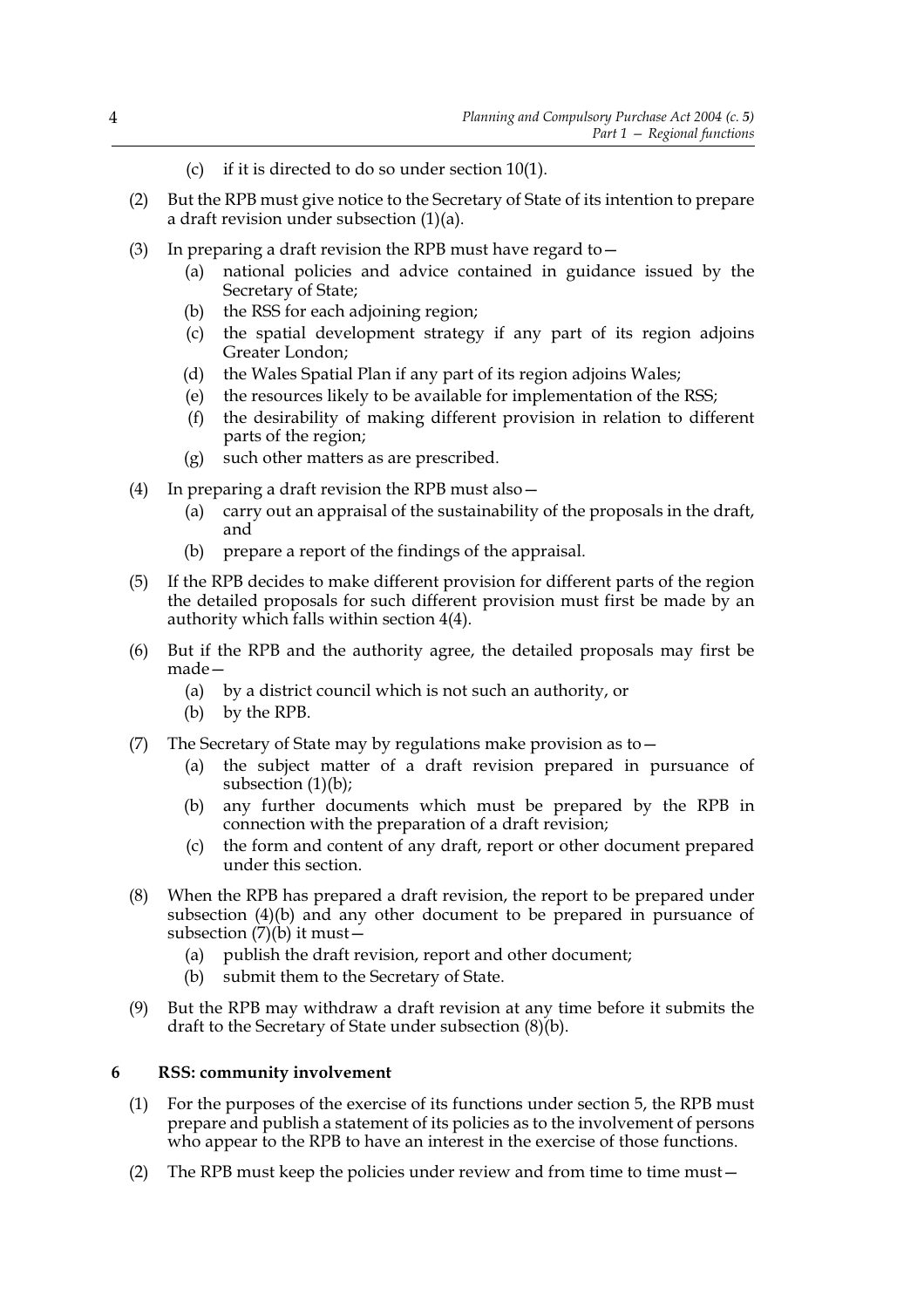(c) if it is directed to do so under section 10(1).

(2) But the RPB must give notice to the Secretary of State of its intention to prepare a draft revision under subsection (1)(a).

(3) In preparing a draft revision the RPB must have regard to—

(a) national policies and advice contained in guidance issued by the Secretary of State;

(b) the RSS for each adjoining region;

(c) the spatial development strategy if any part of its region adjoins Greater London;

(d) the Wales Spatial Plan if any part of its region adjoins Wales;

(e) the resources likely to be available for implementation of the RSS;

(f) the desirability of making different provision in relation to different parts of the region;

(g) such other matters as are prescribed.

(4) In preparing a draft revision the RPB must also—

(a) carry out an appraisal of the sustainability of the proposals in the draft, and

(b) prepare a report of the findings of the appraisal.

(5) If the RPB decides to make different provision for different parts of the region the detailed proposals for such different provision must first be made by an authority which falls within section 4(4).

(6) But if the RPB and the authority agree, the detailed proposals may first be made—

(a) by a district council which is not such an authority, or

(b) by the RPB.

(7) The Secretary of State may by regulations make provision as to—

(a) the subject matter of a draft revision prepared in pursuance of subsection (1)(b);

(b) any further documents which must be prepared by the RPB in connection with the preparation of a draft revision;

(c) the form and content of any draft, report or other document prepared under this section.

(8) When the RPB has prepared a draft revision, the report to be prepared under subsection (4)(b) and any other document to be prepared in pursuance of subsection (7)(b) it must—

(a) publish the draft revision, report and other document;

(b) submit them to the Secretary of State.

(9) But the RPB may withdraw a draft revision at any time before it submits the draft to the Secretary of State under subsection (8)(b).

## 6 RSS: community involvement

(1) For the purposes of the exercise of its functions under section 5, the RPB must prepare and publish a statement of its policies as to the involvement of persons who appear to the RPB to have an interest in the exercise of those functions.

(2) The RPB must keep the policies under review and from time to time must—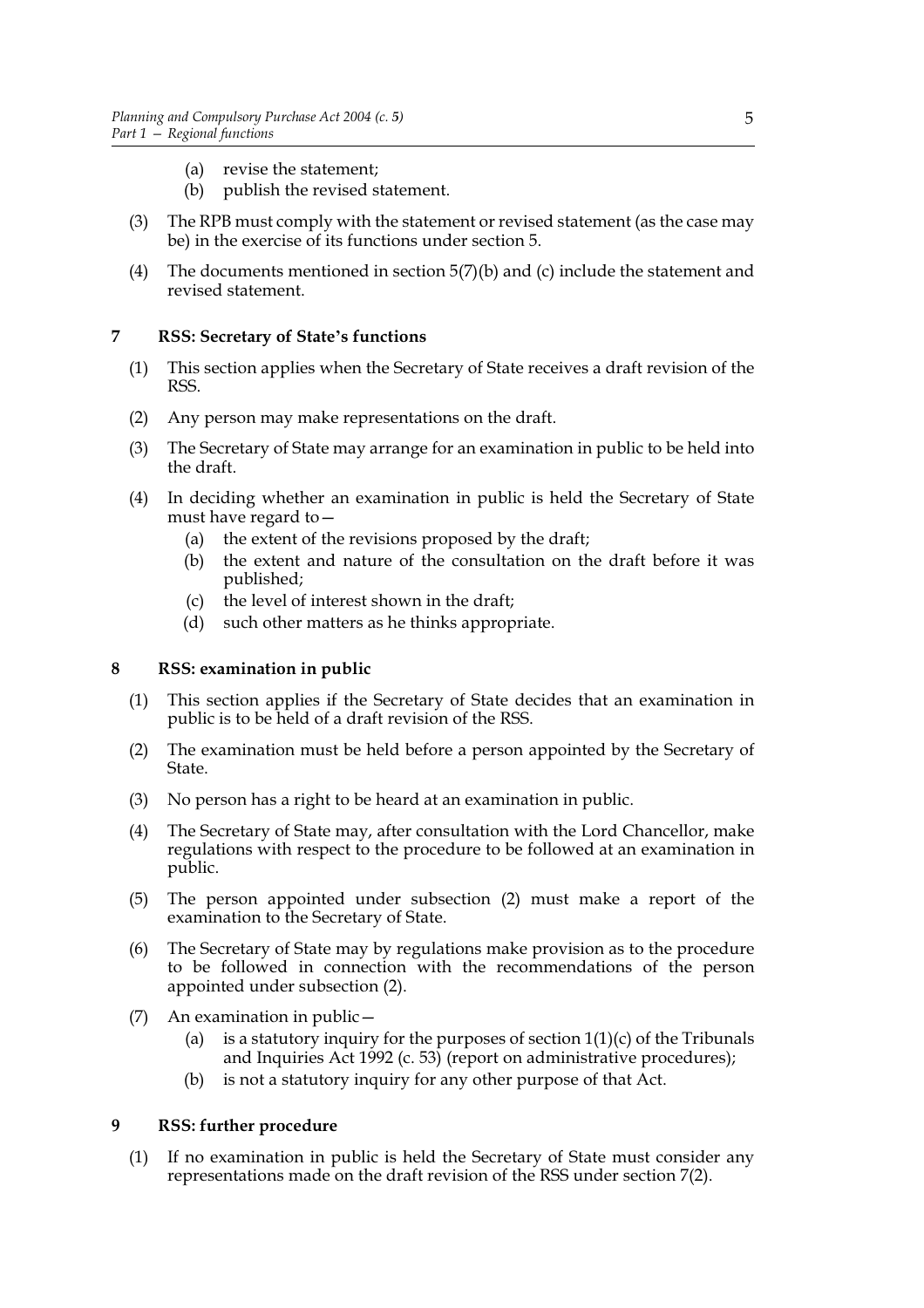(a) revise the statement;

(b) publish the revised statement.

(3) The RPB must comply with the statement or revised statement (as the case may be) in the exercise of its functions under section 5.

(4) The documents mentioned in section 5(7)(b) and (c) include the statement and revised statement.

## 7 RSS: Secretary of State's functions

(1) This section applies when the Secretary of State receives a draft revision of the RSS.

(2) Any person may make representations on the draft.

(3) The Secretary of State may arrange for an examination in public to be held into the draft.

(4) In deciding whether an examination in public is held the Secretary of State must have regard to—

- (a) the extent of the revisions proposed by the draft;
- (b) the extent and nature of the consultation on the draft before it was published;
- (c) the level of interest shown in the draft;
- (d) such other matters as he thinks appropriate.

## 8 RSS: examination in public

(1) This section applies if the Secretary of State decides that an examination in public is to be held of a draft revision of the RSS.

(2) The examination must be held before a person appointed by the Secretary of State.

(3) No person has a right to be heard at an examination in public.

(4) The Secretary of State may, after consultation with the Lord Chancellor, make regulations with respect to the procedure to be followed at an examination in public.

(5) The person appointed under subsection (2) must make a report of the examination to the Secretary of State.

(6) The Secretary of State may by regulations make provision as to the procedure to be followed in connection with the recommendations of the person appointed under subsection (2).

(7) An examination in public—

- (a) is a statutory inquiry for the purposes of section 1(1)(c) of the Tribunals and Inquiries Act 1992 (c. 53) (report on administrative procedures);
- (b) is not a statutory inquiry for any other purpose of that Act.

## 9 RSS: further procedure

(1) If no examination in public is held the Secretary of State must consider any representations made on the draft revision of the RSS under section 7(2).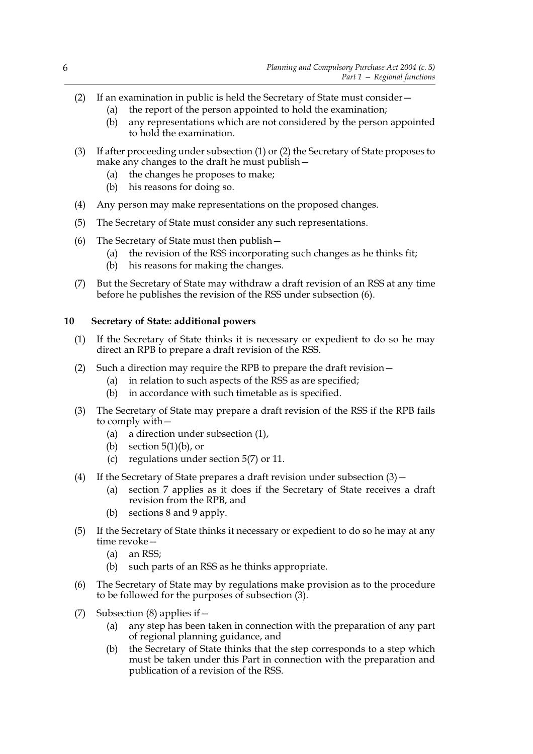(2) If an examination in public is held the Secretary of State must consider—
    (a) the report of the person appointed to hold the examination;
    (b) any representations which are not considered by the person appointed to hold the examination.

(3) If after proceeding under subsection (1) or (2) the Secretary of State proposes to make any changes to the draft he must publish—
    (a) the changes he proposes to make;
    (b) his reasons for doing so.

(4) Any person may make representations on the proposed changes.

(5) The Secretary of State must consider any such representations.

(6) The Secretary of State must then publish—
    (a) the revision of the RSS incorporating such changes as he thinks fit;
    (b) his reasons for making the changes.

(7) But the Secretary of State may withdraw a draft revision of an RSS at any time before he publishes the revision of the RSS under subsection (6).

## 10 Secretary of State: additional powers

(1) If the Secretary of State thinks it is necessary or expedient to do so he may direct an RPB to prepare a draft revision of the RSS.

(2) Such a direction may require the RPB to prepare the draft revision—
    (a) in relation to such aspects of the RSS as are specified;
    (b) in accordance with such timetable as is specified.

(3) The Secretary of State may prepare a draft revision of the RSS if the RPB fails to comply with—
    (a) a direction under subsection (1),
    (b) section 5(1)(b), or
    (c) regulations under section 5(7) or 11.

(4) If the Secretary of State prepares a draft revision under subsection (3)—
    (a) section 7 applies as it does if the Secretary of State receives a draft revision from the RPB, and
    (b) sections 8 and 9 apply.

(5) If the Secretary of State thinks it necessary or expedient to do so he may at any time revoke—
    (a) an RSS;
    (b) such parts of an RSS as he thinks appropriate.

(6) The Secretary of State may by regulations make provision as to the procedure to be followed for the purposes of subsection (3).

(7) Subsection (8) applies if—
    (a) any step has been taken in connection with the preparation of any part of regional planning guidance, and
    (b) the Secretary of State thinks that the step corresponds to a step which must be taken under this Part in connection with the preparation and publication of a revision of the RSS.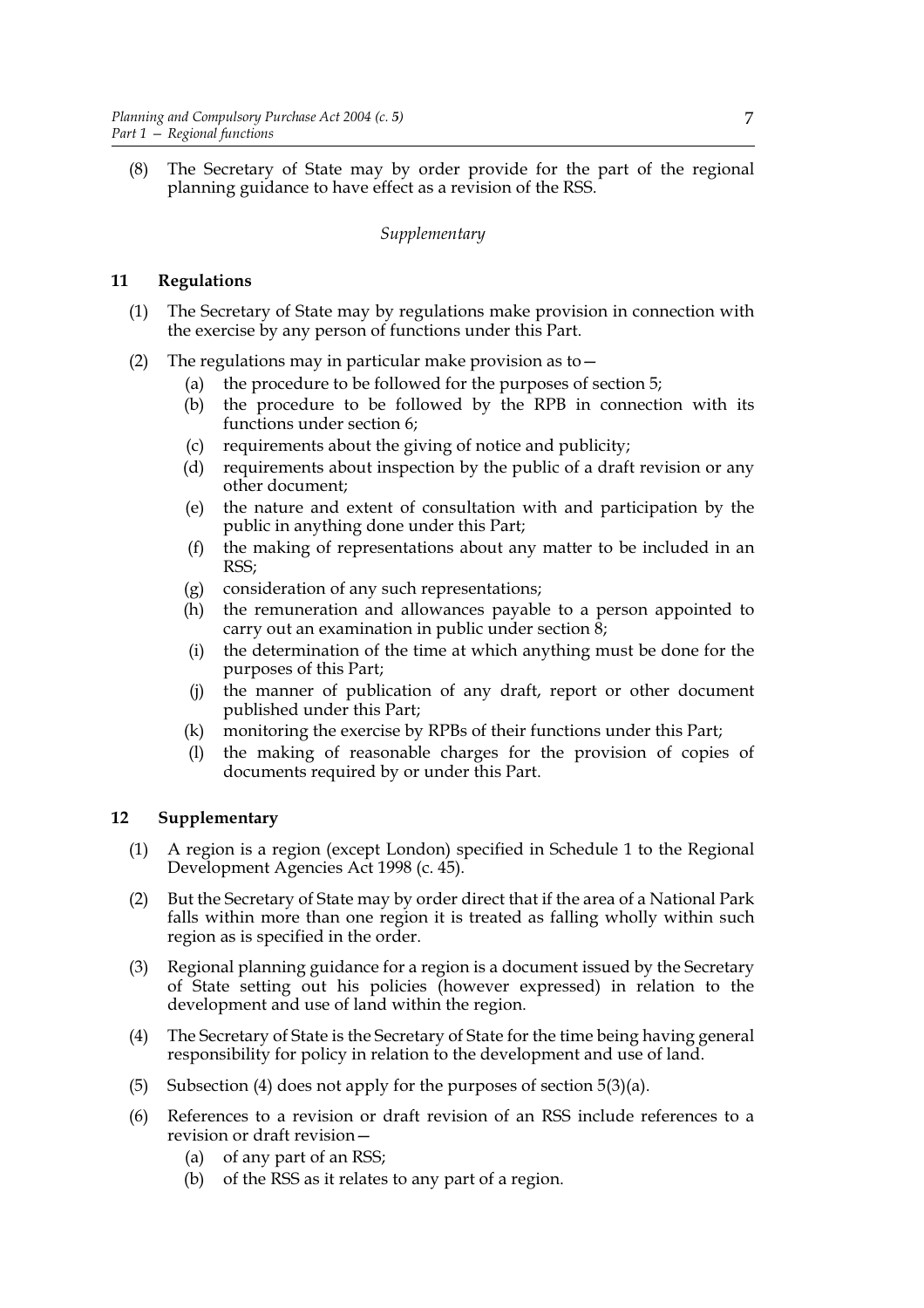(8) The Secretary of State may by order provide for the part of the regional planning guidance to have effect as a revision of the RSS.

*Supplementary*

### 11 Regulations

(1) The Secretary of State may by regulations make provision in connection with the exercise by any person of functions under this Part.

(2) The regulations may in particular make provision as to—

- (a) the procedure to be followed for the purposes of section 5;
- (b) the procedure to be followed by the RPB in connection with its functions under section 6;
- (c) requirements about the giving of notice and publicity;
- (d) requirements about inspection by the public of a draft revision or any other document;
- (e) the nature and extent of consultation with and participation by the public in anything done under this Part;
- (f) the making of representations about any matter to be included in an RSS;
- (g) consideration of any such representations;
- (h) the remuneration and allowances payable to a person appointed to carry out an examination in public under section 8;
- (i) the determination of the time at which anything must be done for the purposes of this Part;
- (j) the manner of publication of any draft, report or other document published under this Part;
- (k) monitoring the exercise by RPBs of their functions under this Part;
- (l) the making of reasonable charges for the provision of copies of documents required by or under this Part.

### 12 Supplementary

(1) A region is a region (except London) specified in Schedule 1 to the Regional Development Agencies Act 1998 (c. 45).

(2) But the Secretary of State may by order direct that if the area of a National Park falls within more than one region it is treated as falling wholly within such region as is specified in the order.

(3) Regional planning guidance for a region is a document issued by the Secretary of State setting out his policies (however expressed) in relation to the development and use of land within the region.

(4) The Secretary of State is the Secretary of State for the time being having general responsibility for policy in relation to the development and use of land.

(5) Subsection (4) does not apply for the purposes of section 5(3)(a).

(6) References to a revision or draft revision of an RSS include references to a revision or draft revision—

- (a) of any part of an RSS;
- (b) of the RSS as it relates to any part of a region.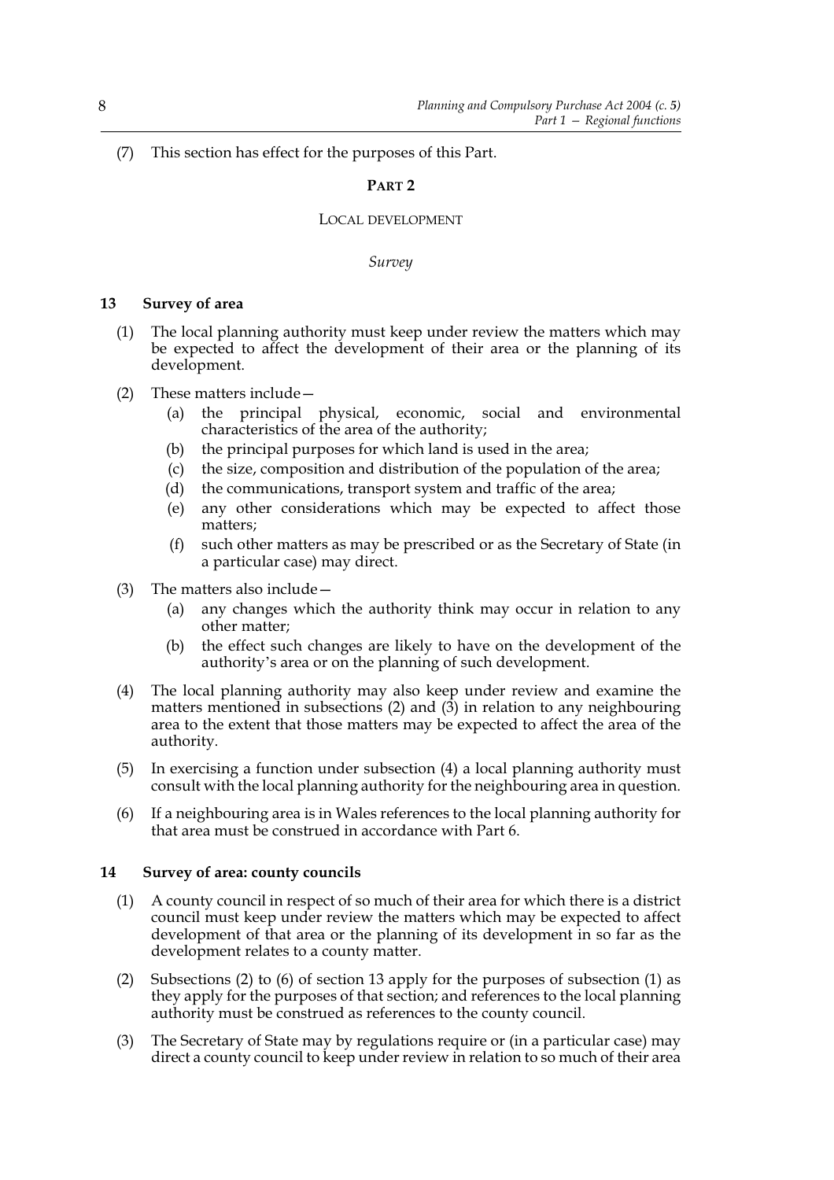(7) This section has effect for the purposes of this Part.

## PART 2

### LOCAL DEVELOPMENT

*Survey*

#### 13 Survey of area

(1) The local planning authority must keep under review the matters which may be expected to affect the development of their area or the planning of its development.

(2) These matters include—

- (a) the principal physical, economic, social and environmental characteristics of the area of the authority;
- (b) the principal purposes for which land is used in the area;
- (c) the size, composition and distribution of the population of the area;
- (d) the communications, transport system and traffic of the area;
- (e) any other considerations which may be expected to affect those matters;
- (f) such other matters as may be prescribed or as the Secretary of State (in a particular case) may direct.

(3) The matters also include—

- (a) any changes which the authority think may occur in relation to any other matter;
- (b) the effect such changes are likely to have on the development of the authority's area or on the planning of such development.

(4) The local planning authority may also keep under review and examine the matters mentioned in subsections (2) and (3) in relation to any neighbouring area to the extent that those matters may be expected to affect the area of the authority.

(5) In exercising a function under subsection (4) a local planning authority must consult with the local planning authority for the neighbouring area in question.

(6) If a neighbouring area is in Wales references to the local planning authority for that area must be construed in accordance with Part 6.

#### 14 Survey of area: county councils

(1) A county council in respect of so much of their area for which there is a district council must keep under review the matters which may be expected to affect development of that area or the planning of its development in so far as the development relates to a county matter.

(2) Subsections (2) to (6) of section 13 apply for the purposes of subsection (1) as they apply for the purposes of that section; and references to the local planning authority must be construed as references to the county council.

(3) The Secretary of State may by regulations require or (in a particular case) may direct a county council to keep under review in relation to so much of their area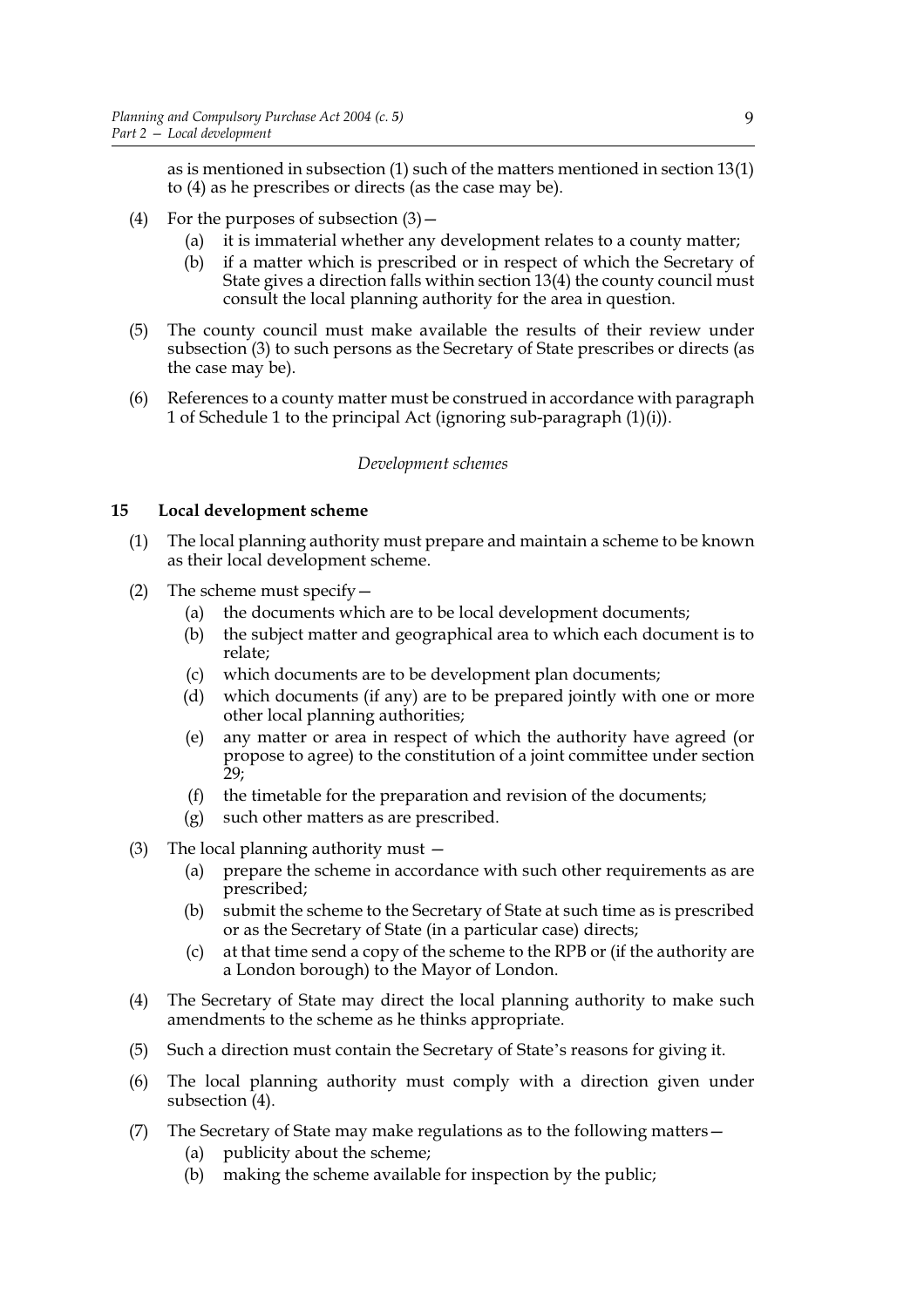as is mentioned in subsection (1) such of the matters mentioned in section 13(1) to (4) as he prescribes or directs (as the case may be).

(4) For the purposes of subsection (3)—

(a) it is immaterial whether any development relates to a county matter;

(b) if a matter which is prescribed or in respect of which the Secretary of State gives a direction falls within section 13(4) the county council must consult the local planning authority for the area in question.

(5) The county council must make available the results of their review under subsection (3) to such persons as the Secretary of State prescribes or directs (as the case may be).

(6) References to a county matter must be construed in accordance with paragraph 1 of Schedule 1 to the principal Act (ignoring sub-paragraph (1)(i)).

*Development schemes*

### 15 Local development scheme

(1) The local planning authority must prepare and maintain a scheme to be known as their local development scheme.

(2) The scheme must specify—

(a) the documents which are to be local development documents;

(b) the subject matter and geographical area to which each document is to relate;

(c) which documents are to be development plan documents;

(d) which documents (if any) are to be prepared jointly with one or more other local planning authorities;

(e) any matter or area in respect of which the authority have agreed (or propose to agree) to the constitution of a joint committee under section 29;

(f) the timetable for the preparation and revision of the documents;

(g) such other matters as are prescribed.

(3) The local planning authority must —

(a) prepare the scheme in accordance with such other requirements as are prescribed;

(b) submit the scheme to the Secretary of State at such time as is prescribed or as the Secretary of State (in a particular case) directs;

(c) at that time send a copy of the scheme to the RPB or (if the authority are a London borough) to the Mayor of London.

(4) The Secretary of State may direct the local planning authority to make such amendments to the scheme as he thinks appropriate.

(5) Such a direction must contain the Secretary of State's reasons for giving it.

(6) The local planning authority must comply with a direction given under subsection (4).

(7) The Secretary of State may make regulations as to the following matters—

(a) publicity about the scheme;

(b) making the scheme available for inspection by the public;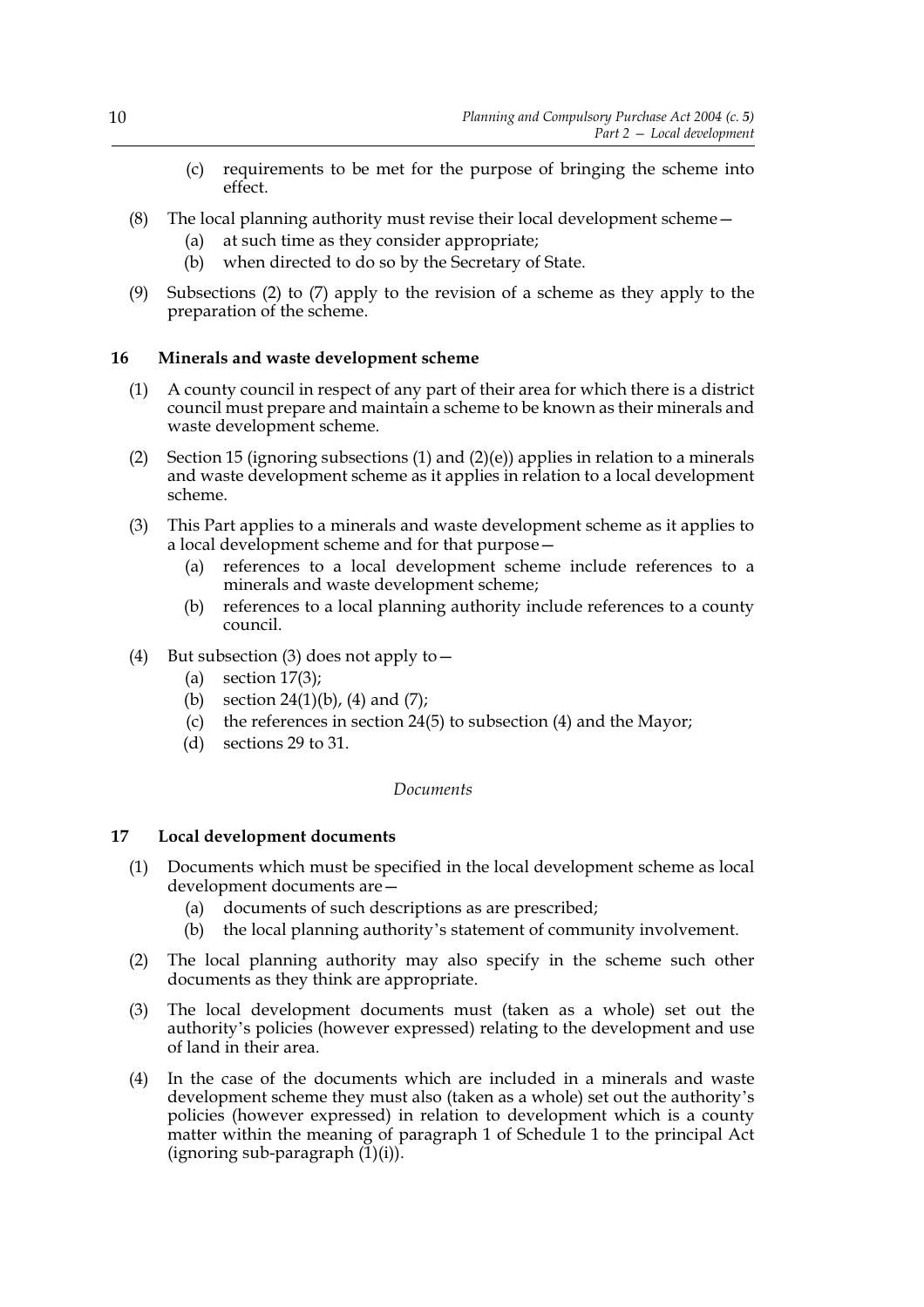(c) requirements to be met for the purpose of bringing the scheme into effect.

(8) The local planning authority must revise their local development scheme—

(a) at such time as they consider appropriate;

(b) when directed to do so by the Secretary of State.

(9) Subsections (2) to (7) apply to the revision of a scheme as they apply to the preparation of the scheme.

### 16 Minerals and waste development scheme

(1) A county council in respect of any part of their area for which there is a district council must prepare and maintain a scheme to be known as their minerals and waste development scheme.

(2) Section 15 (ignoring subsections (1) and (2)(e)) applies in relation to a minerals and waste development scheme as it applies in relation to a local development scheme.

(3) This Part applies to a minerals and waste development scheme as it applies to a local development scheme and for that purpose—

(a) references to a local development scheme include references to a minerals and waste development scheme;

(b) references to a local planning authority include references to a county council.

(4) But subsection (3) does not apply to—

(a) section 17(3);

(b) section 24(1)(b), (4) and (7);

(c) the references in section 24(5) to subsection (4) and the Mayor;

(d) sections 29 to 31.

*Documents*

### 17 Local development documents

(1) Documents which must be specified in the local development scheme as local development documents are—

(a) documents of such descriptions as are prescribed;

(b) the local planning authority's statement of community involvement.

(2) The local planning authority may also specify in the scheme such other documents as they think are appropriate.

(3) The local development documents must (taken as a whole) set out the authority's policies (however expressed) relating to the development and use of land in their area.

(4) In the case of the documents which are included in a minerals and waste development scheme they must also (taken as a whole) set out the authority's policies (however expressed) in relation to development which is a county matter within the meaning of paragraph 1 of Schedule 1 to the principal Act (ignoring sub-paragraph (1)(i)).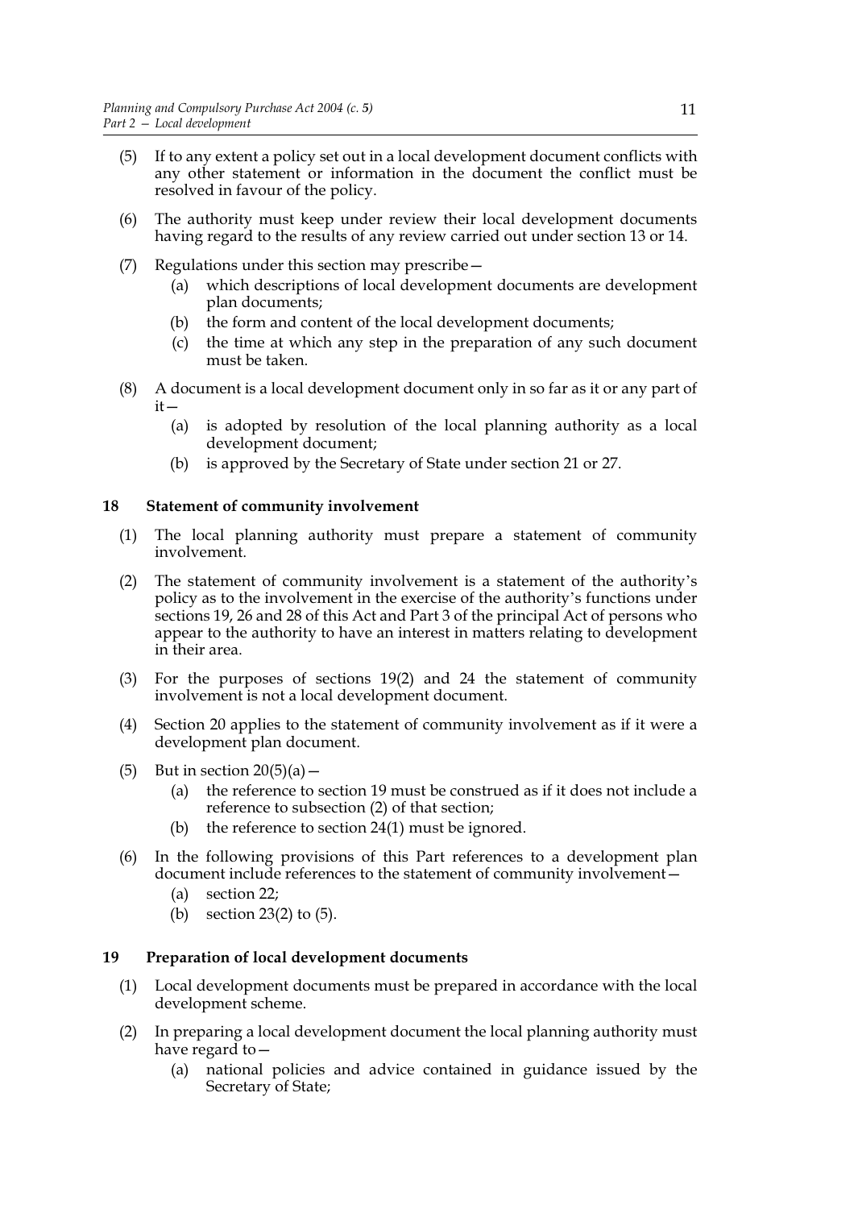(5) If to any extent a policy set out in a local development document conflicts with any other statement or information in the document the conflict must be resolved in favour of the policy.

(6) The authority must keep under review their local development documents having regard to the results of any review carried out under section 13 or 14.

(7) Regulations under this section may prescribe—
   - (a) which descriptions of local development documents are development plan documents;
   - (b) the form and content of the local development documents;
   - (c) the time at which any step in the preparation of any such document must be taken.

(8) A document is a local development document only in so far as it or any part of it—
   - (a) is adopted by resolution of the local planning authority as a local development document;
   - (b) is approved by the Secretary of State under section 21 or 27.

### 18 Statement of community involvement

(1) The local planning authority must prepare a statement of community involvement.

(2) The statement of community involvement is a statement of the authority's policy as to the involvement in the exercise of the authority's functions under sections 19, 26 and 28 of this Act and Part 3 of the principal Act of persons who appear to the authority to have an interest in matters relating to development in their area.

(3) For the purposes of sections 19(2) and 24 the statement of community involvement is not a local development document.

(4) Section 20 applies to the statement of community involvement as if it were a development plan document.

(5) But in section 20(5)(a)—
   - (a) the reference to section 19 must be construed as if it does not include a reference to subsection (2) of that section;
   - (b) the reference to section 24(1) must be ignored.

(6) In the following provisions of this Part references to a development plan document include references to the statement of community involvement—
   - (a) section 22;
   - (b) section 23(2) to (5).

### 19 Preparation of local development documents

(1) Local development documents must be prepared in accordance with the local development scheme.

(2) In preparing a local development document the local planning authority must have regard to—
   - (a) national policies and advice contained in guidance issued by the Secretary of State;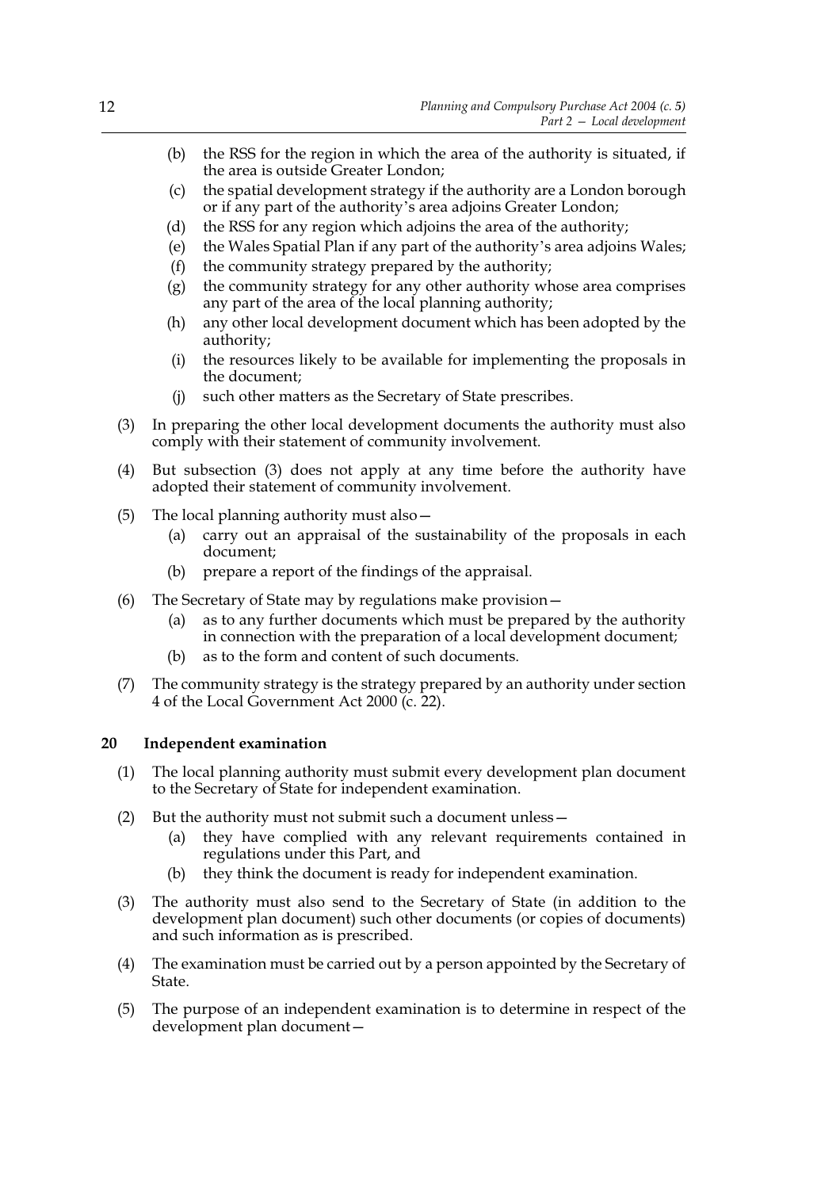- (b) the RSS for the region in which the area of the authority is situated, if the area is outside Greater London;
- (c) the spatial development strategy if the authority are a London borough or if any part of the authority's area adjoins Greater London;
- (d) the RSS for any region which adjoins the area of the authority;
- (e) the Wales Spatial Plan if any part of the authority's area adjoins Wales;
- (f) the community strategy prepared by the authority;
- (g) the community strategy for any other authority whose area comprises any part of the area of the local planning authority;
- (h) any other local development document which has been adopted by the authority;
- (i) the resources likely to be available for implementing the proposals in the document;
- (j) such other matters as the Secretary of State prescribes.

(3) In preparing the other local development documents the authority must also comply with their statement of community involvement.

(4) But subsection (3) does not apply at any time before the authority have adopted their statement of community involvement.

(5) The local planning authority must also—
- (a) carry out an appraisal of the sustainability of the proposals in each document;
- (b) prepare a report of the findings of the appraisal.

(6) The Secretary of State may by regulations make provision—
- (a) as to any further documents which must be prepared by the authority in connection with the preparation of a local development document;
- (b) as to the form and content of such documents.

(7) The community strategy is the strategy prepared by an authority under section 4 of the Local Government Act 2000 (c. 22).

### 20 Independent examination

(1) The local planning authority must submit every development plan document to the Secretary of State for independent examination.

(2) But the authority must not submit such a document unless—
- (a) they have complied with any relevant requirements contained in regulations under this Part, and
- (b) they think the document is ready for independent examination.

(3) The authority must also send to the Secretary of State (in addition to the development plan document) such other documents (or copies of documents) and such information as is prescribed.

(4) The examination must be carried out by a person appointed by the Secretary of State.

(5) The purpose of an independent examination is to determine in respect of the development plan document—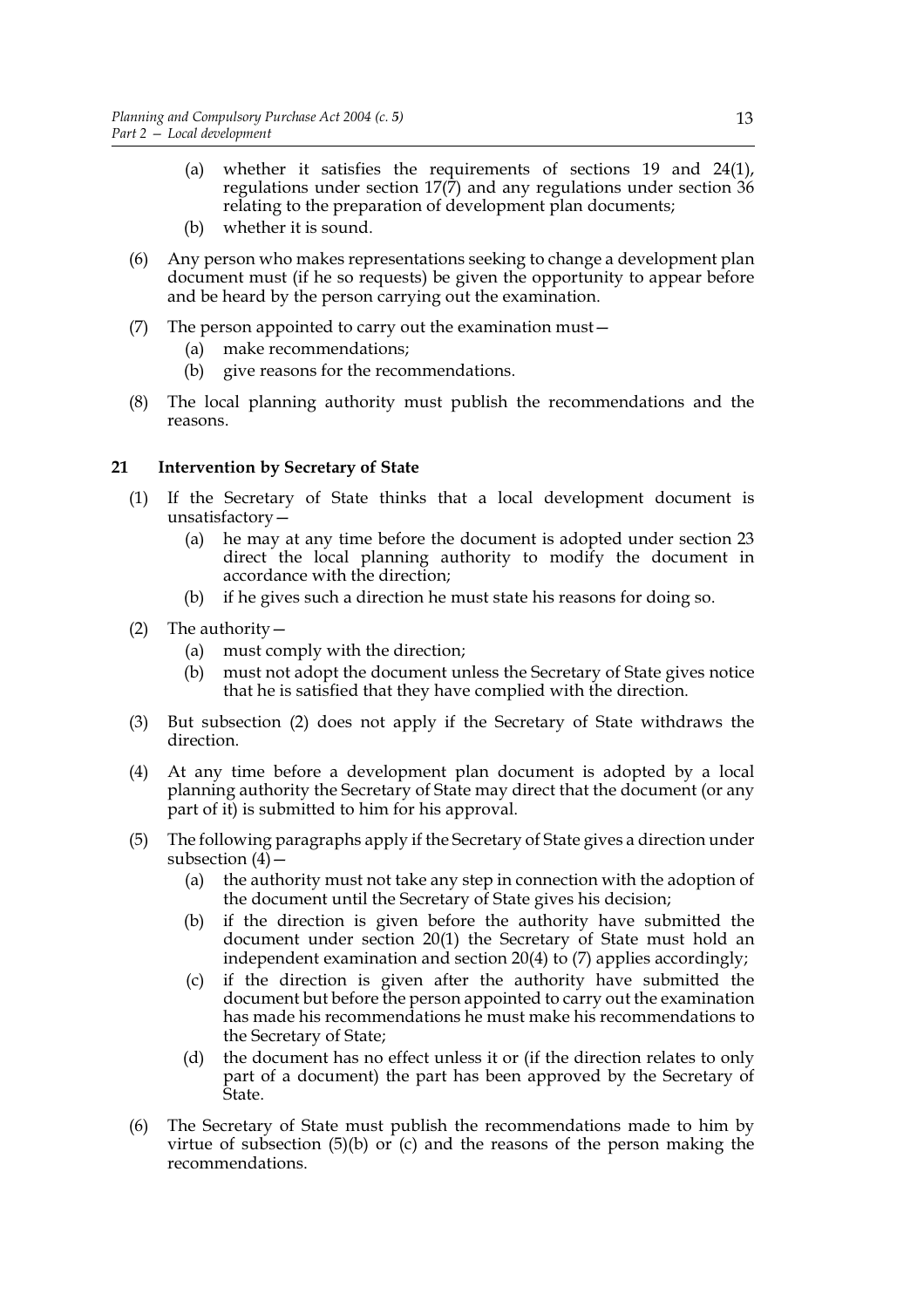(a) whether it satisfies the requirements of sections 19 and 24(1), regulations under section 17(7) and any regulations under section 36 relating to the preparation of development plan documents;

(b) whether it is sound.

(6) Any person who makes representations seeking to change a development plan document must (if he so requests) be given the opportunity to appear before and be heard by the person carrying out the examination.

(7) The person appointed to carry out the examination must—

(a) make recommendations;

(b) give reasons for the recommendations.

(8) The local planning authority must publish the recommendations and the reasons.

### 21 Intervention by Secretary of State

(1) If the Secretary of State thinks that a local development document is unsatisfactory—

(a) he may at any time before the document is adopted under section 23 direct the local planning authority to modify the document in accordance with the direction;

(b) if he gives such a direction he must state his reasons for doing so.

(2) The authority—

(a) must comply with the direction;

(b) must not adopt the document unless the Secretary of State gives notice that he is satisfied that they have complied with the direction.

(3) But subsection (2) does not apply if the Secretary of State withdraws the direction.

(4) At any time before a development plan document is adopted by a local planning authority the Secretary of State may direct that the document (or any part of it) is submitted to him for his approval.

(5) The following paragraphs apply if the Secretary of State gives a direction under subsection (4)—

(a) the authority must not take any step in connection with the adoption of the document until the Secretary of State gives his decision;

(b) if the direction is given before the authority have submitted the document under section 20(1) the Secretary of State must hold an independent examination and section 20(4) to (7) applies accordingly;

(c) if the direction is given after the authority have submitted the document but before the person appointed to carry out the examination has made his recommendations he must make his recommendations to the Secretary of State;

(d) the document has no effect unless it or (if the direction relates to only part of a document) the part has been approved by the Secretary of State.

(6) The Secretary of State must publish the recommendations made to him by virtue of subsection (5)(b) or (c) and the reasons of the person making the recommendations.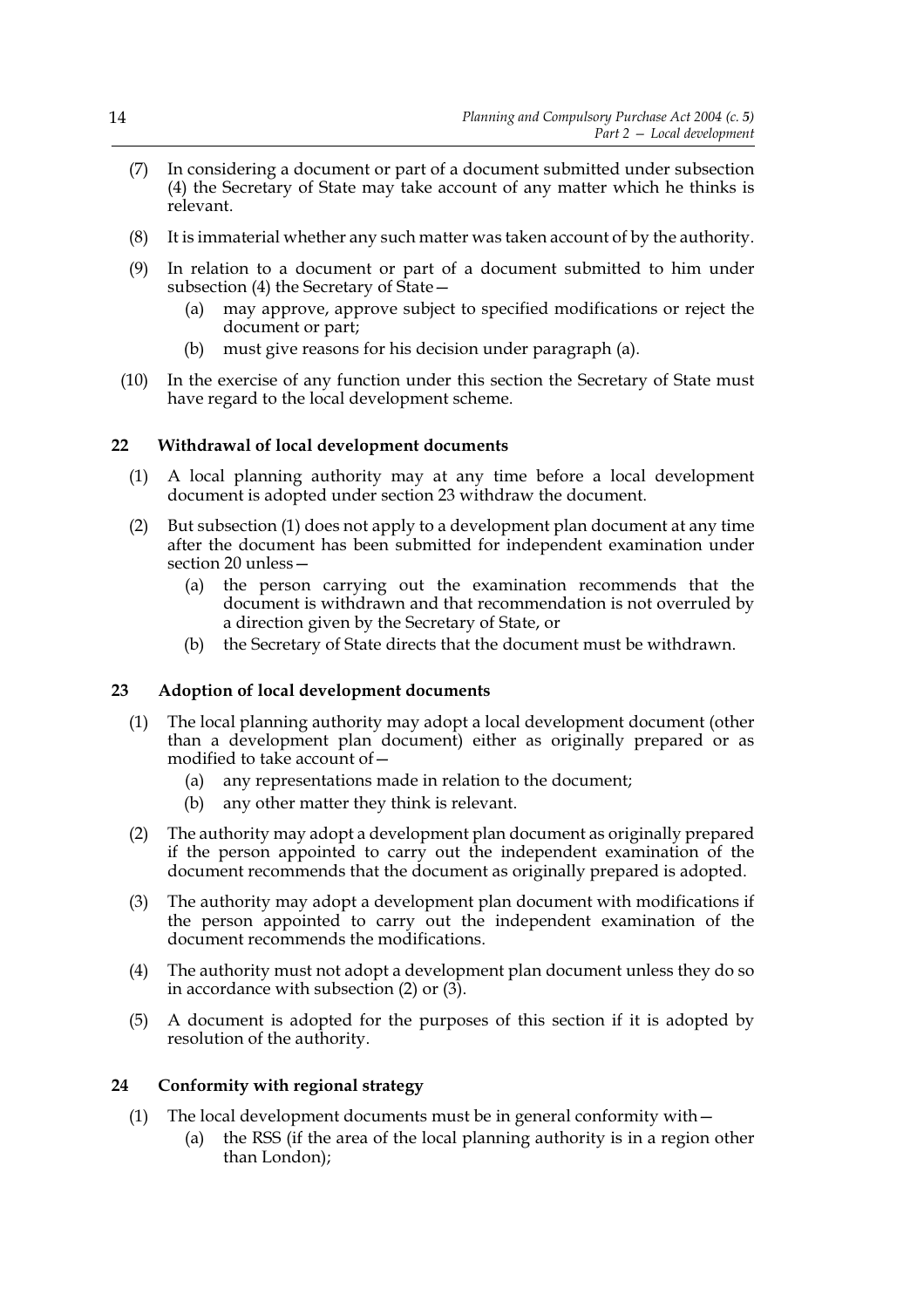(7) In considering a document or part of a document submitted under subsection (4) the Secretary of State may take account of any matter which he thinks is relevant.

(8) It is immaterial whether any such matter was taken account of by the authority.

(9) In relation to a document or part of a document submitted to him under subsection (4) the Secretary of State—

   (a) may approve, approve subject to specified modifications or reject the document or part;

   (b) must give reasons for his decision under paragraph (a).

(10) In the exercise of any function under this section the Secretary of State must have regard to the local development scheme.

### 22 Withdrawal of local development documents

(1) A local planning authority may at any time before a local development document is adopted under section 23 withdraw the document.

(2) But subsection (1) does not apply to a development plan document at any time after the document has been submitted for independent examination under section 20 unless—

   (a) the person carrying out the examination recommends that the document is withdrawn and that recommendation is not overruled by a direction given by the Secretary of State, or

   (b) the Secretary of State directs that the document must be withdrawn.

### 23 Adoption of local development documents

(1) The local planning authority may adopt a local development document (other than a development plan document) either as originally prepared or as modified to take account of—

   (a) any representations made in relation to the document;

   (b) any other matter they think is relevant.

(2) The authority may adopt a development plan document as originally prepared if the person appointed to carry out the independent examination of the document recommends that the document as originally prepared is adopted.

(3) The authority may adopt a development plan document with modifications if the person appointed to carry out the independent examination of the document recommends the modifications.

(4) The authority must not adopt a development plan document unless they do so in accordance with subsection (2) or (3).

(5) A document is adopted for the purposes of this section if it is adopted by resolution of the authority.

### 24 Conformity with regional strategy

(1) The local development documents must be in general conformity with—

   (a) the RSS (if the area of the local planning authority is in a region other than London);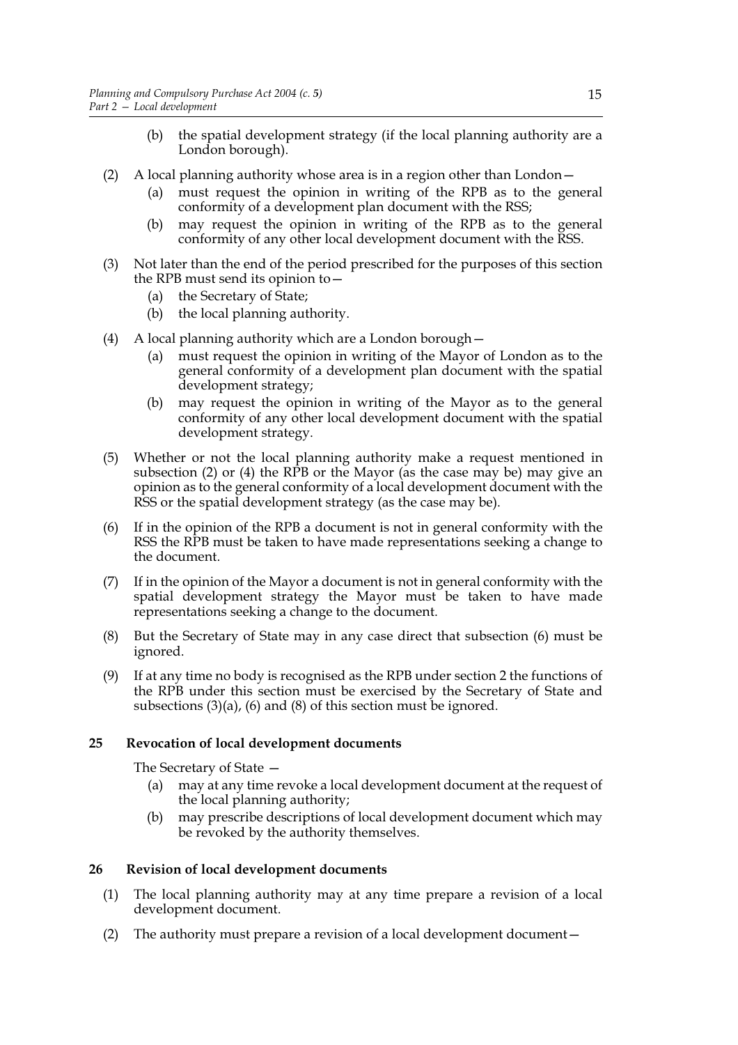- (b) the spatial development strategy (if the local planning authority are a London borough).

(2) A local planning authority whose area is in a region other than London—
- (a) must request the opinion in writing of the RPB as to the general conformity of a development plan document with the RSS;
- (b) may request the opinion in writing of the RPB as to the general conformity of any other local development document with the RSS.

(3) Not later than the end of the period prescribed for the purposes of this section the RPB must send its opinion to—
- (a) the Secretary of State;
- (b) the local planning authority.

(4) A local planning authority which are a London borough—
- (a) must request the opinion in writing of the Mayor of London as to the general conformity of a development plan document with the spatial development strategy;
- (b) may request the opinion in writing of the Mayor as to the general conformity of any other local development document with the spatial development strategy.

(5) Whether or not the local planning authority make a request mentioned in subsection (2) or (4) the RPB or the Mayor (as the case may be) may give an opinion as to the general conformity of a local development document with the RSS or the spatial development strategy (as the case may be).

(6) If in the opinion of the RPB a document is not in general conformity with the RSS the RPB must be taken to have made representations seeking a change to the document.

(7) If in the opinion of the Mayor a document is not in general conformity with the spatial development strategy the Mayor must be taken to have made representations seeking a change to the document.

(8) But the Secretary of State may in any case direct that subsection (6) must be ignored.

(9) If at any time no body is recognised as the RPB under section 2 the functions of the RPB under this section must be exercised by the Secretary of State and subsections (3)(a), (6) and (8) of this section must be ignored.

## 25 Revocation of local development documents

The Secretary of State —
- (a) may at any time revoke a local development document at the request of the local planning authority;
- (b) may prescribe descriptions of local development document which may be revoked by the authority themselves.

## 26 Revision of local development documents

(1) The local planning authority may at any time prepare a revision of a local development document.

(2) The authority must prepare a revision of a local development document—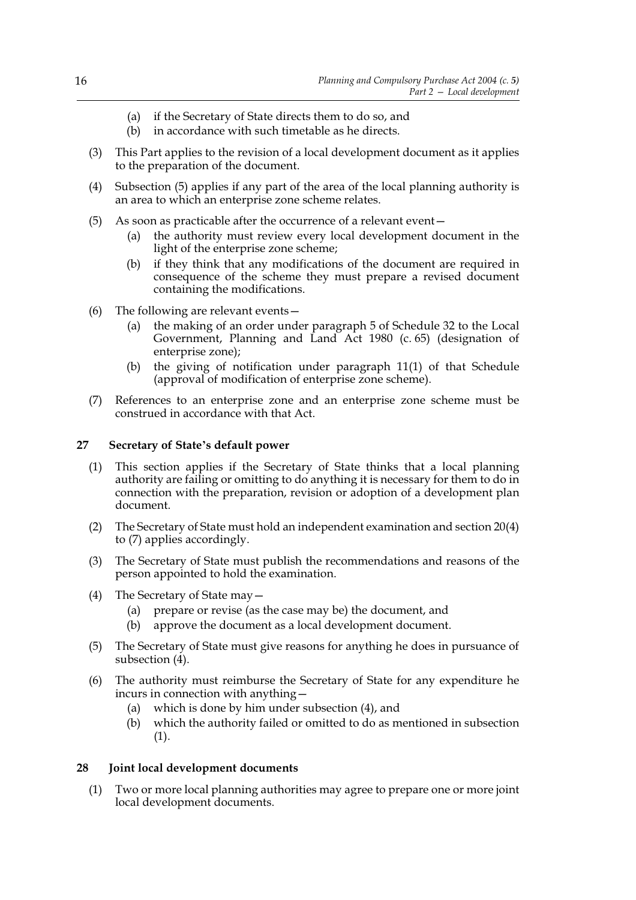(a) if the Secretary of State directs them to do so, and
(b) in accordance with such timetable as he directs.

(3) This Part applies to the revision of a local development document as it applies to the preparation of the document.

(4) Subsection (5) applies if any part of the area of the local planning authority is an area to which an enterprise zone scheme relates.

(5) As soon as practicable after the occurrence of a relevant event—
(a) the authority must review every local development document in the light of the enterprise zone scheme;
(b) if they think that any modifications of the document are required in consequence of the scheme they must prepare a revised document containing the modifications.

(6) The following are relevant events—
(a) the making of an order under paragraph 5 of Schedule 32 to the Local Government, Planning and Land Act 1980 (c. 65) (designation of enterprise zone);
(b) the giving of notification under paragraph 11(1) of that Schedule (approval of modification of enterprise zone scheme).

(7) References to an enterprise zone and an enterprise zone scheme must be construed in accordance with that Act.

## 27 Secretary of State's default power

(1) This section applies if the Secretary of State thinks that a local planning authority are failing or omitting to do anything it is necessary for them to do in connection with the preparation, revision or adoption of a development plan document.

(2) The Secretary of State must hold an independent examination and section 20(4) to (7) applies accordingly.

(3) The Secretary of State must publish the recommendations and reasons of the person appointed to hold the examination.

(4) The Secretary of State may—
(a) prepare or revise (as the case may be) the document, and
(b) approve the document as a local development document.

(5) The Secretary of State must give reasons for anything he does in pursuance of subsection (4).

(6) The authority must reimburse the Secretary of State for any expenditure he incurs in connection with anything—
(a) which is done by him under subsection (4), and
(b) which the authority failed or omitted to do as mentioned in subsection (1).

## 28 Joint local development documents

(1) Two or more local planning authorities may agree to prepare one or more joint local development documents.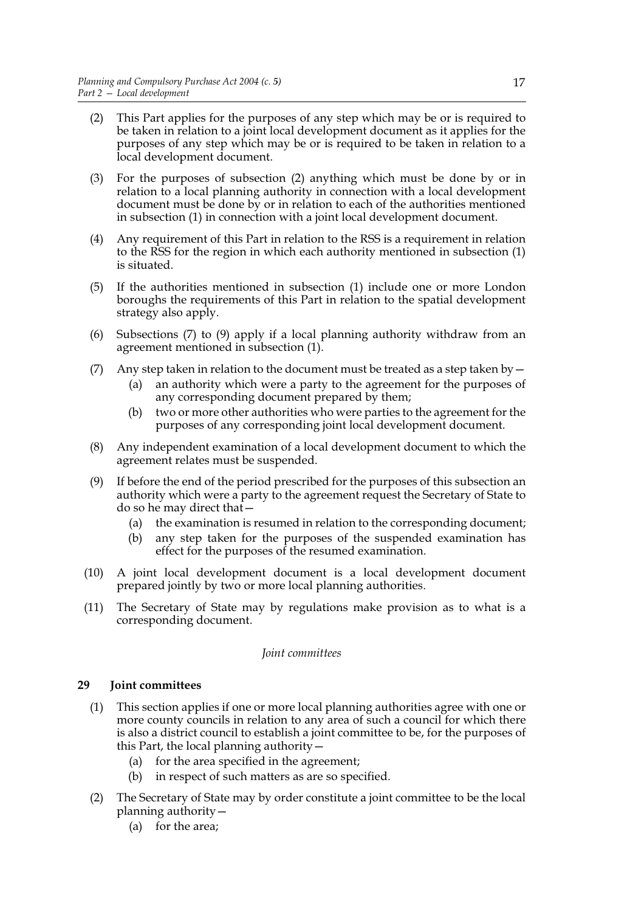(2) This Part applies for the purposes of any step which may be or is required to be taken in relation to a joint local development document as it applies for the purposes of any step which may be or is required to be taken in relation to a local development document.

(3) For the purposes of subsection (2) anything which must be done by or in relation to a local planning authority in connection with a local development document must be done by or in relation to each of the authorities mentioned in subsection (1) in connection with a joint local development document.

(4) Any requirement of this Part in relation to the RSS is a requirement in relation to the RSS for the region in which each authority mentioned in subsection (1) is situated.

(5) If the authorities mentioned in subsection (1) include one or more London boroughs the requirements of this Part in relation to the spatial development strategy also apply.

(6) Subsections (7) to (9) apply if a local planning authority withdraw from an agreement mentioned in subsection (1).

(7) Any step taken in relation to the document must be treated as a step taken by—
   (a) an authority which were a party to the agreement for the purposes of any corresponding document prepared by them;
   (b) two or more other authorities who were parties to the agreement for the purposes of any corresponding joint local development document.

(8) Any independent examination of a local development document to which the agreement relates must be suspended.

(9) If before the end of the period prescribed for the purposes of this subsection an authority which were a party to the agreement request the Secretary of State to do so he may direct that—
   (a) the examination is resumed in relation to the corresponding document;
   (b) any step taken for the purposes of the suspended examination has effect for the purposes of the resumed examination.

(10) A joint local development document is a local development document prepared jointly by two or more local planning authorities.

(11) The Secretary of State may by regulations make provision as to what is a corresponding document.

*Joint committees*

**29 Joint committees**

(1) This section applies if one or more local planning authorities agree with one or more county councils in relation to any area of such a council for which there is also a district council to establish a joint committee to be, for the purposes of this Part, the local planning authority—
   (a) for the area specified in the agreement;
   (b) in respect of such matters as are so specified.

(2) The Secretary of State may by order constitute a joint committee to be the local planning authority—
   (a) for the area;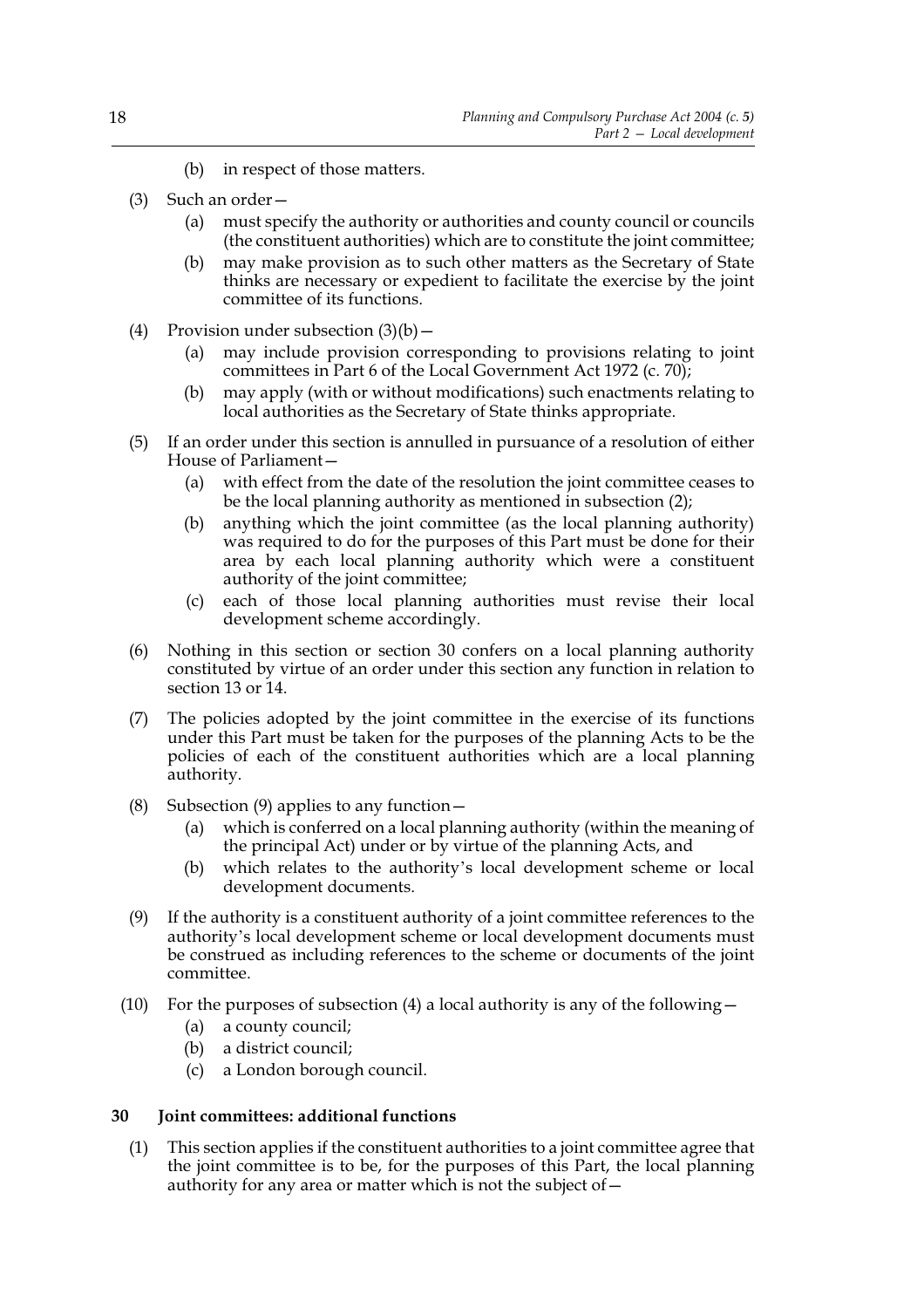(b) in respect of those matters.

(3) Such an order—

(a) must specify the authority or authorities and county council or councils (the constituent authorities) which are to constitute the joint committee;

(b) may make provision as to such other matters as the Secretary of State thinks are necessary or expedient to facilitate the exercise by the joint committee of its functions.

(4) Provision under subsection (3)(b)—

(a) may include provision corresponding to provisions relating to joint committees in Part 6 of the Local Government Act 1972 (c. 70);

(b) may apply (with or without modifications) such enactments relating to local authorities as the Secretary of State thinks appropriate.

(5) If an order under this section is annulled in pursuance of a resolution of either House of Parliament—

(a) with effect from the date of the resolution the joint committee ceases to be the local planning authority as mentioned in subsection (2);

(b) anything which the joint committee (as the local planning authority) was required to do for the purposes of this Part must be done for their area by each local planning authority which were a constituent authority of the joint committee;

(c) each of those local planning authorities must revise their local development scheme accordingly.

(6) Nothing in this section or section 30 confers on a local planning authority constituted by virtue of an order under this section any function in relation to section 13 or 14.

(7) The policies adopted by the joint committee in the exercise of its functions under this Part must be taken for the purposes of the planning Acts to be the policies of each of the constituent authorities which are a local planning authority.

(8) Subsection (9) applies to any function—

(a) which is conferred on a local planning authority (within the meaning of the principal Act) under or by virtue of the planning Acts, and

(b) which relates to the authority's local development scheme or local development documents.

(9) If the authority is a constituent authority of a joint committee references to the authority's local development scheme or local development documents must be construed as including references to the scheme or documents of the joint committee.

(10) For the purposes of subsection (4) a local authority is any of the following—

(a) a county council;

(b) a district council;

(c) a London borough council.

### 30 Joint committees: additional functions

(1) This section applies if the constituent authorities to a joint committee agree that the joint committee is to be, for the purposes of this Part, the local planning authority for any area or matter which is not the subject of—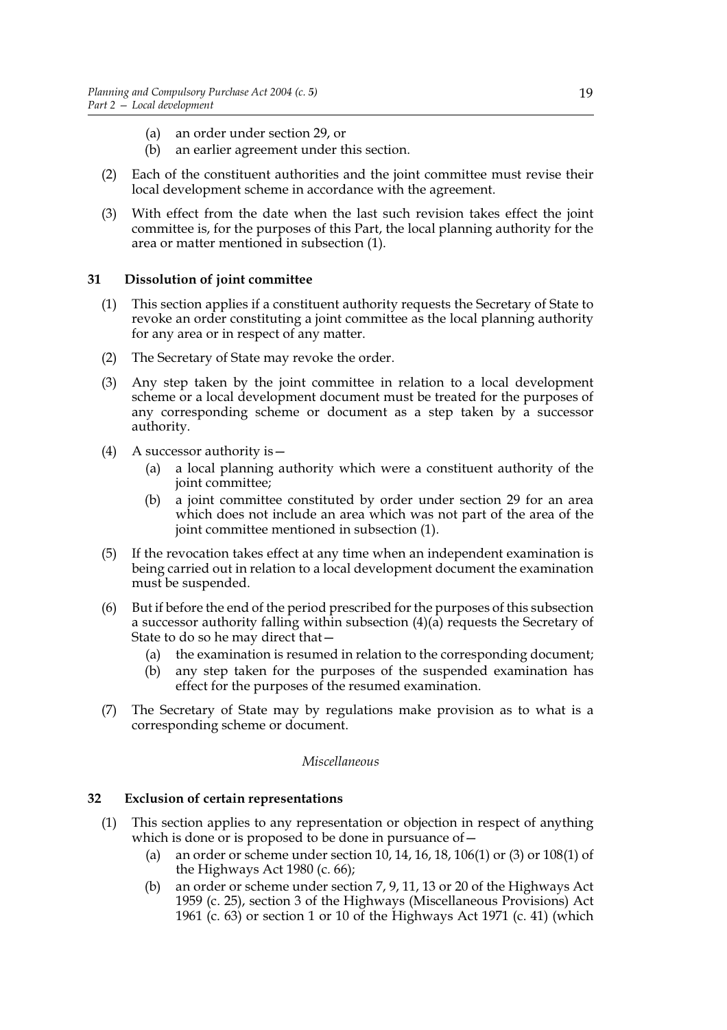(a) an order under section 29, or
(b) an earlier agreement under this section.

(2) Each of the constituent authorities and the joint committee must revise their local development scheme in accordance with the agreement.

(3) With effect from the date when the last such revision takes effect the joint committee is, for the purposes of this Part, the local planning authority for the area or matter mentioned in subsection (1).

### 31 Dissolution of joint committee

(1) This section applies if a constituent authority requests the Secretary of State to revoke an order constituting a joint committee as the local planning authority for any area or in respect of any matter.

(2) The Secretary of State may revoke the order.

(3) Any step taken by the joint committee in relation to a local development scheme or a local development document must be treated for the purposes of any corresponding scheme or document as a step taken by a successor authority.

(4) A successor authority is—
  (a) a local planning authority which were a constituent authority of the joint committee;
  (b) a joint committee constituted by order under section 29 for an area which does not include an area which was not part of the area of the joint committee mentioned in subsection (1).

(5) If the revocation takes effect at any time when an independent examination is being carried out in relation to a local development document the examination must be suspended.

(6) But if before the end of the period prescribed for the purposes of this subsection a successor authority falling within subsection (4)(a) requests the Secretary of State to do so he may direct that—
  (a) the examination is resumed in relation to the corresponding document;
  (b) any step taken for the purposes of the suspended examination has effect for the purposes of the resumed examination.

(7) The Secretary of State may by regulations make provision as to what is a corresponding scheme or document.

*Miscellaneous*

### 32 Exclusion of certain representations

(1) This section applies to any representation or objection in respect of anything which is done or is proposed to be done in pursuance of—
  (a) an order or scheme under section 10, 14, 16, 18, 106(1) or (3) or 108(1) of the Highways Act 1980 (c. 66);
  (b) an order or scheme under section 7, 9, 11, 13 or 20 of the Highways Act 1959 (c. 25), section 3 of the Highways (Miscellaneous Provisions) Act 1961 (c. 63) or section 1 or 10 of the Highways Act 1971 (c. 41) (which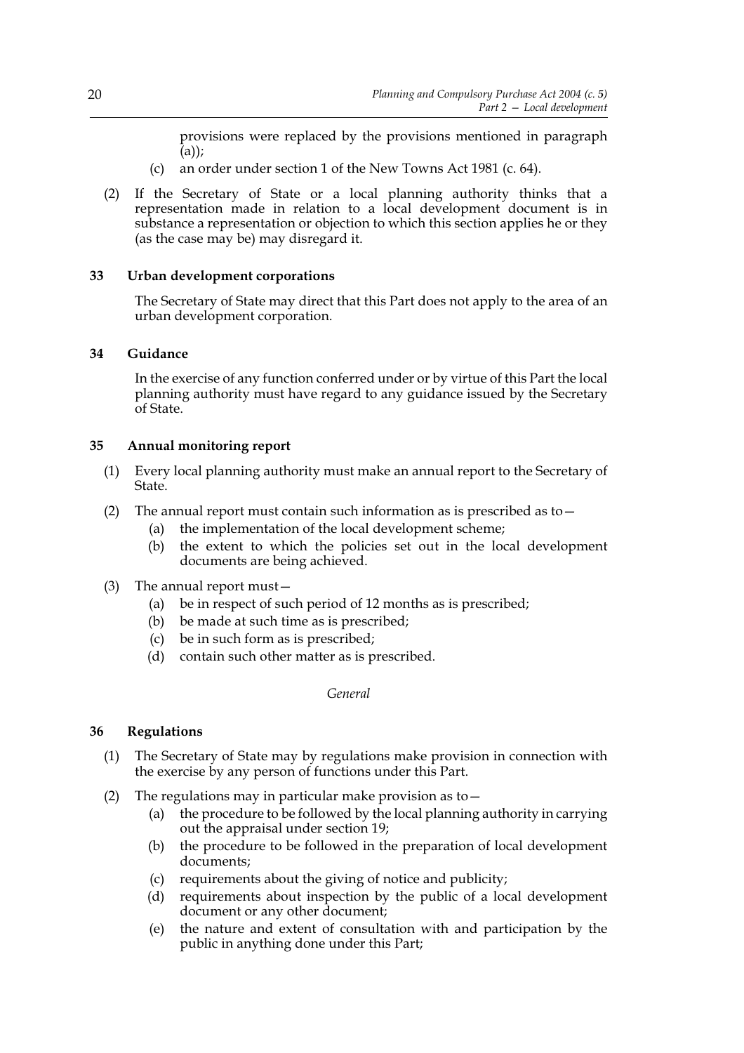provisions were replaced by the provisions mentioned in paragraph (a));

(c) an order under section 1 of the New Towns Act 1981 (c. 64).

(2) If the Secretary of State or a local planning authority thinks that a representation made in relation to a local development document is in substance a representation or objection to which this section applies he or they (as the case may be) may disregard it.

**33 Urban development corporations**

The Secretary of State may direct that this Part does not apply to the area of an urban development corporation.

**34 Guidance**

In the exercise of any function conferred under or by virtue of this Part the local planning authority must have regard to any guidance issued by the Secretary of State.

**35 Annual monitoring report**

(1) Every local planning authority must make an annual report to the Secretary of State.

(2) The annual report must contain such information as is prescribed as to—

(a) the implementation of the local development scheme;

(b) the extent to which the policies set out in the local development documents are being achieved.

(3) The annual report must—

(a) be in respect of such period of 12 months as is prescribed;

(b) be made at such time as is prescribed;

(c) be in such form as is prescribed;

(d) contain such other matter as is prescribed.

*General*

**36 Regulations**

(1) The Secretary of State may by regulations make provision in connection with the exercise by any person of functions under this Part.

(2) The regulations may in particular make provision as to—

(a) the procedure to be followed by the local planning authority in carrying out the appraisal under section 19;

(b) the procedure to be followed in the preparation of local development documents;

(c) requirements about the giving of notice and publicity;

(d) requirements about inspection by the public of a local development document or any other document;

(e) the nature and extent of consultation with and participation by the public in anything done under this Part;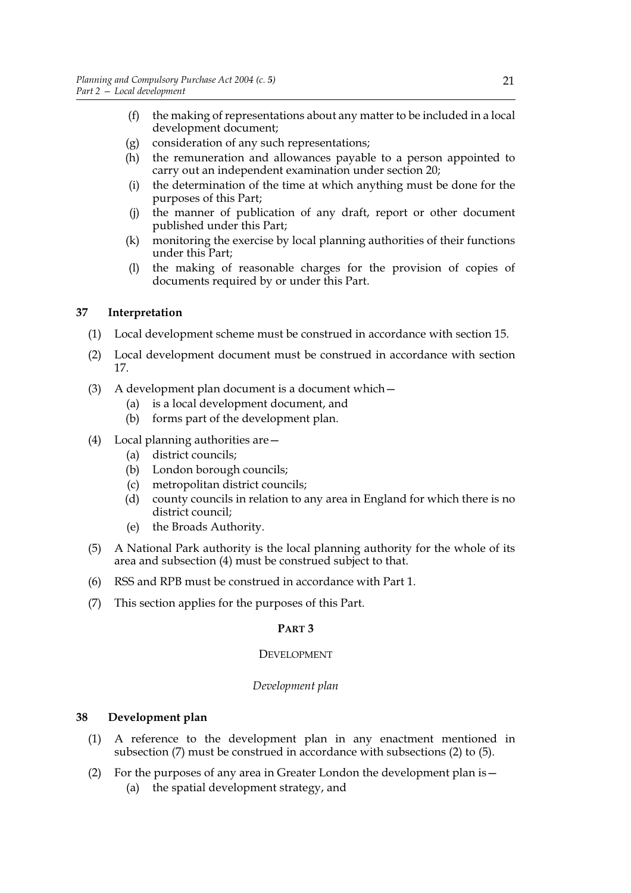(f) the making of representations about any matter to be included in a local development document;

(g) consideration of any such representations;

(h) the remuneration and allowances payable to a person appointed to carry out an independent examination under section 20;

(i) the determination of the time at which anything must be done for the purposes of this Part;

(j) the manner of publication of any draft, report or other document published under this Part;

(k) monitoring the exercise by local planning authorities of their functions under this Part;

(l) the making of reasonable charges for the provision of copies of documents required by or under this Part.

## 37 Interpretation

(1) Local development scheme must be construed in accordance with section 15.

(2) Local development document must be construed in accordance with section 17.

(3) A development plan document is a document which—

  (a) is a local development document, and

  (b) forms part of the development plan.

(4) Local planning authorities are—

  (a) district councils;

  (b) London borough councils;

  (c) metropolitan district councils;

  (d) county councils in relation to any area in England for which there is no district council;

  (e) the Broads Authority.

(5) A National Park authority is the local planning authority for the whole of its area and subsection (4) must be construed subject to that.

(6) RSS and RPB must be construed in accordance with Part 1.

(7) This section applies for the purposes of this Part.

# PART 3

# DEVELOPMENT

### *Development plan*

## 38 Development plan

(1) A reference to the development plan in any enactment mentioned in subsection (7) must be construed in accordance with subsections (2) to (5).

(2) For the purposes of any area in Greater London the development plan is—

  (a) the spatial development strategy, and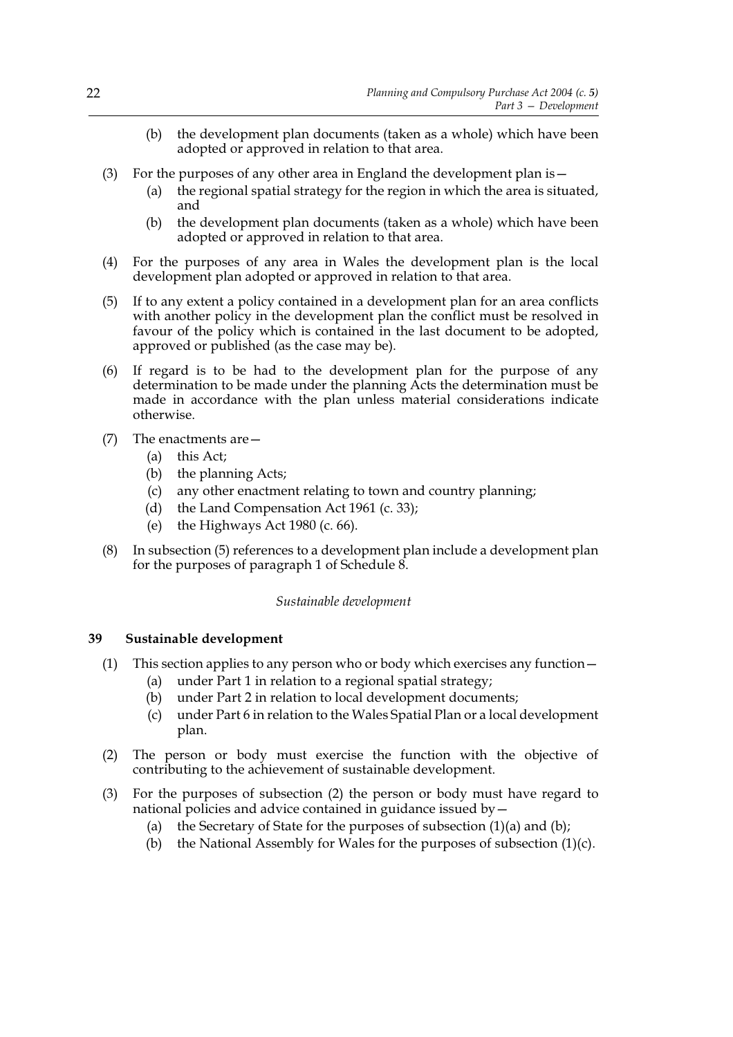(b) the development plan documents (taken as a whole) which have been adopted or approved in relation to that area.

(3) For the purposes of any other area in England the development plan is—

(a) the regional spatial strategy for the region in which the area is situated, and

(b) the development plan documents (taken as a whole) which have been adopted or approved in relation to that area.

(4) For the purposes of any area in Wales the development plan is the local development plan adopted or approved in relation to that area.

(5) If to any extent a policy contained in a development plan for an area conflicts with another policy in the development plan the conflict must be resolved in favour of the policy which is contained in the last document to be adopted, approved or published (as the case may be).

(6) If regard is to be had to the development plan for the purpose of any determination to be made under the planning Acts the determination must be made in accordance with the plan unless material considerations indicate otherwise.

(7) The enactments are—

(a) this Act;

(b) the planning Acts;

(c) any other enactment relating to town and country planning;

(d) the Land Compensation Act 1961 (c. 33);

(e) the Highways Act 1980 (c. 66).

(8) In subsection (5) references to a development plan include a development plan for the purposes of paragraph 1 of Schedule 8.

*Sustainable development*

### 39 Sustainable development

(1) This section applies to any person who or body which exercises any function—

(a) under Part 1 in relation to a regional spatial strategy;

(b) under Part 2 in relation to local development documents;

(c) under Part 6 in relation to the Wales Spatial Plan or a local development plan.

(2) The person or body must exercise the function with the objective of contributing to the achievement of sustainable development.

(3) For the purposes of subsection (2) the person or body must have regard to national policies and advice contained in guidance issued by—

(a) the Secretary of State for the purposes of subsection (1)(a) and (b);

(b) the National Assembly for Wales for the purposes of subsection (1)(c).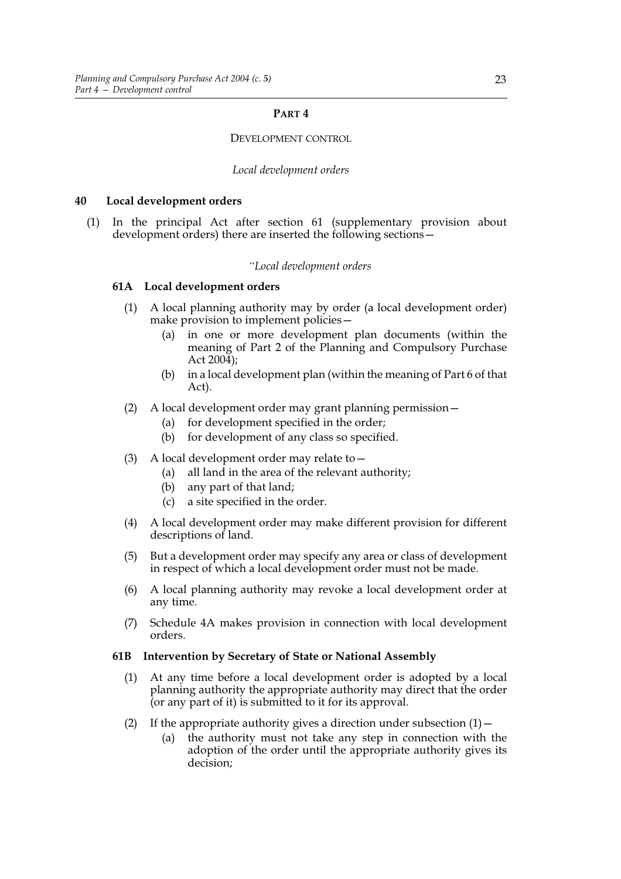# PART 4

## DEVELOPMENT CONTROL

*Local development orders*

### 40 Local development orders

(1) In the principal Act after section 61 (supplementary provision about development orders) there are inserted the following sections—

*"Local development orders*

#### 61A Local development orders

(1) A local planning authority may by order (a local development order) make provision to implement policies—

- (a) in one or more development plan documents (within the meaning of Part 2 of the Planning and Compulsory Purchase Act 2004);
- (b) in a local development plan (within the meaning of Part 6 of that Act).

(2) A local development order may grant planning permission—

- (a) for development specified in the order;
- (b) for development of any class so specified.

(3) A local development order may relate to—

- (a) all land in the area of the relevant authority;
- (b) any part of that land;
- (c) a site specified in the order.

(4) A local development order may make different provision for different descriptions of land.

(5) But a development order may specify any area or class of development in respect of which a local development order must not be made.

(6) A local planning authority may revoke a local development order at any time.

(7) Schedule 4A makes provision in connection with local development orders.

#### 61B Intervention by Secretary of State or National Assembly

(1) At any time before a local development order is adopted by a local planning authority the appropriate authority may direct that the order (or any part of it) is submitted to it for its approval.

(2) If the appropriate authority gives a direction under subsection (1)—

- (a) the authority must not take any step in connection with the adoption of the order until the appropriate authority gives its decision;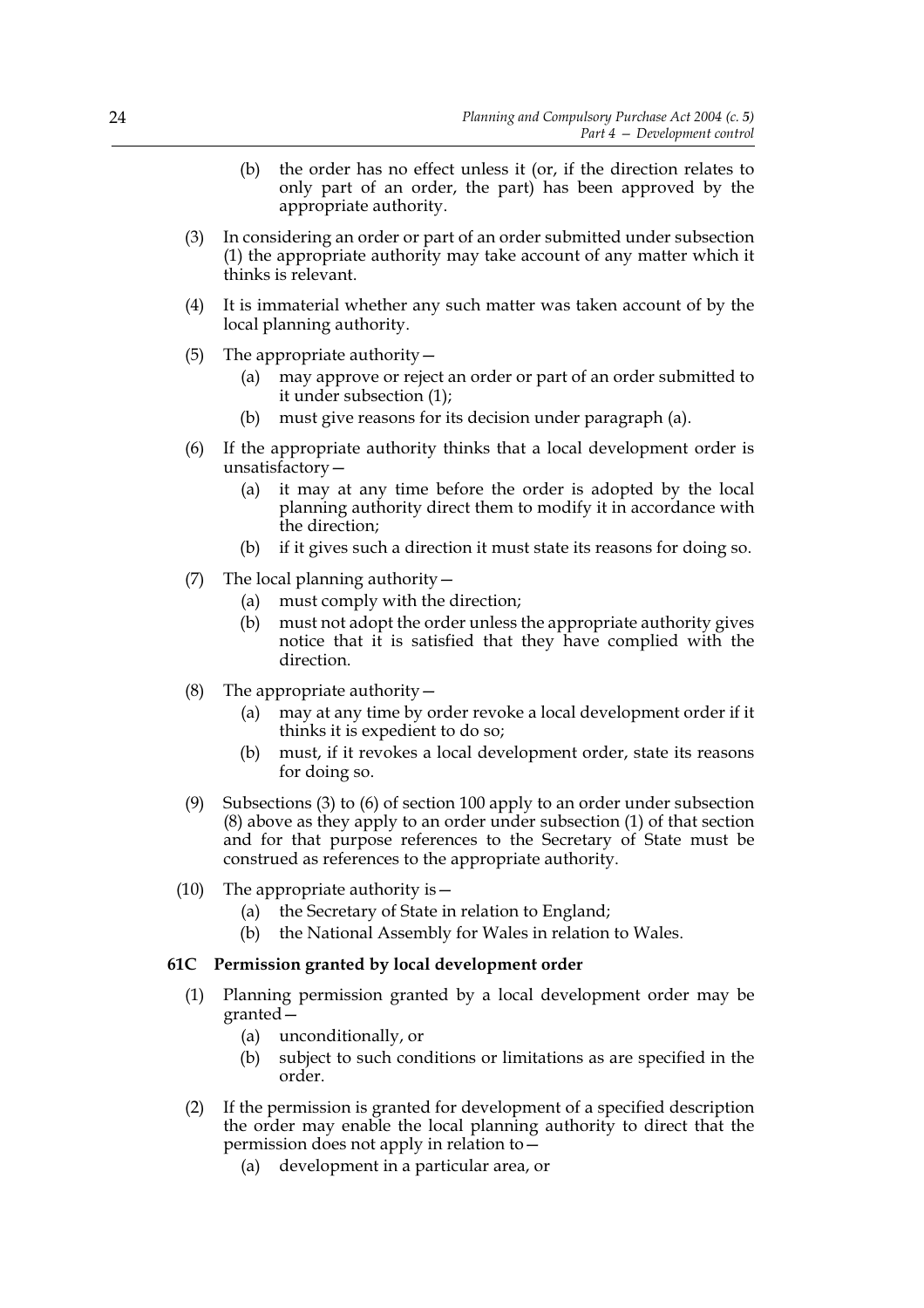(b) the order has no effect unless it (or, if the direction relates to only part of an order, the part) has been approved by the appropriate authority.

(3) In considering an order or part of an order submitted under subsection (1) the appropriate authority may take account of any matter which it thinks is relevant.

(4) It is immaterial whether any such matter was taken account of by the local planning authority.

(5) The appropriate authority—

(a) may approve or reject an order or part of an order submitted to it under subsection (1);

(b) must give reasons for its decision under paragraph (a).

(6) If the appropriate authority thinks that a local development order is unsatisfactory—

(a) it may at any time before the order is adopted by the local planning authority direct them to modify it in accordance with the direction;

(b) if it gives such a direction it must state its reasons for doing so.

(7) The local planning authority—

(a) must comply with the direction;

(b) must not adopt the order unless the appropriate authority gives notice that it is satisfied that they have complied with the direction.

(8) The appropriate authority—

(a) may at any time by order revoke a local development order if it thinks it is expedient to do so;

(b) must, if it revokes a local development order, state its reasons for doing so.

(9) Subsections (3) to (6) of section 100 apply to an order under subsection (8) above as they apply to an order under subsection (1) of that section and for that purpose references to the Secretary of State must be construed as references to the appropriate authority.

(10) The appropriate authority is—

(a) the Secretary of State in relation to England;

(b) the National Assembly for Wales in relation to Wales.

**61C Permission granted by local development order**

(1) Planning permission granted by a local development order may be granted—

(a) unconditionally, or

(b) subject to such conditions or limitations as are specified in the order.

(2) If the permission is granted for development of a specified description the order may enable the local planning authority to direct that the permission does not apply in relation to—

(a) development in a particular area, or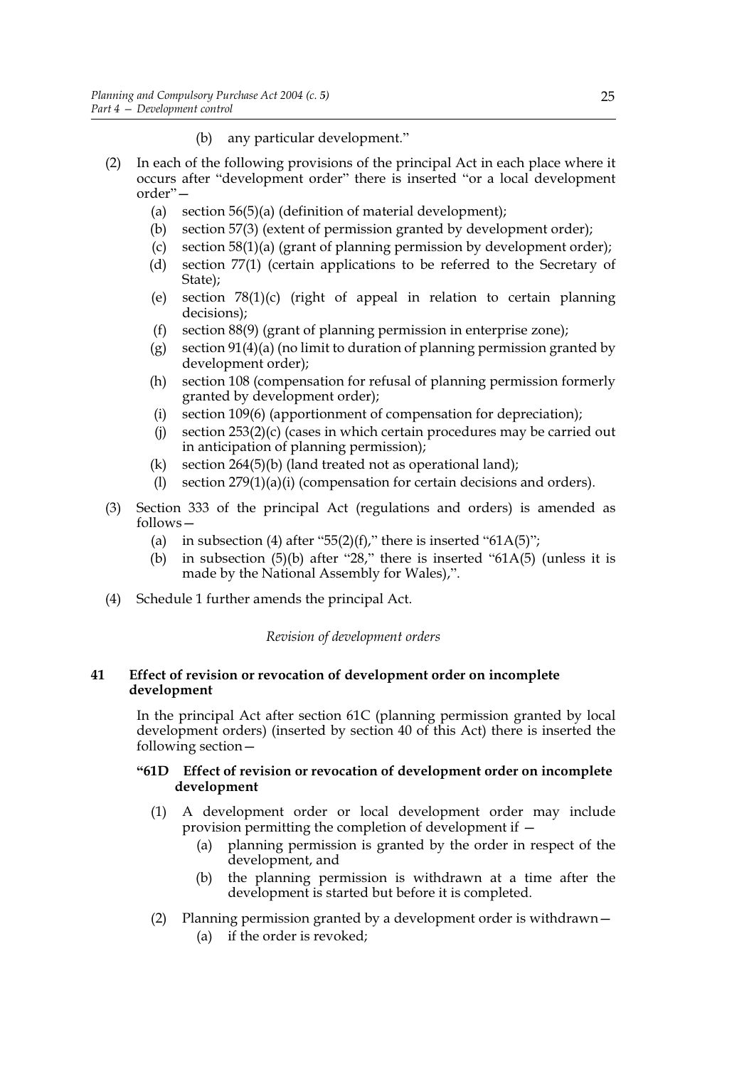(b) any particular development."

(2) In each of the following provisions of the principal Act in each place where it occurs after "development order" there is inserted "or a local development order"—

(a) section 56(5)(a) (definition of material development);

(b) section 57(3) (extent of permission granted by development order);

(c) section 58(1)(a) (grant of planning permission by development order);

(d) section 77(1) (certain applications to be referred to the Secretary of State);

(e) section 78(1)(c) (right of appeal in relation to certain planning decisions);

(f) section 88(9) (grant of planning permission in enterprise zone);

(g) section 91(4)(a) (no limit to duration of planning permission granted by development order);

(h) section 108 (compensation for refusal of planning permission formerly granted by development order);

(i) section 109(6) (apportionment of compensation for depreciation);

(j) section 253(2)(c) (cases in which certain procedures may be carried out in anticipation of planning permission);

(k) section 264(5)(b) (land treated not as operational land);

(l) section 279(1)(a)(i) (compensation for certain decisions and orders).

(3) Section 333 of the principal Act (regulations and orders) is amended as follows—

(a) in subsection (4) after "55(2)(f)," there is inserted "61A(5)";

(b) in subsection (5)(b) after "28," there is inserted "61A(5) (unless it is made by the National Assembly for Wales),".

(4) Schedule 1 further amends the principal Act.

*Revision of development orders*

### 41 Effect of revision or revocation of development order on incomplete development

In the principal Act after section 61C (planning permission granted by local development orders) (inserted by section 40 of this Act) there is inserted the following section—

**"61D Effect of revision or revocation of development order on incomplete development**

(1) A development order or local development order may include provision permitting the completion of development if —

(a) planning permission is granted by the order in respect of the development, and

(b) the planning permission is withdrawn at a time after the development is started but before it is completed.

(2) Planning permission granted by a development order is withdrawn—

(a) if the order is revoked;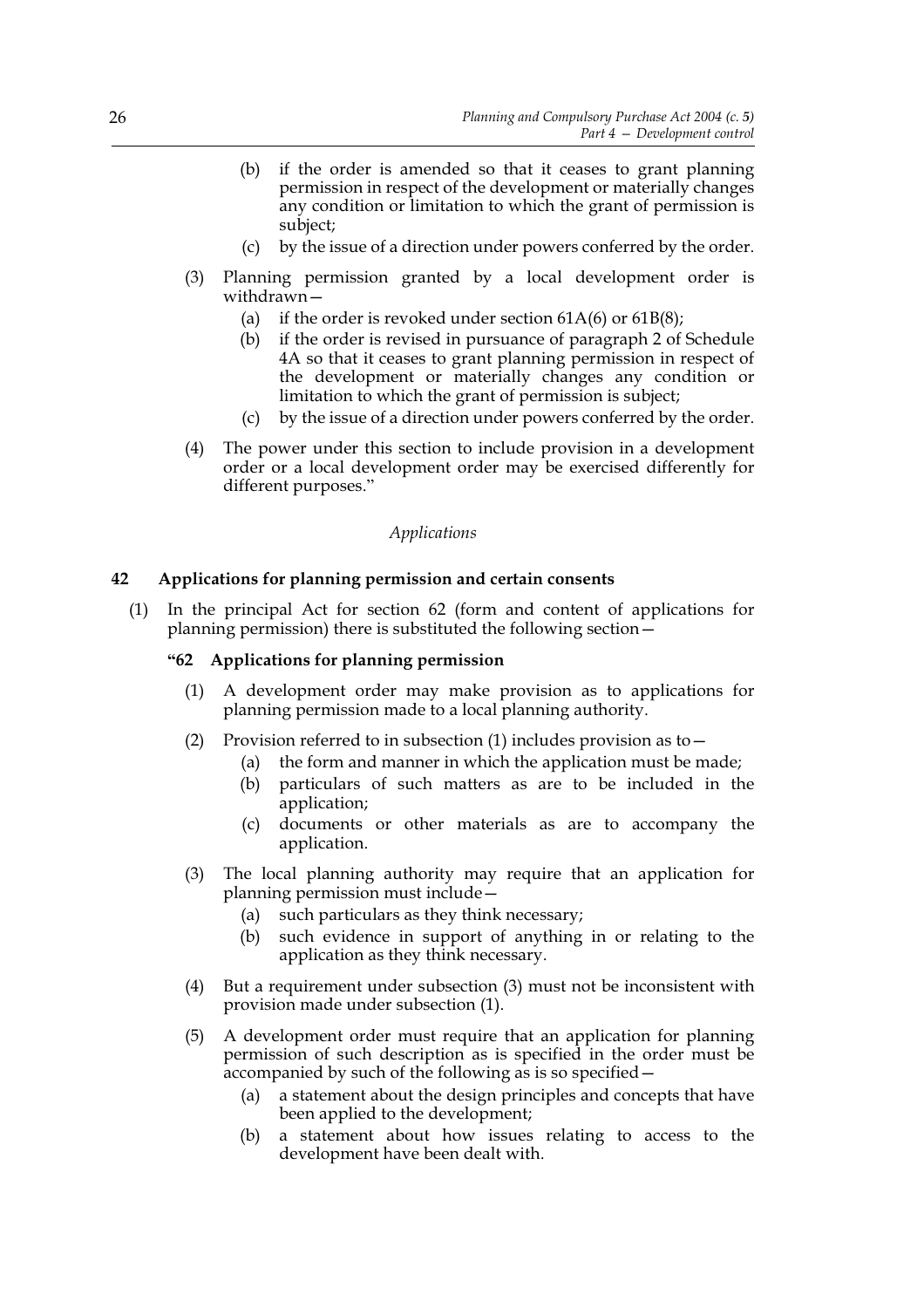(b) if the order is amended so that it ceases to grant planning permission in respect of the development or materially changes any condition or limitation to which the grant of permission is subject;

(c) by the issue of a direction under powers conferred by the order.

(3) Planning permission granted by a local development order is withdrawn—

(a) if the order is revoked under section 61A(6) or 61B(8);

(b) if the order is revised in pursuance of paragraph 2 of Schedule 4A so that it ceases to grant planning permission in respect of the development or materially changes any condition or limitation to which the grant of permission is subject;

(c) by the issue of a direction under powers conferred by the order.

(4) The power under this section to include provision in a development order or a local development order may be exercised differently for different purposes."

*Applications*

## 42 Applications for planning permission and certain consents

(1) In the principal Act for section 62 (form and content of applications for planning permission) there is substituted the following section—

### "62 Applications for planning permission

(1) A development order may make provision as to applications for planning permission made to a local planning authority.

(2) Provision referred to in subsection (1) includes provision as to—

(a) the form and manner in which the application must be made;

(b) particulars of such matters as are to be included in the application;

(c) documents or other materials as are to accompany the application.

(3) The local planning authority may require that an application for planning permission must include—

(a) such particulars as they think necessary;

(b) such evidence in support of anything in or relating to the application as they think necessary.

(4) But a requirement under subsection (3) must not be inconsistent with provision made under subsection (1).

(5) A development order must require that an application for planning permission of such description as is specified in the order must be accompanied by such of the following as is so specified—

(a) a statement about the design principles and concepts that have been applied to the development;

(b) a statement about how issues relating to access to the development have been dealt with.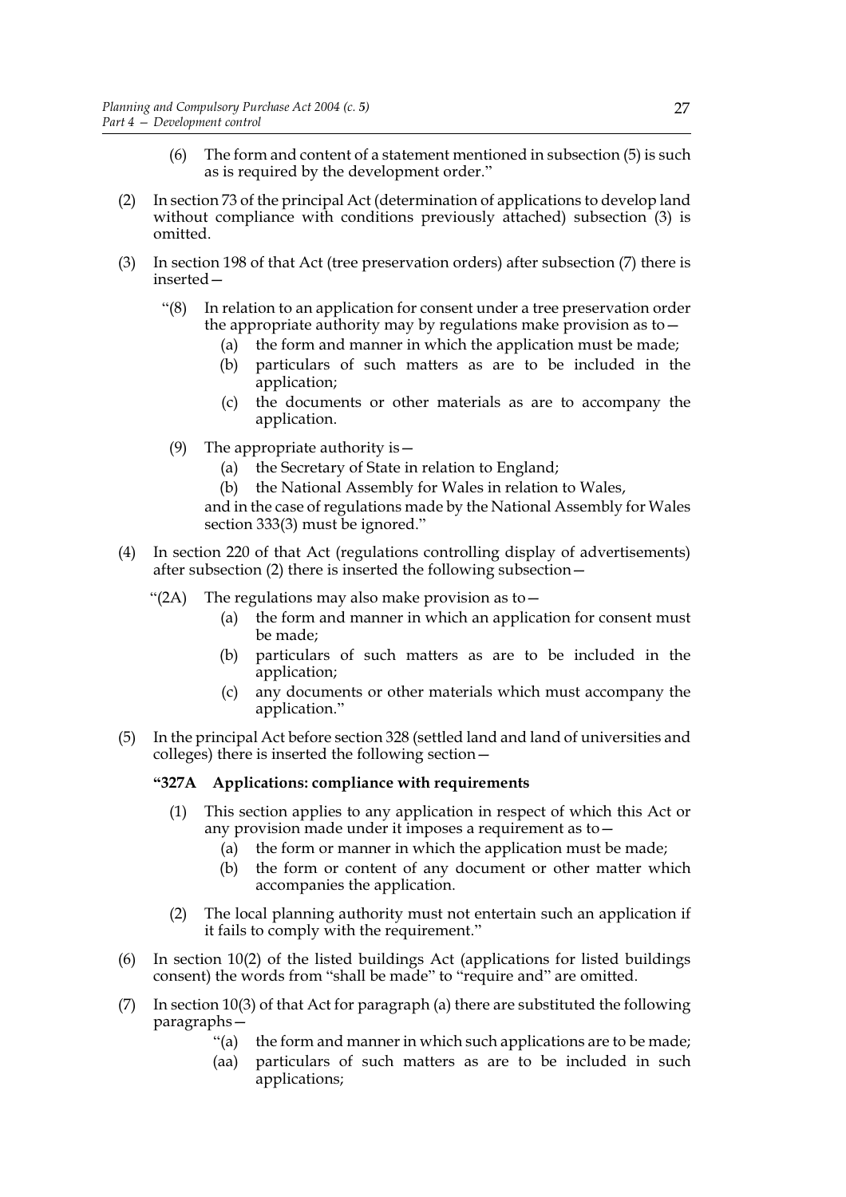(6) The form and content of a statement mentioned in subsection (5) is such as is required by the development order."

(2) In section 73 of the principal Act (determination of applications to develop land without compliance with conditions previously attached) subsection (3) is omitted.

(3) In section 198 of that Act (tree preservation orders) after subsection (7) there is inserted—

"(8) In relation to an application for consent under a tree preservation order the appropriate authority may by regulations make provision as to—

(a) the form and manner in which the application must be made;

(b) particulars of such matters as are to be included in the application;

(c) the documents or other materials as are to accompany the application.

(9) The appropriate authority is—

(a) the Secretary of State in relation to England;

(b) the National Assembly for Wales in relation to Wales,

and in the case of regulations made by the National Assembly for Wales section 333(3) must be ignored."

(4) In section 220 of that Act (regulations controlling display of advertisements) after subsection (2) there is inserted the following subsection—

"(2A) The regulations may also make provision as to—

(a) the form and manner in which an application for consent must be made;

(b) particulars of such matters as are to be included in the application;

(c) any documents or other materials which must accompany the application."

(5) In the principal Act before section 328 (settled land and land of universities and colleges) there is inserted the following section—

**"327A Applications: compliance with requirements**

(1) This section applies to any application in respect of which this Act or any provision made under it imposes a requirement as to—

(a) the form or manner in which the application must be made;

(b) the form or content of any document or other matter which accompanies the application.

(2) The local planning authority must not entertain such an application if it fails to comply with the requirement."

(6) In section 10(2) of the listed buildings Act (applications for listed buildings consent) the words from "shall be made" to "require and" are omitted.

(7) In section 10(3) of that Act for paragraph (a) there are substituted the following paragraphs—

"(a) the form and manner in which such applications are to be made;

(aa) particulars of such matters as are to be included in such applications;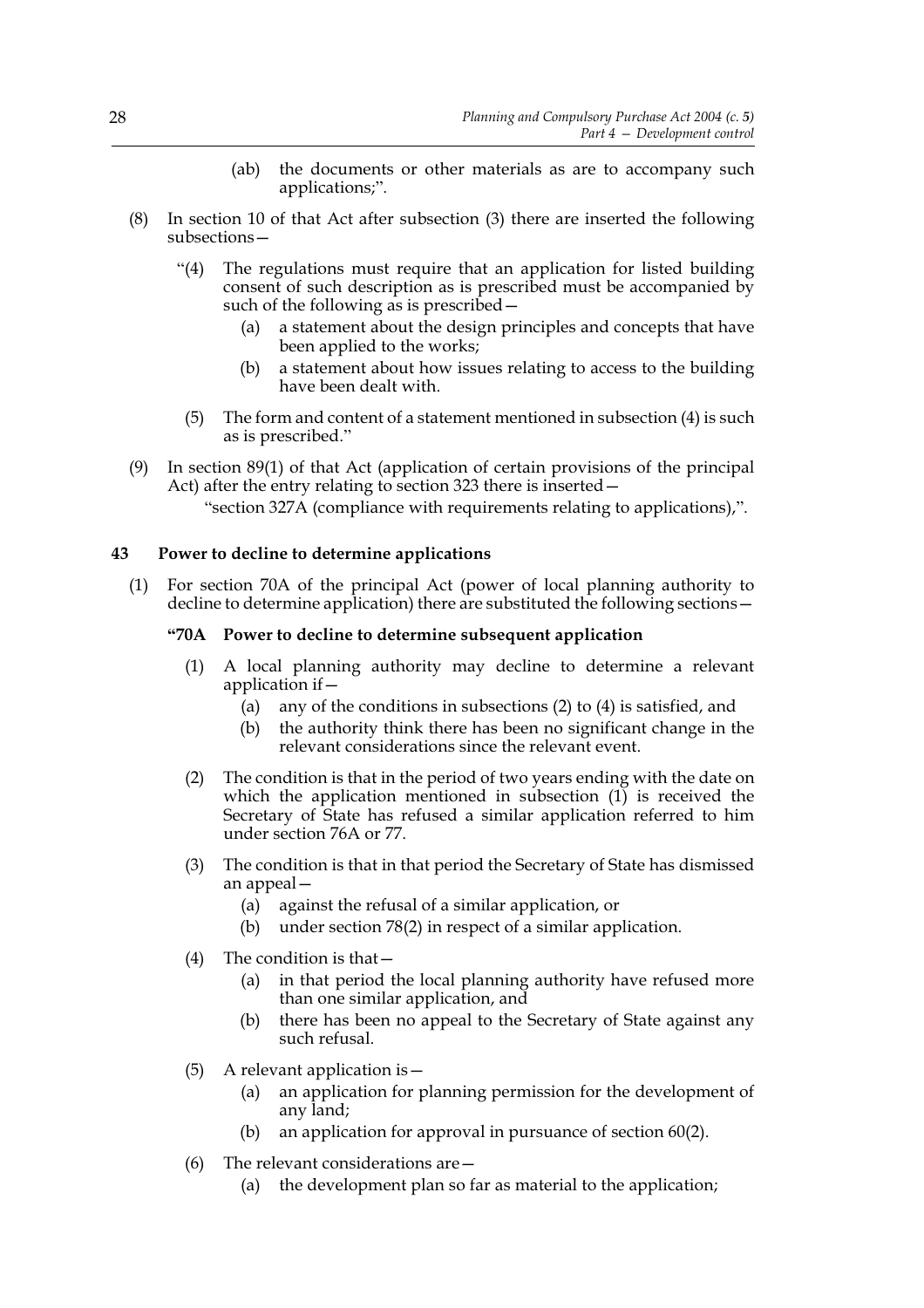(ab) the documents or other materials as are to accompany such applications;".

(8) In section 10 of that Act after subsection (3) there are inserted the following subsections—

"(4) The regulations must require that an application for listed building consent of such description as is prescribed must be accompanied by such of the following as is prescribed—

(a) a statement about the design principles and concepts that have been applied to the works;

(b) a statement about how issues relating to access to the building have been dealt with.

(5) The form and content of a statement mentioned in subsection (4) is such as is prescribed."

(9) In section 89(1) of that Act (application of certain provisions of the principal Act) after the entry relating to section 323 there is inserted—

"section 327A (compliance with requirements relating to applications),".

### 43 Power to decline to determine applications

(1) For section 70A of the principal Act (power of local planning authority to decline to determine application) there are substituted the following sections—

**"70A Power to decline to determine subsequent application**

(1) A local planning authority may decline to determine a relevant application if—

(a) any of the conditions in subsections (2) to (4) is satisfied, and

(b) the authority think there has been no significant change in the relevant considerations since the relevant event.

(2) The condition is that in the period of two years ending with the date on which the application mentioned in subsection (1) is received the Secretary of State has refused a similar application referred to him under section 76A or 77.

(3) The condition is that in that period the Secretary of State has dismissed an appeal—

(a) against the refusal of a similar application, or

(b) under section 78(2) in respect of a similar application.

(4) The condition is that—

(a) in that period the local planning authority have refused more than one similar application, and

(b) there has been no appeal to the Secretary of State against any such refusal.

(5) A relevant application is—

(a) an application for planning permission for the development of any land;

(b) an application for approval in pursuance of section 60(2).

(6) The relevant considerations are—

(a) the development plan so far as material to the application;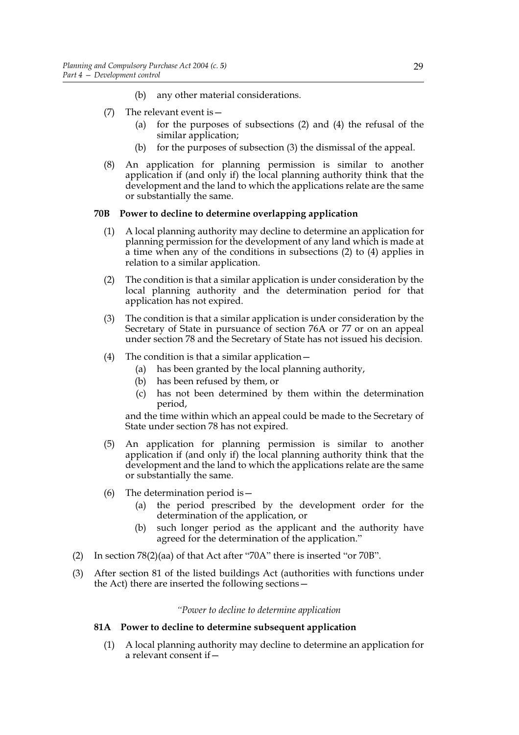(b) any other material considerations.

(7) The relevant event is—

(a) for the purposes of subsections (2) and (4) the refusal of the similar application;

(b) for the purposes of subsection (3) the dismissal of the appeal.

(8) An application for planning permission is similar to another application if (and only if) the local planning authority think that the development and the land to which the applications relate are the same or substantially the same.

**70B Power to decline to determine overlapping application**

(1) A local planning authority may decline to determine an application for planning permission for the development of any land which is made at a time when any of the conditions in subsections (2) to (4) applies in relation to a similar application.

(2) The condition is that a similar application is under consideration by the local planning authority and the determination period for that application has not expired.

(3) The condition is that a similar application is under consideration by the Secretary of State in pursuance of section 76A or 77 or on an appeal under section 78 and the Secretary of State has not issued his decision.

(4) The condition is that a similar application—

(a) has been granted by the local planning authority,

(b) has been refused by them, or

(c) has not been determined by them within the determination period,

and the time within which an appeal could be made to the Secretary of State under section 78 has not expired.

(5) An application for planning permission is similar to another application if (and only if) the local planning authority think that the development and the land to which the applications relate are the same or substantially the same.

(6) The determination period is—

(a) the period prescribed by the development order for the determination of the application, or

(b) such longer period as the applicant and the authority have agreed for the determination of the application."

(2) In section 78(2)(aa) of that Act after "70A" there is inserted "or 70B".

(3) After section 81 of the listed buildings Act (authorities with functions under the Act) there are inserted the following sections—

*"Power to decline to determine application*

**81A Power to decline to determine subsequent application**

(1) A local planning authority may decline to determine an application for a relevant consent if—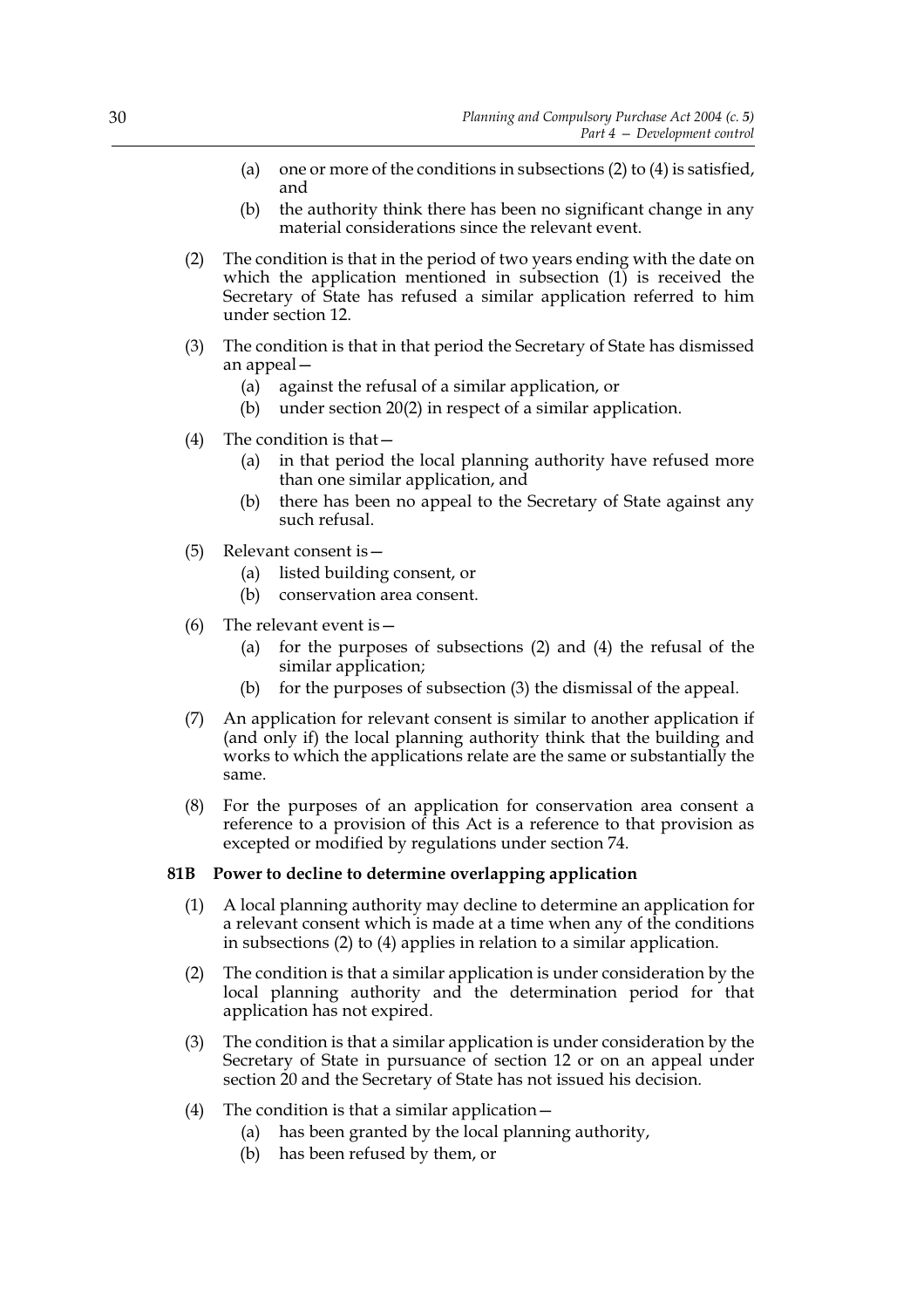(a) one or more of the conditions in subsections (2) to (4) is satisfied, and

(b) the authority think there has been no significant change in any material considerations since the relevant event.

(2) The condition is that in the period of two years ending with the date on which the application mentioned in subsection (1) is received the Secretary of State has refused a similar application referred to him under section 12.

(3) The condition is that in that period the Secretary of State has dismissed an appeal—

(a) against the refusal of a similar application, or

(b) under section 20(2) in respect of a similar application.

(4) The condition is that—

(a) in that period the local planning authority have refused more than one similar application, and

(b) there has been no appeal to the Secretary of State against any such refusal.

(5) Relevant consent is—

(a) listed building consent, or

(b) conservation area consent.

(6) The relevant event is—

(a) for the purposes of subsections (2) and (4) the refusal of the similar application;

(b) for the purposes of subsection (3) the dismissal of the appeal.

(7) An application for relevant consent is similar to another application if (and only if) the local planning authority think that the building and works to which the applications relate are the same or substantially the same.

(8) For the purposes of an application for conservation area consent a reference to a provision of this Act is a reference to that provision as excepted or modified by regulations under section 74.

**81B Power to decline to determine overlapping application**

(1) A local planning authority may decline to determine an application for a relevant consent which is made at a time when any of the conditions in subsections (2) to (4) applies in relation to a similar application.

(2) The condition is that a similar application is under consideration by the local planning authority and the determination period for that application has not expired.

(3) The condition is that a similar application is under consideration by the Secretary of State in pursuance of section 12 or on an appeal under section 20 and the Secretary of State has not issued his decision.

(4) The condition is that a similar application—

(a) has been granted by the local planning authority,

(b) has been refused by them, or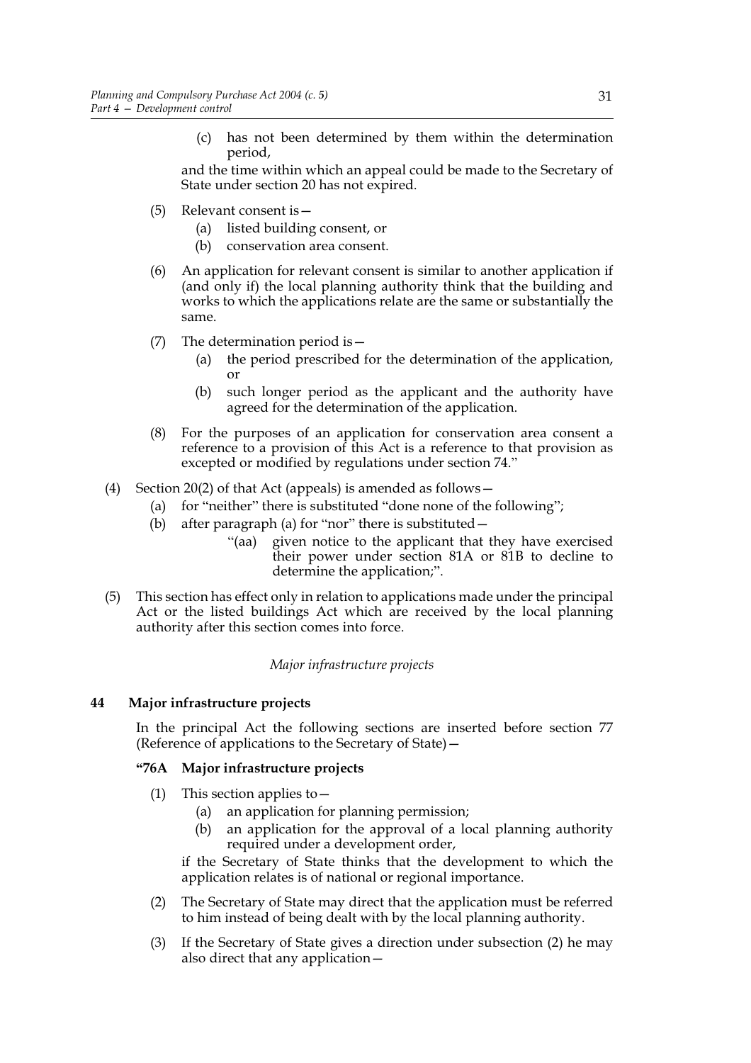(c) has not been determined by them within the determination period,

and the time within which an appeal could be made to the Secretary of State under section 20 has not expired.

(5) Relevant consent is—

(a) listed building consent, or

(b) conservation area consent.

(6) An application for relevant consent is similar to another application if (and only if) the local planning authority think that the building and works to which the applications relate are the same or substantially the same.

(7) The determination period is—

(a) the period prescribed for the determination of the application, or

(b) such longer period as the applicant and the authority have agreed for the determination of the application.

(8) For the purposes of an application for conservation area consent a reference to a provision of this Act is a reference to that provision as excepted or modified by regulations under section 74."

(4) Section 20(2) of that Act (appeals) is amended as follows—

(a) for "neither" there is substituted "done none of the following";

(b) after paragraph (a) for "nor" there is substituted—

"(aa) given notice to the applicant that they have exercised their power under section 81A or 81B to decline to determine the application;".

(5) This section has effect only in relation to applications made under the principal Act or the listed buildings Act which are received by the local planning authority after this section comes into force.

*Major infrastructure projects*

**44 Major infrastructure projects**

In the principal Act the following sections are inserted before section 77 (Reference of applications to the Secretary of State)—

**"76A Major infrastructure projects**

(1) This section applies to—

(a) an application for planning permission;

(b) an application for the approval of a local planning authority required under a development order,

if the Secretary of State thinks that the development to which the application relates is of national or regional importance.

(2) The Secretary of State may direct that the application must be referred to him instead of being dealt with by the local planning authority.

(3) If the Secretary of State gives a direction under subsection (2) he may also direct that any application—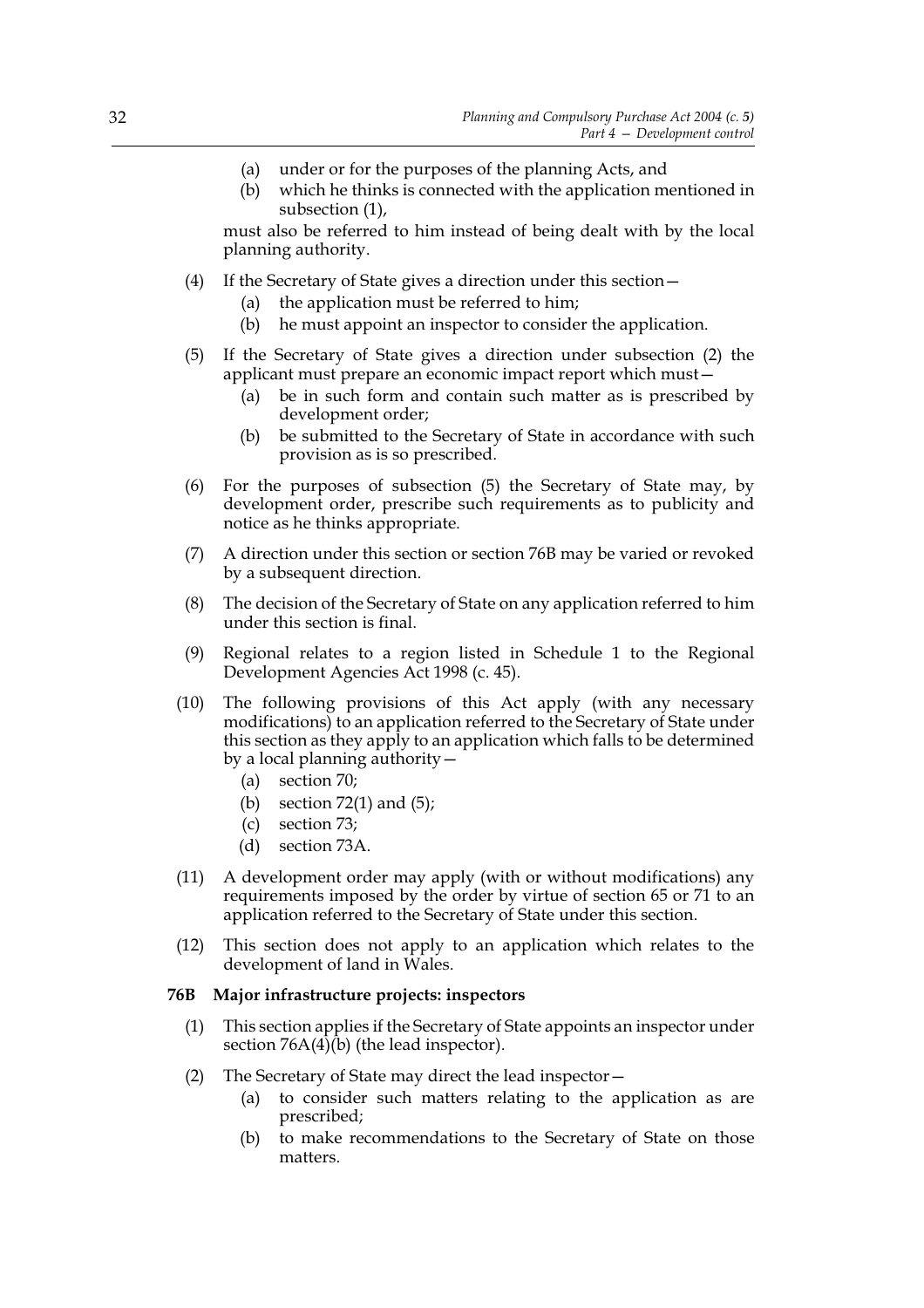(a) under or for the purposes of the planning Acts, and

(b) which he thinks is connected with the application mentioned in subsection (1),

must also be referred to him instead of being dealt with by the local planning authority.

(4) If the Secretary of State gives a direction under this section—

(a) the application must be referred to him;

(b) he must appoint an inspector to consider the application.

(5) If the Secretary of State gives a direction under subsection (2) the applicant must prepare an economic impact report which must—

(a) be in such form and contain such matter as is prescribed by development order;

(b) be submitted to the Secretary of State in accordance with such provision as is so prescribed.

(6) For the purposes of subsection (5) the Secretary of State may, by development order, prescribe such requirements as to publicity and notice as he thinks appropriate.

(7) A direction under this section or section 76B may be varied or revoked by a subsequent direction.

(8) The decision of the Secretary of State on any application referred to him under this section is final.

(9) Regional relates to a region listed in Schedule 1 to the Regional Development Agencies Act 1998 (c. 45).

(10) The following provisions of this Act apply (with any necessary modifications) to an application referred to the Secretary of State under this section as they apply to an application which falls to be determined by a local planning authority—

(a) section 70;

(b) section 72(1) and (5);

(c) section 73;

(d) section 73A.

(11) A development order may apply (with or without modifications) any requirements imposed by the order by virtue of section 65 or 71 to an application referred to the Secretary of State under this section.

(12) This section does not apply to an application which relates to the development of land in Wales.

**76B Major infrastructure projects: inspectors**

(1) This section applies if the Secretary of State appoints an inspector under section 76A(4)(b) (the lead inspector).

(2) The Secretary of State may direct the lead inspector—

(a) to consider such matters relating to the application as are prescribed;

(b) to make recommendations to the Secretary of State on those matters.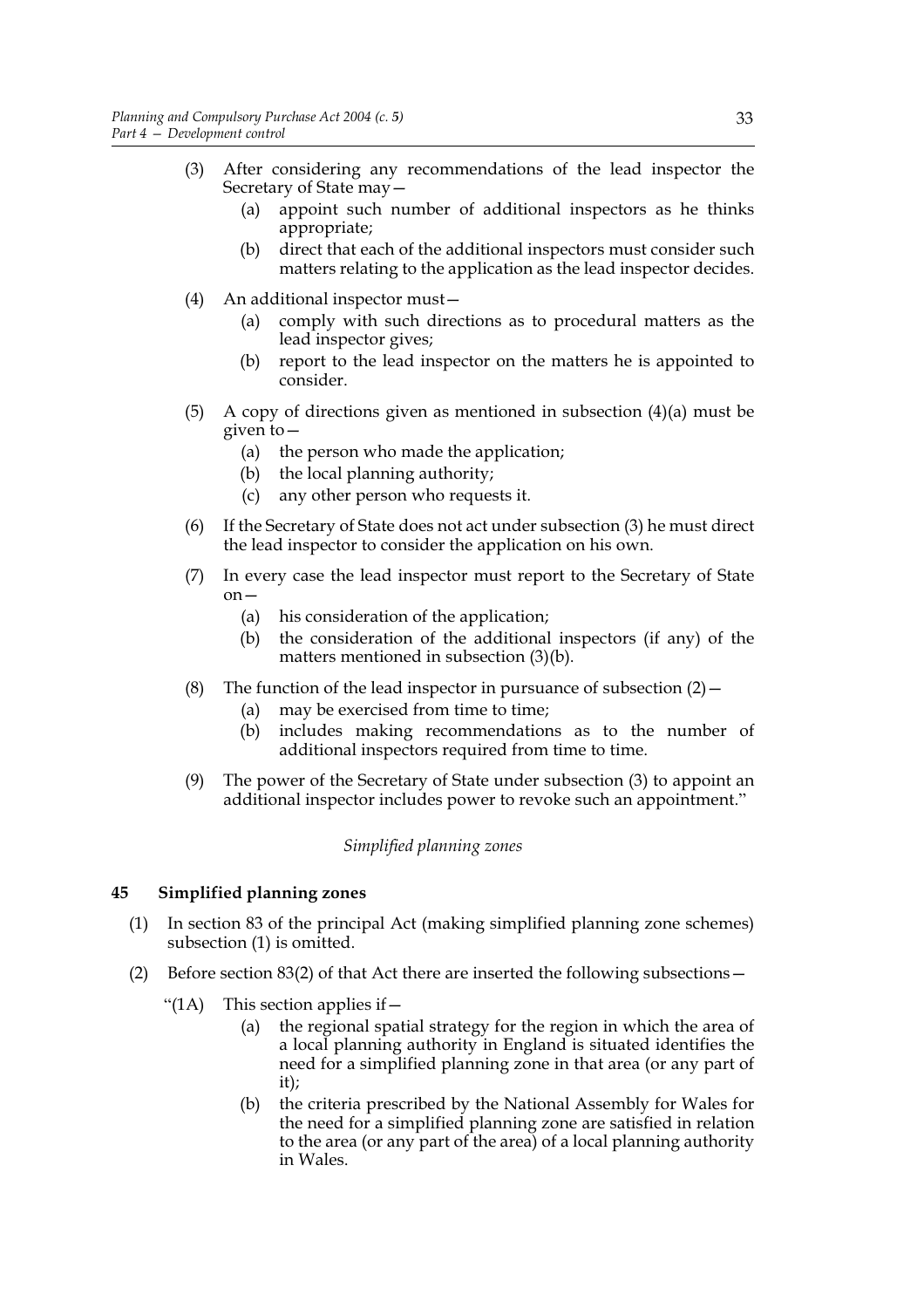(3) After considering any recommendations of the lead inspector the Secretary of State may—
   (a) appoint such number of additional inspectors as he thinks appropriate;
   (b) direct that each of the additional inspectors must consider such matters relating to the application as the lead inspector decides.

(4) An additional inspector must—
   (a) comply with such directions as to procedural matters as the lead inspector gives;
   (b) report to the lead inspector on the matters he is appointed to consider.

(5) A copy of directions given as mentioned in subsection (4)(a) must be given to—
   (a) the person who made the application;
   (b) the local planning authority;
   (c) any other person who requests it.

(6) If the Secretary of State does not act under subsection (3) he must direct the lead inspector to consider the application on his own.

(7) In every case the lead inspector must report to the Secretary of State on—
   (a) his consideration of the application;
   (b) the consideration of the additional inspectors (if any) of the matters mentioned in subsection (3)(b).

(8) The function of the lead inspector in pursuance of subsection (2)—
   (a) may be exercised from time to time;
   (b) includes making recommendations as to the number of additional inspectors required from time to time.

(9) The power of the Secretary of State under subsection (3) to appoint an additional inspector includes power to revoke such an appointment."

*Simplified planning zones*

### 45 Simplified planning zones

(1) In section 83 of the principal Act (making simplified planning zone schemes) subsection (1) is omitted.

(2) Before section 83(2) of that Act there are inserted the following subsections—

"(1A) This section applies if—
   (a) the regional spatial strategy for the region in which the area of a local planning authority in England is situated identifies the need for a simplified planning zone in that area (or any part of it);
   (b) the criteria prescribed by the National Assembly for Wales for the need for a simplified planning zone are satisfied in relation to the area (or any part of the area) of a local planning authority in Wales.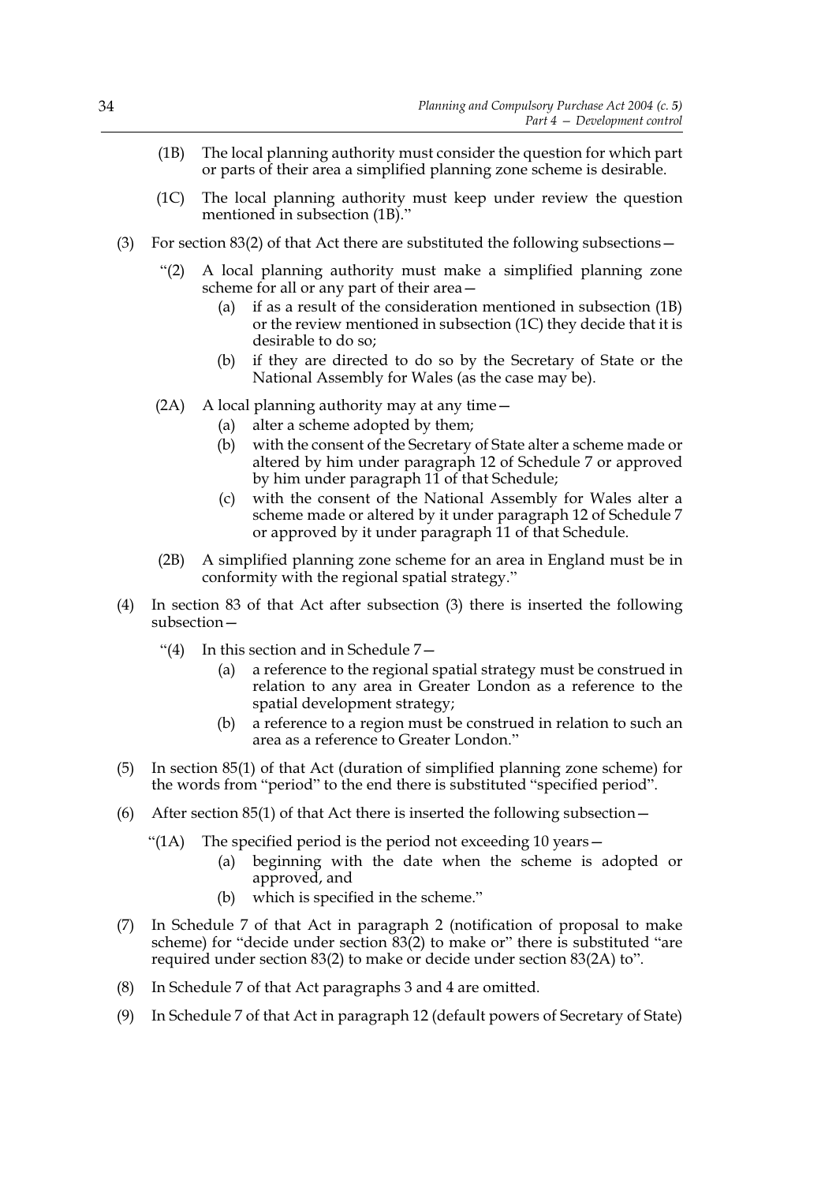(1B) The local planning authority must consider the question for which part or parts of their area a simplified planning zone scheme is desirable.

(1C) The local planning authority must keep under review the question mentioned in subsection (1B)."

(3) For section 83(2) of that Act there are substituted the following subsections—

"(2) A local planning authority must make a simplified planning zone scheme for all or any part of their area—

(a) if as a result of the consideration mentioned in subsection (1B) or the review mentioned in subsection (1C) they decide that it is desirable to do so;

(b) if they are directed to do so by the Secretary of State or the National Assembly for Wales (as the case may be).

(2A) A local planning authority may at any time—

(a) alter a scheme adopted by them;

(b) with the consent of the Secretary of State alter a scheme made or altered by him under paragraph 12 of Schedule 7 or approved by him under paragraph 11 of that Schedule;

(c) with the consent of the National Assembly for Wales alter a scheme made or altered by it under paragraph 12 of Schedule 7 or approved by it under paragraph 11 of that Schedule.

(2B) A simplified planning zone scheme for an area in England must be in conformity with the regional spatial strategy."

(4) In section 83 of that Act after subsection (3) there is inserted the following subsection—

"(4) In this section and in Schedule 7—

(a) a reference to the regional spatial strategy must be construed in relation to any area in Greater London as a reference to the spatial development strategy;

(b) a reference to a region must be construed in relation to such an area as a reference to Greater London."

(5) In section 85(1) of that Act (duration of simplified planning zone scheme) for the words from "period" to the end there is substituted "specified period".

(6) After section 85(1) of that Act there is inserted the following subsection—

"(1A) The specified period is the period not exceeding 10 years—

(a) beginning with the date when the scheme is adopted or approved, and

(b) which is specified in the scheme."

(7) In Schedule 7 of that Act in paragraph 2 (notification of proposal to make scheme) for "decide under section 83(2) to make or" there is substituted "are required under section 83(2) to make or decide under section 83(2A) to".

(8) In Schedule 7 of that Act paragraphs 3 and 4 are omitted.

(9) In Schedule 7 of that Act in paragraph 12 (default powers of Secretary of State)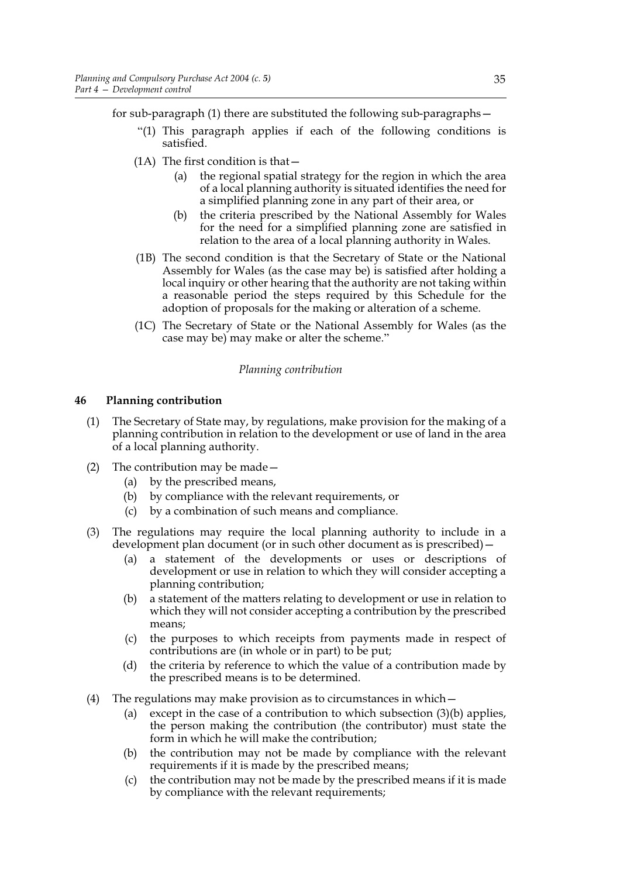for sub-paragraph (1) there are substituted the following sub-paragraphs—

"(1) This paragraph applies if each of the following conditions is satisfied.

(1A) The first condition is that—

(a) the regional spatial strategy for the region in which the area of a local planning authority is situated identifies the need for a simplified planning zone in any part of their area, or

(b) the criteria prescribed by the National Assembly for Wales for the need for a simplified planning zone are satisfied in relation to the area of a local planning authority in Wales.

(1B) The second condition is that the Secretary of State or the National Assembly for Wales (as the case may be) is satisfied after holding a local inquiry or other hearing that the authority are not taking within a reasonable period the steps required by this Schedule for the adoption of proposals for the making or alteration of a scheme.

(1C) The Secretary of State or the National Assembly for Wales (as the case may be) may make or alter the scheme."

*Planning contribution*

**46 Planning contribution**

(1) The Secretary of State may, by regulations, make provision for the making of a planning contribution in relation to the development or use of land in the area of a local planning authority.

(2) The contribution may be made—

(a) by the prescribed means,

(b) by compliance with the relevant requirements, or

(c) by a combination of such means and compliance.

(3) The regulations may require the local planning authority to include in a development plan document (or in such other document as is prescribed)—

(a) a statement of the developments or uses or descriptions of development or use in relation to which they will consider accepting a planning contribution;

(b) a statement of the matters relating to development or use in relation to which they will not consider accepting a contribution by the prescribed means;

(c) the purposes to which receipts from payments made in respect of contributions are (in whole or in part) to be put;

(d) the criteria by reference to which the value of a contribution made by the prescribed means is to be determined.

(4) The regulations may make provision as to circumstances in which—

(a) except in the case of a contribution to which subsection (3)(b) applies, the person making the contribution (the contributor) must state the form in which he will make the contribution;

(b) the contribution may not be made by compliance with the relevant requirements if it is made by the prescribed means;

(c) the contribution may not be made by the prescribed means if it is made by compliance with the relevant requirements;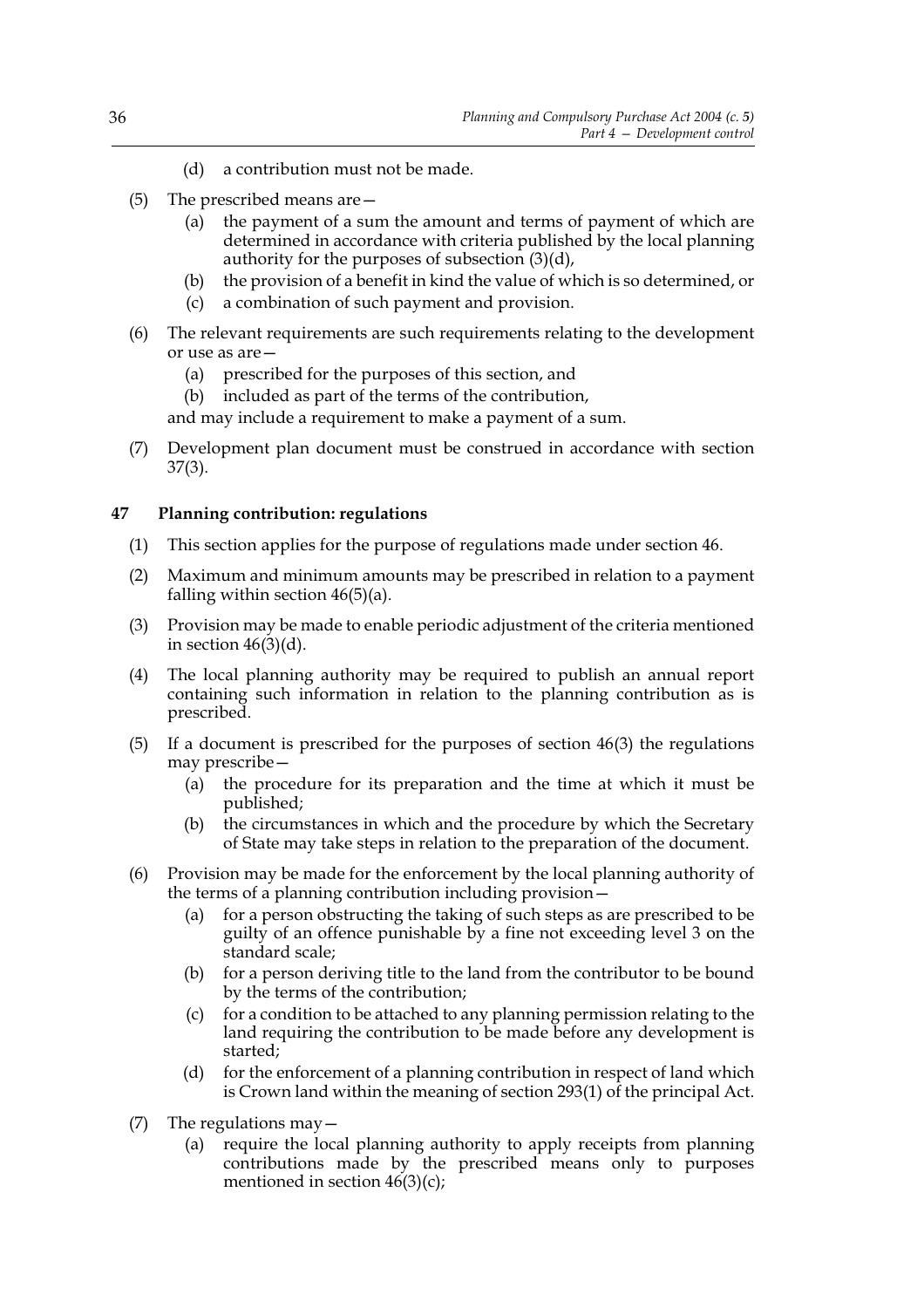(d) a contribution must not be made.

(5) The prescribed means are—

(a) the payment of a sum the amount and terms of payment of which are determined in accordance with criteria published by the local planning authority for the purposes of subsection (3)(d),

(b) the provision of a benefit in kind the value of which is so determined, or

(c) a combination of such payment and provision.

(6) The relevant requirements are such requirements relating to the development or use as are—

(a) prescribed for the purposes of this section, and

(b) included as part of the terms of the contribution,

and may include a requirement to make a payment of a sum.

(7) Development plan document must be construed in accordance with section 37(3).

### 47 Planning contribution: regulations

(1) This section applies for the purpose of regulations made under section 46.

(2) Maximum and minimum amounts may be prescribed in relation to a payment falling within section 46(5)(a).

(3) Provision may be made to enable periodic adjustment of the criteria mentioned in section 46(3)(d).

(4) The local planning authority may be required to publish an annual report containing such information in relation to the planning contribution as is prescribed.

(5) If a document is prescribed for the purposes of section 46(3) the regulations may prescribe—

(a) the procedure for its preparation and the time at which it must be published;

(b) the circumstances in which and the procedure by which the Secretary of State may take steps in relation to the preparation of the document.

(6) Provision may be made for the enforcement by the local planning authority of the terms of a planning contribution including provision—

(a) for a person obstructing the taking of such steps as are prescribed to be guilty of an offence punishable by a fine not exceeding level 3 on the standard scale;

(b) for a person deriving title to the land from the contributor to be bound by the terms of the contribution;

(c) for a condition to be attached to any planning permission relating to the land requiring the contribution to be made before any development is started;

(d) for the enforcement of a planning contribution in respect of land which is Crown land within the meaning of section 293(1) of the principal Act.

(7) The regulations may—

(a) require the local planning authority to apply receipts from planning contributions made by the prescribed means only to purposes mentioned in section 46(3)(c);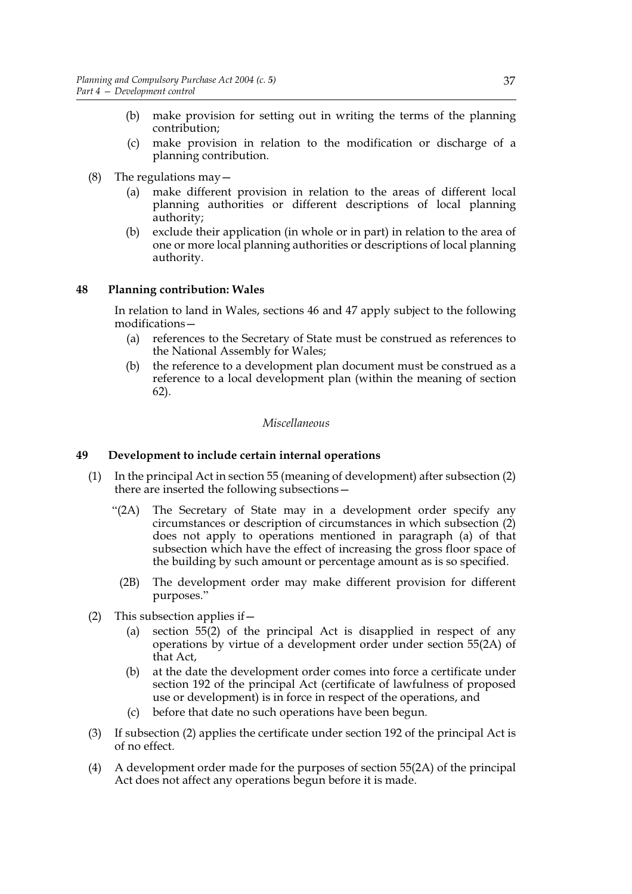(b) make provision for setting out in writing the terms of the planning contribution;

(c) make provision in relation to the modification or discharge of a planning contribution.

(8) The regulations may—

(a) make different provision in relation to the areas of different local planning authorities or different descriptions of local planning authority;

(b) exclude their application (in whole or in part) in relation to the area of one or more local planning authorities or descriptions of local planning authority.

### 48 Planning contribution: Wales

In relation to land in Wales, sections 46 and 47 apply subject to the following modifications—

(a) references to the Secretary of State must be construed as references to the National Assembly for Wales;

(b) the reference to a development plan document must be construed as a reference to a local development plan (within the meaning of section 62).

*Miscellaneous*

### 49 Development to include certain internal operations

(1) In the principal Act in section 55 (meaning of development) after subsection (2) there are inserted the following subsections—

"(2A) The Secretary of State may in a development order specify any circumstances or description of circumstances in which subsection (2) does not apply to operations mentioned in paragraph (a) of that subsection which have the effect of increasing the gross floor space of the building by such amount or percentage amount as is so specified.

(2B) The development order may make different provision for different purposes."

(2) This subsection applies if—

(a) section 55(2) of the principal Act is disapplied in respect of any operations by virtue of a development order under section 55(2A) of that Act,

(b) at the date the development order comes into force a certificate under section 192 of the principal Act (certificate of lawfulness of proposed use or development) is in force in respect of the operations, and

(c) before that date no such operations have been begun.

(3) If subsection (2) applies the certificate under section 192 of the principal Act is of no effect.

(4) A development order made for the purposes of section 55(2A) of the principal Act does not affect any operations begun before it is made.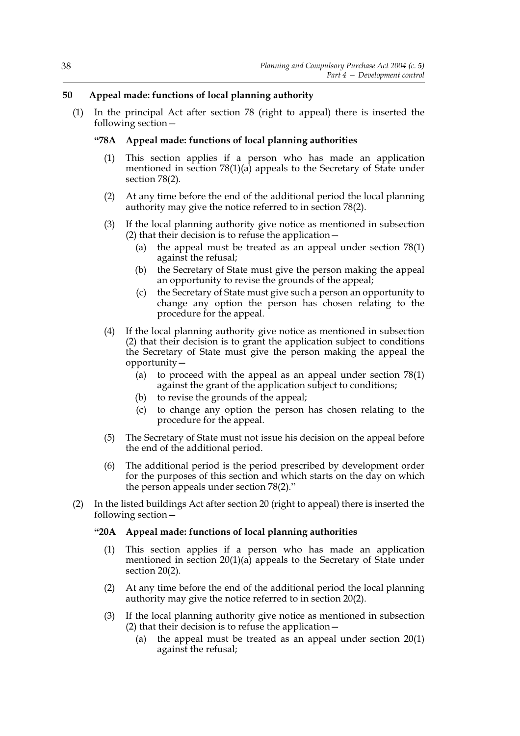## 50 Appeal made: functions of local planning authority

(1) In the principal Act after section 78 (right to appeal) there is inserted the following section—

**"78A Appeal made: functions of local planning authorities**

(1) This section applies if a person who has made an application mentioned in section 78(1)(a) appeals to the Secretary of State under section 78(2).

(2) At any time before the end of the additional period the local planning authority may give the notice referred to in section 78(2).

(3) If the local planning authority give notice as mentioned in subsection (2) that their decision is to refuse the application—

(a) the appeal must be treated as an appeal under section 78(1) against the refusal;

(b) the Secretary of State must give the person making the appeal an opportunity to revise the grounds of the appeal;

(c) the Secretary of State must give such a person an opportunity to change any option the person has chosen relating to the procedure for the appeal.

(4) If the local planning authority give notice as mentioned in subsection (2) that their decision is to grant the application subject to conditions the Secretary of State must give the person making the appeal the opportunity—

(a) to proceed with the appeal as an appeal under section 78(1) against the grant of the application subject to conditions;

(b) to revise the grounds of the appeal;

(c) to change any option the person has chosen relating to the procedure for the appeal.

(5) The Secretary of State must not issue his decision on the appeal before the end of the additional period.

(6) The additional period is the period prescribed by development order for the purposes of this section and which starts on the day on which the person appeals under section 78(2)."

(2) In the listed buildings Act after section 20 (right to appeal) there is inserted the following section—

**"20A Appeal made: functions of local planning authorities**

(1) This section applies if a person who has made an application mentioned in section 20(1)(a) appeals to the Secretary of State under section 20(2).

(2) At any time before the end of the additional period the local planning authority may give the notice referred to in section 20(2).

(3) If the local planning authority give notice as mentioned in subsection (2) that their decision is to refuse the application—

(a) the appeal must be treated as an appeal under section 20(1) against the refusal;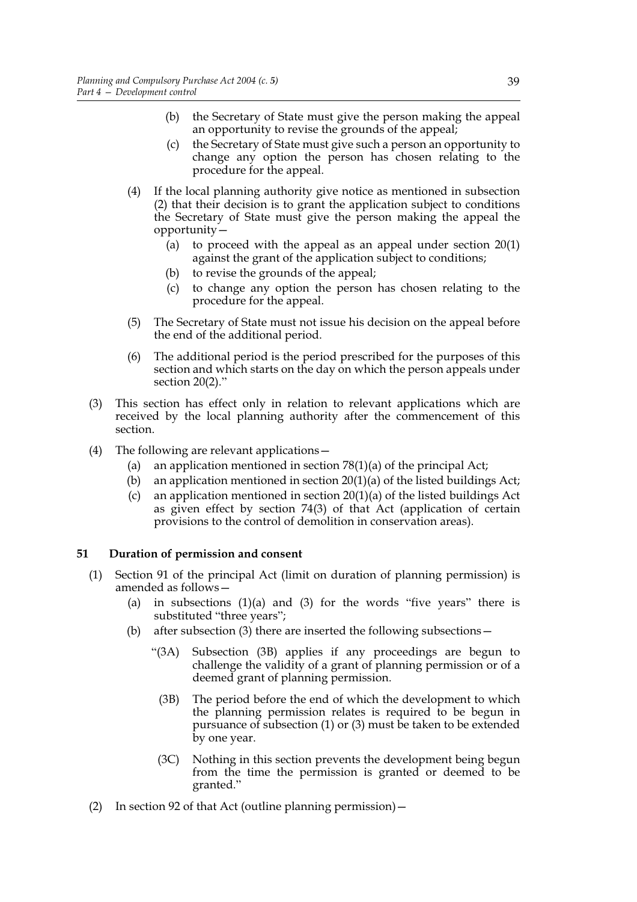(b) the Secretary of State must give the person making the appeal an opportunity to revise the grounds of the appeal;

(c) the Secretary of State must give such a person an opportunity to change any option the person has chosen relating to the procedure for the appeal.

(4) If the local planning authority give notice as mentioned in subsection (2) that their decision is to grant the application subject to conditions the Secretary of State must give the person making the appeal the opportunity—

(a) to proceed with the appeal as an appeal under section 20(1) against the grant of the application subject to conditions;

(b) to revise the grounds of the appeal;

(c) to change any option the person has chosen relating to the procedure for the appeal.

(5) The Secretary of State must not issue his decision on the appeal before the end of the additional period.

(6) The additional period is the period prescribed for the purposes of this section and which starts on the day on which the person appeals under section 20(2)."

(3) This section has effect only in relation to relevant applications which are received by the local planning authority after the commencement of this section.

(4) The following are relevant applications—

(a) an application mentioned in section 78(1)(a) of the principal Act;

(b) an application mentioned in section 20(1)(a) of the listed buildings Act;

(c) an application mentioned in section 20(1)(a) of the listed buildings Act as given effect by section 74(3) of that Act (application of certain provisions to the control of demolition in conservation areas).

**51 Duration of permission and consent**

(1) Section 91 of the principal Act (limit on duration of planning permission) is amended as follows—

(a) in subsections (1)(a) and (3) for the words "five years" there is substituted "three years";

(b) after subsection (3) there are inserted the following subsections—

"(3A) Subsection (3B) applies if any proceedings are begun to challenge the validity of a grant of planning permission or of a deemed grant of planning permission.

(3B) The period before the end of which the development to which the planning permission relates is required to be begun in pursuance of subsection (1) or (3) must be taken to be extended by one year.

(3C) Nothing in this section prevents the development being begun from the time the permission is granted or deemed to be granted."

(2) In section 92 of that Act (outline planning permission)—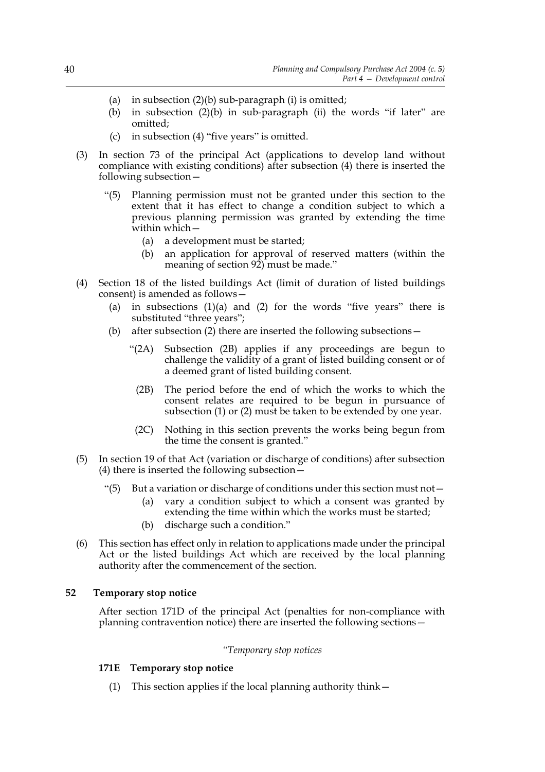(a) in subsection (2)(b) sub-paragraph (i) is omitted;

(b) in subsection (2)(b) in sub-paragraph (ii) the words "if later" are omitted;

(c) in subsection (4) "five years" is omitted.

(3) In section 73 of the principal Act (applications to develop land without compliance with existing conditions) after subsection (4) there is inserted the following subsection—

"(5) Planning permission must not be granted under this section to the extent that it has effect to change a condition subject to which a previous planning permission was granted by extending the time within which—

(a) a development must be started;

(b) an application for approval of reserved matters (within the meaning of section 92) must be made."

(4) Section 18 of the listed buildings Act (limit of duration of listed buildings consent) is amended as follows—

(a) in subsections (1)(a) and (2) for the words "five years" there is substituted "three years";

(b) after subsection (2) there are inserted the following subsections—

"(2A) Subsection (2B) applies if any proceedings are begun to challenge the validity of a grant of listed building consent or of a deemed grant of listed building consent.

(2B) The period before the end of which the works to which the consent relates are required to be begun in pursuance of subsection (1) or (2) must be taken to be extended by one year.

(2C) Nothing in this section prevents the works being begun from the time the consent is granted."

(5) In section 19 of that Act (variation or discharge of conditions) after subsection (4) there is inserted the following subsection—

"(5) But a variation or discharge of conditions under this section must not—

(a) vary a condition subject to which a consent was granted by extending the time within which the works must be started;

(b) discharge such a condition."

(6) This section has effect only in relation to applications made under the principal Act or the listed buildings Act which are received by the local planning authority after the commencement of the section.

## 52 Temporary stop notice

After section 171D of the principal Act (penalties for non-compliance with planning contravention notice) there are inserted the following sections—

*"Temporary stop notices*

### 171E Temporary stop notice

(1) This section applies if the local planning authority think—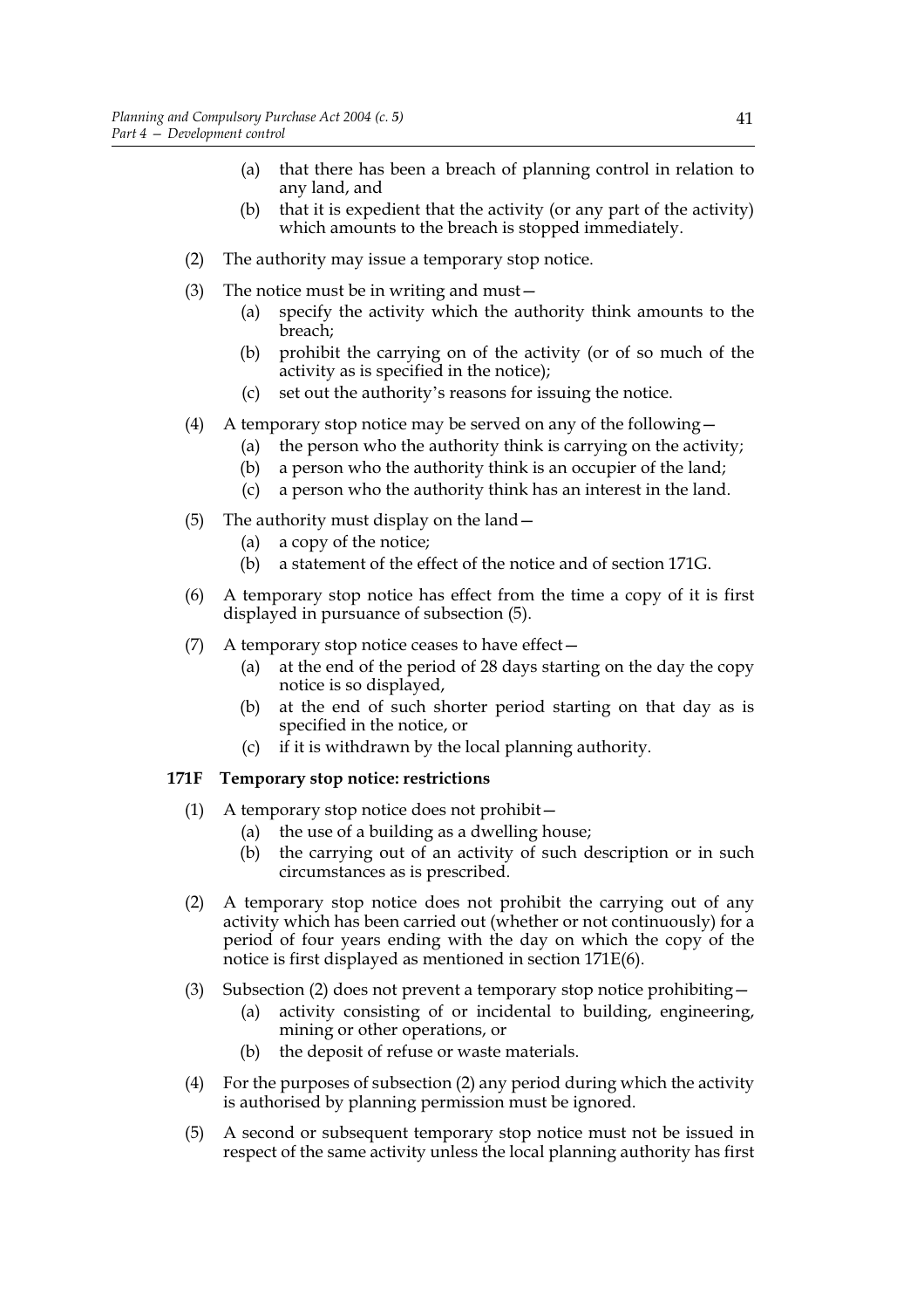- (a) that there has been a breach of planning control in relation to any land, and
- (b) that it is expedient that the activity (or any part of the activity) which amounts to the breach is stopped immediately.

(2) The authority may issue a temporary stop notice.

(3) The notice must be in writing and must—
- (a) specify the activity which the authority think amounts to the breach;
- (b) prohibit the carrying on of the activity (or of so much of the activity as is specified in the notice);
- (c) set out the authority's reasons for issuing the notice.

(4) A temporary stop notice may be served on any of the following—
- (a) the person who the authority think is carrying on the activity;
- (b) a person who the authority think is an occupier of the land;
- (c) a person who the authority think has an interest in the land.

(5) The authority must display on the land—
- (a) a copy of the notice;
- (b) a statement of the effect of the notice and of section 171G.

(6) A temporary stop notice has effect from the time a copy of it is first displayed in pursuance of subsection (5).

(7) A temporary stop notice ceases to have effect—
- (a) at the end of the period of 28 days starting on the day the copy notice is so displayed,
- (b) at the end of such shorter period starting on that day as is specified in the notice, or
- (c) if it is withdrawn by the local planning authority.

### 171F Temporary stop notice: restrictions

(1) A temporary stop notice does not prohibit—
- (a) the use of a building as a dwelling house;
- (b) the carrying out of an activity of such description or in such circumstances as is prescribed.

(2) A temporary stop notice does not prohibit the carrying out of any activity which has been carried out (whether or not continuously) for a period of four years ending with the day on which the copy of the notice is first displayed as mentioned in section 171E(6).

(3) Subsection (2) does not prevent a temporary stop notice prohibiting—
- (a) activity consisting of or incidental to building, engineering, mining or other operations, or
- (b) the deposit of refuse or waste materials.

(4) For the purposes of subsection (2) any period during which the activity is authorised by planning permission must be ignored.

(5) A second or subsequent temporary stop notice must not be issued in respect of the same activity unless the local planning authority has first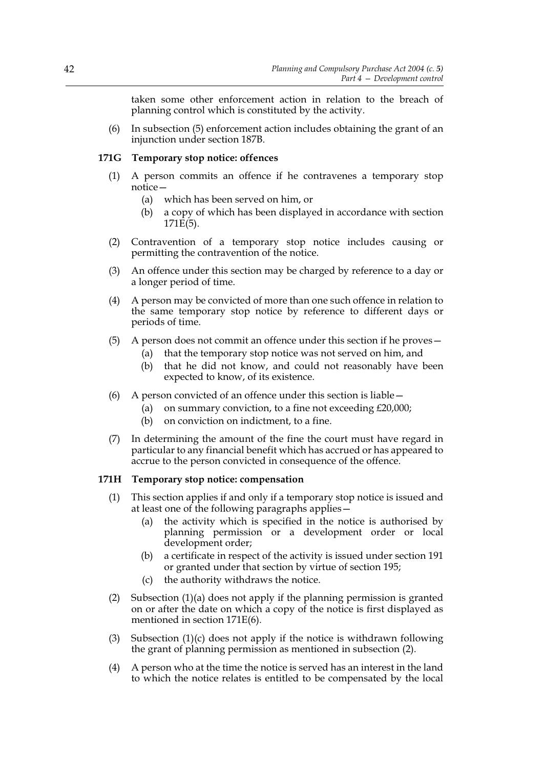taken some other enforcement action in relation to the breach of planning control which is constituted by the activity.

(6) In subsection (5) enforcement action includes obtaining the grant of an injunction under section 187B.

### 171G Temporary stop notice: offences

(1) A person commits an offence if he contravenes a temporary stop notice—

   (a) which has been served on him, or

   (b) a copy of which has been displayed in accordance with section 171E(5).

(2) Contravention of a temporary stop notice includes causing or permitting the contravention of the notice.

(3) An offence under this section may be charged by reference to a day or a longer period of time.

(4) A person may be convicted of more than one such offence in relation to the same temporary stop notice by reference to different days or periods of time.

(5) A person does not commit an offence under this section if he proves—

   (a) that the temporary stop notice was not served on him, and

   (b) that he did not know, and could not reasonably have been expected to know, of its existence.

(6) A person convicted of an offence under this section is liable—

   (a) on summary conviction, to a fine not exceeding £20,000;

   (b) on conviction on indictment, to a fine.

(7) In determining the amount of the fine the court must have regard in particular to any financial benefit which has accrued or has appeared to accrue to the person convicted in consequence of the offence.

### 171H Temporary stop notice: compensation

(1) This section applies if and only if a temporary stop notice is issued and at least one of the following paragraphs applies—

   (a) the activity which is specified in the notice is authorised by planning permission or a development order or local development order;

   (b) a certificate in respect of the activity is issued under section 191 or granted under that section by virtue of section 195;

   (c) the authority withdraws the notice.

(2) Subsection (1)(a) does not apply if the planning permission is granted on or after the date on which a copy of the notice is first displayed as mentioned in section 171E(6).

(3) Subsection (1)(c) does not apply if the notice is withdrawn following the grant of planning permission as mentioned in subsection (2).

(4) A person who at the time the notice is served has an interest in the land to which the notice relates is entitled to be compensated by the local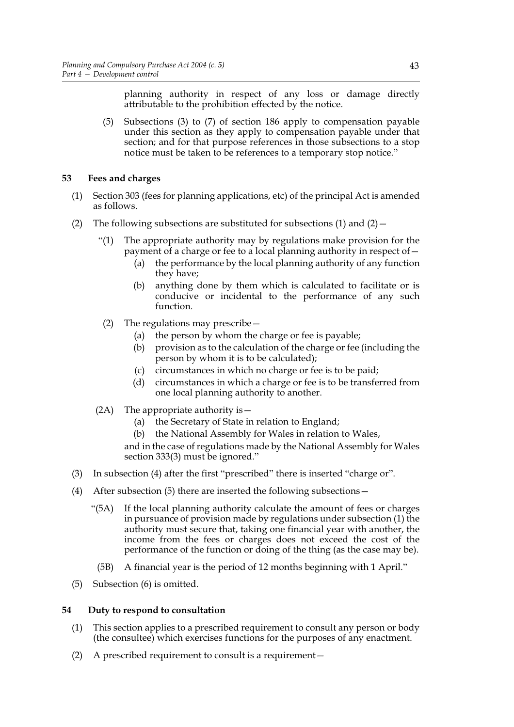planning authority in respect of any loss or damage directly attributable to the prohibition effected by the notice.

(5) Subsections (3) to (7) of section 186 apply to compensation payable under this section as they apply to compensation payable under that section; and for that purpose references in those subsections to a stop notice must be taken to be references to a temporary stop notice."

**53 Fees and charges**

(1) Section 303 (fees for planning applications, etc) of the principal Act is amended as follows.

(2) The following subsections are substituted for subsections (1) and (2)—

"(1) The appropriate authority may by regulations make provision for the payment of a charge or fee to a local planning authority in respect of—

(a) the performance by the local planning authority of any function they have;

(b) anything done by them which is calculated to facilitate or is conducive or incidental to the performance of any such function.

(2) The regulations may prescribe—

(a) the person by whom the charge or fee is payable;

(b) provision as to the calculation of the charge or fee (including the person by whom it is to be calculated);

(c) circumstances in which no charge or fee is to be paid;

(d) circumstances in which a charge or fee is to be transferred from one local planning authority to another.

(2A) The appropriate authority is—

(a) the Secretary of State in relation to England;

(b) the National Assembly for Wales in relation to Wales,

and in the case of regulations made by the National Assembly for Wales section 333(3) must be ignored."

(3) In subsection (4) after the first "prescribed" there is inserted "charge or".

(4) After subsection (5) there are inserted the following subsections—

"(5A) If the local planning authority calculate the amount of fees or charges in pursuance of provision made by regulations under subsection (1) the authority must secure that, taking one financial year with another, the income from the fees or charges does not exceed the cost of the performance of the function or doing of the thing (as the case may be).

(5B) A financial year is the period of 12 months beginning with 1 April."

(5) Subsection (6) is omitted.

**54 Duty to respond to consultation**

(1) This section applies to a prescribed requirement to consult any person or body (the consultee) which exercises functions for the purposes of any enactment.

(2) A prescribed requirement to consult is a requirement—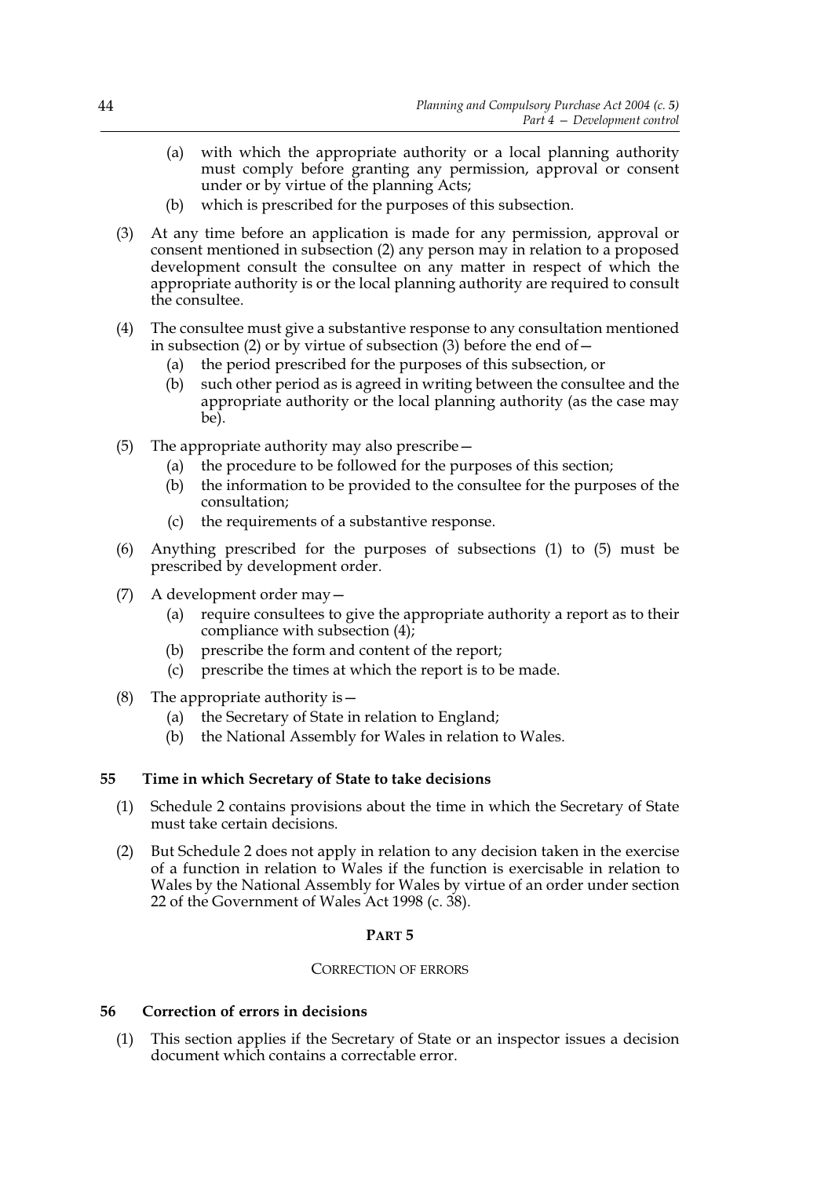(a) with which the appropriate authority or a local planning authority must comply before granting any permission, approval or consent under or by virtue of the planning Acts;

(b) which is prescribed for the purposes of this subsection.

(3) At any time before an application is made for any permission, approval or consent mentioned in subsection (2) any person may in relation to a proposed development consult the consultee on any matter in respect of which the appropriate authority is or the local planning authority are required to consult the consultee.

(4) The consultee must give a substantive response to any consultation mentioned in subsection (2) or by virtue of subsection (3) before the end of—

(a) the period prescribed for the purposes of this subsection, or

(b) such other period as is agreed in writing between the consultee and the appropriate authority or the local planning authority (as the case may be).

(5) The appropriate authority may also prescribe—

(a) the procedure to be followed for the purposes of this section;

(b) the information to be provided to the consultee for the purposes of the consultation;

(c) the requirements of a substantive response.

(6) Anything prescribed for the purposes of subsections (1) to (5) must be prescribed by development order.

(7) A development order may—

(a) require consultees to give the appropriate authority a report as to their compliance with subsection (4);

(b) prescribe the form and content of the report;

(c) prescribe the times at which the report is to be made.

(8) The appropriate authority is—

(a) the Secretary of State in relation to England;

(b) the National Assembly for Wales in relation to Wales.

### 55 Time in which Secretary of State to take decisions

(1) Schedule 2 contains provisions about the time in which the Secretary of State must take certain decisions.

(2) But Schedule 2 does not apply in relation to any decision taken in the exercise of a function in relation to Wales if the function is exercisable in relation to Wales by the National Assembly for Wales by virtue of an order under section 22 of the Government of Wales Act 1998 (c. 38).

## PART 5

## CORRECTION OF ERRORS

### 56 Correction of errors in decisions

(1) This section applies if the Secretary of State or an inspector issues a decision document which contains a correctable error.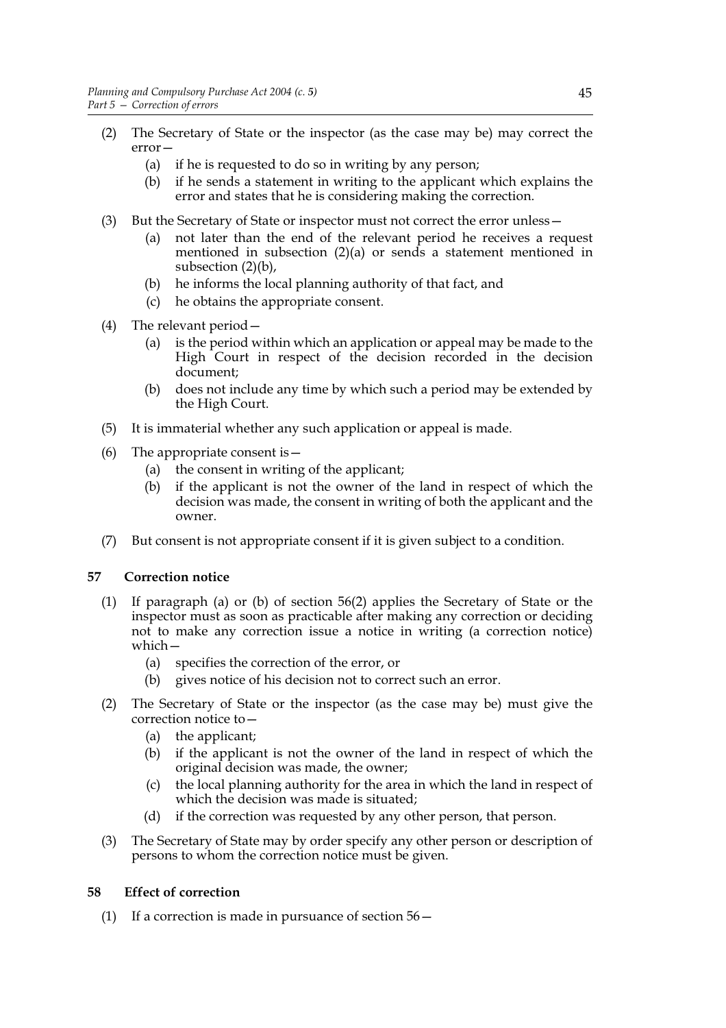(2) The Secretary of State or the inspector (as the case may be) may correct the error—

  (a) if he is requested to do so in writing by any person;

  (b) if he sends a statement in writing to the applicant which explains the error and states that he is considering making the correction.

(3) But the Secretary of State or inspector must not correct the error unless—

  (a) not later than the end of the relevant period he receives a request mentioned in subsection (2)(a) or sends a statement mentioned in subsection (2)(b),

  (b) he informs the local planning authority of that fact, and

  (c) he obtains the appropriate consent.

(4) The relevant period—

  (a) is the period within which an application or appeal may be made to the High Court in respect of the decision recorded in the decision document;

  (b) does not include any time by which such a period may be extended by the High Court.

(5) It is immaterial whether any such application or appeal is made.

(6) The appropriate consent is—

  (a) the consent in writing of the applicant;

  (b) if the applicant is not the owner of the land in respect of which the decision was made, the consent in writing of both the applicant and the owner.

(7) But consent is not appropriate consent if it is given subject to a condition.

## 57 Correction notice

(1) If paragraph (a) or (b) of section 56(2) applies the Secretary of State or the inspector must as soon as practicable after making any correction or deciding not to make any correction issue a notice in writing (a correction notice) which—

  (a) specifies the correction of the error, or

  (b) gives notice of his decision not to correct such an error.

(2) The Secretary of State or the inspector (as the case may be) must give the correction notice to—

  (a) the applicant;

  (b) if the applicant is not the owner of the land in respect of which the original decision was made, the owner;

  (c) the local planning authority for the area in which the land in respect of which the decision was made is situated;

  (d) if the correction was requested by any other person, that person.

(3) The Secretary of State may by order specify any other person or description of persons to whom the correction notice must be given.

## 58 Effect of correction

(1) If a correction is made in pursuance of section 56—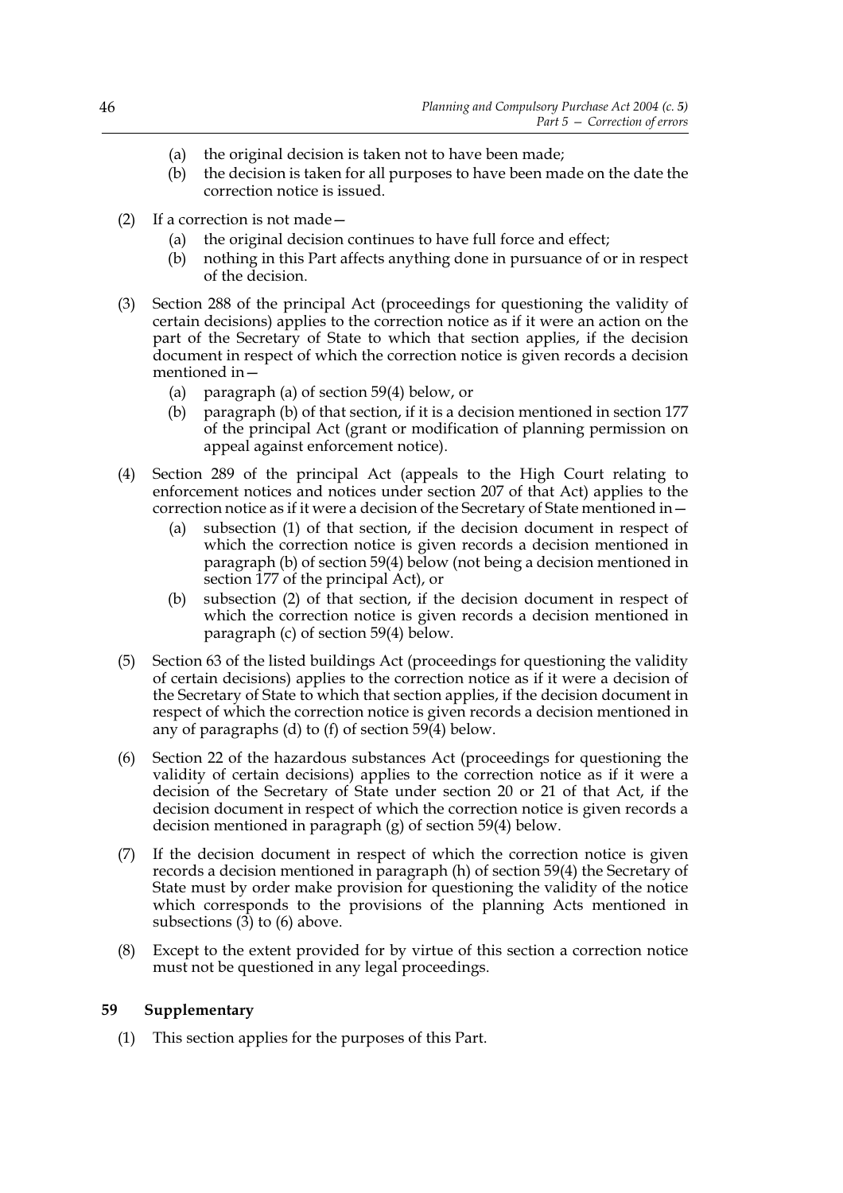(a) the original decision is taken not to have been made;

(b) the decision is taken for all purposes to have been made on the date the correction notice is issued.

(2) If a correction is not made—

(a) the original decision continues to have full force and effect;

(b) nothing in this Part affects anything done in pursuance of or in respect of the decision.

(3) Section 288 of the principal Act (proceedings for questioning the validity of certain decisions) applies to the correction notice as if it were an action on the part of the Secretary of State to which that section applies, if the decision document in respect of which the correction notice is given records a decision mentioned in—

(a) paragraph (a) of section 59(4) below, or

(b) paragraph (b) of that section, if it is a decision mentioned in section 177 of the principal Act (grant or modification of planning permission on appeal against enforcement notice).

(4) Section 289 of the principal Act (appeals to the High Court relating to enforcement notices and notices under section 207 of that Act) applies to the correction notice as if it were a decision of the Secretary of State mentioned in—

(a) subsection (1) of that section, if the decision document in respect of which the correction notice is given records a decision mentioned in paragraph (b) of section 59(4) below (not being a decision mentioned in section 177 of the principal Act), or

(b) subsection (2) of that section, if the decision document in respect of which the correction notice is given records a decision mentioned in paragraph (c) of section 59(4) below.

(5) Section 63 of the listed buildings Act (proceedings for questioning the validity of certain decisions) applies to the correction notice as if it were a decision of the Secretary of State to which that section applies, if the decision document in respect of which the correction notice is given records a decision mentioned in any of paragraphs (d) to (f) of section 59(4) below.

(6) Section 22 of the hazardous substances Act (proceedings for questioning the validity of certain decisions) applies to the correction notice as if it were a decision of the Secretary of State under section 20 or 21 of that Act, if the decision document in respect of which the correction notice is given records a decision mentioned in paragraph (g) of section 59(4) below.

(7) If the decision document in respect of which the correction notice is given records a decision mentioned in paragraph (h) of section 59(4) the Secretary of State must by order make provision for questioning the validity of the notice which corresponds to the provisions of the planning Acts mentioned in subsections (3) to (6) above.

(8) Except to the extent provided for by virtue of this section a correction notice must not be questioned in any legal proceedings.

**59 Supplementary**

(1) This section applies for the purposes of this Part.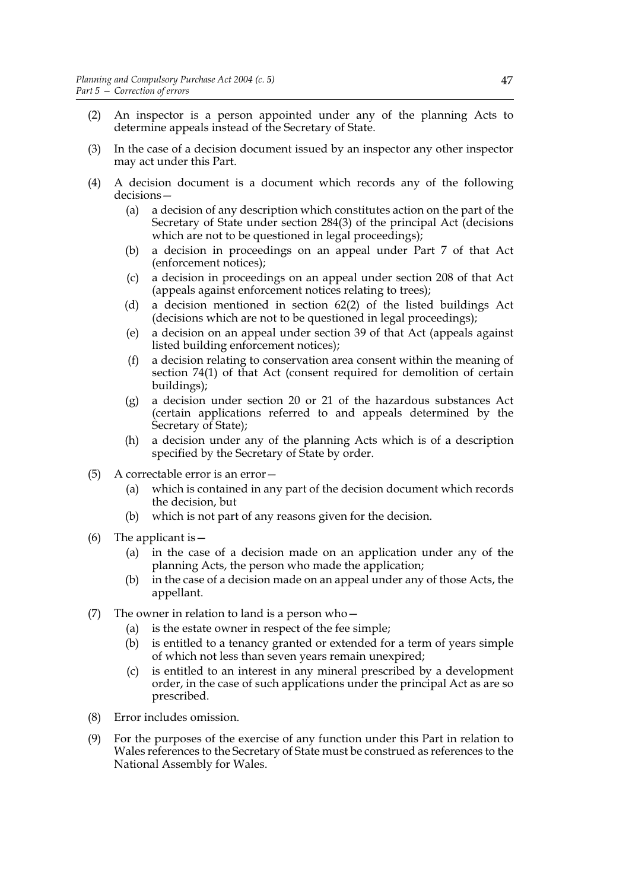(2) An inspector is a person appointed under any of the planning Acts to determine appeals instead of the Secretary of State.

(3) In the case of a decision document issued by an inspector any other inspector may act under this Part.

(4) A decision document is a document which records any of the following decisions—

   (a) a decision of any description which constitutes action on the part of the Secretary of State under section 284(3) of the principal Act (decisions which are not to be questioned in legal proceedings);

   (b) a decision in proceedings on an appeal under Part 7 of that Act (enforcement notices);

   (c) a decision in proceedings on an appeal under section 208 of that Act (appeals against enforcement notices relating to trees);

   (d) a decision mentioned in section 62(2) of the listed buildings Act (decisions which are not to be questioned in legal proceedings);

   (e) a decision on an appeal under section 39 of that Act (appeals against listed building enforcement notices);

   (f) a decision relating to conservation area consent within the meaning of section 74(1) of that Act (consent required for demolition of certain buildings);

   (g) a decision under section 20 or 21 of the hazardous substances Act (certain applications referred to and appeals determined by the Secretary of State);

   (h) a decision under any of the planning Acts which is of a description specified by the Secretary of State by order.

(5) A correctable error is an error—

   (a) which is contained in any part of the decision document which records the decision, but

   (b) which is not part of any reasons given for the decision.

(6) The applicant is—

   (a) in the case of a decision made on an application under any of the planning Acts, the person who made the application;

   (b) in the case of a decision made on an appeal under any of those Acts, the appellant.

(7) The owner in relation to land is a person who—

   (a) is the estate owner in respect of the fee simple;

   (b) is entitled to a tenancy granted or extended for a term of years simple of which not less than seven years remain unexpired;

   (c) is entitled to an interest in any mineral prescribed by a development order, in the case of such applications under the principal Act as are so prescribed.

(8) Error includes omission.

(9) For the purposes of the exercise of any function under this Part in relation to Wales references to the Secretary of State must be construed as references to the National Assembly for Wales.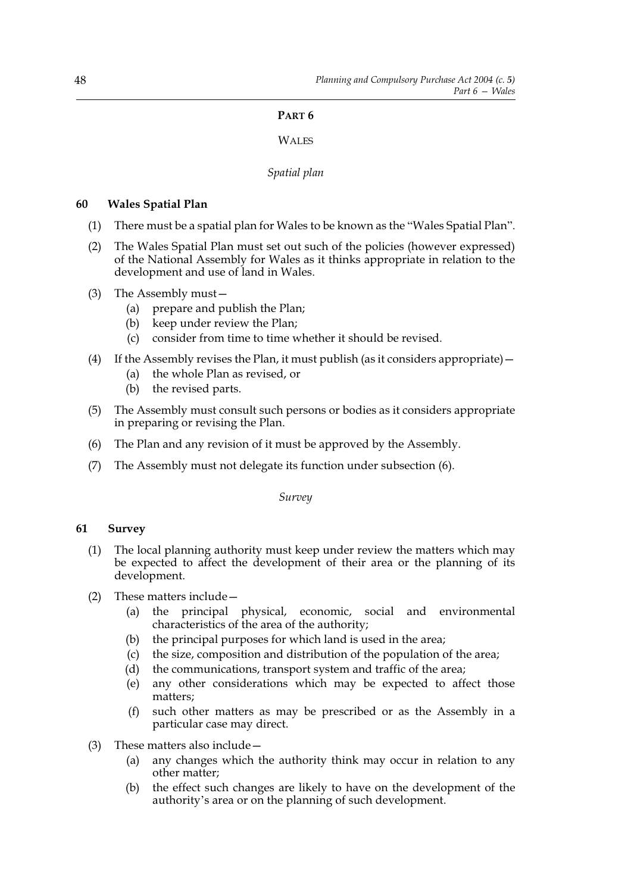## PART 6

## WALES

*Spatial plan*

### 60 Wales Spatial Plan

(1) There must be a spatial plan for Wales to be known as the "Wales Spatial Plan".

(2) The Wales Spatial Plan must set out such of the policies (however expressed) of the National Assembly for Wales as it thinks appropriate in relation to the development and use of land in Wales.

(3) The Assembly must—

- (a) prepare and publish the Plan;
- (b) keep under review the Plan;
- (c) consider from time to time whether it should be revised.

(4) If the Assembly revises the Plan, it must publish (as it considers appropriate)—

- (a) the whole Plan as revised, or
- (b) the revised parts.

(5) The Assembly must consult such persons or bodies as it considers appropriate in preparing or revising the Plan.

(6) The Plan and any revision of it must be approved by the Assembly.

(7) The Assembly must not delegate its function under subsection (6).

*Survey*

### 61 Survey

(1) The local planning authority must keep under review the matters which may be expected to affect the development of their area or the planning of its development.

(2) These matters include—

- (a) the principal physical, economic, social and environmental characteristics of the area of the authority;
- (b) the principal purposes for which land is used in the area;
- (c) the size, composition and distribution of the population of the area;
- (d) the communications, transport system and traffic of the area;
- (e) any other considerations which may be expected to affect those matters;
- (f) such other matters as may be prescribed or as the Assembly in a particular case may direct.

(3) These matters also include—

- (a) any changes which the authority think may occur in relation to any other matter;
- (b) the effect such changes are likely to have on the development of the authority's area or on the planning of such development.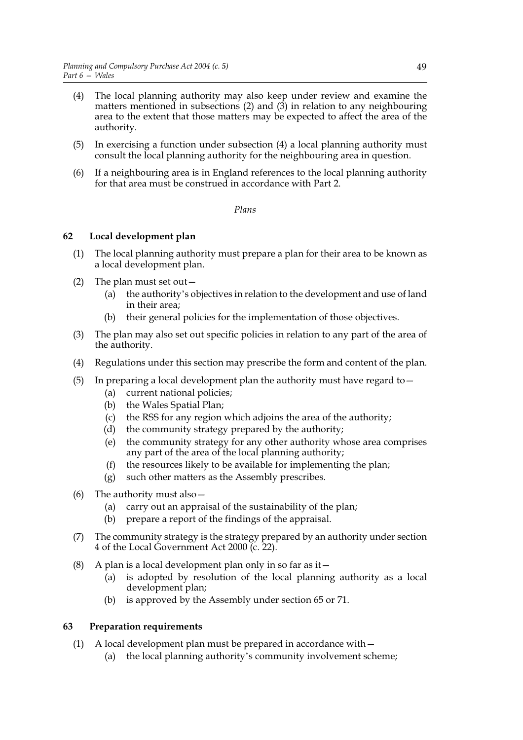(4) The local planning authority may also keep under review and examine the matters mentioned in subsections (2) and (3) in relation to any neighbouring area to the extent that those matters may be expected to affect the area of the authority.

(5) In exercising a function under subsection (4) a local planning authority must consult the local planning authority for the neighbouring area in question.

(6) If a neighbouring area is in England references to the local planning authority for that area must be construed in accordance with Part 2.

*Plans*

## 62 Local development plan

(1) The local planning authority must prepare a plan for their area to be known as a local development plan.

(2) The plan must set out—

   (a) the authority's objectives in relation to the development and use of land in their area;

   (b) their general policies for the implementation of those objectives.

(3) The plan may also set out specific policies in relation to any part of the area of the authority.

(4) Regulations under this section may prescribe the form and content of the plan.

(5) In preparing a local development plan the authority must have regard to—

   (a) current national policies;

   (b) the Wales Spatial Plan;

   (c) the RSS for any region which adjoins the area of the authority;

   (d) the community strategy prepared by the authority;

   (e) the community strategy for any other authority whose area comprises any part of the area of the local planning authority;

   (f) the resources likely to be available for implementing the plan;

   (g) such other matters as the Assembly prescribes.

(6) The authority must also—

   (a) carry out an appraisal of the sustainability of the plan;

   (b) prepare a report of the findings of the appraisal.

(7) The community strategy is the strategy prepared by an authority under section 4 of the Local Government Act 2000 (c. 22).

(8) A plan is a local development plan only in so far as it—

   (a) is adopted by resolution of the local planning authority as a local development plan;

   (b) is approved by the Assembly under section 65 or 71.

## 63 Preparation requirements

(1) A local development plan must be prepared in accordance with—

   (a) the local planning authority's community involvement scheme;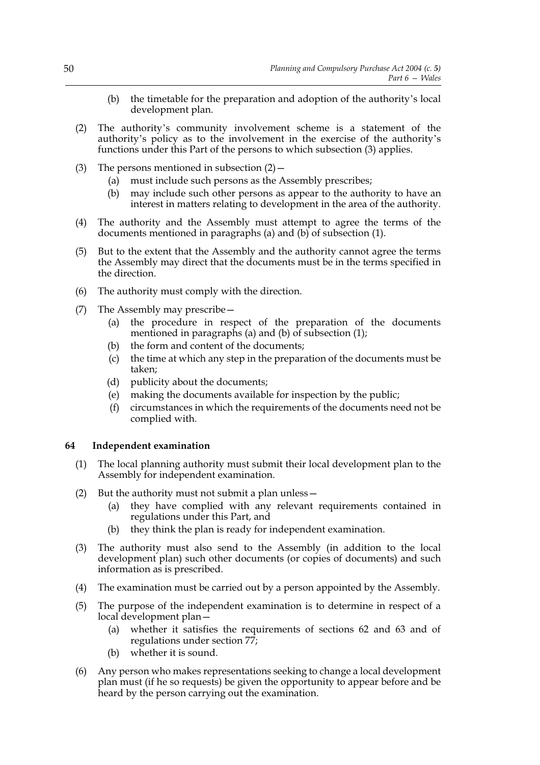(b) the timetable for the preparation and adoption of the authority's local development plan.

(2) The authority's community involvement scheme is a statement of the authority's policy as to the involvement in the exercise of the authority's functions under this Part of the persons to which subsection (3) applies.

(3) The persons mentioned in subsection (2)—

  (a) must include such persons as the Assembly prescribes;

  (b) may include such other persons as appear to the authority to have an interest in matters relating to development in the area of the authority.

(4) The authority and the Assembly must attempt to agree the terms of the documents mentioned in paragraphs (a) and (b) of subsection (1).

(5) But to the extent that the Assembly and the authority cannot agree the terms the Assembly may direct that the documents must be in the terms specified in the direction.

(6) The authority must comply with the direction.

(7) The Assembly may prescribe—

  (a) the procedure in respect of the preparation of the documents mentioned in paragraphs (a) and (b) of subsection (1);

  (b) the form and content of the documents;

  (c) the time at which any step in the preparation of the documents must be taken;

  (d) publicity about the documents;

  (e) making the documents available for inspection by the public;

  (f) circumstances in which the requirements of the documents need not be complied with.

**64 Independent examination**

(1) The local planning authority must submit their local development plan to the Assembly for independent examination.

(2) But the authority must not submit a plan unless—

  (a) they have complied with any relevant requirements contained in regulations under this Part, and

  (b) they think the plan is ready for independent examination.

(3) The authority must also send to the Assembly (in addition to the local development plan) such other documents (or copies of documents) and such information as is prescribed.

(4) The examination must be carried out by a person appointed by the Assembly.

(5) The purpose of the independent examination is to determine in respect of a local development plan—

  (a) whether it satisfies the requirements of sections 62 and 63 and of regulations under section 77;

  (b) whether it is sound.

(6) Any person who makes representations seeking to change a local development plan must (if he so requests) be given the opportunity to appear before and be heard by the person carrying out the examination.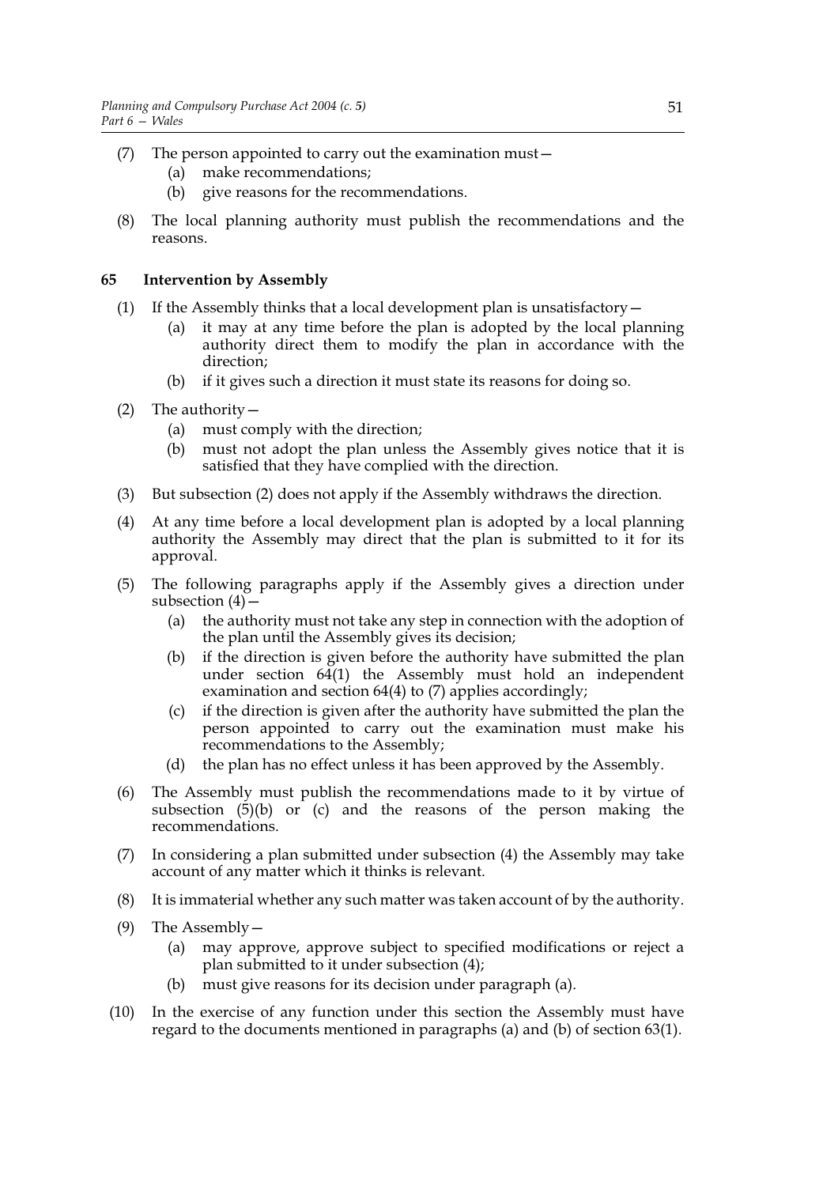(7) The person appointed to carry out the examination must—
   (a) make recommendations;
   (b) give reasons for the recommendations.

(8) The local planning authority must publish the recommendations and the reasons.

### 65 Intervention by Assembly

(1) If the Assembly thinks that a local development plan is unsatisfactory—
   (a) it may at any time before the plan is adopted by the local planning authority direct them to modify the plan in accordance with the direction;
   (b) if it gives such a direction it must state its reasons for doing so.

(2) The authority—
   (a) must comply with the direction;
   (b) must not adopt the plan unless the Assembly gives notice that it is satisfied that they have complied with the direction.

(3) But subsection (2) does not apply if the Assembly withdraws the direction.

(4) At any time before a local development plan is adopted by a local planning authority the Assembly may direct that the plan is submitted to it for its approval.

(5) The following paragraphs apply if the Assembly gives a direction under subsection (4)—
   (a) the authority must not take any step in connection with the adoption of the plan until the Assembly gives its decision;
   (b) if the direction is given before the authority have submitted the plan under section 64(1) the Assembly must hold an independent examination and section 64(4) to (7) applies accordingly;
   (c) if the direction is given after the authority have submitted the plan the person appointed to carry out the examination must make his recommendations to the Assembly;
   (d) the plan has no effect unless it has been approved by the Assembly.

(6) The Assembly must publish the recommendations made to it by virtue of subsection (5)(b) or (c) and the reasons of the person making the recommendations.

(7) In considering a plan submitted under subsection (4) the Assembly may take account of any matter which it thinks is relevant.

(8) It is immaterial whether any such matter was taken account of by the authority.

(9) The Assembly—
   (a) may approve, approve subject to specified modifications or reject a plan submitted to it under subsection (4);
   (b) must give reasons for its decision under paragraph (a).

(10) In the exercise of any function under this section the Assembly must have regard to the documents mentioned in paragraphs (a) and (b) of section 63(1).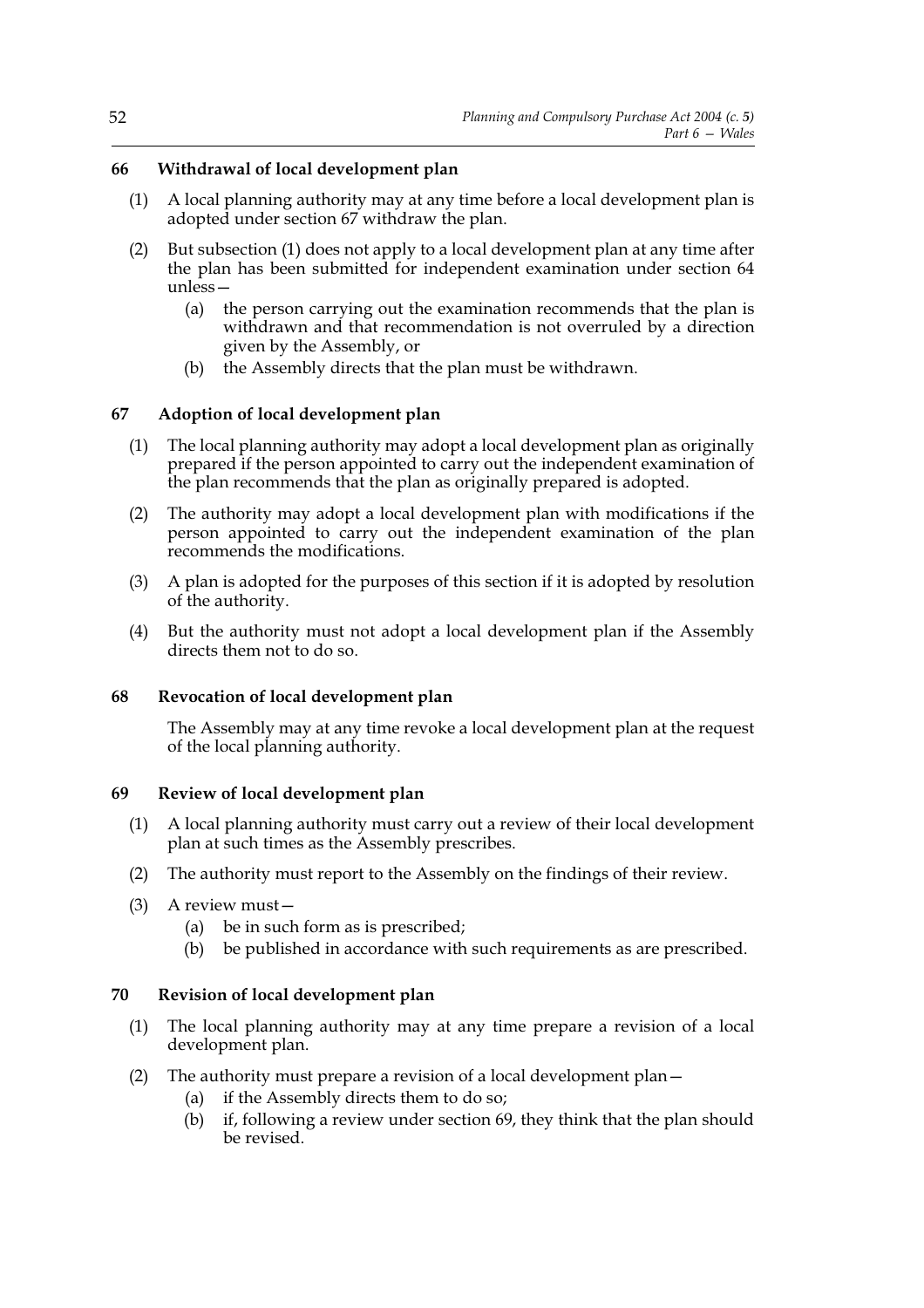### 66 Withdrawal of local development plan

(1) A local planning authority may at any time before a local development plan is adopted under section 67 withdraw the plan.

(2) But subsection (1) does not apply to a local development plan at any time after the plan has been submitted for independent examination under section 64 unless—

- (a) the person carrying out the examination recommends that the plan is withdrawn and that recommendation is not overruled by a direction given by the Assembly, or
- (b) the Assembly directs that the plan must be withdrawn.

### 67 Adoption of local development plan

(1) The local planning authority may adopt a local development plan as originally prepared if the person appointed to carry out the independent examination of the plan recommends that the plan as originally prepared is adopted.

(2) The authority may adopt a local development plan with modifications if the person appointed to carry out the independent examination of the plan recommends the modifications.

(3) A plan is adopted for the purposes of this section if it is adopted by resolution of the authority.

(4) But the authority must not adopt a local development plan if the Assembly directs them not to do so.

### 68 Revocation of local development plan

The Assembly may at any time revoke a local development plan at the request of the local planning authority.

### 69 Review of local development plan

(1) A local planning authority must carry out a review of their local development plan at such times as the Assembly prescribes.

(2) The authority must report to the Assembly on the findings of their review.

(3) A review must—

- (a) be in such form as is prescribed;
- (b) be published in accordance with such requirements as are prescribed.

### 70 Revision of local development plan

(1) The local planning authority may at any time prepare a revision of a local development plan.

(2) The authority must prepare a revision of a local development plan—

- (a) if the Assembly directs them to do so;
- (b) if, following a review under section 69, they think that the plan should be revised.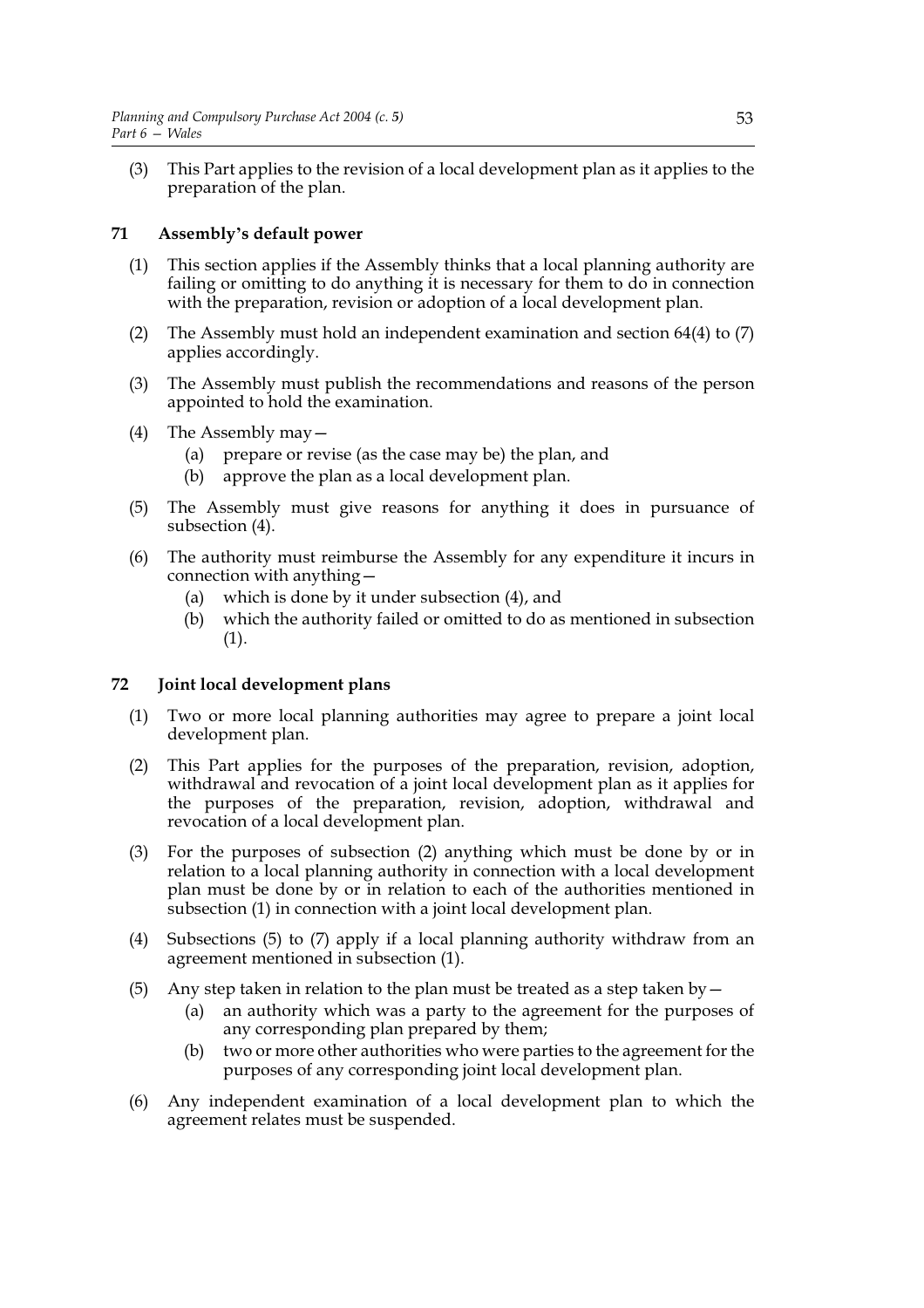(3) This Part applies to the revision of a local development plan as it applies to the preparation of the plan.

## 71 Assembly's default power

(1) This section applies if the Assembly thinks that a local planning authority are failing or omitting to do anything it is necessary for them to do in connection with the preparation, revision or adoption of a local development plan.

(2) The Assembly must hold an independent examination and section 64(4) to (7) applies accordingly.

(3) The Assembly must publish the recommendations and reasons of the person appointed to hold the examination.

(4) The Assembly may—

(a) prepare or revise (as the case may be) the plan, and

(b) approve the plan as a local development plan.

(5) The Assembly must give reasons for anything it does in pursuance of subsection (4).

(6) The authority must reimburse the Assembly for any expenditure it incurs in connection with anything—

(a) which is done by it under subsection (4), and

(b) which the authority failed or omitted to do as mentioned in subsection (1).

## 72 Joint local development plans

(1) Two or more local planning authorities may agree to prepare a joint local development plan.

(2) This Part applies for the purposes of the preparation, revision, adoption, withdrawal and revocation of a joint local development plan as it applies for the purposes of the preparation, revision, adoption, withdrawal and revocation of a local development plan.

(3) For the purposes of subsection (2) anything which must be done by or in relation to a local planning authority in connection with a local development plan must be done by or in relation to each of the authorities mentioned in subsection (1) in connection with a joint local development plan.

(4) Subsections (5) to (7) apply if a local planning authority withdraw from an agreement mentioned in subsection (1).

(5) Any step taken in relation to the plan must be treated as a step taken by—

(a) an authority which was a party to the agreement for the purposes of any corresponding plan prepared by them;

(b) two or more other authorities who were parties to the agreement for the purposes of any corresponding joint local development plan.

(6) Any independent examination of a local development plan to which the agreement relates must be suspended.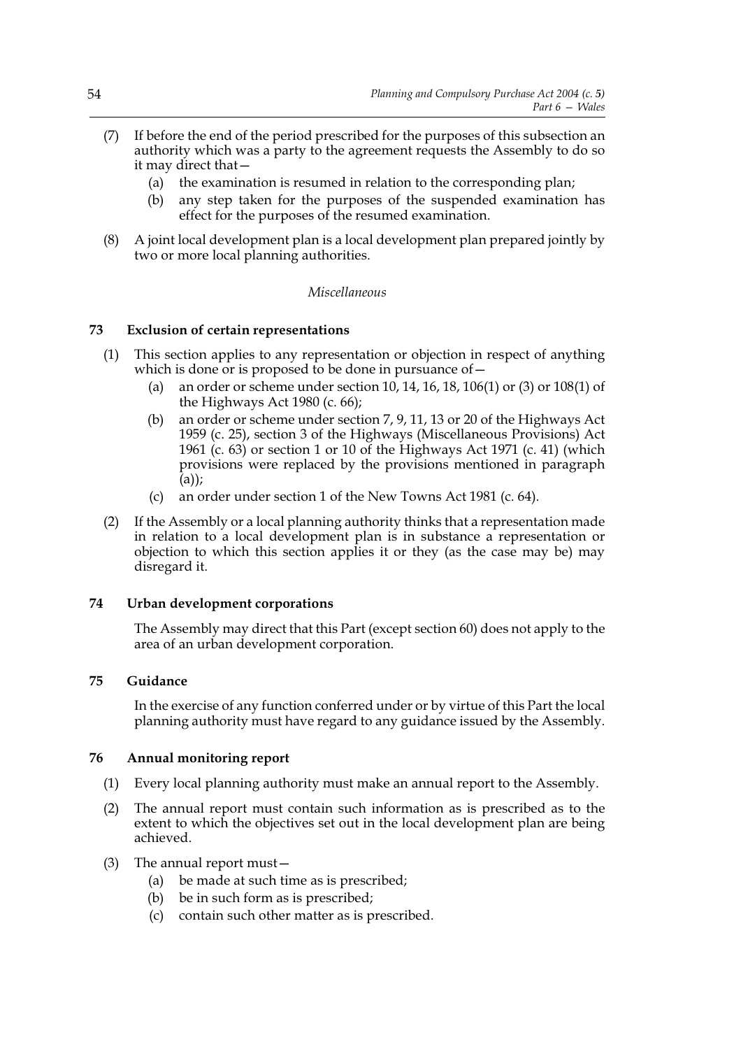(7) If before the end of the period prescribed for the purposes of this subsection an authority which was a party to the agreement requests the Assembly to do so it may direct that—

  (a) the examination is resumed in relation to the corresponding plan;

  (b) any step taken for the purposes of the suspended examination has effect for the purposes of the resumed examination.

(8) A joint local development plan is a local development plan prepared jointly by two or more local planning authorities.

*Miscellaneous*

### 73 Exclusion of certain representations

(1) This section applies to any representation or objection in respect of anything which is done or is proposed to be done in pursuance of—

  (a) an order or scheme under section 10, 14, 16, 18, 106(1) or (3) or 108(1) of the Highways Act 1980 (c. 66);

  (b) an order or scheme under section 7, 9, 11, 13 or 20 of the Highways Act 1959 (c. 25), section 3 of the Highways (Miscellaneous Provisions) Act 1961 (c. 63) or section 1 or 10 of the Highways Act 1971 (c. 41) (which provisions were replaced by the provisions mentioned in paragraph (a));

  (c) an order under section 1 of the New Towns Act 1981 (c. 64).

(2) If the Assembly or a local planning authority thinks that a representation made in relation to a local development plan is in substance a representation or objection to which this section applies it or they (as the case may be) may disregard it.

### 74 Urban development corporations

The Assembly may direct that this Part (except section 60) does not apply to the area of an urban development corporation.

### 75 Guidance

In the exercise of any function conferred under or by virtue of this Part the local planning authority must have regard to any guidance issued by the Assembly.

### 76 Annual monitoring report

(1) Every local planning authority must make an annual report to the Assembly.

(2) The annual report must contain such information as is prescribed as to the extent to which the objectives set out in the local development plan are being achieved.

(3) The annual report must—

  (a) be made at such time as is prescribed;

  (b) be in such form as is prescribed;

  (c) contain such other matter as is prescribed.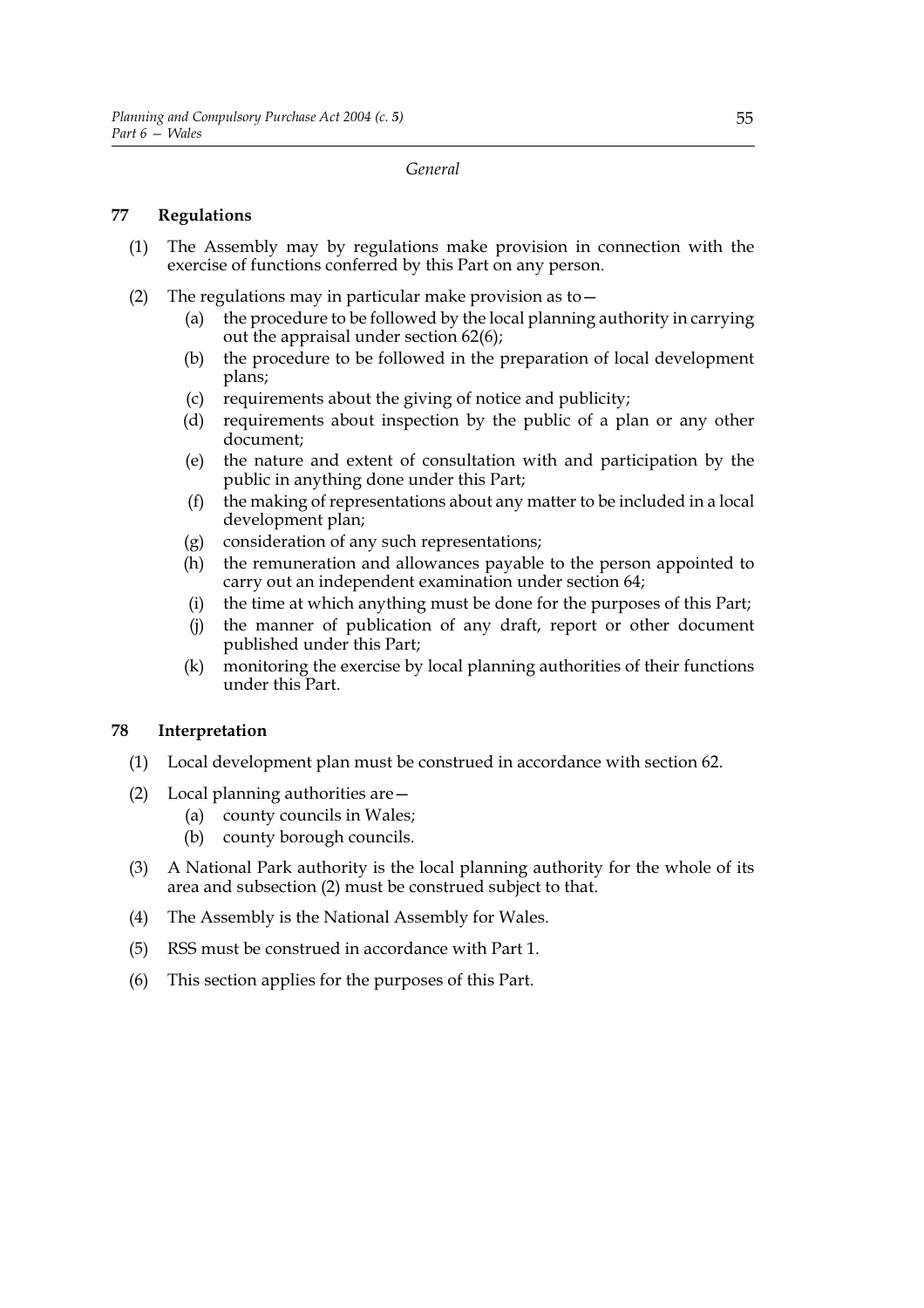*General*

## 77 Regulations

(1) The Assembly may by regulations make provision in connection with the exercise of functions conferred by this Part on any person.

(2) The regulations may in particular make provision as to—

- (a) the procedure to be followed by the local planning authority in carrying out the appraisal under section 62(6);
- (b) the procedure to be followed in the preparation of local development plans;
- (c) requirements about the giving of notice and publicity;
- (d) requirements about inspection by the public of a plan or any other document;
- (e) the nature and extent of consultation with and participation by the public in anything done under this Part;
- (f) the making of representations about any matter to be included in a local development plan;
- (g) consideration of any such representations;
- (h) the remuneration and allowances payable to the person appointed to carry out an independent examination under section 64;
- (i) the time at which anything must be done for the purposes of this Part;
- (j) the manner of publication of any draft, report or other document published under this Part;
- (k) monitoring the exercise by local planning authorities of their functions under this Part.

## 78 Interpretation

(1) Local development plan must be construed in accordance with section 62.

(2) Local planning authorities are—

- (a) county councils in Wales;
- (b) county borough councils.

(3) A National Park authority is the local planning authority for the whole of its area and subsection (2) must be construed subject to that.

(4) The Assembly is the National Assembly for Wales.

(5) RSS must be construed in accordance with Part 1.

(6) This section applies for the purposes of this Part.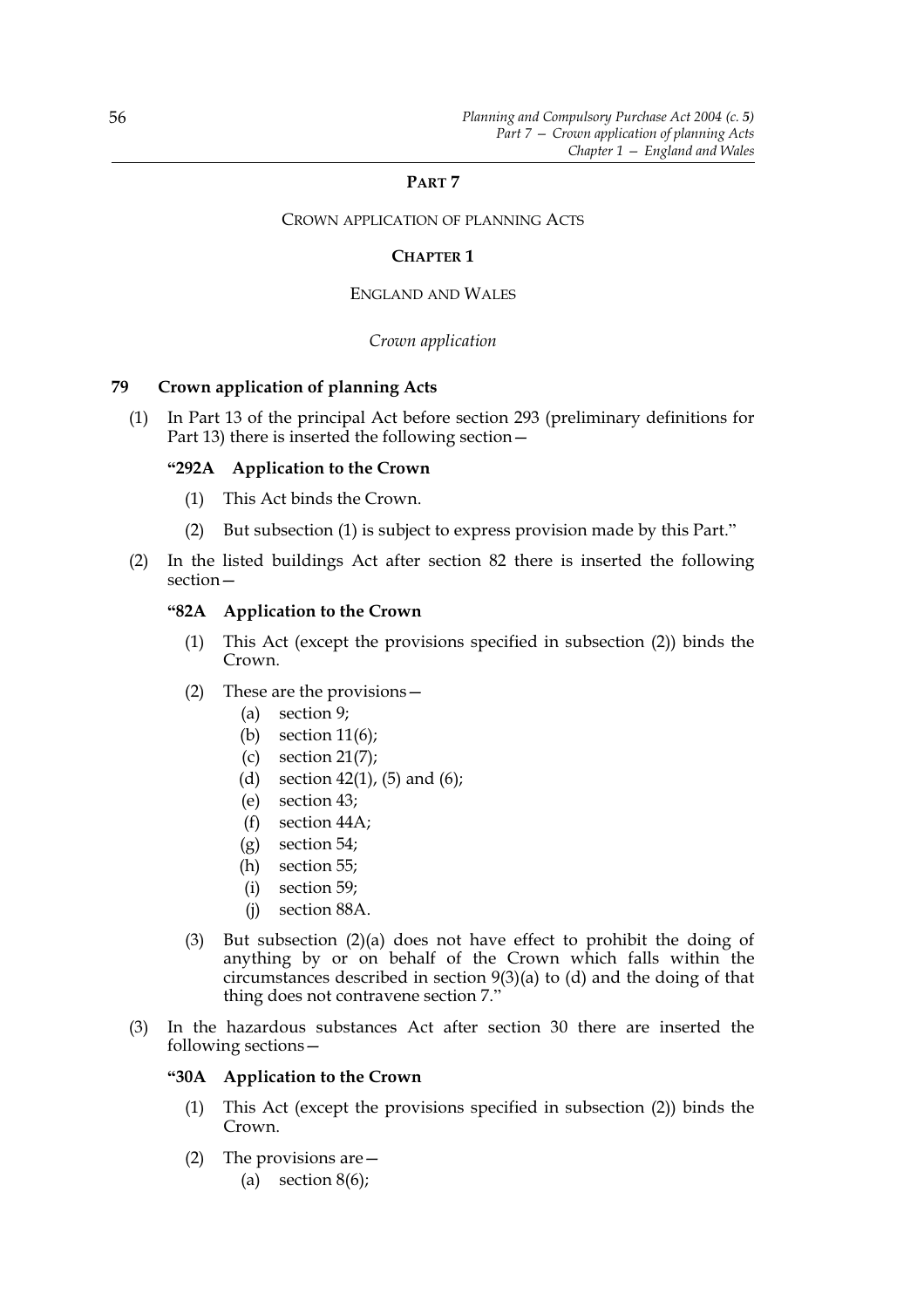# PART 7

## CROWN APPLICATION OF PLANNING ACTS

### CHAPTER 1

#### ENGLAND AND WALES

*Crown application*

**79 Crown application of planning Acts**

(1) In Part 13 of the principal Act before section 293 (preliminary definitions for Part 13) there is inserted the following section—

**"292A Application to the Crown**

(1) This Act binds the Crown.

(2) But subsection (1) is subject to express provision made by this Part."

(2) In the listed buildings Act after section 82 there is inserted the following section—

**"82A Application to the Crown**

(1) This Act (except the provisions specified in subsection (2)) binds the Crown.

(2) These are the provisions—

(a) section 9;

(b) section 11(6);

(c) section 21(7);

(d) section 42(1), (5) and (6);

(e) section 43;

(f) section 44A;

(g) section 54;

(h) section 55;

(i) section 59;

(j) section 88A.

(3) But subsection (2)(a) does not have effect to prohibit the doing of anything by or on behalf of the Crown which falls within the circumstances described in section 9(3)(a) to (d) and the doing of that thing does not contravene section 7."

(3) In the hazardous substances Act after section 30 there are inserted the following sections—

**"30A Application to the Crown**

(1) This Act (except the provisions specified in subsection (2)) binds the Crown.

(2) The provisions are—

(a) section 8(6);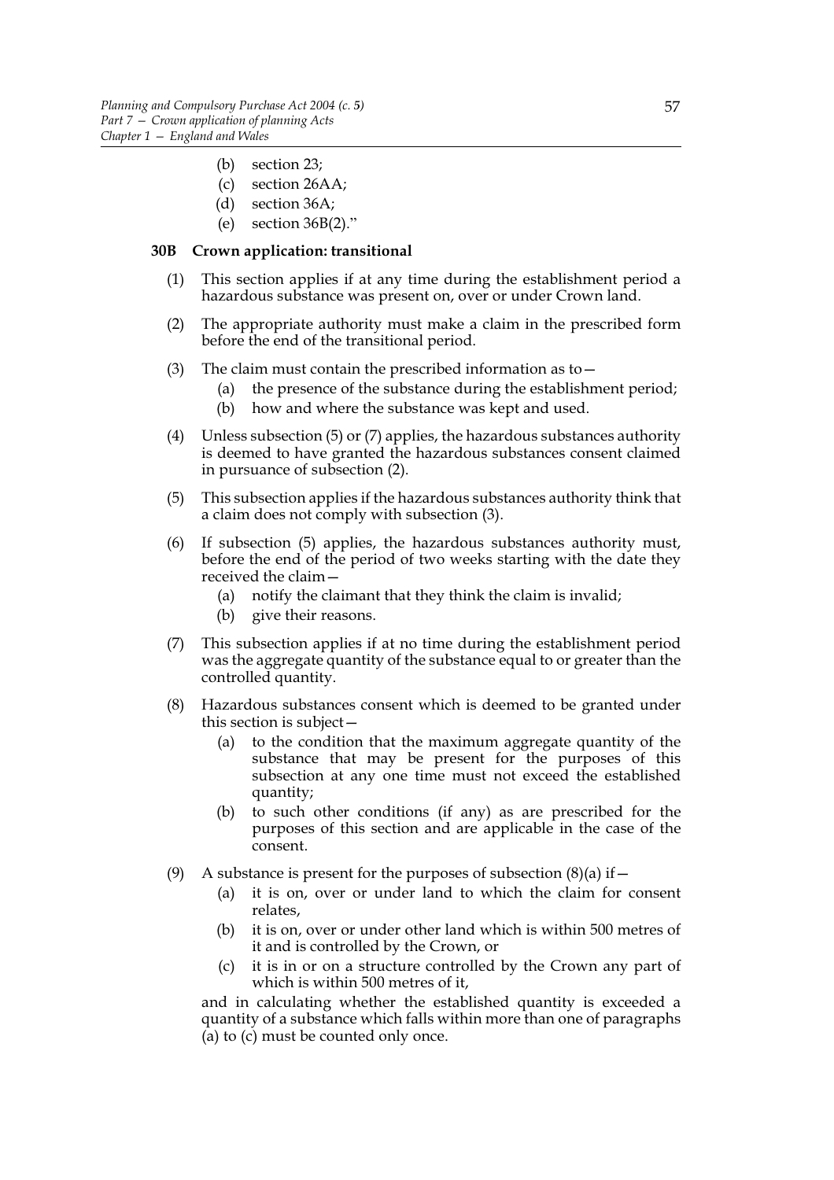(b) section 23;

(c) section 26AA;

(d) section 36A;

(e) section 36B(2)."

**30B Crown application: transitional**

(1) This section applies if at any time during the establishment period a hazardous substance was present on, over or under Crown land.

(2) The appropriate authority must make a claim in the prescribed form before the end of the transitional period.

(3) The claim must contain the prescribed information as to—

(a) the presence of the substance during the establishment period;

(b) how and where the substance was kept and used.

(4) Unless subsection (5) or (7) applies, the hazardous substances authority is deemed to have granted the hazardous substances consent claimed in pursuance of subsection (2).

(5) This subsection applies if the hazardous substances authority think that a claim does not comply with subsection (3).

(6) If subsection (5) applies, the hazardous substances authority must, before the end of the period of two weeks starting with the date they received the claim—

(a) notify the claimant that they think the claim is invalid;

(b) give their reasons.

(7) This subsection applies if at no time during the establishment period was the aggregate quantity of the substance equal to or greater than the controlled quantity.

(8) Hazardous substances consent which is deemed to be granted under this section is subject—

(a) to the condition that the maximum aggregate quantity of the substance that may be present for the purposes of this subsection at any one time must not exceed the established quantity;

(b) to such other conditions (if any) as are prescribed for the purposes of this section and are applicable in the case of the consent.

(9) A substance is present for the purposes of subsection (8)(a) if—

(a) it is on, over or under land to which the claim for consent relates,

(b) it is on, over or under other land which is within 500 metres of it and is controlled by the Crown, or

(c) it is in or on a structure controlled by the Crown any part of which is within 500 metres of it,

and in calculating whether the established quantity is exceeded a quantity of a substance which falls within more than one of paragraphs (a) to (c) must be counted only once.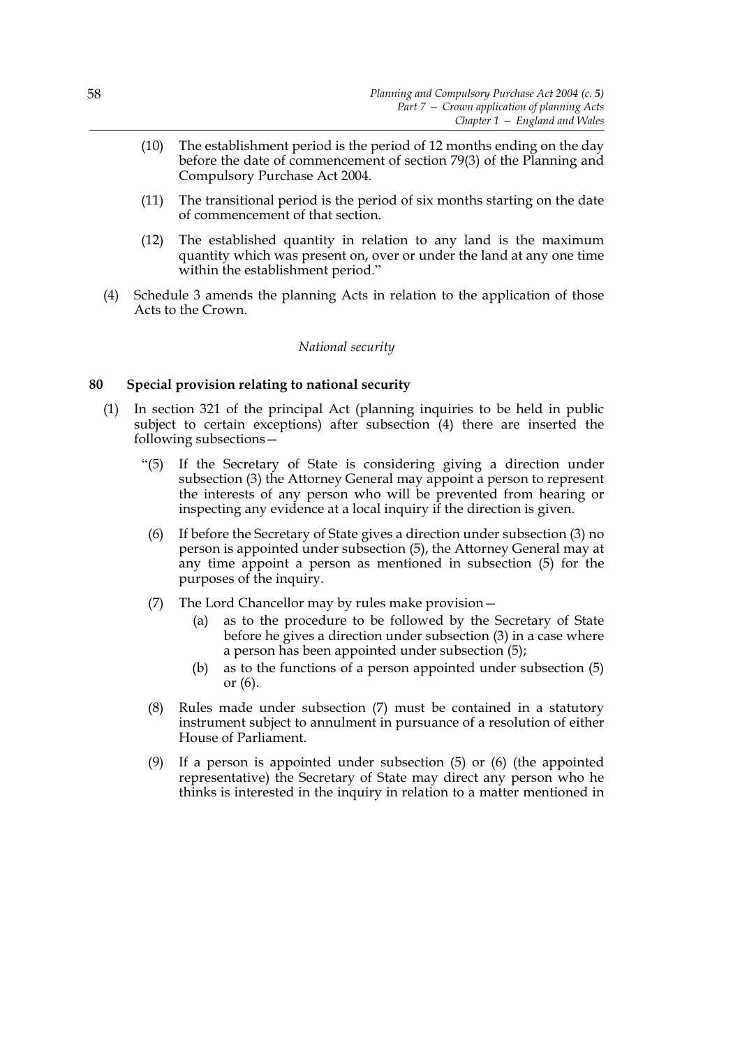(10) The establishment period is the period of 12 months ending on the day before the date of commencement of section 79(3) of the Planning and Compulsory Purchase Act 2004.

(11) The transitional period is the period of six months starting on the date of commencement of that section.

(12) The established quantity in relation to any land is the maximum quantity which was present on, over or under the land at any one time within the establishment period."

(4) Schedule 3 amends the planning Acts in relation to the application of those Acts to the Crown.

*National security*

### 80 Special provision relating to national security

(1) In section 321 of the principal Act (planning inquiries to be held in public subject to certain exceptions) after subsection (4) there are inserted the following subsections—

"(5) If the Secretary of State is considering giving a direction under subsection (3) the Attorney General may appoint a person to represent the interests of any person who will be prevented from hearing or inspecting any evidence at a local inquiry if the direction is given.

(6) If before the Secretary of State gives a direction under subsection (3) no person is appointed under subsection (5), the Attorney General may at any time appoint a person as mentioned in subsection (5) for the purposes of the inquiry.

(7) The Lord Chancellor may by rules make provision—

(a) as to the procedure to be followed by the Secretary of State before he gives a direction under subsection (3) in a case where a person has been appointed under subsection (5);

(b) as to the functions of a person appointed under subsection (5) or (6).

(8) Rules made under subsection (7) must be contained in a statutory instrument subject to annulment in pursuance of a resolution of either House of Parliament.

(9) If a person is appointed under subsection (5) or (6) (the appointed representative) the Secretary of State may direct any person who he thinks is interested in the inquiry in relation to a matter mentioned in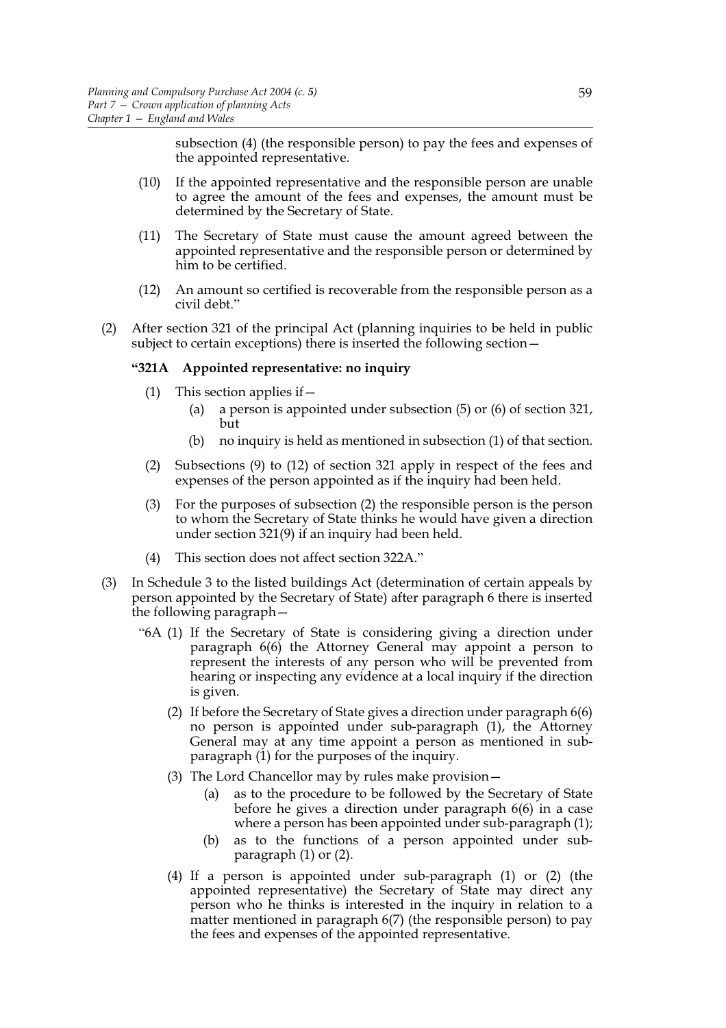subsection (4) (the responsible person) to pay the fees and expenses of the appointed representative.

(10) If the appointed representative and the responsible person are unable to agree the amount of the fees and expenses, the amount must be determined by the Secretary of State.

(11) The Secretary of State must cause the amount agreed between the appointed representative and the responsible person or determined by him to be certified.

(12) An amount so certified is recoverable from the responsible person as a civil debt."

(2) After section 321 of the principal Act (planning inquiries to be held in public subject to certain exceptions) there is inserted the following section—

**"321A Appointed representative: no inquiry**

(1) This section applies if—

(a) a person is appointed under subsection (5) or (6) of section 321, but

(b) no inquiry is held as mentioned in subsection (1) of that section.

(2) Subsections (9) to (12) of section 321 apply in respect of the fees and expenses of the person appointed as if the inquiry had been held.

(3) For the purposes of subsection (2) the responsible person is the person to whom the Secretary of State thinks he would have given a direction under section 321(9) if an inquiry had been held.

(4) This section does not affect section 322A."

(3) In Schedule 3 to the listed buildings Act (determination of certain appeals by person appointed by the Secretary of State) after paragraph 6 there is inserted the following paragraph—

"6A (1) If the Secretary of State is considering giving a direction under paragraph 6(6) the Attorney General may appoint a person to represent the interests of any person who will be prevented from hearing or inspecting any evidence at a local inquiry if the direction is given.

(2) If before the Secretary of State gives a direction under paragraph 6(6) no person is appointed under sub-paragraph (1), the Attorney General may at any time appoint a person as mentioned in sub-paragraph (1) for the purposes of the inquiry.

(3) The Lord Chancellor may by rules make provision—

(a) as to the procedure to be followed by the Secretary of State before he gives a direction under paragraph 6(6) in a case where a person has been appointed under sub-paragraph (1);

(b) as to the functions of a person appointed under sub-paragraph (1) or (2).

(4) If a person is appointed under sub-paragraph (1) or (2) (the appointed representative) the Secretary of State may direct any person who he thinks is interested in the inquiry in relation to a matter mentioned in paragraph 6(7) (the responsible person) to pay the fees and expenses of the appointed representative.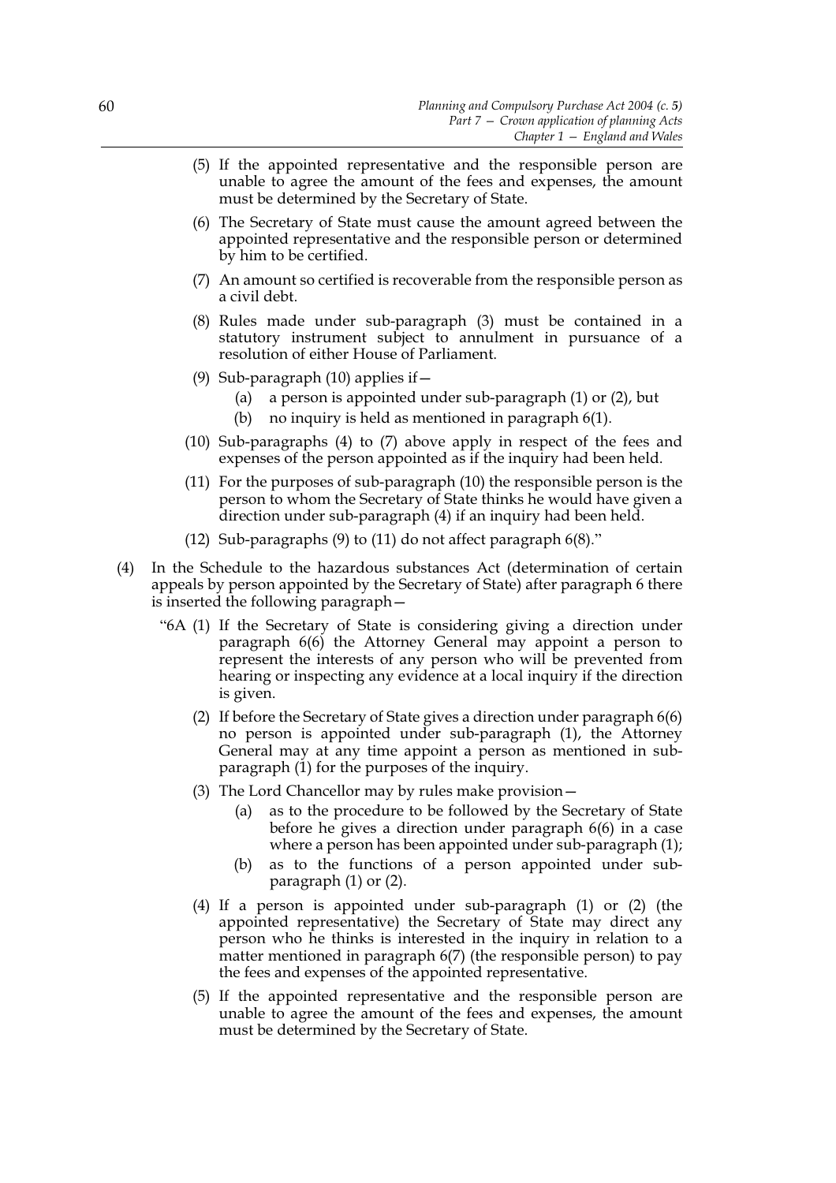(5) If the appointed representative and the responsible person are unable to agree the amount of the fees and expenses, the amount must be determined by the Secretary of State.

(6) The Secretary of State must cause the amount agreed between the appointed representative and the responsible person or determined by him to be certified.

(7) An amount so certified is recoverable from the responsible person as a civil debt.

(8) Rules made under sub-paragraph (3) must be contained in a statutory instrument subject to annulment in pursuance of a resolution of either House of Parliament.

(9) Sub-paragraph (10) applies if—

(a) a person is appointed under sub-paragraph (1) or (2), but

(b) no inquiry is held as mentioned in paragraph 6(1).

(10) Sub-paragraphs (4) to (7) above apply in respect of the fees and expenses of the person appointed as if the inquiry had been held.

(11) For the purposes of sub-paragraph (10) the responsible person is the person to whom the Secretary of State thinks he would have given a direction under sub-paragraph (4) if an inquiry had been held.

(12) Sub-paragraphs (9) to (11) do not affect paragraph 6(8)."

(4) In the Schedule to the hazardous substances Act (determination of certain appeals by person appointed by the Secretary of State) after paragraph 6 there is inserted the following paragraph—

"6A (1) If the Secretary of State is considering giving a direction under paragraph 6(6) the Attorney General may appoint a person to represent the interests of any person who will be prevented from hearing or inspecting any evidence at a local inquiry if the direction is given.

(2) If before the Secretary of State gives a direction under paragraph 6(6) no person is appointed under sub-paragraph (1), the Attorney General may at any time appoint a person as mentioned in sub-paragraph (1) for the purposes of the inquiry.

(3) The Lord Chancellor may by rules make provision—

(a) as to the procedure to be followed by the Secretary of State before he gives a direction under paragraph 6(6) in a case where a person has been appointed under sub-paragraph (1);

(b) as to the functions of a person appointed under sub-paragraph (1) or (2).

(4) If a person is appointed under sub-paragraph (1) or (2) (the appointed representative) the Secretary of State may direct any person who he thinks is interested in the inquiry in relation to a matter mentioned in paragraph 6(7) (the responsible person) to pay the fees and expenses of the appointed representative.

(5) If the appointed representative and the responsible person are unable to agree the amount of the fees and expenses, the amount must be determined by the Secretary of State.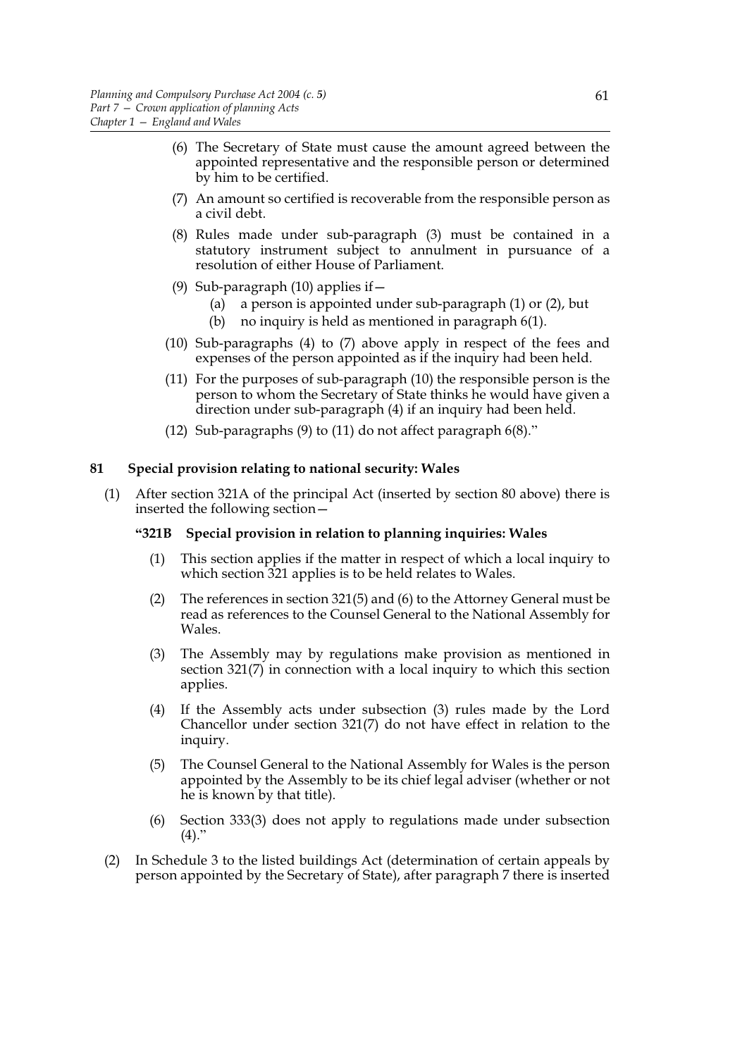(6) The Secretary of State must cause the amount agreed between the appointed representative and the responsible person or determined by him to be certified.

(7) An amount so certified is recoverable from the responsible person as a civil debt.

(8) Rules made under sub-paragraph (3) must be contained in a statutory instrument subject to annulment in pursuance of a resolution of either House of Parliament.

(9) Sub-paragraph (10) applies if—

(a) a person is appointed under sub-paragraph (1) or (2), but

(b) no inquiry is held as mentioned in paragraph 6(1).

(10) Sub-paragraphs (4) to (7) above apply in respect of the fees and expenses of the person appointed as if the inquiry had been held.

(11) For the purposes of sub-paragraph (10) the responsible person is the person to whom the Secretary of State thinks he would have given a direction under sub-paragraph (4) if an inquiry had been held.

(12) Sub-paragraphs (9) to (11) do not affect paragraph 6(8)."

## 81 Special provision relating to national security: Wales

(1) After section 321A of the principal Act (inserted by section 80 above) there is inserted the following section—

**"321B Special provision in relation to planning inquiries: Wales**

(1) This section applies if the matter in respect of which a local inquiry to which section 321 applies is to be held relates to Wales.

(2) The references in section 321(5) and (6) to the Attorney General must be read as references to the Counsel General to the National Assembly for Wales.

(3) The Assembly may by regulations make provision as mentioned in section 321(7) in connection with a local inquiry to which this section applies.

(4) If the Assembly acts under subsection (3) rules made by the Lord Chancellor under section 321(7) do not have effect in relation to the inquiry.

(5) The Counsel General to the National Assembly for Wales is the person appointed by the Assembly to be its chief legal adviser (whether or not he is known by that title).

(6) Section 333(3) does not apply to regulations made under subsection (4)."

(2) In Schedule 3 to the listed buildings Act (determination of certain appeals by person appointed by the Secretary of State), after paragraph 7 there is inserted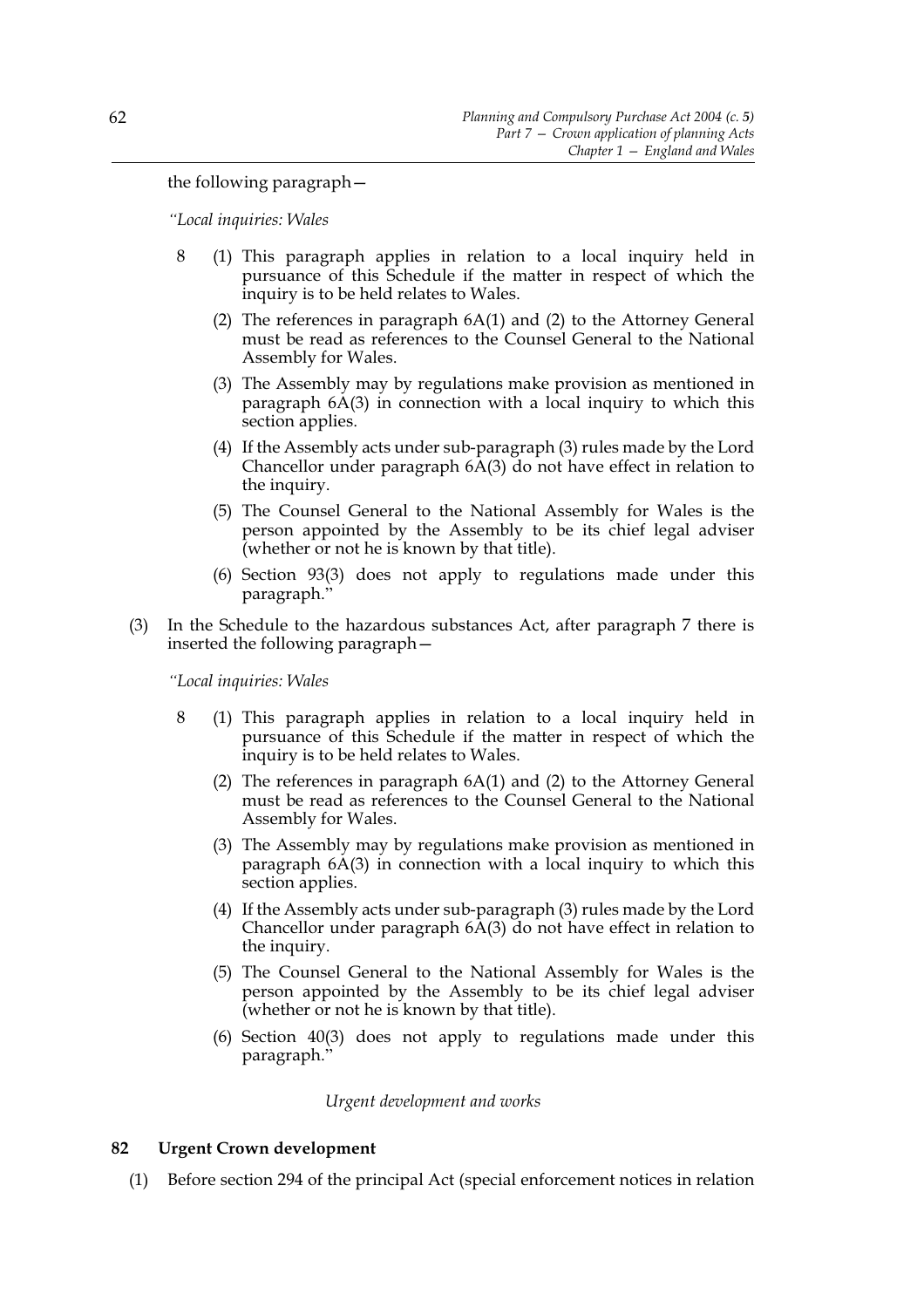the following paragraph—

*"Local inquiries: Wales*

8 (1) This paragraph applies in relation to a local inquiry held in pursuance of this Schedule if the matter in respect of which the inquiry is to be held relates to Wales.

(2) The references in paragraph 6A(1) and (2) to the Attorney General must be read as references to the Counsel General to the National Assembly for Wales.

(3) The Assembly may by regulations make provision as mentioned in paragraph 6A(3) in connection with a local inquiry to which this section applies.

(4) If the Assembly acts under sub-paragraph (3) rules made by the Lord Chancellor under paragraph 6A(3) do not have effect in relation to the inquiry.

(5) The Counsel General to the National Assembly for Wales is the person appointed by the Assembly to be its chief legal adviser (whether or not he is known by that title).

(6) Section 93(3) does not apply to regulations made under this paragraph."

(3) In the Schedule to the hazardous substances Act, after paragraph 7 there is inserted the following paragraph—

*"Local inquiries: Wales*

8 (1) This paragraph applies in relation to a local inquiry held in pursuance of this Schedule if the matter in respect of which the inquiry is to be held relates to Wales.

(2) The references in paragraph 6A(1) and (2) to the Attorney General must be read as references to the Counsel General to the National Assembly for Wales.

(3) The Assembly may by regulations make provision as mentioned in paragraph 6A(3) in connection with a local inquiry to which this section applies.

(4) If the Assembly acts under sub-paragraph (3) rules made by the Lord Chancellor under paragraph 6A(3) do not have effect in relation to the inquiry.

(5) The Counsel General to the National Assembly for Wales is the person appointed by the Assembly to be its chief legal adviser (whether or not he is known by that title).

(6) Section 40(3) does not apply to regulations made under this paragraph."

*Urgent development and works*

**82 Urgent Crown development**

(1) Before section 294 of the principal Act (special enforcement notices in relation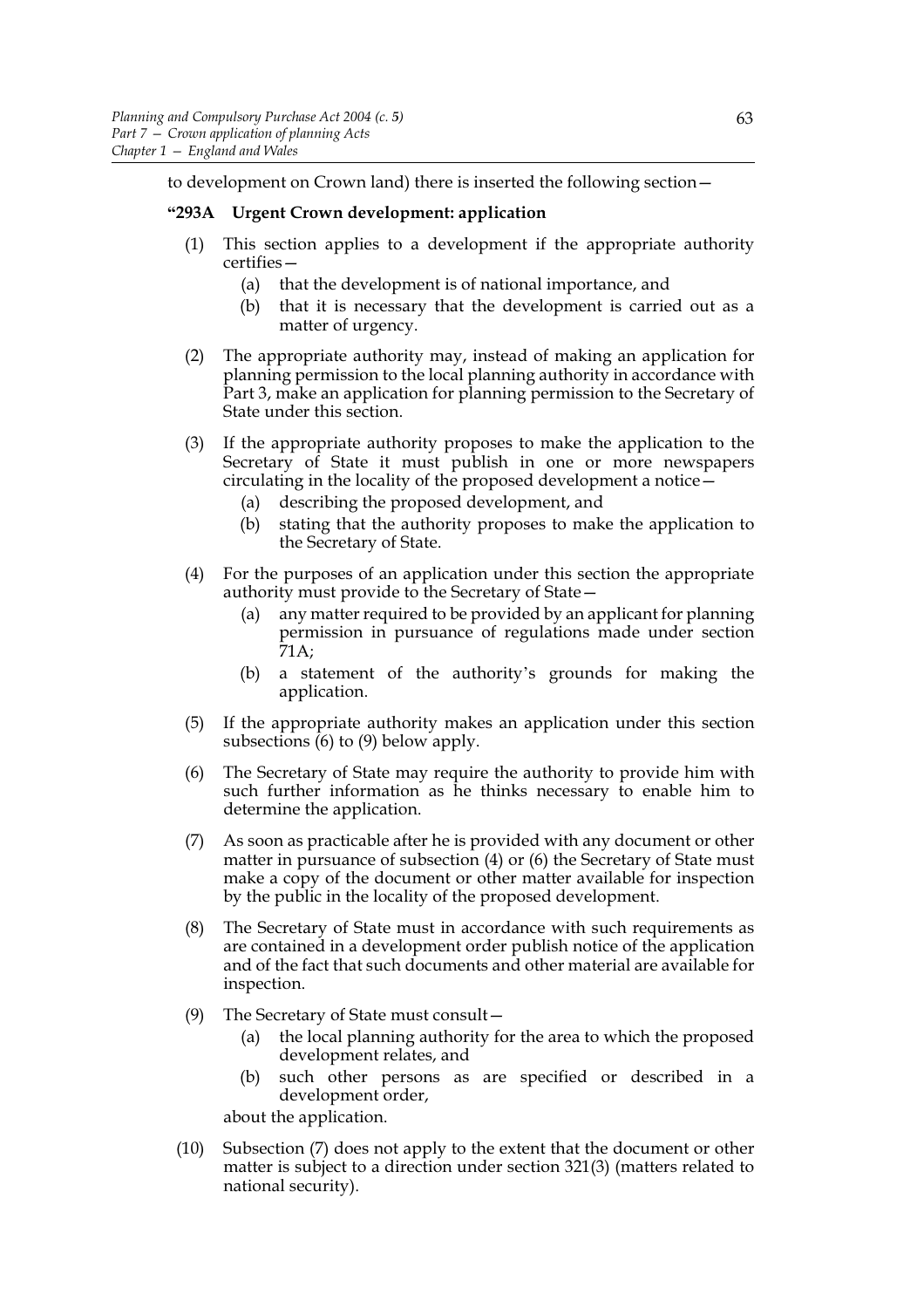to development on Crown land) there is inserted the following section—

**"293A Urgent Crown development: application**

(1) This section applies to a development if the appropriate authority certifies—

   (a) that the development is of national importance, and

   (b) that it is necessary that the development is carried out as a matter of urgency.

(2) The appropriate authority may, instead of making an application for planning permission to the local planning authority in accordance with Part 3, make an application for planning permission to the Secretary of State under this section.

(3) If the appropriate authority proposes to make the application to the Secretary of State it must publish in one or more newspapers circulating in the locality of the proposed development a notice—

   (a) describing the proposed development, and

   (b) stating that the authority proposes to make the application to the Secretary of State.

(4) For the purposes of an application under this section the appropriate authority must provide to the Secretary of State—

   (a) any matter required to be provided by an applicant for planning permission in pursuance of regulations made under section 71A;

   (b) a statement of the authority's grounds for making the application.

(5) If the appropriate authority makes an application under this section subsections (6) to (9) below apply.

(6) The Secretary of State may require the authority to provide him with such further information as he thinks necessary to enable him to determine the application.

(7) As soon as practicable after he is provided with any document or other matter in pursuance of subsection (4) or (6) the Secretary of State must make a copy of the document or other matter available for inspection by the public in the locality of the proposed development.

(8) The Secretary of State must in accordance with such requirements as are contained in a development order publish notice of the application and of the fact that such documents and other material are available for inspection.

(9) The Secretary of State must consult—

   (a) the local planning authority for the area to which the proposed development relates, and

   (b) such other persons as are specified or described in a development order,

about the application.

(10) Subsection (7) does not apply to the extent that the document or other matter is subject to a direction under section 321(3) (matters related to national security).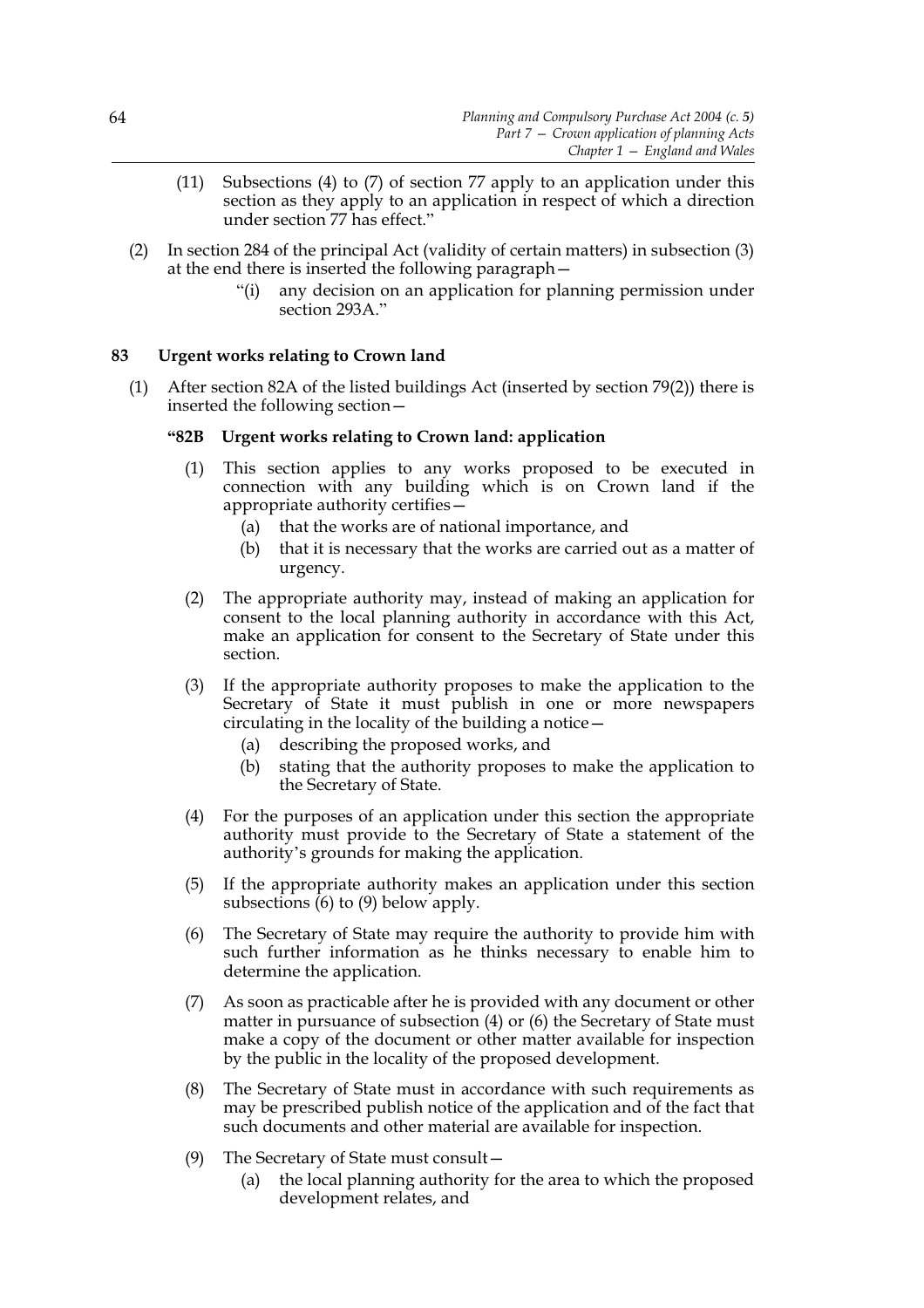(11) Subsections (4) to (7) of section 77 apply to an application under this section as they apply to an application in respect of which a direction under section 77 has effect."

(2) In section 284 of the principal Act (validity of certain matters) in subsection (3) at the end there is inserted the following paragraph—

"(i) any decision on an application for planning permission under section 293A."

### 83 Urgent works relating to Crown land

(1) After section 82A of the listed buildings Act (inserted by section 79(2)) there is inserted the following section—

**"82B Urgent works relating to Crown land: application**

(1) This section applies to any works proposed to be executed in connection with any building which is on Crown land if the appropriate authority certifies—

(a) that the works are of national importance, and

(b) that it is necessary that the works are carried out as a matter of urgency.

(2) The appropriate authority may, instead of making an application for consent to the local planning authority in accordance with this Act, make an application for consent to the Secretary of State under this section.

(3) If the appropriate authority proposes to make the application to the Secretary of State it must publish in one or more newspapers circulating in the locality of the building a notice—

(a) describing the proposed works, and

(b) stating that the authority proposes to make the application to the Secretary of State.

(4) For the purposes of an application under this section the appropriate authority must provide to the Secretary of State a statement of the authority's grounds for making the application.

(5) If the appropriate authority makes an application under this section subsections (6) to (9) below apply.

(6) The Secretary of State may require the authority to provide him with such further information as he thinks necessary to enable him to determine the application.

(7) As soon as practicable after he is provided with any document or other matter in pursuance of subsection (4) or (6) the Secretary of State must make a copy of the document or other matter available for inspection by the public in the locality of the proposed development.

(8) The Secretary of State must in accordance with such requirements as may be prescribed publish notice of the application and of the fact that such documents and other material are available for inspection.

(9) The Secretary of State must consult—

(a) the local planning authority for the area to which the proposed development relates, and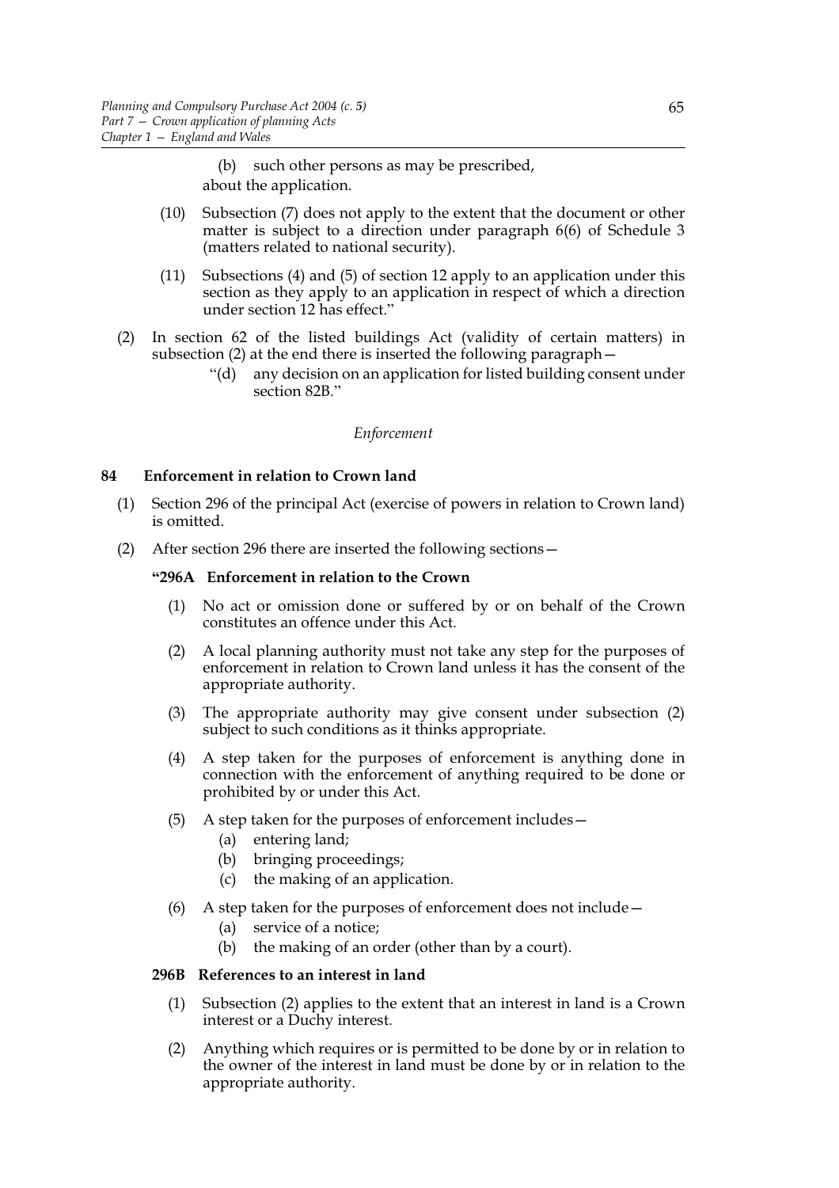(b) such other persons as may be prescribed,

about the application.

(10) Subsection (7) does not apply to the extent that the document or other matter is subject to a direction under paragraph 6(6) of Schedule 3 (matters related to national security).

(11) Subsections (4) and (5) of section 12 apply to an application under this section as they apply to an application in respect of which a direction under section 12 has effect."

(2) In section 62 of the listed buildings Act (validity of certain matters) in subsection (2) at the end there is inserted the following paragraph—

"(d) any decision on an application for listed building consent under section 82B."

*Enforcement*

**84 Enforcement in relation to Crown land**

(1) Section 296 of the principal Act (exercise of powers in relation to Crown land) is omitted.

(2) After section 296 there are inserted the following sections—

**"296A Enforcement in relation to the Crown**

(1) No act or omission done or suffered by or on behalf of the Crown constitutes an offence under this Act.

(2) A local planning authority must not take any step for the purposes of enforcement in relation to Crown land unless it has the consent of the appropriate authority.

(3) The appropriate authority may give consent under subsection (2) subject to such conditions as it thinks appropriate.

(4) A step taken for the purposes of enforcement is anything done in connection with the enforcement of anything required to be done or prohibited by or under this Act.

(5) A step taken for the purposes of enforcement includes—

(a) entering land;

(b) bringing proceedings;

(c) the making of an application.

(6) A step taken for the purposes of enforcement does not include—

(a) service of a notice;

(b) the making of an order (other than by a court).

**296B References to an interest in land**

(1) Subsection (2) applies to the extent that an interest in land is a Crown interest or a Duchy interest.

(2) Anything which requires or is permitted to be done by or in relation to the owner of the interest in land must be done by or in relation to the appropriate authority.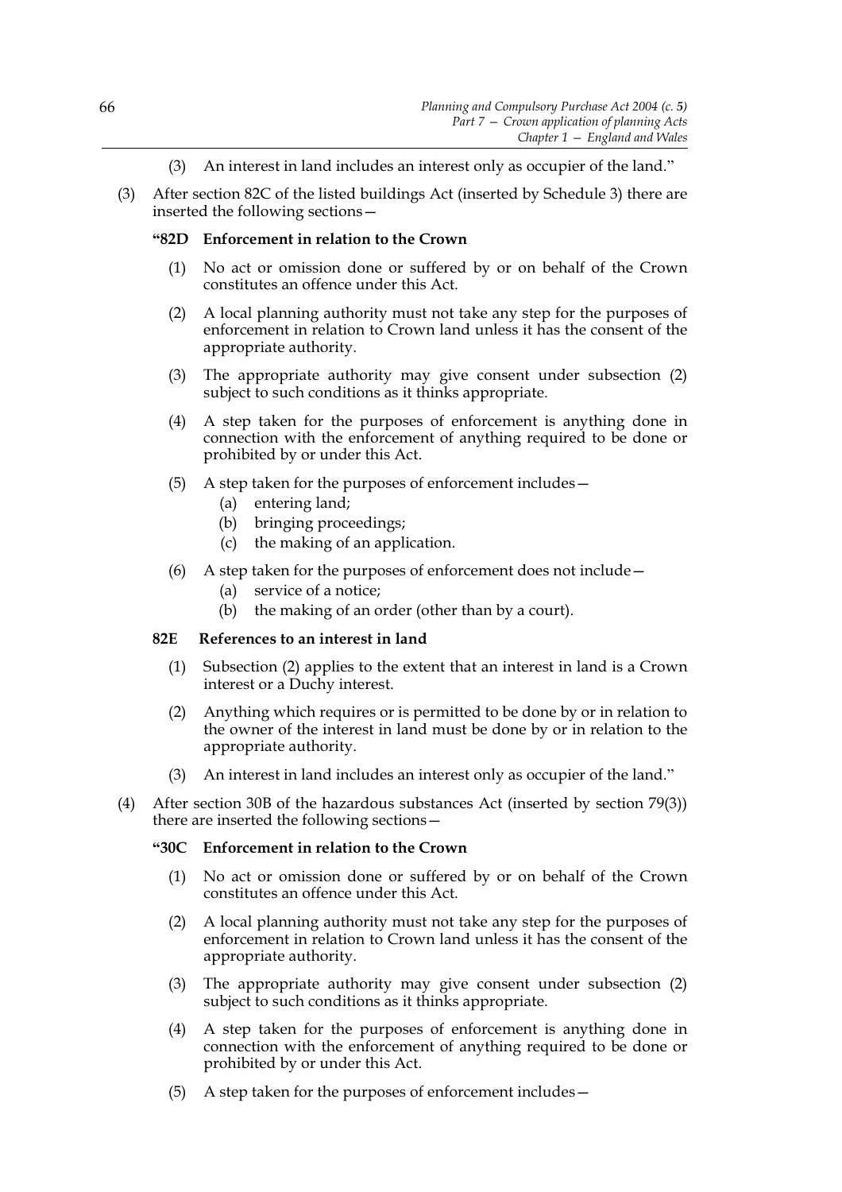(3) An interest in land includes an interest only as occupier of the land."

(3) After section 82C of the listed buildings Act (inserted by Schedule 3) there are inserted the following sections—

**"82D Enforcement in relation to the Crown**

(1) No act or omission done or suffered by or on behalf of the Crown constitutes an offence under this Act.

(2) A local planning authority must not take any step for the purposes of enforcement in relation to Crown land unless it has the consent of the appropriate authority.

(3) The appropriate authority may give consent under subsection (2) subject to such conditions as it thinks appropriate.

(4) A step taken for the purposes of enforcement is anything done in connection with the enforcement of anything required to be done or prohibited by or under this Act.

(5) A step taken for the purposes of enforcement includes—

(a) entering land;

(b) bringing proceedings;

(c) the making of an application.

(6) A step taken for the purposes of enforcement does not include—

(a) service of a notice;

(b) the making of an order (other than by a court).

**82E References to an interest in land**

(1) Subsection (2) applies to the extent that an interest in land is a Crown interest or a Duchy interest.

(2) Anything which requires or is permitted to be done by or in relation to the owner of the interest in land must be done by or in relation to the appropriate authority.

(3) An interest in land includes an interest only as occupier of the land."

(4) After section 30B of the hazardous substances Act (inserted by section 79(3)) there are inserted the following sections—

**"30C Enforcement in relation to the Crown**

(1) No act or omission done or suffered by or on behalf of the Crown constitutes an offence under this Act.

(2) A local planning authority must not take any step for the purposes of enforcement in relation to Crown land unless it has the consent of the appropriate authority.

(3) The appropriate authority may give consent under subsection (2) subject to such conditions as it thinks appropriate.

(4) A step taken for the purposes of enforcement is anything done in connection with the enforcement of anything required to be done or prohibited by or under this Act.

(5) A step taken for the purposes of enforcement includes—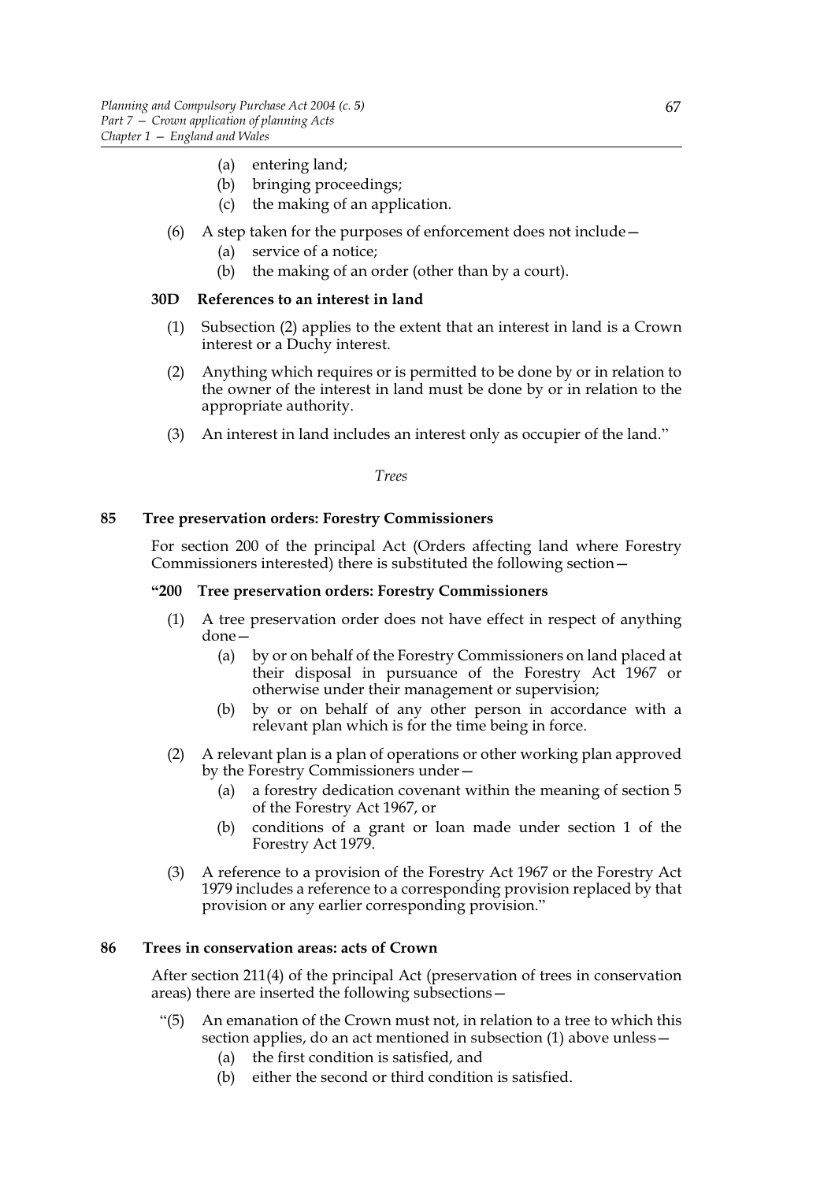(a) entering land;

(b) bringing proceedings;

(c) the making of an application.

(6) A step taken for the purposes of enforcement does not include—

(a) service of a notice;

(b) the making of an order (other than by a court).

**30D References to an interest in land**

(1) Subsection (2) applies to the extent that an interest in land is a Crown interest or a Duchy interest.

(2) Anything which requires or is permitted to be done by or in relation to the owner of the interest in land must be done by or in relation to the appropriate authority.

(3) An interest in land includes an interest only as occupier of the land."

*Trees*

### 85 Tree preservation orders: Forestry Commissioners

For section 200 of the principal Act (Orders affecting land where Forestry Commissioners interested) there is substituted the following section—

**"200 Tree preservation orders: Forestry Commissioners**

(1) A tree preservation order does not have effect in respect of anything done—

(a) by or on behalf of the Forestry Commissioners on land placed at their disposal in pursuance of the Forestry Act 1967 or otherwise under their management or supervision;

(b) by or on behalf of any other person in accordance with a relevant plan which is for the time being in force.

(2) A relevant plan is a plan of operations or other working plan approved by the Forestry Commissioners under—

(a) a forestry dedication covenant within the meaning of section 5 of the Forestry Act 1967, or

(b) conditions of a grant or loan made under section 1 of the Forestry Act 1979.

(3) A reference to a provision of the Forestry Act 1967 or the Forestry Act 1979 includes a reference to a corresponding provision replaced by that provision or any earlier corresponding provision."

### 86 Trees in conservation areas: acts of Crown

After section 211(4) of the principal Act (preservation of trees in conservation areas) there are inserted the following subsections—

"(5) An emanation of the Crown must not, in relation to a tree to which this section applies, do an act mentioned in subsection (1) above unless—

(a) the first condition is satisfied, and

(b) either the second or third condition is satisfied.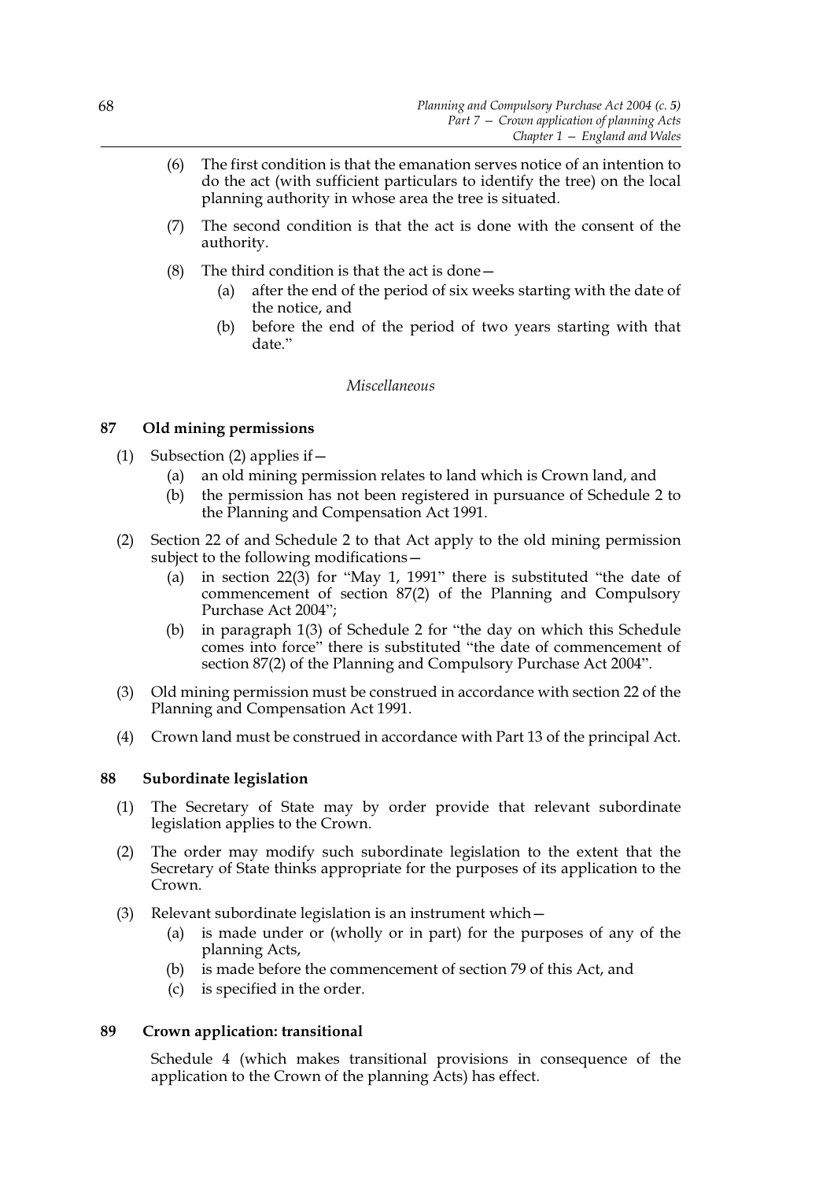(6) The first condition is that the emanation serves notice of an intention to do the act (with sufficient particulars to identify the tree) on the local planning authority in whose area the tree is situated.

(7) The second condition is that the act is done with the consent of the authority.

(8) The third condition is that the act is done—

(a) after the end of the period of six weeks starting with the date of the notice, and

(b) before the end of the period of two years starting with that date."

*Miscellaneous*

### 87 Old mining permissions

(1) Subsection (2) applies if—

(a) an old mining permission relates to land which is Crown land, and

(b) the permission has not been registered in pursuance of Schedule 2 to the Planning and Compensation Act 1991.

(2) Section 22 of and Schedule 2 to that Act apply to the old mining permission subject to the following modifications—

(a) in section 22(3) for "May 1, 1991" there is substituted "the date of commencement of section 87(2) of the Planning and Compulsory Purchase Act 2004";

(b) in paragraph 1(3) of Schedule 2 for "the day on which this Schedule comes into force" there is substituted "the date of commencement of section 87(2) of the Planning and Compulsory Purchase Act 2004".

(3) Old mining permission must be construed in accordance with section 22 of the Planning and Compensation Act 1991.

(4) Crown land must be construed in accordance with Part 13 of the principal Act.

### 88 Subordinate legislation

(1) The Secretary of State may by order provide that relevant subordinate legislation applies to the Crown.

(2) The order may modify such subordinate legislation to the extent that the Secretary of State thinks appropriate for the purposes of its application to the Crown.

(3) Relevant subordinate legislation is an instrument which—

(a) is made under or (wholly or in part) for the purposes of any of the planning Acts,

(b) is made before the commencement of section 79 of this Act, and

(c) is specified in the order.

### 89 Crown application: transitional

Schedule 4 (which makes transitional provisions in consequence of the application to the Crown of the planning Acts) has effect.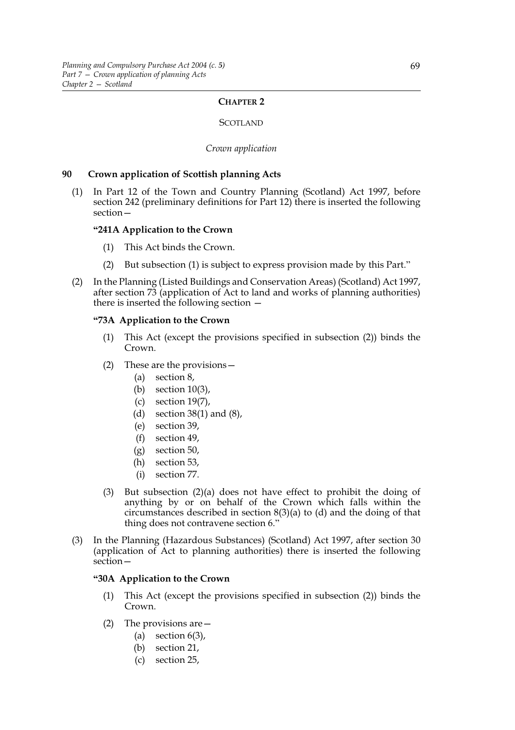## CHAPTER 2

SCOTLAND

*Crown application*

### 90 Crown application of Scottish planning Acts

(1) In Part 12 of the Town and Country Planning (Scotland) Act 1997, before section 242 (preliminary definitions for Part 12) there is inserted the following section—

**"241A Application to the Crown**

(1) This Act binds the Crown.

(2) But subsection (1) is subject to express provision made by this Part."

(2) In the Planning (Listed Buildings and Conservation Areas) (Scotland) Act 1997, after section 73 (application of Act to land and works of planning authorities) there is inserted the following section —

**"73A Application to the Crown**

(1) This Act (except the provisions specified in subsection (2)) binds the Crown.

(2) These are the provisions—

(a) section 8,

(b) section 10(3),

(c) section 19(7),

(d) section 38(1) and (8),

(e) section 39,

(f) section 49,

(g) section 50,

(h) section 53,

(i) section 77.

(3) But subsection (2)(a) does not have effect to prohibit the doing of anything by or on behalf of the Crown which falls within the circumstances described in section 8(3)(a) to (d) and the doing of that thing does not contravene section 6."

(3) In the Planning (Hazardous Substances) (Scotland) Act 1997, after section 30 (application of Act to planning authorities) there is inserted the following section—

**"30A Application to the Crown**

(1) This Act (except the provisions specified in subsection (2)) binds the Crown.

(2) The provisions are—

(a) section 6(3),

(b) section 21,

(c) section 25,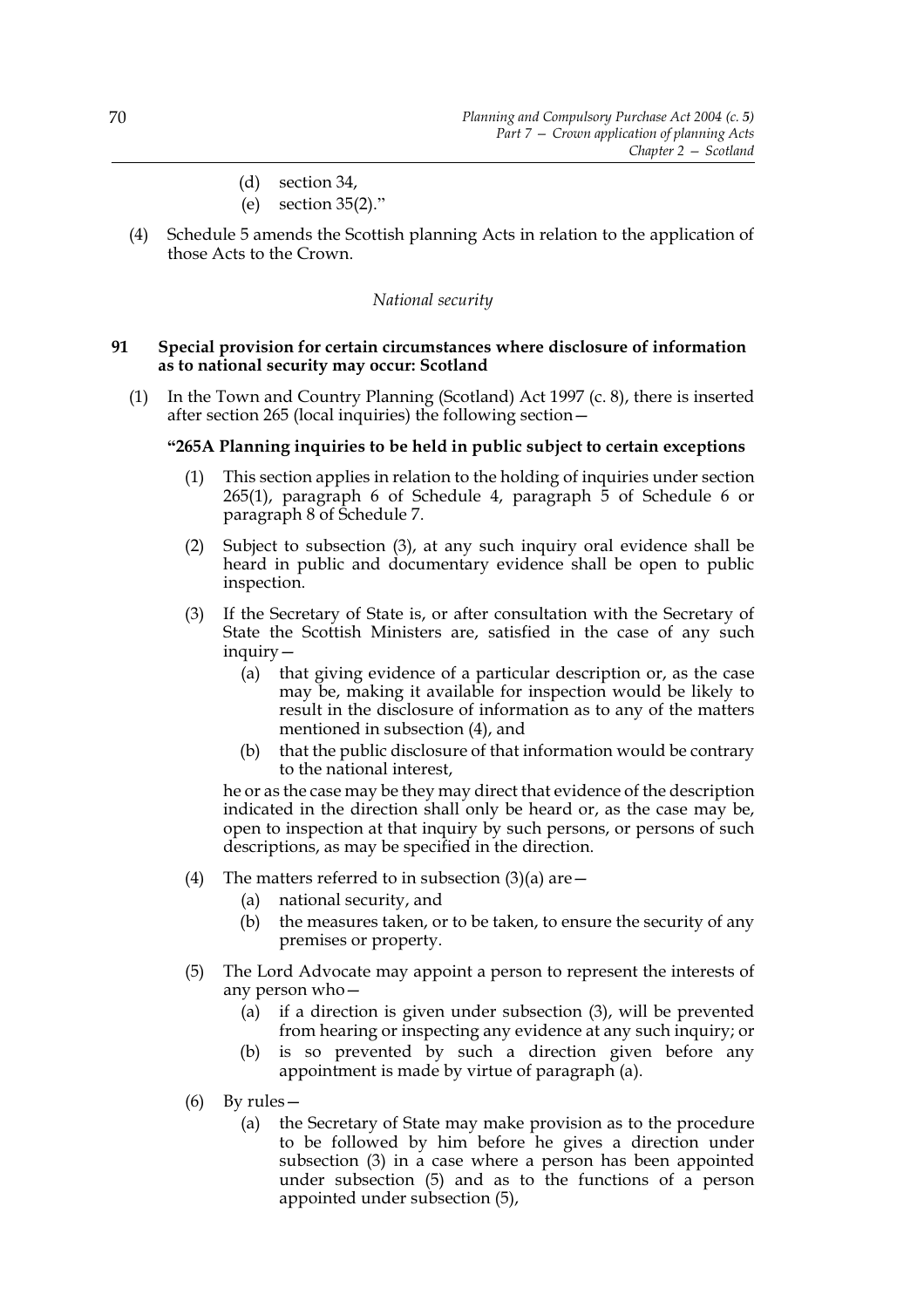(d) section 34,

(e) section 35(2)."

(4) Schedule 5 amends the Scottish planning Acts in relation to the application of those Acts to the Crown.

*National security*

**91 Special provision for certain circumstances where disclosure of information as to national security may occur: Scotland**

(1) In the Town and Country Planning (Scotland) Act 1997 (c. 8), there is inserted after section 265 (local inquiries) the following section—

**"265A Planning inquiries to be held in public subject to certain exceptions**

(1) This section applies in relation to the holding of inquiries under section 265(1), paragraph 6 of Schedule 4, paragraph 5 of Schedule 6 or paragraph 8 of Schedule 7.

(2) Subject to subsection (3), at any such inquiry oral evidence shall be heard in public and documentary evidence shall be open to public inspection.

(3) If the Secretary of State is, or after consultation with the Secretary of State the Scottish Ministers are, satisfied in the case of any such inquiry—

(a) that giving evidence of a particular description or, as the case may be, making it available for inspection would be likely to result in the disclosure of information as to any of the matters mentioned in subsection (4), and

(b) that the public disclosure of that information would be contrary to the national interest,

he or as the case may be they may direct that evidence of the description indicated in the direction shall only be heard or, as the case may be, open to inspection at that inquiry by such persons, or persons of such descriptions, as may be specified in the direction.

(4) The matters referred to in subsection (3)(a) are—

(a) national security, and

(b) the measures taken, or to be taken, to ensure the security of any premises or property.

(5) The Lord Advocate may appoint a person to represent the interests of any person who—

(a) if a direction is given under subsection (3), will be prevented from hearing or inspecting any evidence at any such inquiry; or

(b) is so prevented by such a direction given before any appointment is made by virtue of paragraph (a).

(6) By rules—

(a) the Secretary of State may make provision as to the procedure to be followed by him before he gives a direction under subsection (3) in a case where a person has been appointed under subsection (5) and as to the functions of a person appointed under subsection (5),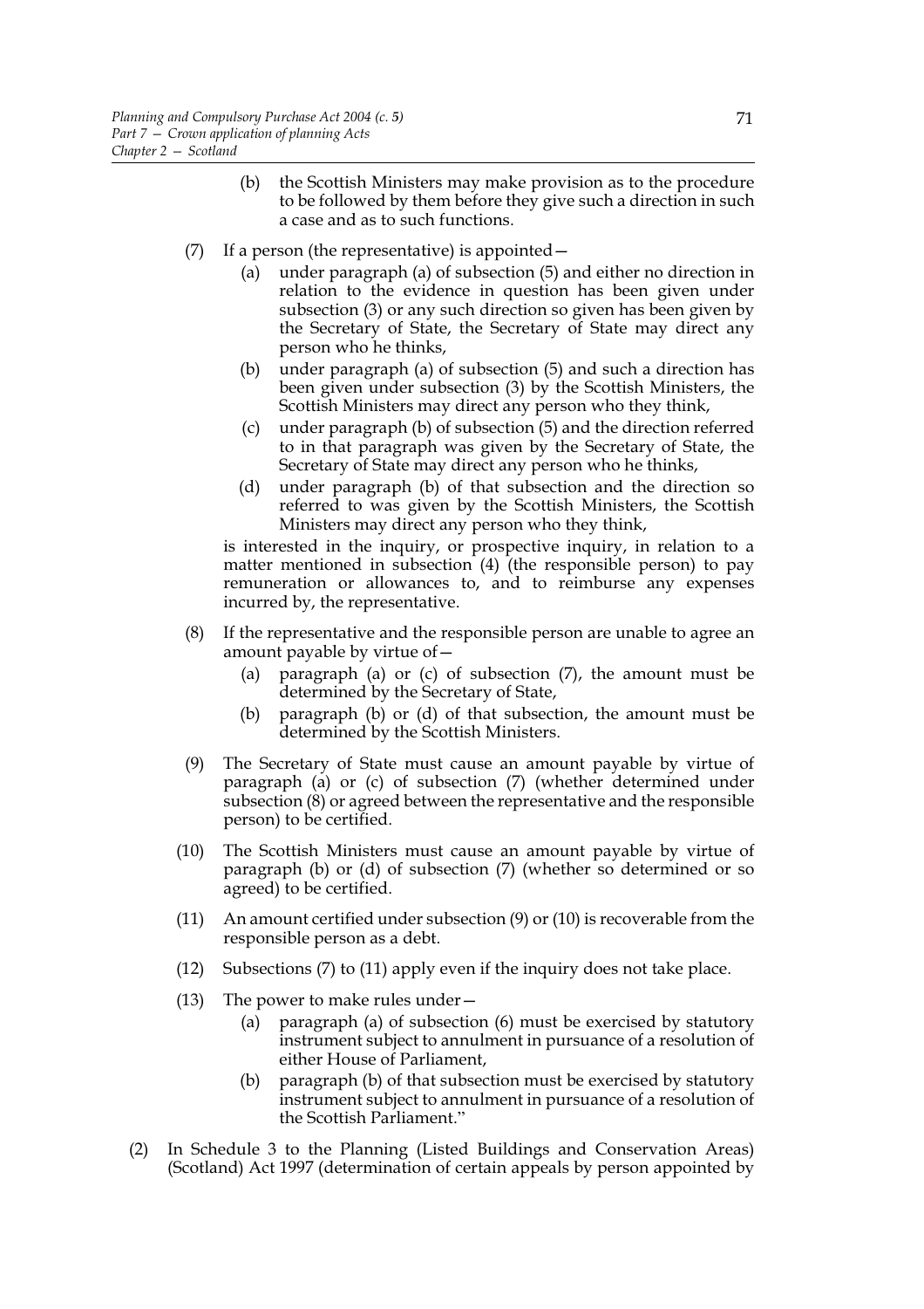(b) the Scottish Ministers may make provision as to the procedure to be followed by them before they give such a direction in such a case and as to such functions.

(7) If a person (the representative) is appointed—

(a) under paragraph (a) of subsection (5) and either no direction in relation to the evidence in question has been given under subsection (3) or any such direction so given has been given by the Secretary of State, the Secretary of State may direct any person who he thinks,

(b) under paragraph (a) of subsection (5) and such a direction has been given under subsection (3) by the Scottish Ministers, the Scottish Ministers may direct any person who they think,

(c) under paragraph (b) of subsection (5) and the direction referred to in that paragraph was given by the Secretary of State, the Secretary of State may direct any person who he thinks,

(d) under paragraph (b) of that subsection and the direction so referred to was given by the Scottish Ministers, the Scottish Ministers may direct any person who they think,

is interested in the inquiry, or prospective inquiry, in relation to a matter mentioned in subsection (4) (the responsible person) to pay remuneration or allowances to, and to reimburse any expenses incurred by, the representative.

(8) If the representative and the responsible person are unable to agree an amount payable by virtue of—

(a) paragraph (a) or (c) of subsection (7), the amount must be determined by the Secretary of State,

(b) paragraph (b) or (d) of that subsection, the amount must be determined by the Scottish Ministers.

(9) The Secretary of State must cause an amount payable by virtue of paragraph (a) or (c) of subsection (7) (whether determined under subsection (8) or agreed between the representative and the responsible person) to be certified.

(10) The Scottish Ministers must cause an amount payable by virtue of paragraph (b) or (d) of subsection (7) (whether so determined or so agreed) to be certified.

(11) An amount certified under subsection (9) or (10) is recoverable from the responsible person as a debt.

(12) Subsections (7) to (11) apply even if the inquiry does not take place.

(13) The power to make rules under—

(a) paragraph (a) of subsection (6) must be exercised by statutory instrument subject to annulment in pursuance of a resolution of either House of Parliament,

(b) paragraph (b) of that subsection must be exercised by statutory instrument subject to annulment in pursuance of a resolution of the Scottish Parliament."

(2) In Schedule 3 to the Planning (Listed Buildings and Conservation Areas) (Scotland) Act 1997 (determination of certain appeals by person appointed by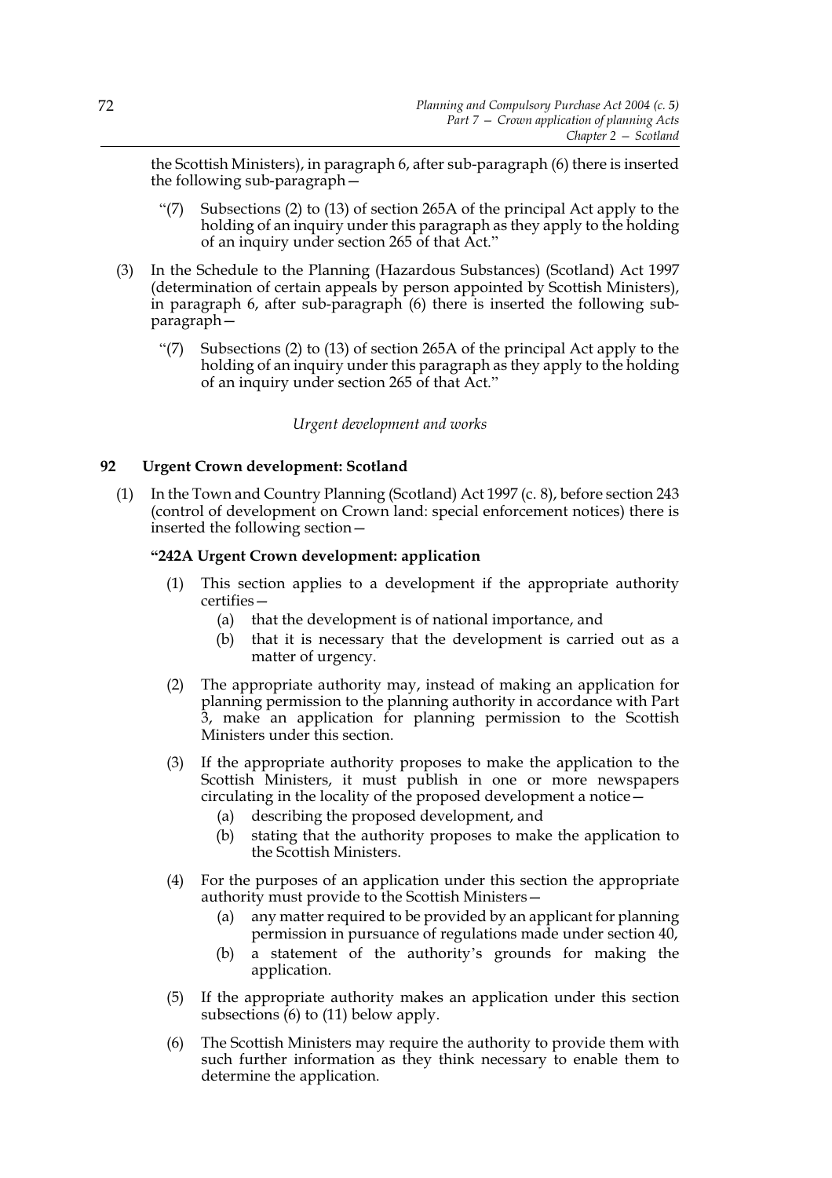the Scottish Ministers), in paragraph 6, after sub-paragraph (6) there is inserted the following sub-paragraph—

> "(7) Subsections (2) to (13) of section 265A of the principal Act apply to the holding of an inquiry under this paragraph as they apply to the holding of an inquiry under section 265 of that Act."

(3) In the Schedule to the Planning (Hazardous Substances) (Scotland) Act 1997 (determination of certain appeals by person appointed by Scottish Ministers), in paragraph 6, after sub-paragraph (6) there is inserted the following sub-paragraph—

> "(7) Subsections (2) to (13) of section 265A of the principal Act apply to the holding of an inquiry under this paragraph as they apply to the holding of an inquiry under section 265 of that Act."

*Urgent development and works*

## 92 Urgent Crown development: Scotland

(1) In the Town and Country Planning (Scotland) Act 1997 (c. 8), before section 243 (control of development on Crown land: special enforcement notices) there is inserted the following section—

> **"242A Urgent Crown development: application**
>
> (1) This section applies to a development if the appropriate authority certifies—
>
> (a) that the development is of national importance, and
>
> (b) that it is necessary that the development is carried out as a matter of urgency.
>
> (2) The appropriate authority may, instead of making an application for planning permission to the planning authority in accordance with Part 3, make an application for planning permission to the Scottish Ministers under this section.
>
> (3) If the appropriate authority proposes to make the application to the Scottish Ministers, it must publish in one or more newspapers circulating in the locality of the proposed development a notice—
>
> (a) describing the proposed development, and
>
> (b) stating that the authority proposes to make the application to the Scottish Ministers.
>
> (4) For the purposes of an application under this section the appropriate authority must provide to the Scottish Ministers—
>
> (a) any matter required to be provided by an applicant for planning permission in pursuance of regulations made under section 40,
>
> (b) a statement of the authority's grounds for making the application.
>
> (5) If the appropriate authority makes an application under this section subsections (6) to (11) below apply.
>
> (6) The Scottish Ministers may require the authority to provide them with such further information as they think necessary to enable them to determine the application.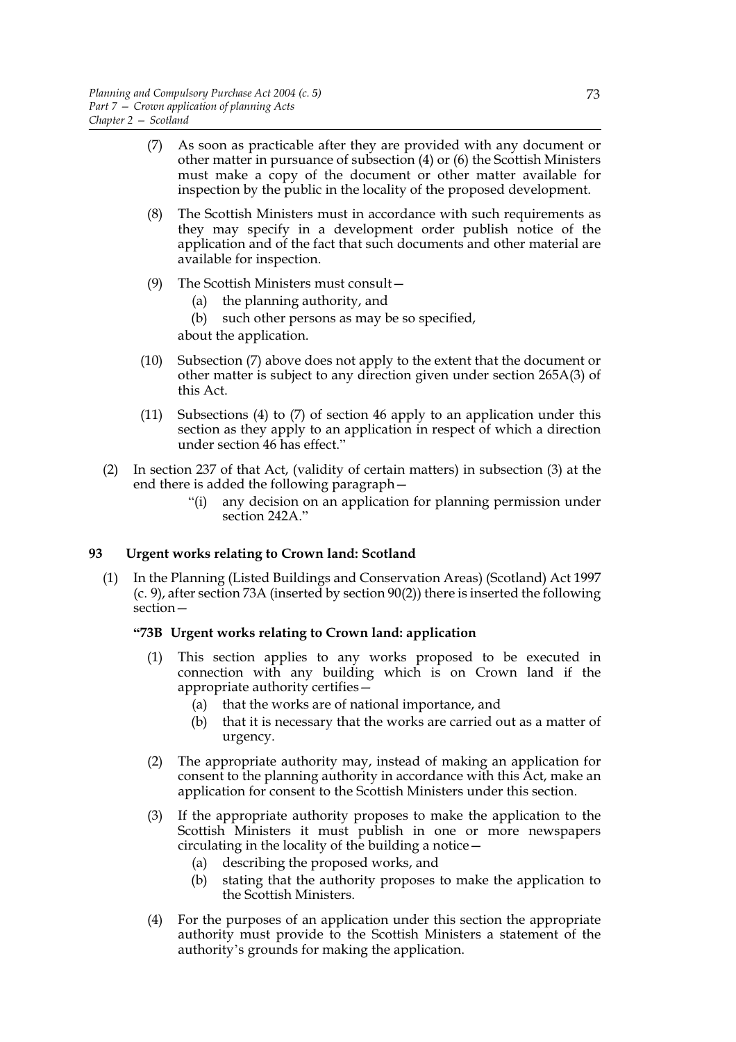(7) As soon as practicable after they are provided with any document or other matter in pursuance of subsection (4) or (6) the Scottish Ministers must make a copy of the document or other matter available for inspection by the public in the locality of the proposed development.

(8) The Scottish Ministers must in accordance with such requirements as they may specify in a development order publish notice of the application and of the fact that such documents and other material are available for inspection.

(9) The Scottish Ministers must consult—

(a) the planning authority, and

(b) such other persons as may be so specified,

about the application.

(10) Subsection (7) above does not apply to the extent that the document or other matter is subject to any direction given under section 265A(3) of this Act.

(11) Subsections (4) to (7) of section 46 apply to an application under this section as they apply to an application in respect of which a direction under section 46 has effect."

(2) In section 237 of that Act, (validity of certain matters) in subsection (3) at the end there is added the following paragraph—

"(i) any decision on an application for planning permission under section 242A."

**93 Urgent works relating to Crown land: Scotland**

(1) In the Planning (Listed Buildings and Conservation Areas) (Scotland) Act 1997 (c. 9), after section 73A (inserted by section 90(2)) there is inserted the following section—

**"73B Urgent works relating to Crown land: application**

(1) This section applies to any works proposed to be executed in connection with any building which is on Crown land if the appropriate authority certifies—

(a) that the works are of national importance, and

(b) that it is necessary that the works are carried out as a matter of urgency.

(2) The appropriate authority may, instead of making an application for consent to the planning authority in accordance with this Act, make an application for consent to the Scottish Ministers under this section.

(3) If the appropriate authority proposes to make the application to the Scottish Ministers it must publish in one or more newspapers circulating in the locality of the building a notice—

(a) describing the proposed works, and

(b) stating that the authority proposes to make the application to the Scottish Ministers.

(4) For the purposes of an application under this section the appropriate authority must provide to the Scottish Ministers a statement of the authority's grounds for making the application.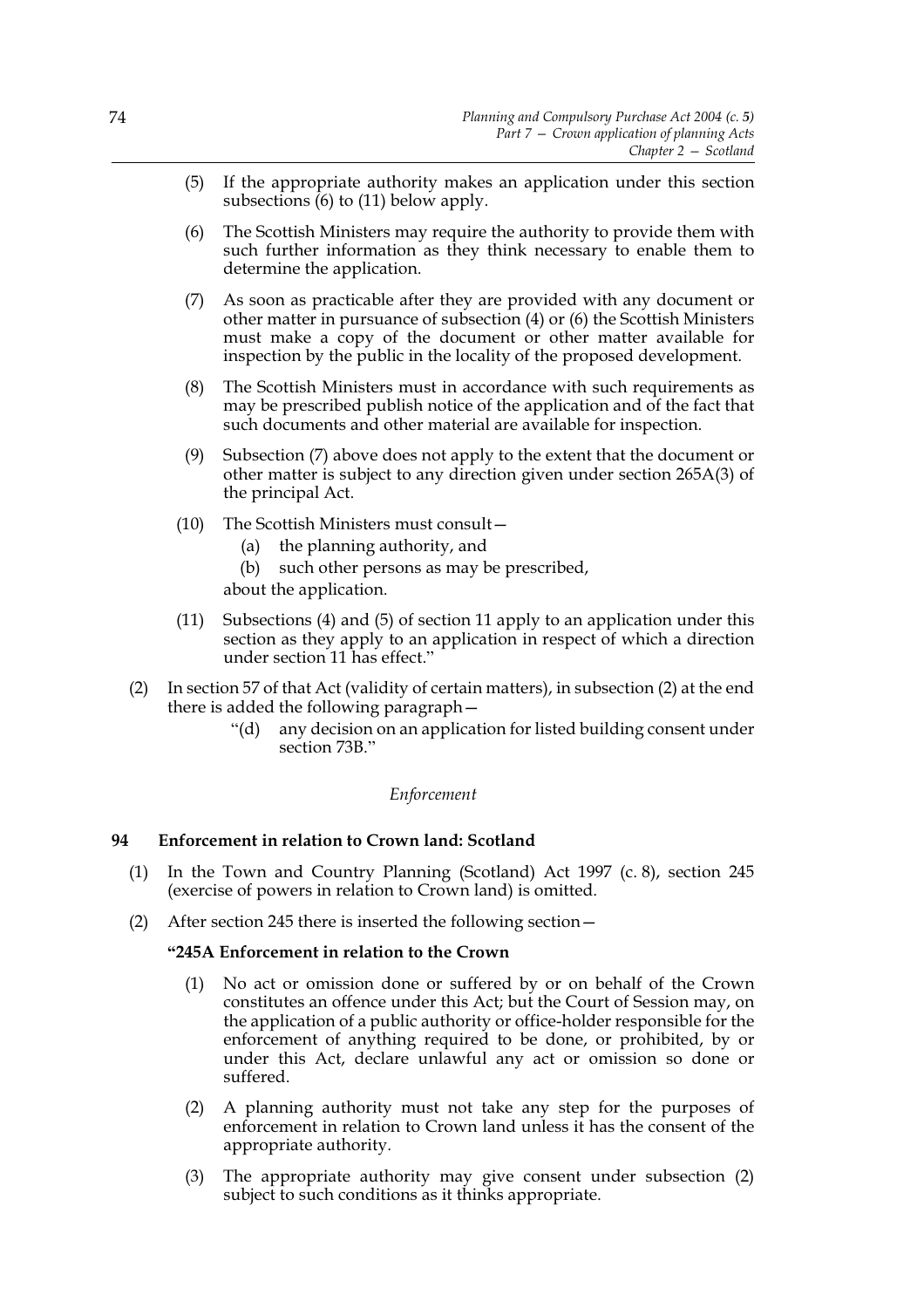(5) If the appropriate authority makes an application under this section subsections (6) to (11) below apply.

(6) The Scottish Ministers may require the authority to provide them with such further information as they think necessary to enable them to determine the application.

(7) As soon as practicable after they are provided with any document or other matter in pursuance of subsection (4) or (6) the Scottish Ministers must make a copy of the document or other matter available for inspection by the public in the locality of the proposed development.

(8) The Scottish Ministers must in accordance with such requirements as may be prescribed publish notice of the application and of the fact that such documents and other material are available for inspection.

(9) Subsection (7) above does not apply to the extent that the document or other matter is subject to any direction given under section 265A(3) of the principal Act.

(10) The Scottish Ministers must consult—

(a) the planning authority, and

(b) such other persons as may be prescribed,

about the application.

(11) Subsections (4) and (5) of section 11 apply to an application under this section as they apply to an application in respect of which a direction under section 11 has effect."

(2) In section 57 of that Act (validity of certain matters), in subsection (2) at the end there is added the following paragraph—

"(d) any decision on an application for listed building consent under section 73B."

*Enforcement*

**94 Enforcement in relation to Crown land: Scotland**

(1) In the Town and Country Planning (Scotland) Act 1997 (c. 8), section 245 (exercise of powers in relation to Crown land) is omitted.

(2) After section 245 there is inserted the following section—

**"245A Enforcement in relation to the Crown**

(1) No act or omission done or suffered by or on behalf of the Crown constitutes an offence under this Act; but the Court of Session may, on the application of a public authority or office-holder responsible for the enforcement of anything required to be done, or prohibited, by or under this Act, declare unlawful any act or omission so done or suffered.

(2) A planning authority must not take any step for the purposes of enforcement in relation to Crown land unless it has the consent of the appropriate authority.

(3) The appropriate authority may give consent under subsection (2) subject to such conditions as it thinks appropriate.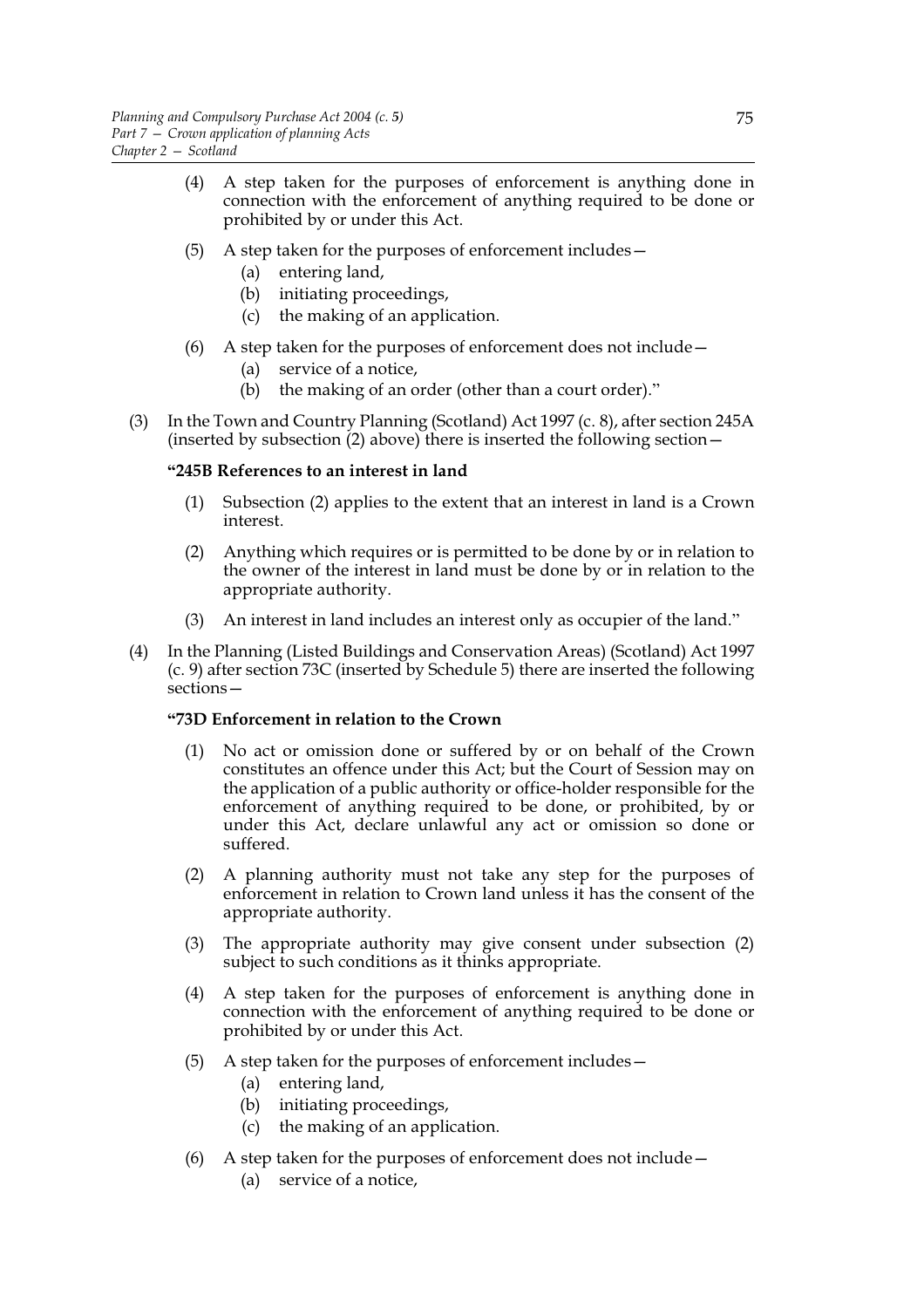(4) A step taken for the purposes of enforcement is anything done in connection with the enforcement of anything required to be done or prohibited by or under this Act.

(5) A step taken for the purposes of enforcement includes—

- (a) entering land,
- (b) initiating proceedings,
- (c) the making of an application.

(6) A step taken for the purposes of enforcement does not include—

- (a) service of a notice,
- (b) the making of an order (other than a court order)."

(3) In the Town and Country Planning (Scotland) Act 1997 (c. 8), after section 245A (inserted by subsection (2) above) there is inserted the following section—

**"245B References to an interest in land**

(1) Subsection (2) applies to the extent that an interest in land is a Crown interest.

(2) Anything which requires or is permitted to be done by or in relation to the owner of the interest in land must be done by or in relation to the appropriate authority.

(3) An interest in land includes an interest only as occupier of the land."

(4) In the Planning (Listed Buildings and Conservation Areas) (Scotland) Act 1997 (c. 9) after section 73C (inserted by Schedule 5) there are inserted the following sections—

**"73D Enforcement in relation to the Crown**

(1) No act or omission done or suffered by or on behalf of the Crown constitutes an offence under this Act; but the Court of Session may on the application of a public authority or office-holder responsible for the enforcement of anything required to be done, or prohibited, by or under this Act, declare unlawful any act or omission so done or suffered.

(2) A planning authority must not take any step for the purposes of enforcement in relation to Crown land unless it has the consent of the appropriate authority.

(3) The appropriate authority may give consent under subsection (2) subject to such conditions as it thinks appropriate.

(4) A step taken for the purposes of enforcement is anything done in connection with the enforcement of anything required to be done or prohibited by or under this Act.

(5) A step taken for the purposes of enforcement includes—

- (a) entering land,
- (b) initiating proceedings,
- (c) the making of an application.

(6) A step taken for the purposes of enforcement does not include—

- (a) service of a notice,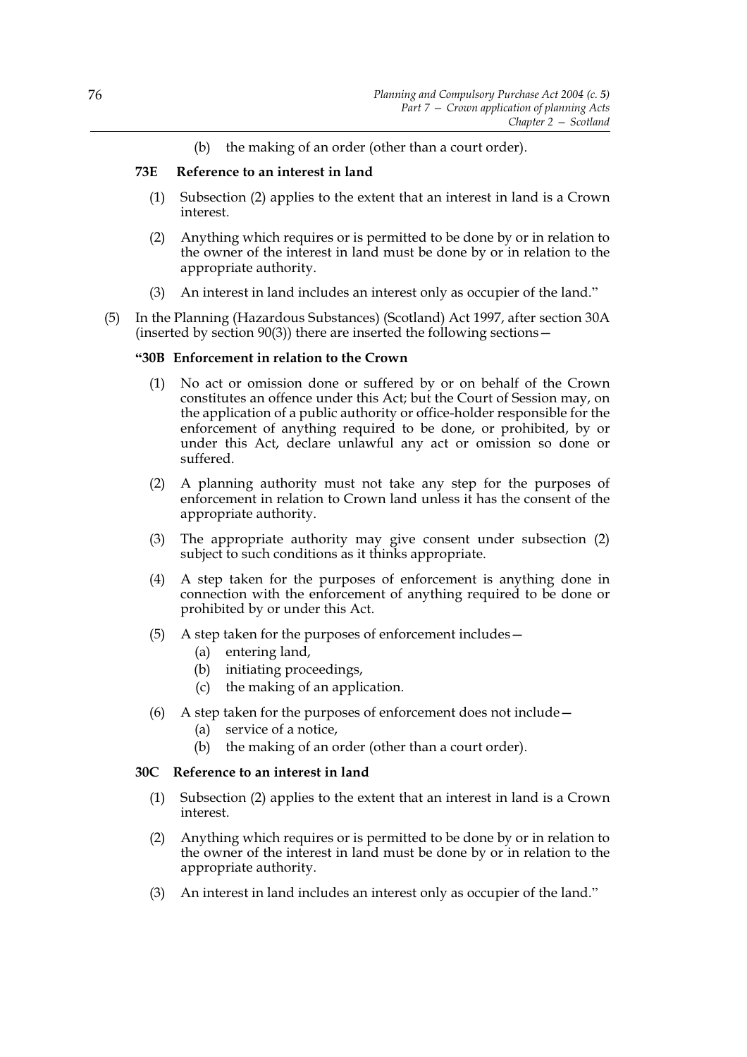(b) the making of an order (other than a court order).

**73E Reference to an interest in land**

(1) Subsection (2) applies to the extent that an interest in land is a Crown interest.

(2) Anything which requires or is permitted to be done by or in relation to the owner of the interest in land must be done by or in relation to the appropriate authority.

(3) An interest in land includes an interest only as occupier of the land."

(5) In the Planning (Hazardous Substances) (Scotland) Act 1997, after section 30A (inserted by section 90(3)) there are inserted the following sections—

**"30B Enforcement in relation to the Crown**

(1) No act or omission done or suffered by or on behalf of the Crown constitutes an offence under this Act; but the Court of Session may, on the application of a public authority or office-holder responsible for the enforcement of anything required to be done, or prohibited, by or under this Act, declare unlawful any act or omission so done or suffered.

(2) A planning authority must not take any step for the purposes of enforcement in relation to Crown land unless it has the consent of the appropriate authority.

(3) The appropriate authority may give consent under subsection (2) subject to such conditions as it thinks appropriate.

(4) A step taken for the purposes of enforcement is anything done in connection with the enforcement of anything required to be done or prohibited by or under this Act.

(5) A step taken for the purposes of enforcement includes—
  (a) entering land,
  (b) initiating proceedings,
  (c) the making of an application.

(6) A step taken for the purposes of enforcement does not include—
  (a) service of a notice,
  (b) the making of an order (other than a court order).

**30C Reference to an interest in land**

(1) Subsection (2) applies to the extent that an interest in land is a Crown interest.

(2) Anything which requires or is permitted to be done by or in relation to the owner of the interest in land must be done by or in relation to the appropriate authority.

(3) An interest in land includes an interest only as occupier of the land."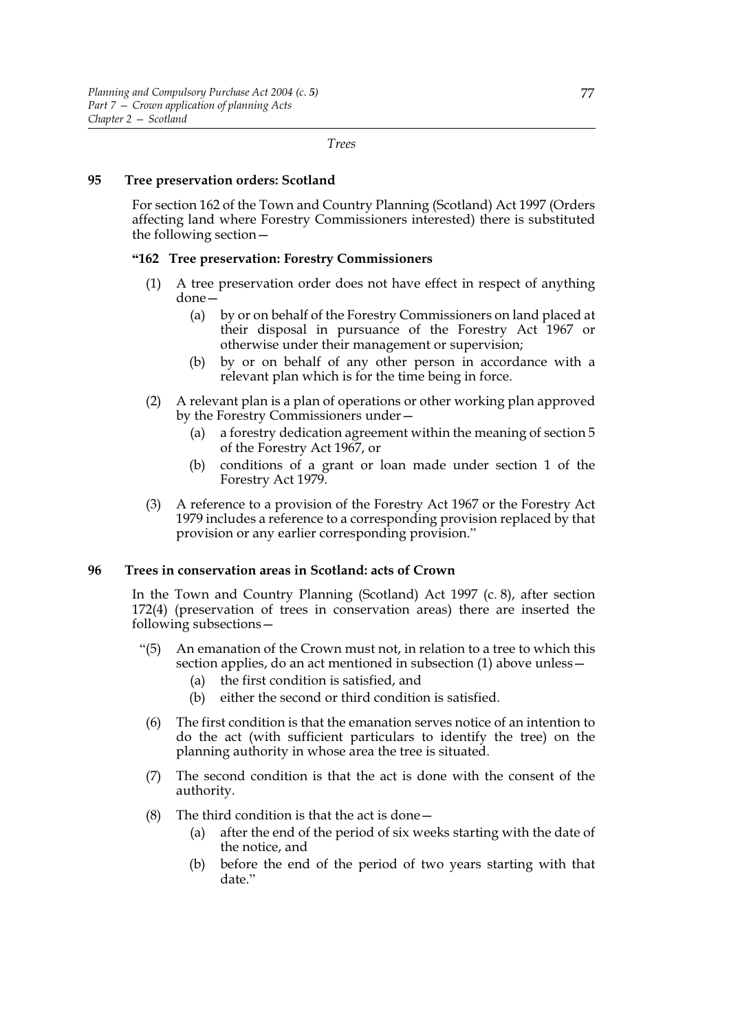*Trees*

### 95 Tree preservation orders: Scotland

For section 162 of the Town and Country Planning (Scotland) Act 1997 (Orders affecting land where Forestry Commissioners interested) there is substituted the following section—

**"162 Tree preservation: Forestry Commissioners**

(1) A tree preservation order does not have effect in respect of anything done—

- (a) by or on behalf of the Forestry Commissioners on land placed at their disposal in pursuance of the Forestry Act 1967 or otherwise under their management or supervision;
- (b) by or on behalf of any other person in accordance with a relevant plan which is for the time being in force.

(2) A relevant plan is a plan of operations or other working plan approved by the Forestry Commissioners under—

- (a) a forestry dedication agreement within the meaning of section 5 of the Forestry Act 1967, or
- (b) conditions of a grant or loan made under section 1 of the Forestry Act 1979.

(3) A reference to a provision of the Forestry Act 1967 or the Forestry Act 1979 includes a reference to a corresponding provision replaced by that provision or any earlier corresponding provision."

### 96 Trees in conservation areas in Scotland: acts of Crown

In the Town and Country Planning (Scotland) Act 1997 (c. 8), after section 172(4) (preservation of trees in conservation areas) there are inserted the following subsections—

"(5) An emanation of the Crown must not, in relation to a tree to which this section applies, do an act mentioned in subsection (1) above unless—

- (a) the first condition is satisfied, and
- (b) either the second or third condition is satisfied.

(6) The first condition is that the emanation serves notice of an intention to do the act (with sufficient particulars to identify the tree) on the planning authority in whose area the tree is situated.

(7) The second condition is that the act is done with the consent of the authority.

(8) The third condition is that the act is done—

- (a) after the end of the period of six weeks starting with the date of the notice, and
- (b) before the end of the period of two years starting with that date."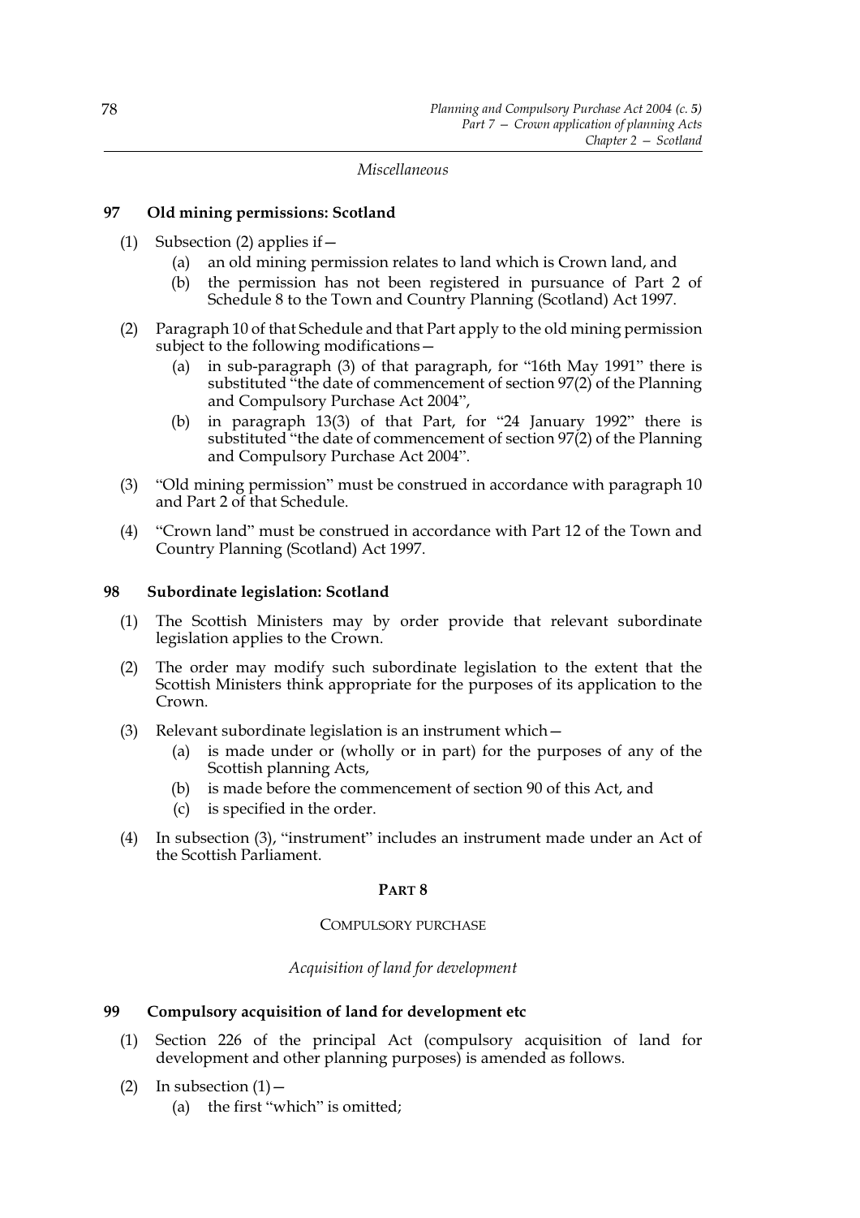*Miscellaneous*

### 97 Old mining permissions: Scotland

(1) Subsection (2) applies if—

  (a) an old mining permission relates to land which is Crown land, and

  (b) the permission has not been registered in pursuance of Part 2 of Schedule 8 to the Town and Country Planning (Scotland) Act 1997.

(2) Paragraph 10 of that Schedule and that Part apply to the old mining permission subject to the following modifications—

  (a) in sub-paragraph (3) of that paragraph, for "16th May 1991" there is substituted "the date of commencement of section 97(2) of the Planning and Compulsory Purchase Act 2004",

  (b) in paragraph 13(3) of that Part, for "24 January 1992" there is substituted "the date of commencement of section 97(2) of the Planning and Compulsory Purchase Act 2004".

(3) "Old mining permission" must be construed in accordance with paragraph 10 and Part 2 of that Schedule.

(4) "Crown land" must be construed in accordance with Part 12 of the Town and Country Planning (Scotland) Act 1997.

### 98 Subordinate legislation: Scotland

(1) The Scottish Ministers may by order provide that relevant subordinate legislation applies to the Crown.

(2) The order may modify such subordinate legislation to the extent that the Scottish Ministers think appropriate for the purposes of its application to the Crown.

(3) Relevant subordinate legislation is an instrument which—

  (a) is made under or (wholly or in part) for the purposes of any of the Scottish planning Acts,

  (b) is made before the commencement of section 90 of this Act, and

  (c) is specified in the order.

(4) In subsection (3), "instrument" includes an instrument made under an Act of the Scottish Parliament.

## PART 8

COMPULSORY PURCHASE

*Acquisition of land for development*

### 99 Compulsory acquisition of land for development etc

(1) Section 226 of the principal Act (compulsory acquisition of land for development and other planning purposes) is amended as follows.

(2) In subsection (1)—

  (a) the first "which" is omitted;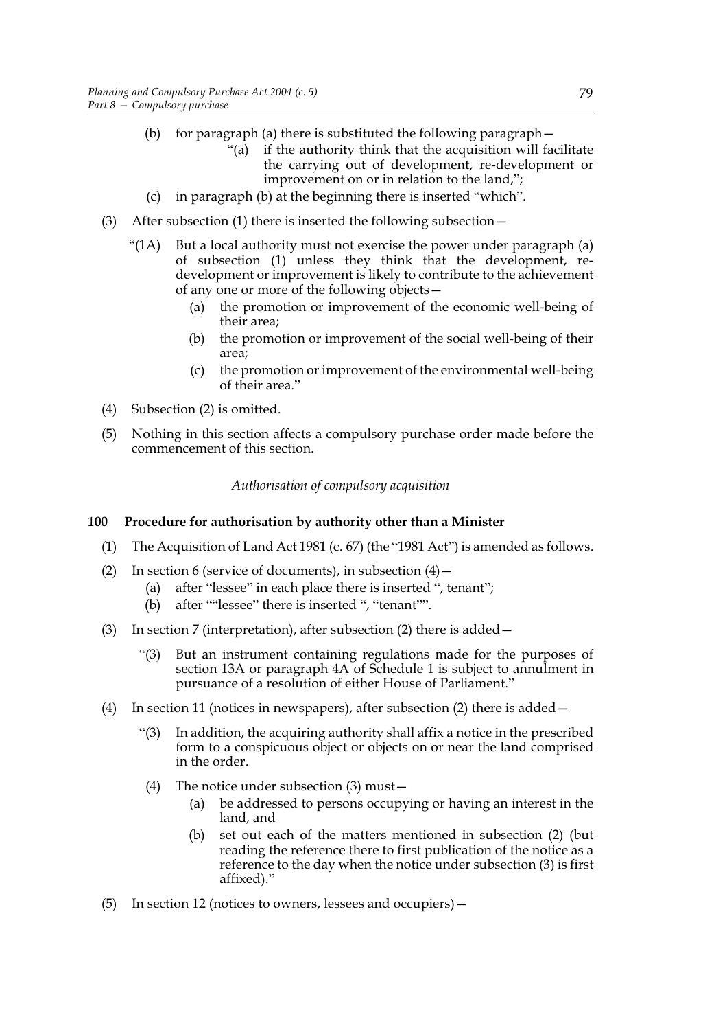(b) for paragraph (a) there is substituted the following paragraph—

"(a) if the authority think that the acquisition will facilitate the carrying out of development, re-development or improvement on or in relation to the land,";

(c) in paragraph (b) at the beginning there is inserted "which".

(3) After subsection (1) there is inserted the following subsection—

"(1A) But a local authority must not exercise the power under paragraph (a) of subsection (1) unless they think that the development, re-development or improvement is likely to contribute to the achievement of any one or more of the following objects—

(a) the promotion or improvement of the economic well-being of their area;

(b) the promotion or improvement of the social well-being of their area;

(c) the promotion or improvement of the environmental well-being of their area."

(4) Subsection (2) is omitted.

(5) Nothing in this section affects a compulsory purchase order made before the commencement of this section.

*Authorisation of compulsory acquisition*

## 100 Procedure for authorisation by authority other than a Minister

(1) The Acquisition of Land Act 1981 (c. 67) (the "1981 Act") is amended as follows.

(2) In section 6 (service of documents), in subsection (4)—

(a) after "lessee" in each place there is inserted ", tenant";

(b) after ""lessee" there is inserted ", "tenant"".

(3) In section 7 (interpretation), after subsection (2) there is added—

"(3) But an instrument containing regulations made for the purposes of section 13A or paragraph 4A of Schedule 1 is subject to annulment in pursuance of a resolution of either House of Parliament."

(4) In section 11 (notices in newspapers), after subsection (2) there is added—

"(3) In addition, the acquiring authority shall affix a notice in the prescribed form to a conspicuous object or objects on or near the land comprised in the order.

(4) The notice under subsection (3) must—

(a) be addressed to persons occupying or having an interest in the land, and

(b) set out each of the matters mentioned in subsection (2) (but reading the reference there to first publication of the notice as a reference to the day when the notice under subsection (3) is first affixed)."

(5) In section 12 (notices to owners, lessees and occupiers)—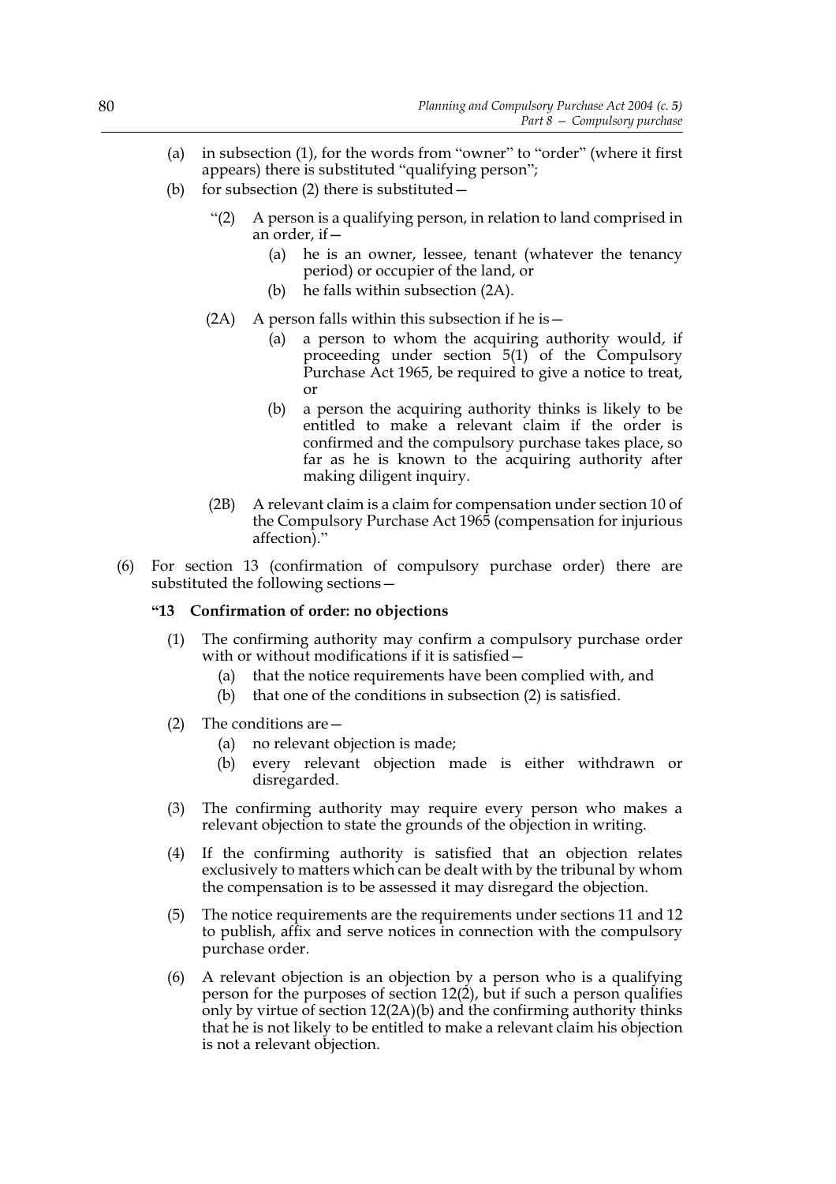(a) in subsection (1), for the words from "owner" to "order" (where it first appears) there is substituted "qualifying person";

(b) for subsection (2) there is substituted—

"(2) A person is a qualifying person, in relation to land comprised in an order, if—

(a) he is an owner, lessee, tenant (whatever the tenancy period) or occupier of the land, or

(b) he falls within subsection (2A).

(2A) A person falls within this subsection if he is—

(a) a person to whom the acquiring authority would, if proceeding under section 5(1) of the Compulsory Purchase Act 1965, be required to give a notice to treat, or

(b) a person the acquiring authority thinks is likely to be entitled to make a relevant claim if the order is confirmed and the compulsory purchase takes place, so far as he is known to the acquiring authority after making diligent inquiry.

(2B) A relevant claim is a claim for compensation under section 10 of the Compulsory Purchase Act 1965 (compensation for injurious affection)."

(6) For section 13 (confirmation of compulsory purchase order) there are substituted the following sections—

**"13 Confirmation of order: no objections**

(1) The confirming authority may confirm a compulsory purchase order with or without modifications if it is satisfied—

(a) that the notice requirements have been complied with, and

(b) that one of the conditions in subsection (2) is satisfied.

(2) The conditions are—

(a) no relevant objection is made;

(b) every relevant objection made is either withdrawn or disregarded.

(3) The confirming authority may require every person who makes a relevant objection to state the grounds of the objection in writing.

(4) If the confirming authority is satisfied that an objection relates exclusively to matters which can be dealt with by the tribunal by whom the compensation is to be assessed it may disregard the objection.

(5) The notice requirements are the requirements under sections 11 and 12 to publish, affix and serve notices in connection with the compulsory purchase order.

(6) A relevant objection is an objection by a person who is a qualifying person for the purposes of section 12(2), but if such a person qualifies only by virtue of section 12(2A)(b) and the confirming authority thinks that he is not likely to be entitled to make a relevant claim his objection is not a relevant objection.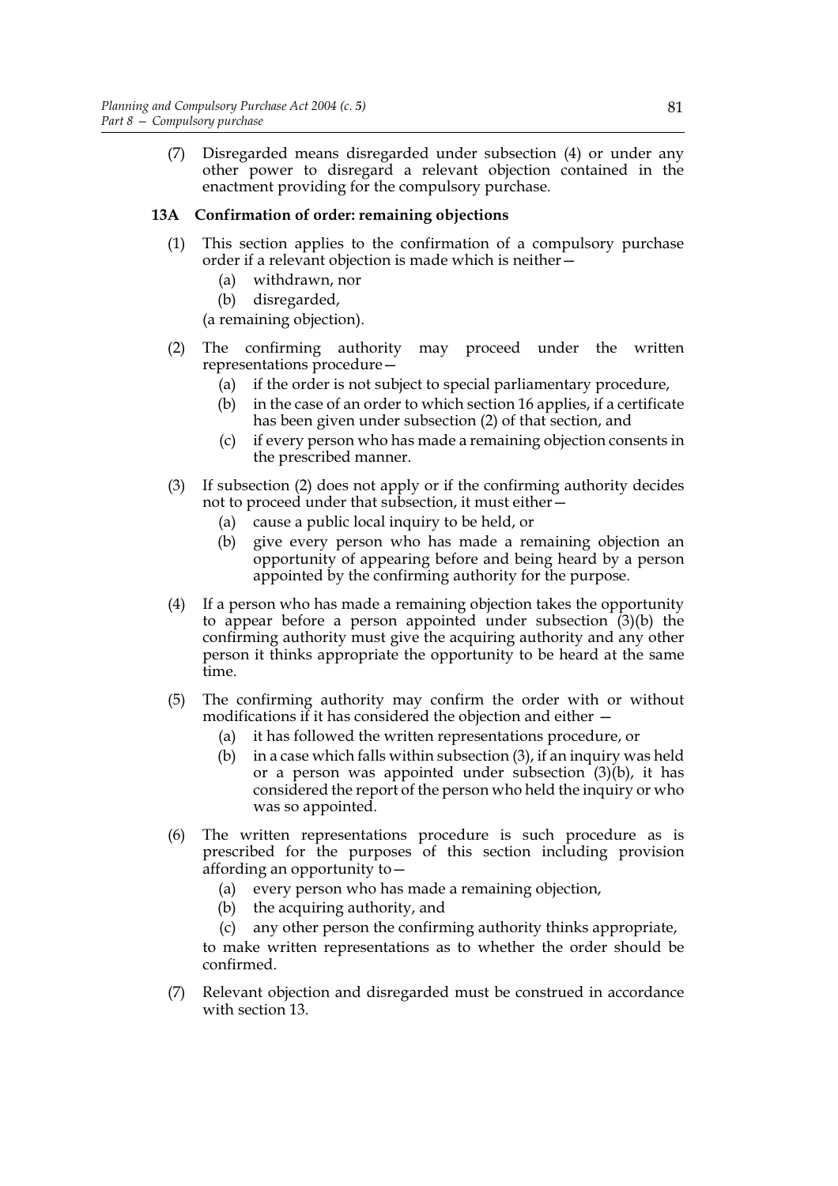(7) Disregarded means disregarded under subsection (4) or under any other power to disregard a relevant objection contained in the enactment providing for the compulsory purchase.

### 13A Confirmation of order: remaining objections

(1) This section applies to the confirmation of a compulsory purchase order if a relevant objection is made which is neither—

(a) withdrawn, nor

(b) disregarded,

(a remaining objection).

(2) The confirming authority may proceed under the written representations procedure—

(a) if the order is not subject to special parliamentary procedure,

(b) in the case of an order to which section 16 applies, if a certificate has been given under subsection (2) of that section, and

(c) if every person who has made a remaining objection consents in the prescribed manner.

(3) If subsection (2) does not apply or if the confirming authority decides not to proceed under that subsection, it must either—

(a) cause a public local inquiry to be held, or

(b) give every person who has made a remaining objection an opportunity of appearing before and being heard by a person appointed by the confirming authority for the purpose.

(4) If a person who has made a remaining objection takes the opportunity to appear before a person appointed under subsection (3)(b) the confirming authority must give the acquiring authority and any other person it thinks appropriate the opportunity to be heard at the same time.

(5) The confirming authority may confirm the order with or without modifications if it has considered the objection and either —

(a) it has followed the written representations procedure, or

(b) in a case which falls within subsection (3), if an inquiry was held or a person was appointed under subsection (3)(b), it has considered the report of the person who held the inquiry or who was so appointed.

(6) The written representations procedure is such procedure as is prescribed for the purposes of this section including provision affording an opportunity to—

(a) every person who has made a remaining objection,

(b) the acquiring authority, and

(c) any other person the confirming authority thinks appropriate,

to make written representations as to whether the order should be confirmed.

(7) Relevant objection and disregarded must be construed in accordance with section 13.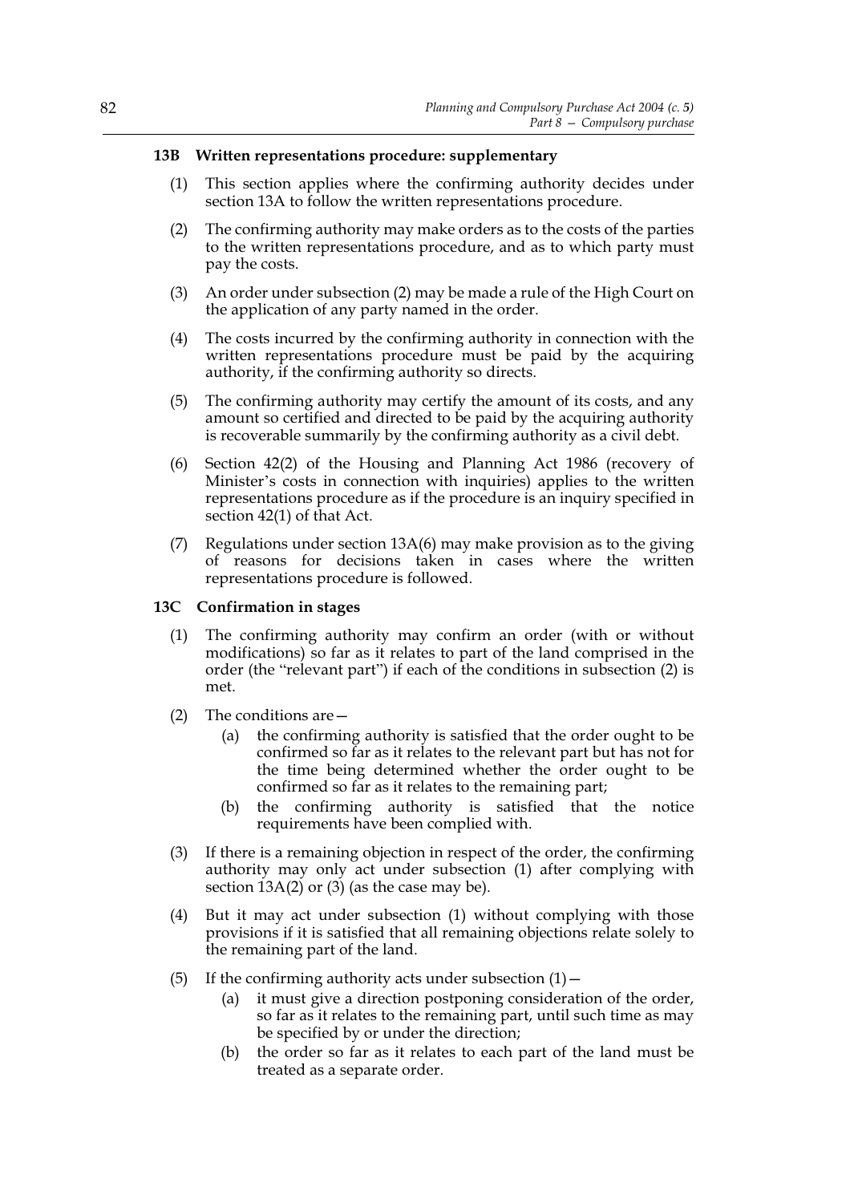### 13B Written representations procedure: supplementary

(1) This section applies where the confirming authority decides under section 13A to follow the written representations procedure.

(2) The confirming authority may make orders as to the costs of the parties to the written representations procedure, and as to which party must pay the costs.

(3) An order under subsection (2) may be made a rule of the High Court on the application of any party named in the order.

(4) The costs incurred by the confirming authority in connection with the written representations procedure must be paid by the acquiring authority, if the confirming authority so directs.

(5) The confirming authority may certify the amount of its costs, and any amount so certified and directed to be paid by the acquiring authority is recoverable summarily by the confirming authority as a civil debt.

(6) Section 42(2) of the Housing and Planning Act 1986 (recovery of Minister's costs in connection with inquiries) applies to the written representations procedure as if the procedure is an inquiry specified in section 42(1) of that Act.

(7) Regulations under section 13A(6) may make provision as to the giving of reasons for decisions taken in cases where the written representations procedure is followed.

### 13C Confirmation in stages

(1) The confirming authority may confirm an order (with or without modifications) so far as it relates to part of the land comprised in the order (the "relevant part") if each of the conditions in subsection (2) is met.

(2) The conditions are—

- (a) the confirming authority is satisfied that the order ought to be confirmed so far as it relates to the relevant part but has not for the time being determined whether the order ought to be confirmed so far as it relates to the remaining part;
- (b) the confirming authority is satisfied that the notice requirements have been complied with.

(3) If there is a remaining objection in respect of the order, the confirming authority may only act under subsection (1) after complying with section 13A(2) or (3) (as the case may be).

(4) But it may act under subsection (1) without complying with those provisions if it is satisfied that all remaining objections relate solely to the remaining part of the land.

(5) If the confirming authority acts under subsection (1)—

- (a) it must give a direction postponing consideration of the order, so far as it relates to the remaining part, until such time as may be specified by or under the direction;
- (b) the order so far as it relates to each part of the land must be treated as a separate order.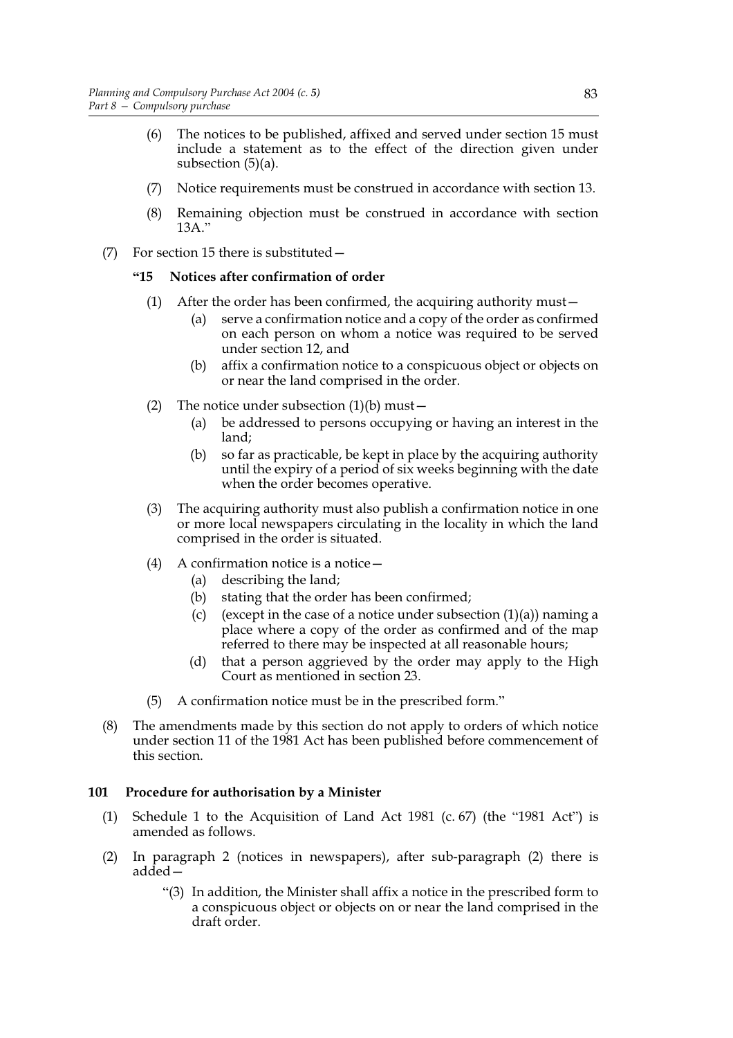(6) The notices to be published, affixed and served under section 15 must include a statement as to the effect of the direction given under subsection (5)(a).

(7) Notice requirements must be construed in accordance with section 13.

(8) Remaining objection must be construed in accordance with section 13A."

(7) For section 15 there is substituted—

**"15 Notices after confirmation of order**

(1) After the order has been confirmed, the acquiring authority must—

(a) serve a confirmation notice and a copy of the order as confirmed on each person on whom a notice was required to be served under section 12, and

(b) affix a confirmation notice to a conspicuous object or objects on or near the land comprised in the order.

(2) The notice under subsection (1)(b) must—

(a) be addressed to persons occupying or having an interest in the land;

(b) so far as practicable, be kept in place by the acquiring authority until the expiry of a period of six weeks beginning with the date when the order becomes operative.

(3) The acquiring authority must also publish a confirmation notice in one or more local newspapers circulating in the locality in which the land comprised in the order is situated.

(4) A confirmation notice is a notice—

(a) describing the land;

(b) stating that the order has been confirmed;

(c) (except in the case of a notice under subsection (1)(a)) naming a place where a copy of the order as confirmed and of the map referred to there may be inspected at all reasonable hours;

(d) that a person aggrieved by the order may apply to the High Court as mentioned in section 23.

(5) A confirmation notice must be in the prescribed form."

(8) The amendments made by this section do not apply to orders of which notice under section 11 of the 1981 Act has been published before commencement of this section.

### 101 Procedure for authorisation by a Minister

(1) Schedule 1 to the Acquisition of Land Act 1981 (c. 67) (the "1981 Act") is amended as follows.

(2) In paragraph 2 (notices in newspapers), after sub-paragraph (2) there is added—

"(3) In addition, the Minister shall affix a notice in the prescribed form to a conspicuous object or objects on or near the land comprised in the draft order.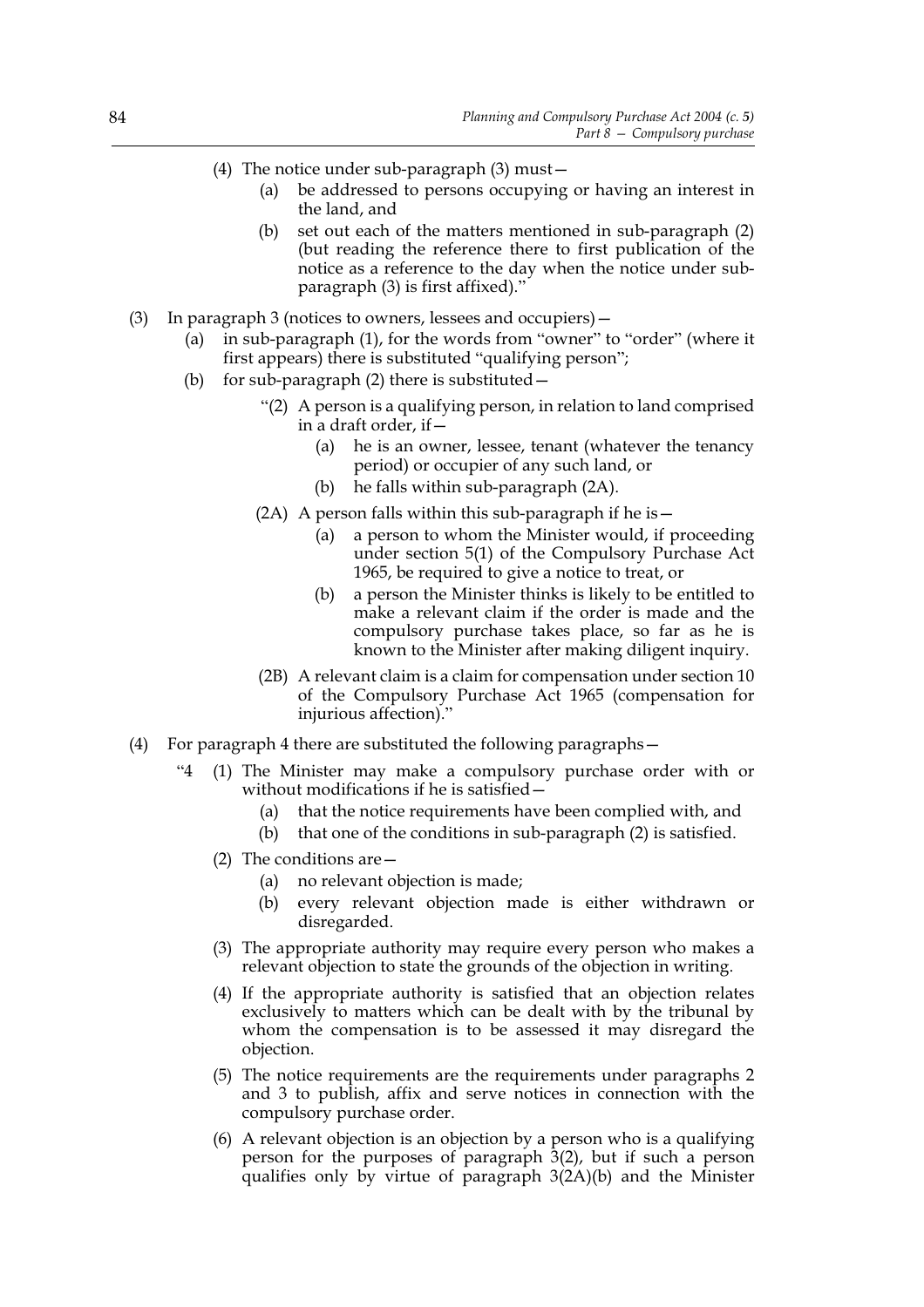(4) The notice under sub-paragraph (3) must—

   (a) be addressed to persons occupying or having an interest in the land, and

   (b) set out each of the matters mentioned in sub-paragraph (2) (but reading the reference there to first publication of the notice as a reference to the day when the notice under sub-paragraph (3) is first affixed)."

(3) In paragraph 3 (notices to owners, lessees and occupiers)—

   (a) in sub-paragraph (1), for the words from "owner" to "order" (where it first appears) there is substituted "qualifying person";

   (b) for sub-paragraph (2) there is substituted—

      "(2) A person is a qualifying person, in relation to land comprised in a draft order, if—

         (a) he is an owner, lessee, tenant (whatever the tenancy period) or occupier of any such land, or

         (b) he falls within sub-paragraph (2A).

      (2A) A person falls within this sub-paragraph if he is—

         (a) a person to whom the Minister would, if proceeding under section 5(1) of the Compulsory Purchase Act 1965, be required to give a notice to treat, or

         (b) a person the Minister thinks is likely to be entitled to make a relevant claim if the order is made and the compulsory purchase takes place, so far as he is known to the Minister after making diligent inquiry.

      (2B) A relevant claim is a claim for compensation under section 10 of the Compulsory Purchase Act 1965 (compensation for injurious affection)."

(4) For paragraph 4 there are substituted the following paragraphs—

   "4 (1) The Minister may make a compulsory purchase order with or without modifications if he is satisfied—

         (a) that the notice requirements have been complied with, and

         (b) that one of the conditions in sub-paragraph (2) is satisfied.

      (2) The conditions are—

         (a) no relevant objection is made;

         (b) every relevant objection made is either withdrawn or disregarded.

      (3) The appropriate authority may require every person who makes a relevant objection to state the grounds of the objection in writing.

      (4) If the appropriate authority is satisfied that an objection relates exclusively to matters which can be dealt with by the tribunal by whom the compensation is to be assessed it may disregard the objection.

      (5) The notice requirements are the requirements under paragraphs 2 and 3 to publish, affix and serve notices in connection with the compulsory purchase order.

      (6) A relevant objection is an objection by a person who is a qualifying person for the purposes of paragraph 3(2), but if such a person qualifies only by virtue of paragraph 3(2A)(b) and the Minister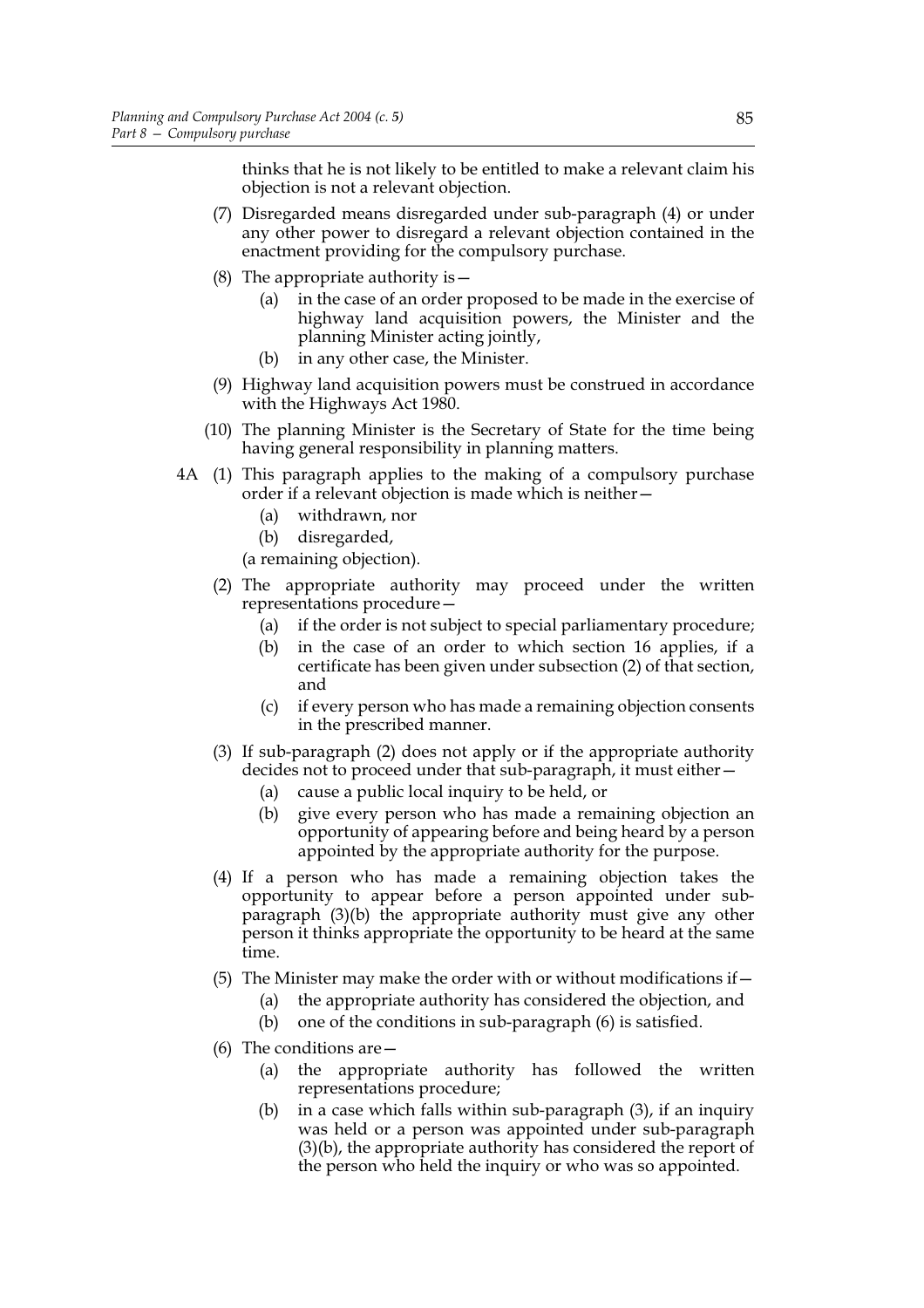thinks that he is not likely to be entitled to make a relevant claim his objection is not a relevant objection.

(7) Disregarded means disregarded under sub-paragraph (4) or under any other power to disregard a relevant objection contained in the enactment providing for the compulsory purchase.

(8) The appropriate authority is—

(a) in the case of an order proposed to be made in the exercise of highway land acquisition powers, the Minister and the planning Minister acting jointly,

(b) in any other case, the Minister.

(9) Highway land acquisition powers must be construed in accordance with the Highways Act 1980.

(10) The planning Minister is the Secretary of State for the time being having general responsibility in planning matters.

4A (1) This paragraph applies to the making of a compulsory purchase order if a relevant objection is made which is neither—

(a) withdrawn, nor

(b) disregarded,

(a remaining objection).

(2) The appropriate authority may proceed under the written representations procedure—

(a) if the order is not subject to special parliamentary procedure;

(b) in the case of an order to which section 16 applies, if a certificate has been given under subsection (2) of that section, and

(c) if every person who has made a remaining objection consents in the prescribed manner.

(3) If sub-paragraph (2) does not apply or if the appropriate authority decides not to proceed under that sub-paragraph, it must either—

(a) cause a public local inquiry to be held, or

(b) give every person who has made a remaining objection an opportunity of appearing before and being heard by a person appointed by the appropriate authority for the purpose.

(4) If a person who has made a remaining objection takes the opportunity to appear before a person appointed under sub-paragraph (3)(b) the appropriate authority must give any other person it thinks appropriate the opportunity to be heard at the same time.

(5) The Minister may make the order with or without modifications if—

(a) the appropriate authority has considered the objection, and

(b) one of the conditions in sub-paragraph (6) is satisfied.

(6) The conditions are—

(a) the appropriate authority has followed the written representations procedure;

(b) in a case which falls within sub-paragraph (3), if an inquiry was held or a person was appointed under sub-paragraph (3)(b), the appropriate authority has considered the report of the person who held the inquiry or who was so appointed.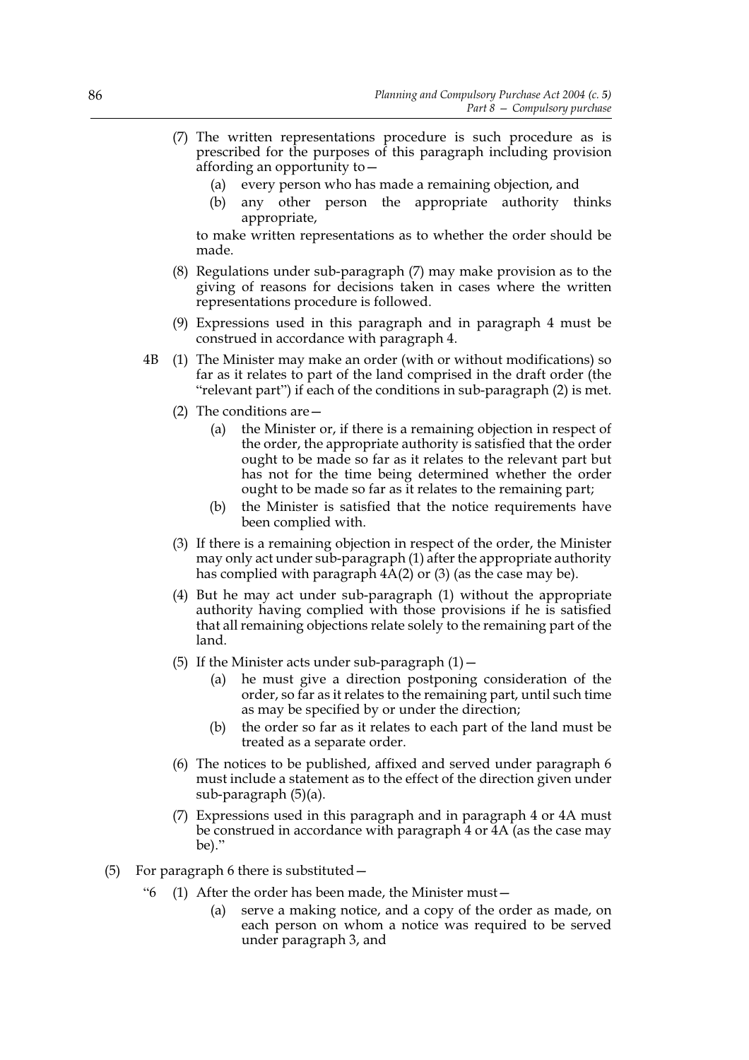(7) The written representations procedure is such procedure as is prescribed for the purposes of this paragraph including provision affording an opportunity to—

  (a) every person who has made a remaining objection, and

  (b) any other person the appropriate authority thinks appropriate,

to make written representations as to whether the order should be made.

(8) Regulations under sub-paragraph (7) may make provision as to the giving of reasons for decisions taken in cases where the written representations procedure is followed.

(9) Expressions used in this paragraph and in paragraph 4 must be construed in accordance with paragraph 4.

4B (1) The Minister may make an order (with or without modifications) so far as it relates to part of the land comprised in the draft order (the "relevant part") if each of the conditions in sub-paragraph (2) is met.

(2) The conditions are—

  (a) the Minister or, if there is a remaining objection in respect of the order, the appropriate authority is satisfied that the order ought to be made so far as it relates to the relevant part but has not for the time being determined whether the order ought to be made so far as it relates to the remaining part;

  (b) the Minister is satisfied that the notice requirements have been complied with.

(3) If there is a remaining objection in respect of the order, the Minister may only act under sub-paragraph (1) after the appropriate authority has complied with paragraph 4A(2) or (3) (as the case may be).

(4) But he may act under sub-paragraph (1) without the appropriate authority having complied with those provisions if he is satisfied that all remaining objections relate solely to the remaining part of the land.

(5) If the Minister acts under sub-paragraph (1)—

  (a) he must give a direction postponing consideration of the order, so far as it relates to the remaining part, until such time as may be specified by or under the direction;

  (b) the order so far as it relates to each part of the land must be treated as a separate order.

(6) The notices to be published, affixed and served under paragraph 6 must include a statement as to the effect of the direction given under sub-paragraph (5)(a).

(7) Expressions used in this paragraph and in paragraph 4 or 4A must be construed in accordance with paragraph 4 or 4A (as the case may be)."

(5) For paragraph 6 there is substituted—

"6 (1) After the order has been made, the Minister must—

  (a) serve a making notice, and a copy of the order as made, on each person on whom a notice was required to be served under paragraph 3, and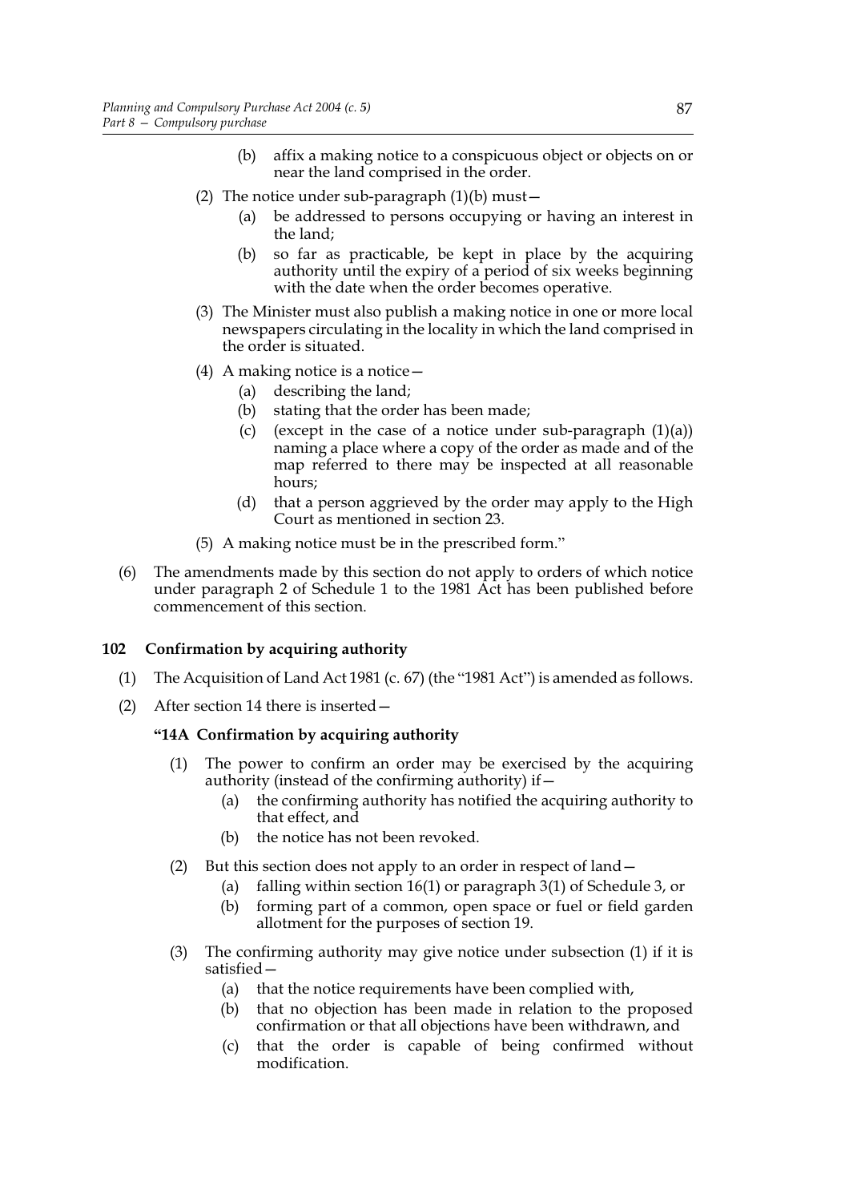(b) affix a making notice to a conspicuous object or objects on or near the land comprised in the order.

(2) The notice under sub-paragraph (1)(b) must—

(a) be addressed to persons occupying or having an interest in the land;

(b) so far as practicable, be kept in place by the acquiring authority until the expiry of a period of six weeks beginning with the date when the order becomes operative.

(3) The Minister must also publish a making notice in one or more local newspapers circulating in the locality in which the land comprised in the order is situated.

(4) A making notice is a notice—

(a) describing the land;

(b) stating that the order has been made;

(c) (except in the case of a notice under sub-paragraph (1)(a)) naming a place where a copy of the order as made and of the map referred to there may be inspected at all reasonable hours;

(d) that a person aggrieved by the order may apply to the High Court as mentioned in section 23.

(5) A making notice must be in the prescribed form."

(6) The amendments made by this section do not apply to orders of which notice under paragraph 2 of Schedule 1 to the 1981 Act has been published before commencement of this section.

## 102 Confirmation by acquiring authority

(1) The Acquisition of Land Act 1981 (c. 67) (the "1981 Act") is amended as follows.

(2) After section 14 there is inserted—

**"14A Confirmation by acquiring authority**

(1) The power to confirm an order may be exercised by the acquiring authority (instead of the confirming authority) if—

(a) the confirming authority has notified the acquiring authority to that effect, and

(b) the notice has not been revoked.

(2) But this section does not apply to an order in respect of land—

(a) falling within section 16(1) or paragraph 3(1) of Schedule 3, or

(b) forming part of a common, open space or fuel or field garden allotment for the purposes of section 19.

(3) The confirming authority may give notice under subsection (1) if it is satisfied—

(a) that the notice requirements have been complied with,

(b) that no objection has been made in relation to the proposed confirmation or that all objections have been withdrawn, and

(c) that the order is capable of being confirmed without modification.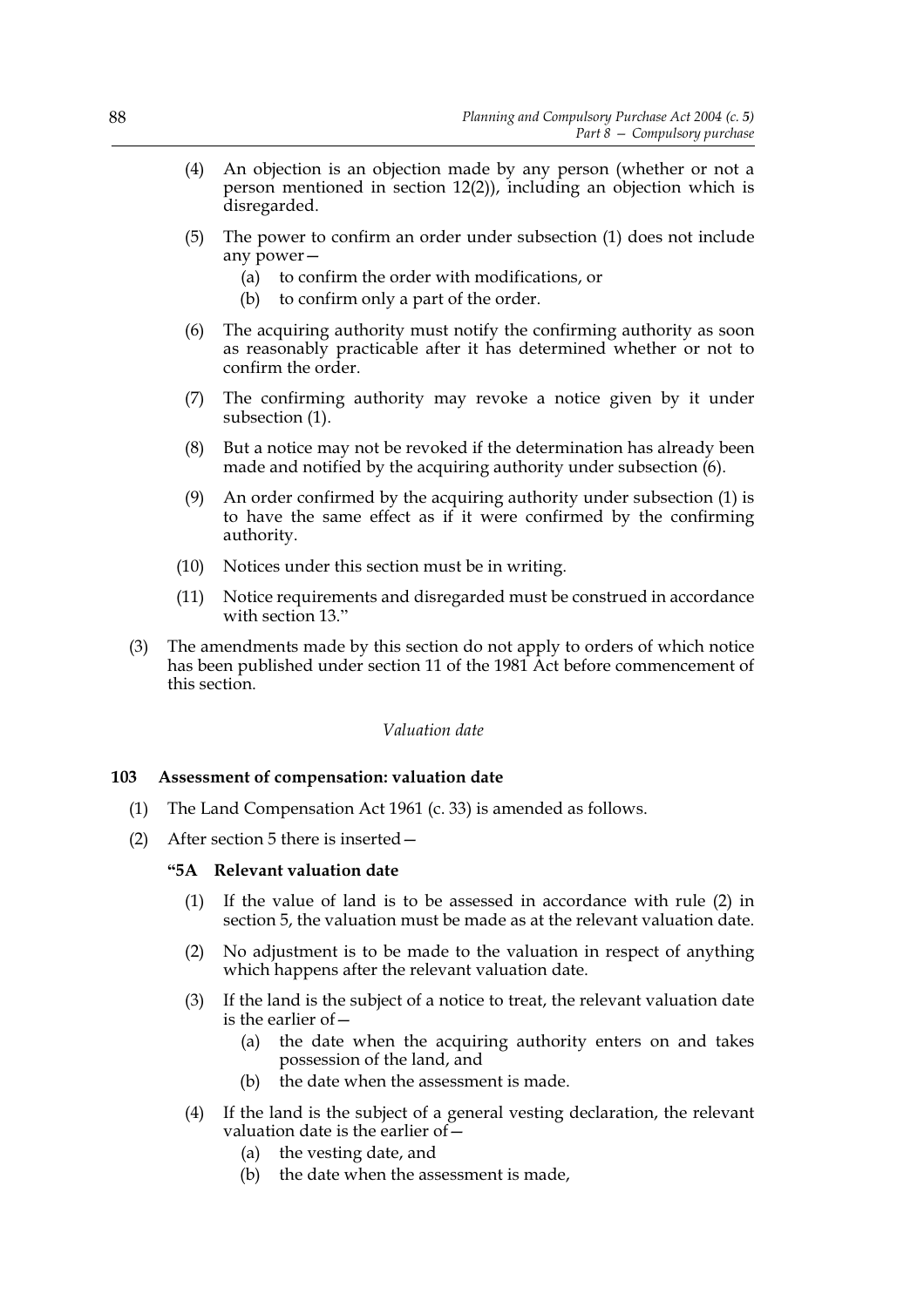(4) An objection is an objection made by any person (whether or not a person mentioned in section 12(2)), including an objection which is disregarded.

(5) The power to confirm an order under subsection (1) does not include any power—

(a) to confirm the order with modifications, or

(b) to confirm only a part of the order.

(6) The acquiring authority must notify the confirming authority as soon as reasonably practicable after it has determined whether or not to confirm the order.

(7) The confirming authority may revoke a notice given by it under subsection (1).

(8) But a notice may not be revoked if the determination has already been made and notified by the acquiring authority under subsection (6).

(9) An order confirmed by the acquiring authority under subsection (1) is to have the same effect as if it were confirmed by the confirming authority.

(10) Notices under this section must be in writing.

(11) Notice requirements and disregarded must be construed in accordance with section 13."

(3) The amendments made by this section do not apply to orders of which notice has been published under section 11 of the 1981 Act before commencement of this section.

*Valuation date*

**103 Assessment of compensation: valuation date**

(1) The Land Compensation Act 1961 (c. 33) is amended as follows.

(2) After section 5 there is inserted—

**"5A Relevant valuation date**

(1) If the value of land is to be assessed in accordance with rule (2) in section 5, the valuation must be made as at the relevant valuation date.

(2) No adjustment is to be made to the valuation in respect of anything which happens after the relevant valuation date.

(3) If the land is the subject of a notice to treat, the relevant valuation date is the earlier of—

(a) the date when the acquiring authority enters on and takes possession of the land, and

(b) the date when the assessment is made.

(4) If the land is the subject of a general vesting declaration, the relevant valuation date is the earlier of—

(a) the vesting date, and

(b) the date when the assessment is made,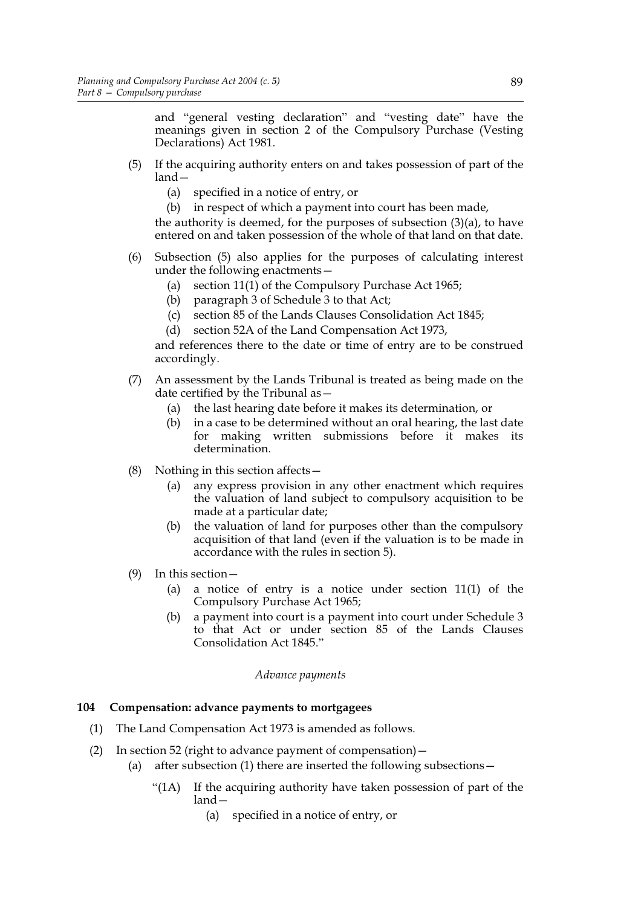and "general vesting declaration" and "vesting date" have the meanings given in section 2 of the Compulsory Purchase (Vesting Declarations) Act 1981.

(5) If the acquiring authority enters on and takes possession of part of the land—

   (a) specified in a notice of entry, or

   (b) in respect of which a payment into court has been made,

   the authority is deemed, for the purposes of subsection (3)(a), to have entered on and taken possession of the whole of that land on that date.

(6) Subsection (5) also applies for the purposes of calculating interest under the following enactments—

   (a) section 11(1) of the Compulsory Purchase Act 1965;

   (b) paragraph 3 of Schedule 3 to that Act;

   (c) section 85 of the Lands Clauses Consolidation Act 1845;

   (d) section 52A of the Land Compensation Act 1973,

   and references there to the date or time of entry are to be construed accordingly.

(7) An assessment by the Lands Tribunal is treated as being made on the date certified by the Tribunal as—

   (a) the last hearing date before it makes its determination, or

   (b) in a case to be determined without an oral hearing, the last date for making written submissions before it makes its determination.

(8) Nothing in this section affects—

   (a) any express provision in any other enactment which requires the valuation of land subject to compulsory acquisition to be made at a particular date;

   (b) the valuation of land for purposes other than the compulsory acquisition of that land (even if the valuation is to be made in accordance with the rules in section 5).

(9) In this section—

   (a) a notice of entry is a notice under section 11(1) of the Compulsory Purchase Act 1965;

   (b) a payment into court is a payment into court under Schedule 3 to that Act or under section 85 of the Lands Clauses Consolidation Act 1845."

*Advance payments*

### 104 Compensation: advance payments to mortgagees

(1) The Land Compensation Act 1973 is amended as follows.

(2) In section 52 (right to advance payment of compensation)—

   (a) after subsection (1) there are inserted the following subsections—

      "(1A) If the acquiring authority have taken possession of part of the land—

         (a) specified in a notice of entry, or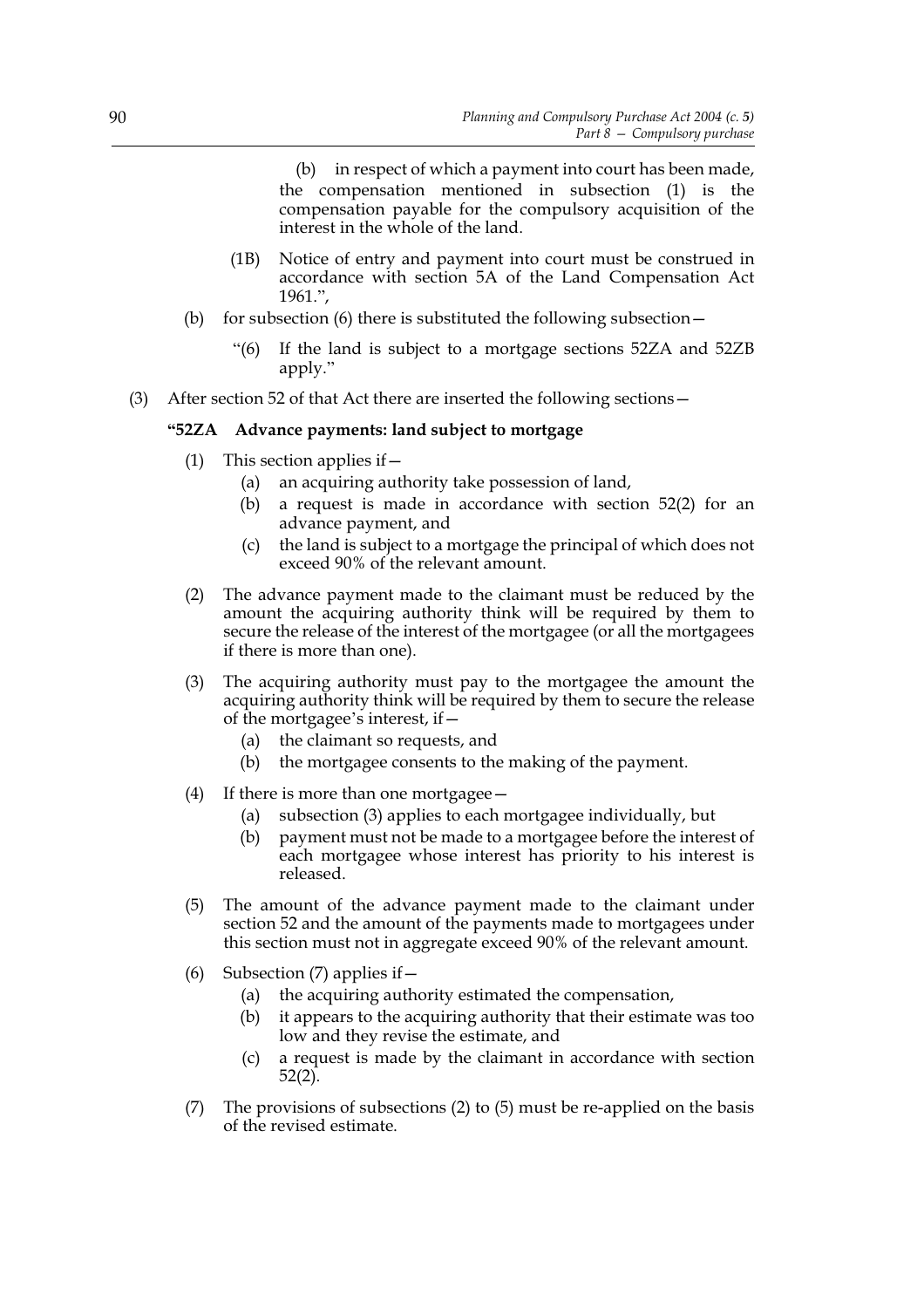(b) in respect of which a payment into court has been made, the compensation mentioned in subsection (1) is the compensation payable for the compulsory acquisition of the interest in the whole of the land.

(1B) Notice of entry and payment into court must be construed in accordance with section 5A of the Land Compensation Act 1961.",

(b) for subsection (6) there is substituted the following subsection—

"(6) If the land is subject to a mortgage sections 52ZA and 52ZB apply."

(3) After section 52 of that Act there are inserted the following sections—

**"52ZA Advance payments: land subject to mortgage**

(1) This section applies if—

(a) an acquiring authority take possession of land,

(b) a request is made in accordance with section 52(2) for an advance payment, and

(c) the land is subject to a mortgage the principal of which does not exceed 90% of the relevant amount.

(2) The advance payment made to the claimant must be reduced by the amount the acquiring authority think will be required by them to secure the release of the interest of the mortgagee (or all the mortgagees if there is more than one).

(3) The acquiring authority must pay to the mortgagee the amount the acquiring authority think will be required by them to secure the release of the mortgagee's interest, if—

(a) the claimant so requests, and

(b) the mortgagee consents to the making of the payment.

(4) If there is more than one mortgagee—

(a) subsection (3) applies to each mortgagee individually, but

(b) payment must not be made to a mortgagee before the interest of each mortgagee whose interest has priority to his interest is released.

(5) The amount of the advance payment made to the claimant under section 52 and the amount of the payments made to mortgagees under this section must not in aggregate exceed 90% of the relevant amount.

(6) Subsection (7) applies if—

(a) the acquiring authority estimated the compensation,

(b) it appears to the acquiring authority that their estimate was too low and they revise the estimate, and

(c) a request is made by the claimant in accordance with section 52(2).

(7) The provisions of subsections (2) to (5) must be re-applied on the basis of the revised estimate.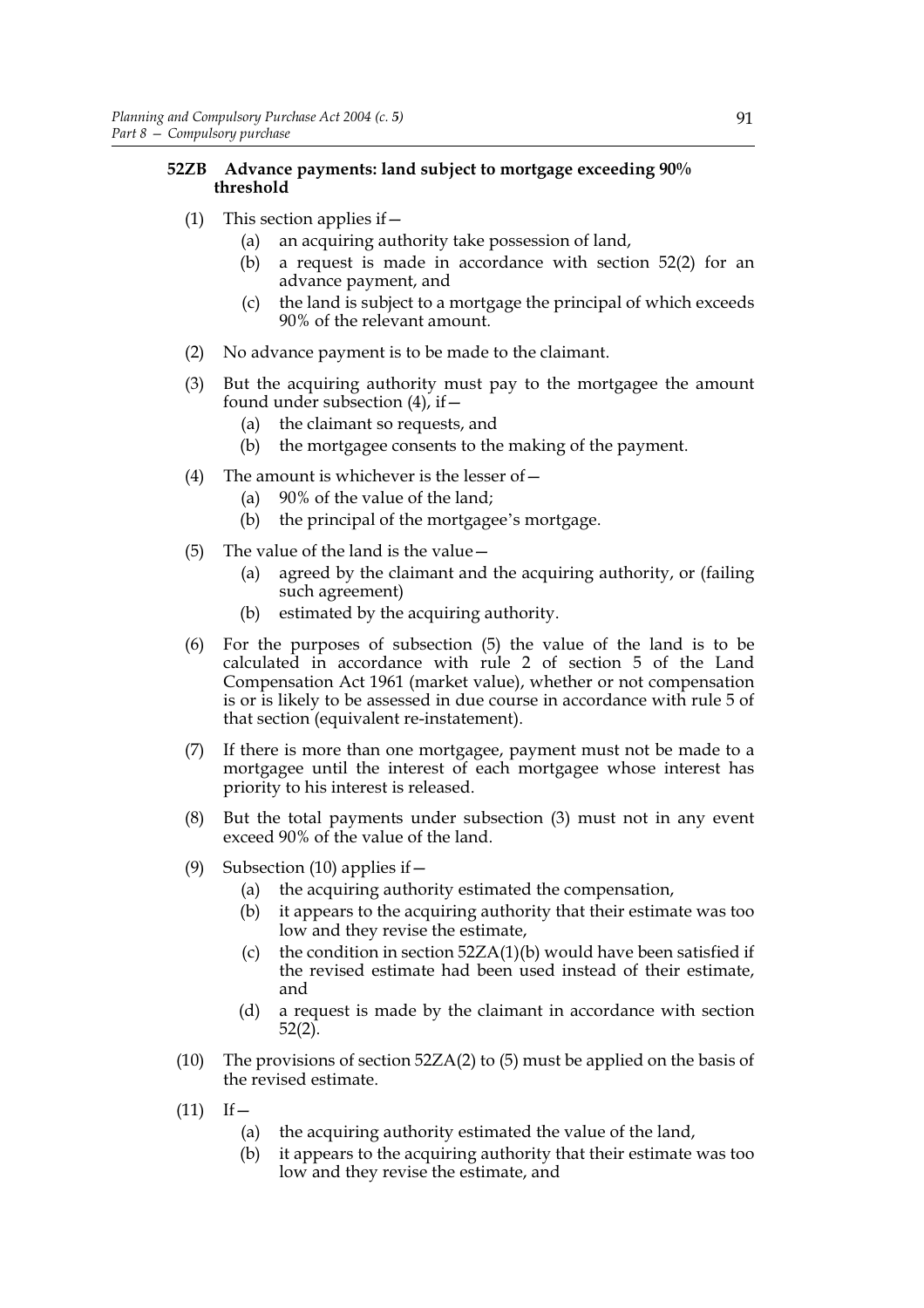**52ZB Advance payments: land subject to mortgage exceeding 90% threshold**

(1) This section applies if—

(a) an acquiring authority take possession of land,

(b) a request is made in accordance with section 52(2) for an advance payment, and

(c) the land is subject to a mortgage the principal of which exceeds 90% of the relevant amount.

(2) No advance payment is to be made to the claimant.

(3) But the acquiring authority must pay to the mortgagee the amount found under subsection (4), if—

(a) the claimant so requests, and

(b) the mortgagee consents to the making of the payment.

(4) The amount is whichever is the lesser of—

(a) 90% of the value of the land;

(b) the principal of the mortgagee's mortgage.

(5) The value of the land is the value—

(a) agreed by the claimant and the acquiring authority, or (failing such agreement)

(b) estimated by the acquiring authority.

(6) For the purposes of subsection (5) the value of the land is to be calculated in accordance with rule 2 of section 5 of the Land Compensation Act 1961 (market value), whether or not compensation is or is likely to be assessed in due course in accordance with rule 5 of that section (equivalent re-instatement).

(7) If there is more than one mortgagee, payment must not be made to a mortgagee until the interest of each mortgagee whose interest has priority to his interest is released.

(8) But the total payments under subsection (3) must not in any event exceed 90% of the value of the land.

(9) Subsection (10) applies if—

(a) the acquiring authority estimated the compensation,

(b) it appears to the acquiring authority that their estimate was too low and they revise the estimate,

(c) the condition in section 52ZA(1)(b) would have been satisfied if the revised estimate had been used instead of their estimate, and

(d) a request is made by the claimant in accordance with section 52(2).

(10) The provisions of section 52ZA(2) to (5) must be applied on the basis of the revised estimate.

(11) If—

(a) the acquiring authority estimated the value of the land,

(b) it appears to the acquiring authority that their estimate was too low and they revise the estimate, and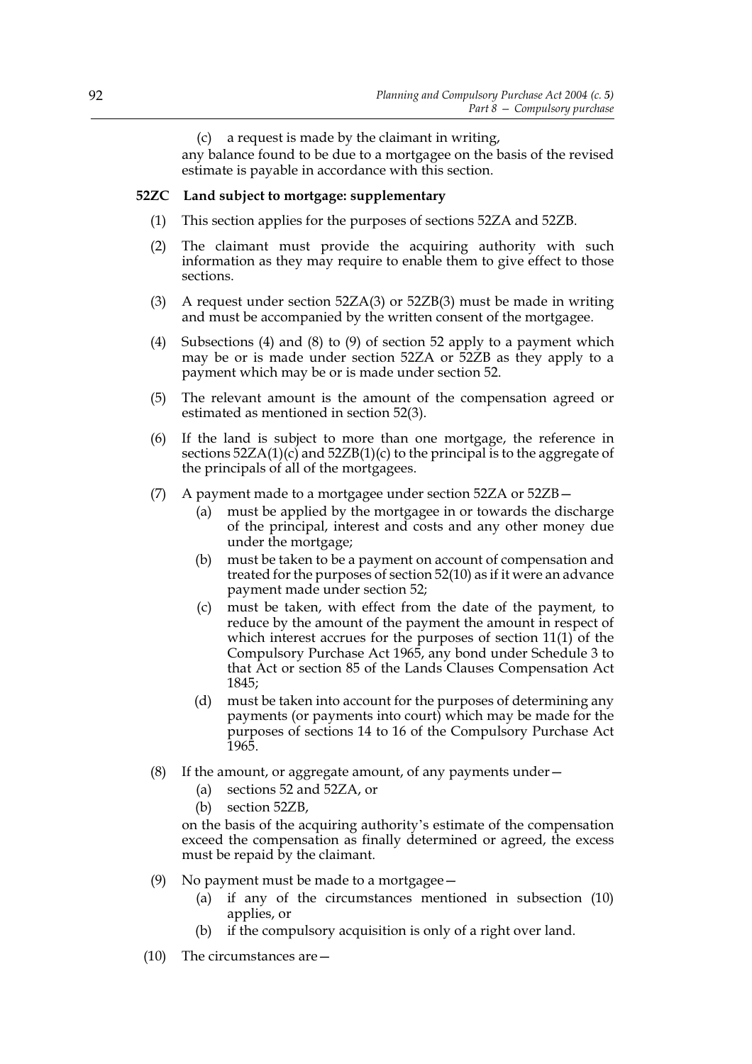(c) a request is made by the claimant in writing,

any balance found to be due to a mortgagee on the basis of the revised estimate is payable in accordance with this section.

**52ZC Land subject to mortgage: supplementary**

(1) This section applies for the purposes of sections 52ZA and 52ZB.

(2) The claimant must provide the acquiring authority with such information as they may require to enable them to give effect to those sections.

(3) A request under section 52ZA(3) or 52ZB(3) must be made in writing and must be accompanied by the written consent of the mortgagee.

(4) Subsections (4) and (8) to (9) of section 52 apply to a payment which may be or is made under section 52ZA or 52ZB as they apply to a payment which may be or is made under section 52.

(5) The relevant amount is the amount of the compensation agreed or estimated as mentioned in section 52(3).

(6) If the land is subject to more than one mortgage, the reference in sections 52ZA(1)(c) and 52ZB(1)(c) to the principal is to the aggregate of the principals of all of the mortgagees.

(7) A payment made to a mortgagee under section 52ZA or 52ZB—

(a) must be applied by the mortgagee in or towards the discharge of the principal, interest and costs and any other money due under the mortgage;

(b) must be taken to be a payment on account of compensation and treated for the purposes of section 52(10) as if it were an advance payment made under section 52;

(c) must be taken, with effect from the date of the payment, to reduce by the amount of the payment the amount in respect of which interest accrues for the purposes of section 11(1) of the Compulsory Purchase Act 1965, any bond under Schedule 3 to that Act or section 85 of the Lands Clauses Compensation Act 1845;

(d) must be taken into account for the purposes of determining any payments (or payments into court) which may be made for the purposes of sections 14 to 16 of the Compulsory Purchase Act 1965.

(8) If the amount, or aggregate amount, of any payments under—

(a) sections 52 and 52ZA, or

(b) section 52ZB,

on the basis of the acquiring authority's estimate of the compensation exceed the compensation as finally determined or agreed, the excess must be repaid by the claimant.

(9) No payment must be made to a mortgagee—

(a) if any of the circumstances mentioned in subsection (10) applies, or

(b) if the compulsory acquisition is only of a right over land.

(10) The circumstances are—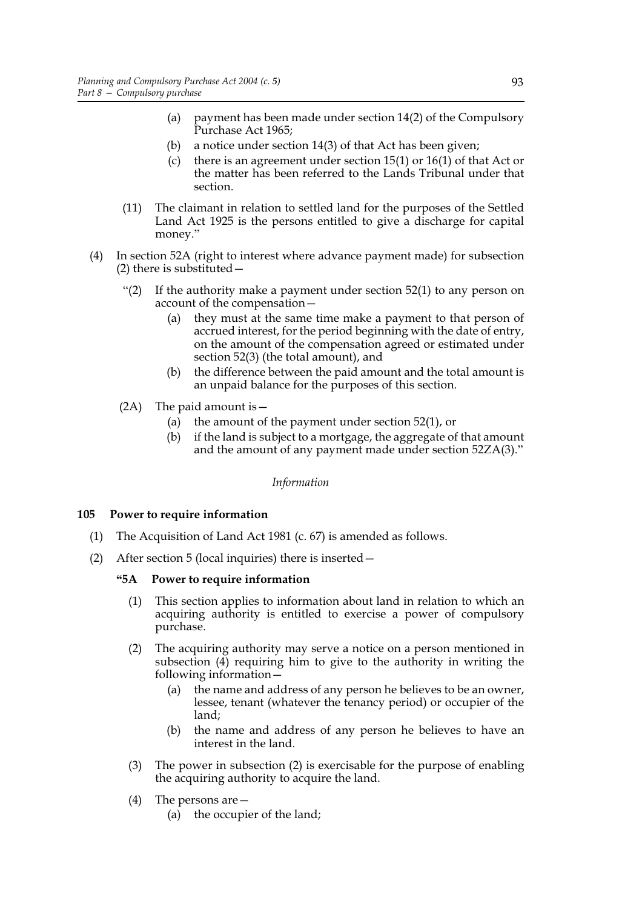- (a) payment has been made under section 14(2) of the Compulsory Purchase Act 1965;
- (b) a notice under section 14(3) of that Act has been given;
- (c) there is an agreement under section 15(1) or 16(1) of that Act or the matter has been referred to the Lands Tribunal under that section.

(11) The claimant in relation to settled land for the purposes of the Settled Land Act 1925 is the persons entitled to give a discharge for capital money."

(4) In section 52A (right to interest where advance payment made) for subsection (2) there is substituted—

"(2) If the authority make a payment under section 52(1) to any person on account of the compensation—

- (a) they must at the same time make a payment to that person of accrued interest, for the period beginning with the date of entry, on the amount of the compensation agreed or estimated under section 52(3) (the total amount), and
- (b) the difference between the paid amount and the total amount is an unpaid balance for the purposes of this section.

(2A) The paid amount is—

- (a) the amount of the payment under section 52(1), or
- (b) if the land is subject to a mortgage, the aggregate of that amount and the amount of any payment made under section 52ZA(3)."

*Information*

**105 Power to require information**

(1) The Acquisition of Land Act 1981 (c. 67) is amended as follows.

(2) After section 5 (local inquiries) there is inserted—

**"5A Power to require information**

(1) This section applies to information about land in relation to which an acquiring authority is entitled to exercise a power of compulsory purchase.

(2) The acquiring authority may serve a notice on a person mentioned in subsection (4) requiring him to give to the authority in writing the following information—

- (a) the name and address of any person he believes to be an owner, lessee, tenant (whatever the tenancy period) or occupier of the land;
- (b) the name and address of any person he believes to have an interest in the land.

(3) The power in subsection (2) is exercisable for the purpose of enabling the acquiring authority to acquire the land.

(4) The persons are—

- (a) the occupier of the land;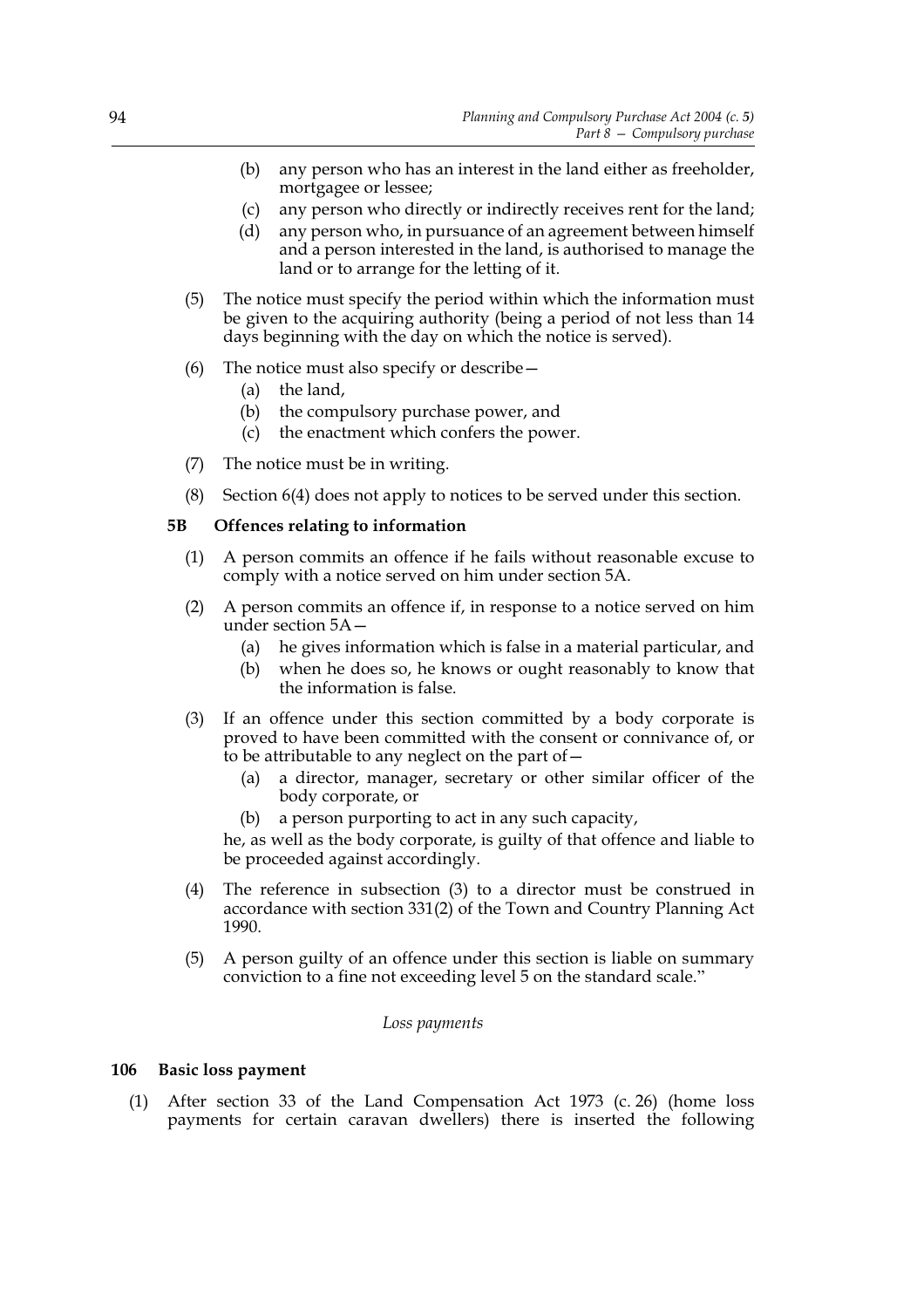(b) any person who has an interest in the land either as freeholder, mortgagee or lessee;

(c) any person who directly or indirectly receives rent for the land;

(d) any person who, in pursuance of an agreement between himself and a person interested in the land, is authorised to manage the land or to arrange for the letting of it.

(5) The notice must specify the period within which the information must be given to the acquiring authority (being a period of not less than 14 days beginning with the day on which the notice is served).

(6) The notice must also specify or describe—

(a) the land,

(b) the compulsory purchase power, and

(c) the enactment which confers the power.

(7) The notice must be in writing.

(8) Section 6(4) does not apply to notices to be served under this section.

**5B Offences relating to information**

(1) A person commits an offence if he fails without reasonable excuse to comply with a notice served on him under section 5A.

(2) A person commits an offence if, in response to a notice served on him under section 5A—

(a) he gives information which is false in a material particular, and

(b) when he does so, he knows or ought reasonably to know that the information is false.

(3) If an offence under this section committed by a body corporate is proved to have been committed with the consent or connivance of, or to be attributable to any neglect on the part of—

(a) a director, manager, secretary or other similar officer of the body corporate, or

(b) a person purporting to act in any such capacity,

he, as well as the body corporate, is guilty of that offence and liable to be proceeded against accordingly.

(4) The reference in subsection (3) to a director must be construed in accordance with section 331(2) of the Town and Country Planning Act 1990.

(5) A person guilty of an offence under this section is liable on summary conviction to a fine not exceeding level 5 on the standard scale."

*Loss payments*

**106 Basic loss payment**

(1) After section 33 of the Land Compensation Act 1973 (c. 26) (home loss payments for certain caravan dwellers) there is inserted the following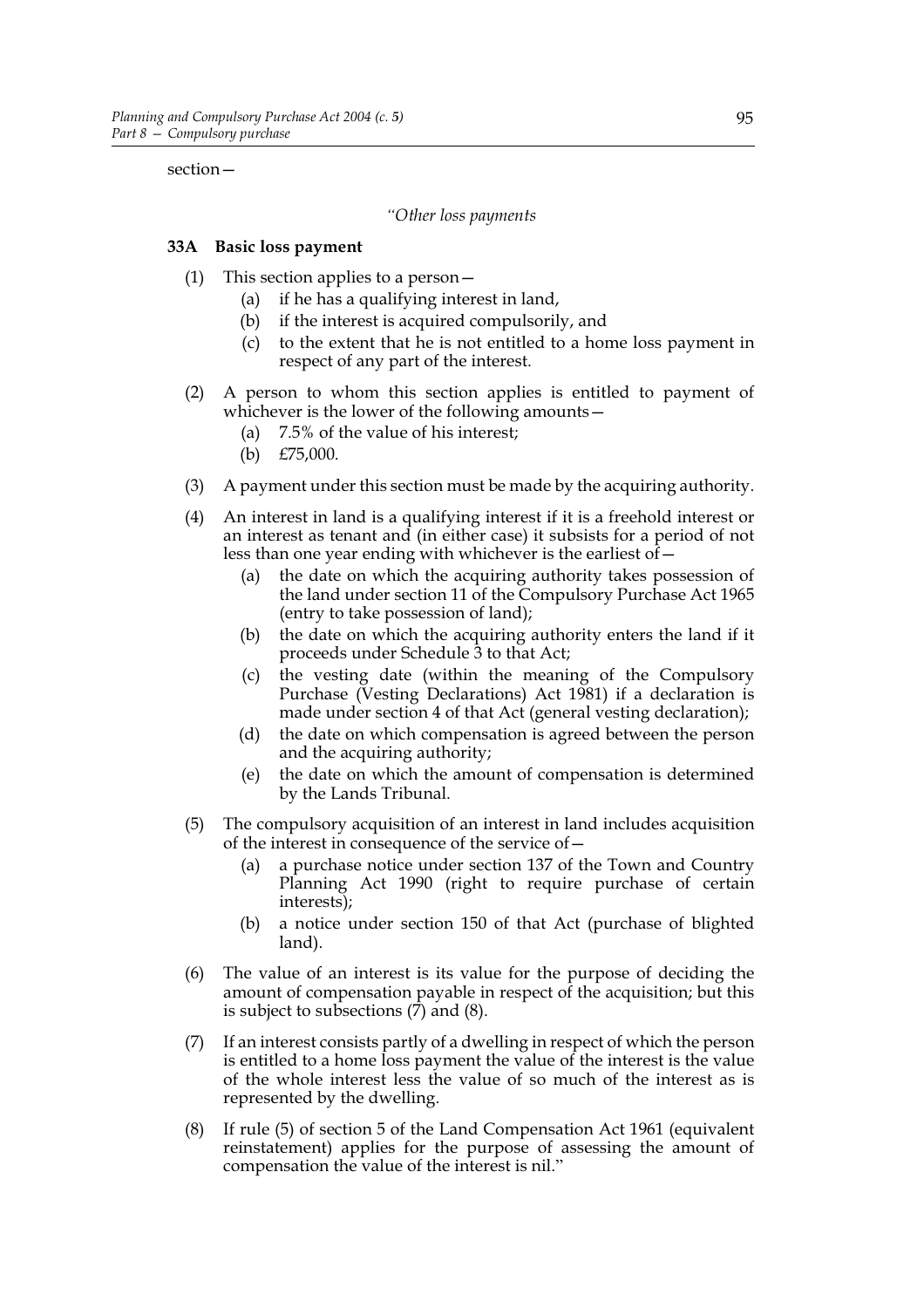section—

*"Other loss payments*

**33A Basic loss payment**

(1) This section applies to a person—

   (a) if he has a qualifying interest in land,

   (b) if the interest is acquired compulsorily, and

   (c) to the extent that he is not entitled to a home loss payment in respect of any part of the interest.

(2) A person to whom this section applies is entitled to payment of whichever is the lower of the following amounts—

   (a) 7.5% of the value of his interest;

   (b) £75,000.

(3) A payment under this section must be made by the acquiring authority.

(4) An interest in land is a qualifying interest if it is a freehold interest or an interest as tenant and (in either case) it subsists for a period of not less than one year ending with whichever is the earliest of—

   (a) the date on which the acquiring authority takes possession of the land under section 11 of the Compulsory Purchase Act 1965 (entry to take possession of land);

   (b) the date on which the acquiring authority enters the land if it proceeds under Schedule 3 to that Act;

   (c) the vesting date (within the meaning of the Compulsory Purchase (Vesting Declarations) Act 1981) if a declaration is made under section 4 of that Act (general vesting declaration);

   (d) the date on which compensation is agreed between the person and the acquiring authority;

   (e) the date on which the amount of compensation is determined by the Lands Tribunal.

(5) The compulsory acquisition of an interest in land includes acquisition of the interest in consequence of the service of—

   (a) a purchase notice under section 137 of the Town and Country Planning Act 1990 (right to require purchase of certain interests);

   (b) a notice under section 150 of that Act (purchase of blighted land).

(6) The value of an interest is its value for the purpose of deciding the amount of compensation payable in respect of the acquisition; but this is subject to subsections (7) and (8).

(7) If an interest consists partly of a dwelling in respect of which the person is entitled to a home loss payment the value of the interest is the value of the whole interest less the value of so much of the interest as is represented by the dwelling.

(8) If rule (5) of section 5 of the Land Compensation Act 1961 (equivalent reinstatement) applies for the purpose of assessing the amount of compensation the value of the interest is nil."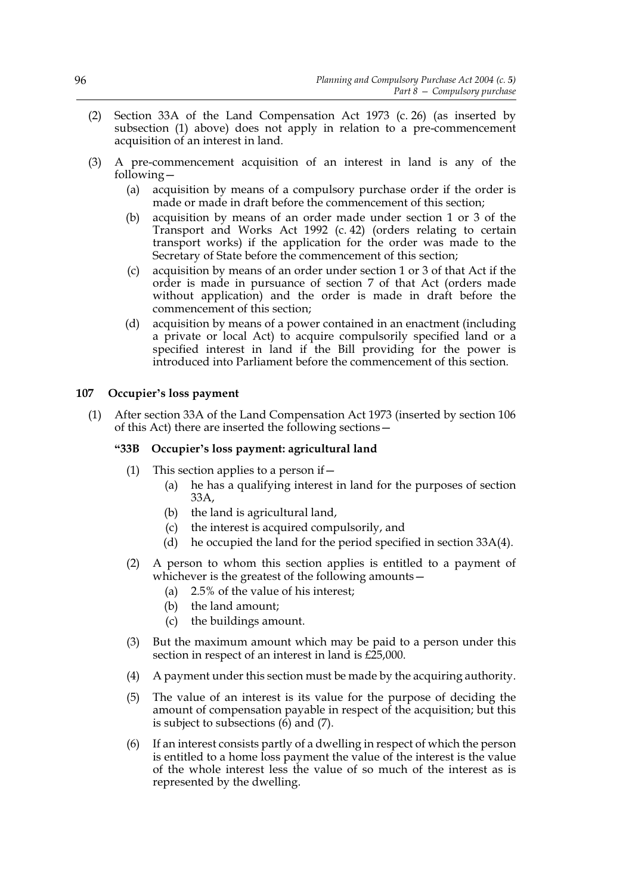(2) Section 33A of the Land Compensation Act 1973 (c. 26) (as inserted by subsection (1) above) does not apply in relation to a pre-commencement acquisition of an interest in land.

(3) A pre-commencement acquisition of an interest in land is any of the following—

(a) acquisition by means of a compulsory purchase order if the order is made or made in draft before the commencement of this section;

(b) acquisition by means of an order made under section 1 or 3 of the Transport and Works Act 1992 (c. 42) (orders relating to certain transport works) if the application for the order was made to the Secretary of State before the commencement of this section;

(c) acquisition by means of an order under section 1 or 3 of that Act if the order is made in pursuance of section 7 of that Act (orders made without application) and the order is made in draft before the commencement of this section;

(d) acquisition by means of a power contained in an enactment (including a private or local Act) to acquire compulsorily specified land or a specified interest in land if the Bill providing for the power is introduced into Parliament before the commencement of this section.

### 107 Occupier's loss payment

(1) After section 33A of the Land Compensation Act 1973 (inserted by section 106 of this Act) there are inserted the following sections—

**"33B Occupier's loss payment: agricultural land**

(1) This section applies to a person if—

(a) he has a qualifying interest in land for the purposes of section 33A,

(b) the land is agricultural land,

(c) the interest is acquired compulsorily, and

(d) he occupied the land for the period specified in section 33A(4).

(2) A person to whom this section applies is entitled to a payment of whichever is the greatest of the following amounts—

(a) 2.5% of the value of his interest;

(b) the land amount;

(c) the buildings amount.

(3) But the maximum amount which may be paid to a person under this section in respect of an interest in land is £25,000.

(4) A payment under this section must be made by the acquiring authority.

(5) The value of an interest is its value for the purpose of deciding the amount of compensation payable in respect of the acquisition; but this is subject to subsections (6) and (7).

(6) If an interest consists partly of a dwelling in respect of which the person is entitled to a home loss payment the value of the interest is the value of the whole interest less the value of so much of the interest as is represented by the dwelling.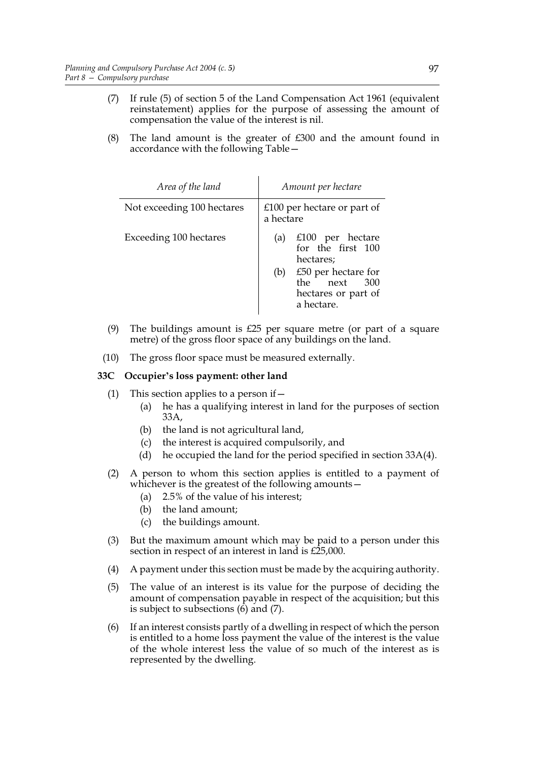(7) If rule (5) of section 5 of the Land Compensation Act 1961 (equivalent reinstatement) applies for the purpose of assessing the amount of compensation the value of the interest is nil.

(8) The land amount is the greater of £300 and the amount found in accordance with the following Table—

| *Area of the land* | *Amount per hectare* |
| --- | --- |
| Not exceeding 100 hectares | £100 per hectare or part of a hectare |
| Exceeding 100 hectares | (a) £100 per hectare for the first 100 hectares; (b) £50 per hectare for the next 300 hectares or part of a hectare. |

(9) The buildings amount is £25 per square metre (or part of a square metre) of the gross floor space of any buildings on the land.

(10) The gross floor space must be measured externally.

**33C Occupier's loss payment: other land**

(1) This section applies to a person if—
   (a) he has a qualifying interest in land for the purposes of section 33A,
   (b) the land is not agricultural land,
   (c) the interest is acquired compulsorily, and
   (d) he occupied the land for the period specified in section 33A(4).

(2) A person to whom this section applies is entitled to a payment of whichever is the greatest of the following amounts—
   (a) 2.5% of the value of his interest;
   (b) the land amount;
   (c) the buildings amount.

(3) But the maximum amount which may be paid to a person under this section in respect of an interest in land is £25,000.

(4) A payment under this section must be made by the acquiring authority.

(5) The value of an interest is its value for the purpose of deciding the amount of compensation payable in respect of the acquisition; but this is subject to subsections (6) and (7).

(6) If an interest consists partly of a dwelling in respect of which the person is entitled to a home loss payment the value of the interest is the value of the whole interest less the value of so much of the interest as is represented by the dwelling.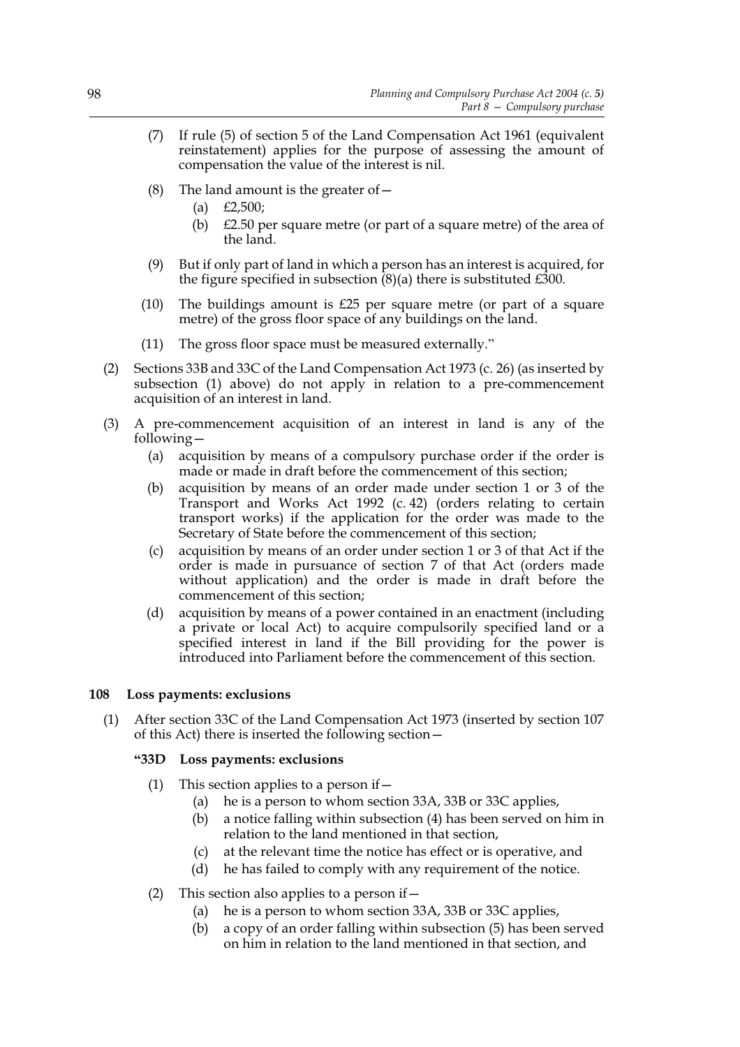(7) If rule (5) of section 5 of the Land Compensation Act 1961 (equivalent reinstatement) applies for the purpose of assessing the amount of compensation the value of the interest is nil.

(8) The land amount is the greater of—

(a) £2,500;

(b) £2.50 per square metre (or part of a square metre) of the area of the land.

(9) But if only part of land in which a person has an interest is acquired, for the figure specified in subsection (8)(a) there is substituted £300.

(10) The buildings amount is £25 per square metre (or part of a square metre) of the gross floor space of any buildings on the land.

(11) The gross floor space must be measured externally."

(2) Sections 33B and 33C of the Land Compensation Act 1973 (c. 26) (as inserted by subsection (1) above) do not apply in relation to a pre-commencement acquisition of an interest in land.

(3) A pre-commencement acquisition of an interest in land is any of the following—

(a) acquisition by means of a compulsory purchase order if the order is made or made in draft before the commencement of this section;

(b) acquisition by means of an order made under section 1 or 3 of the Transport and Works Act 1992 (c. 42) (orders relating to certain transport works) if the application for the order was made to the Secretary of State before the commencement of this section;

(c) acquisition by means of an order under section 1 or 3 of that Act if the order is made in pursuance of section 7 of that Act (orders made without application) and the order is made in draft before the commencement of this section;

(d) acquisition by means of a power contained in an enactment (including a private or local Act) to acquire compulsorily specified land or a specified interest in land if the Bill providing for the power is introduced into Parliament before the commencement of this section.

### 108 Loss payments: exclusions

(1) After section 33C of the Land Compensation Act 1973 (inserted by section 107 of this Act) there is inserted the following section—

**"33D Loss payments: exclusions**

(1) This section applies to a person if—

(a) he is a person to whom section 33A, 33B or 33C applies,

(b) a notice falling within subsection (4) has been served on him in relation to the land mentioned in that section,

(c) at the relevant time the notice has effect or is operative, and

(d) he has failed to comply with any requirement of the notice.

(2) This section also applies to a person if—

(a) he is a person to whom section 33A, 33B or 33C applies,

(b) a copy of an order falling within subsection (5) has been served on him in relation to the land mentioned in that section, and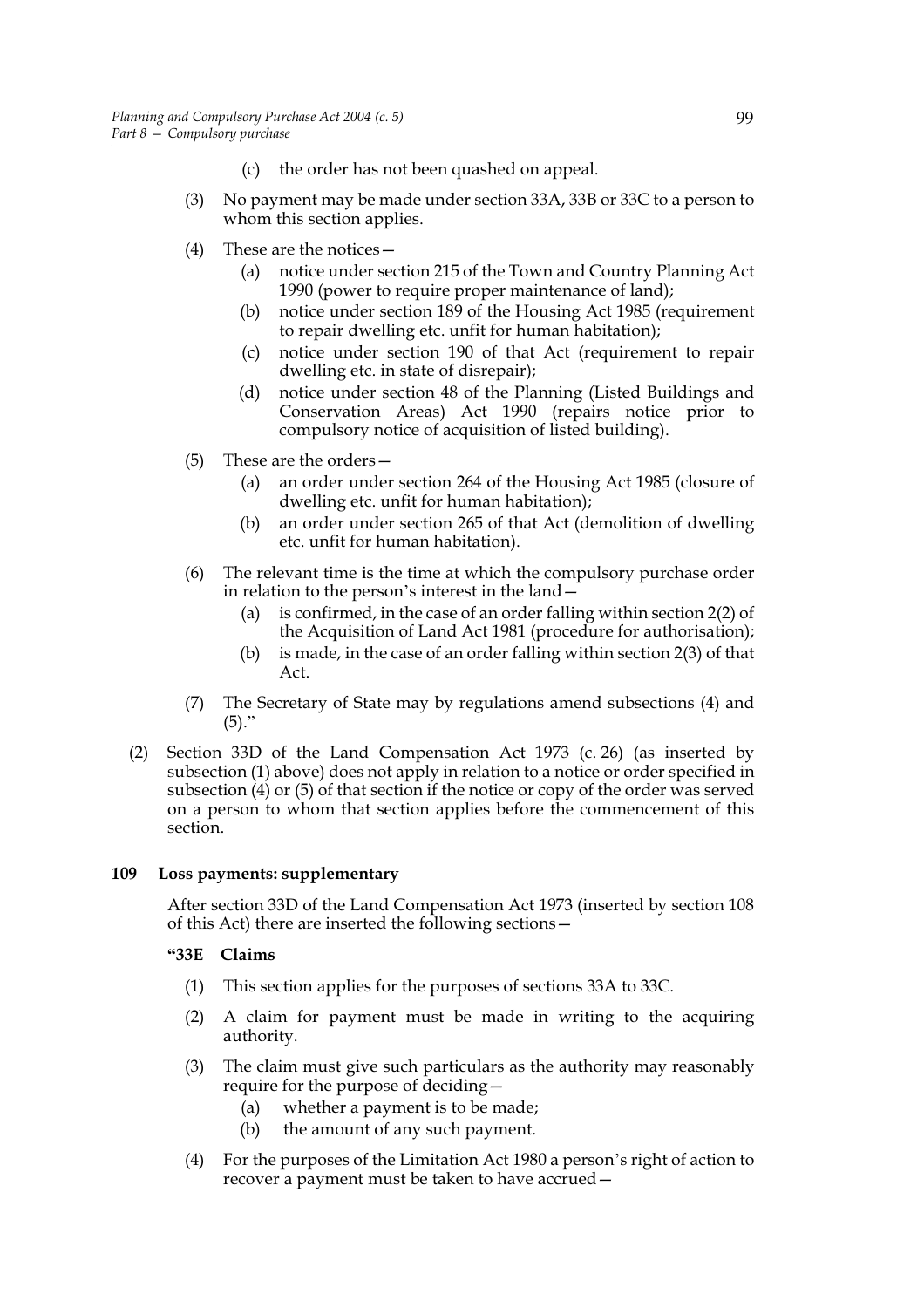(c) the order has not been quashed on appeal.

(3) No payment may be made under section 33A, 33B or 33C to a person to whom this section applies.

(4) These are the notices—

(a) notice under section 215 of the Town and Country Planning Act 1990 (power to require proper maintenance of land);

(b) notice under section 189 of the Housing Act 1985 (requirement to repair dwelling etc. unfit for human habitation);

(c) notice under section 190 of that Act (requirement to repair dwelling etc. in state of disrepair);

(d) notice under section 48 of the Planning (Listed Buildings and Conservation Areas) Act 1990 (repairs notice prior to compulsory notice of acquisition of listed building).

(5) These are the orders—

(a) an order under section 264 of the Housing Act 1985 (closure of dwelling etc. unfit for human habitation);

(b) an order under section 265 of that Act (demolition of dwelling etc. unfit for human habitation).

(6) The relevant time is the time at which the compulsory purchase order in relation to the person's interest in the land—

(a) is confirmed, in the case of an order falling within section 2(2) of the Acquisition of Land Act 1981 (procedure for authorisation);

(b) is made, in the case of an order falling within section 2(3) of that Act.

(7) The Secretary of State may by regulations amend subsections (4) and (5)."

(2) Section 33D of the Land Compensation Act 1973 (c. 26) (as inserted by subsection (1) above) does not apply in relation to a notice or order specified in subsection (4) or (5) of that section if the notice or copy of the order was served on a person to whom that section applies before the commencement of this section.

**109 Loss payments: supplementary**

After section 33D of the Land Compensation Act 1973 (inserted by section 108 of this Act) there are inserted the following sections—

**"33E Claims**

(1) This section applies for the purposes of sections 33A to 33C.

(2) A claim for payment must be made in writing to the acquiring authority.

(3) The claim must give such particulars as the authority may reasonably require for the purpose of deciding—

(a) whether a payment is to be made;

(b) the amount of any such payment.

(4) For the purposes of the Limitation Act 1980 a person's right of action to recover a payment must be taken to have accrued—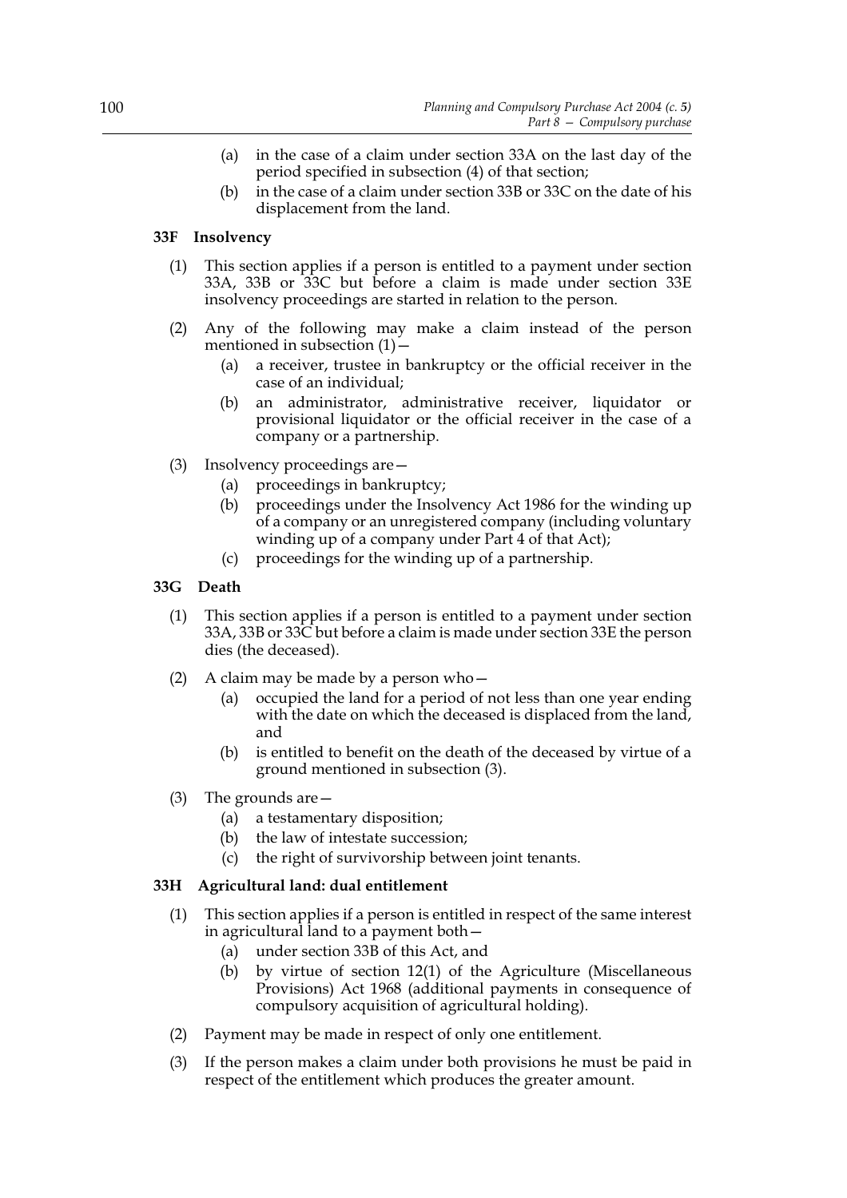(a) in the case of a claim under section 33A on the last day of the period specified in subsection (4) of that section;

(b) in the case of a claim under section 33B or 33C on the date of his displacement from the land.

### 33F Insolvency

(1) This section applies if a person is entitled to a payment under section 33A, 33B or 33C but before a claim is made under section 33E insolvency proceedings are started in relation to the person.

(2) Any of the following may make a claim instead of the person mentioned in subsection (1)—

(a) a receiver, trustee in bankruptcy or the official receiver in the case of an individual;

(b) an administrator, administrative receiver, liquidator or provisional liquidator or the official receiver in the case of a company or a partnership.

(3) Insolvency proceedings are—

(a) proceedings in bankruptcy;

(b) proceedings under the Insolvency Act 1986 for the winding up of a company or an unregistered company (including voluntary winding up of a company under Part 4 of that Act);

(c) proceedings for the winding up of a partnership.

### 33G Death

(1) This section applies if a person is entitled to a payment under section 33A, 33B or 33C but before a claim is made under section 33E the person dies (the deceased).

(2) A claim may be made by a person who—

(a) occupied the land for a period of not less than one year ending with the date on which the deceased is displaced from the land, and

(b) is entitled to benefit on the death of the deceased by virtue of a ground mentioned in subsection (3).

(3) The grounds are—

(a) a testamentary disposition;

(b) the law of intestate succession;

(c) the right of survivorship between joint tenants.

### 33H Agricultural land: dual entitlement

(1) This section applies if a person is entitled in respect of the same interest in agricultural land to a payment both—

(a) under section 33B of this Act, and

(b) by virtue of section 12(1) of the Agriculture (Miscellaneous Provisions) Act 1968 (additional payments in consequence of compulsory acquisition of agricultural holding).

(2) Payment may be made in respect of only one entitlement.

(3) If the person makes a claim under both provisions he must be paid in respect of the entitlement which produces the greater amount.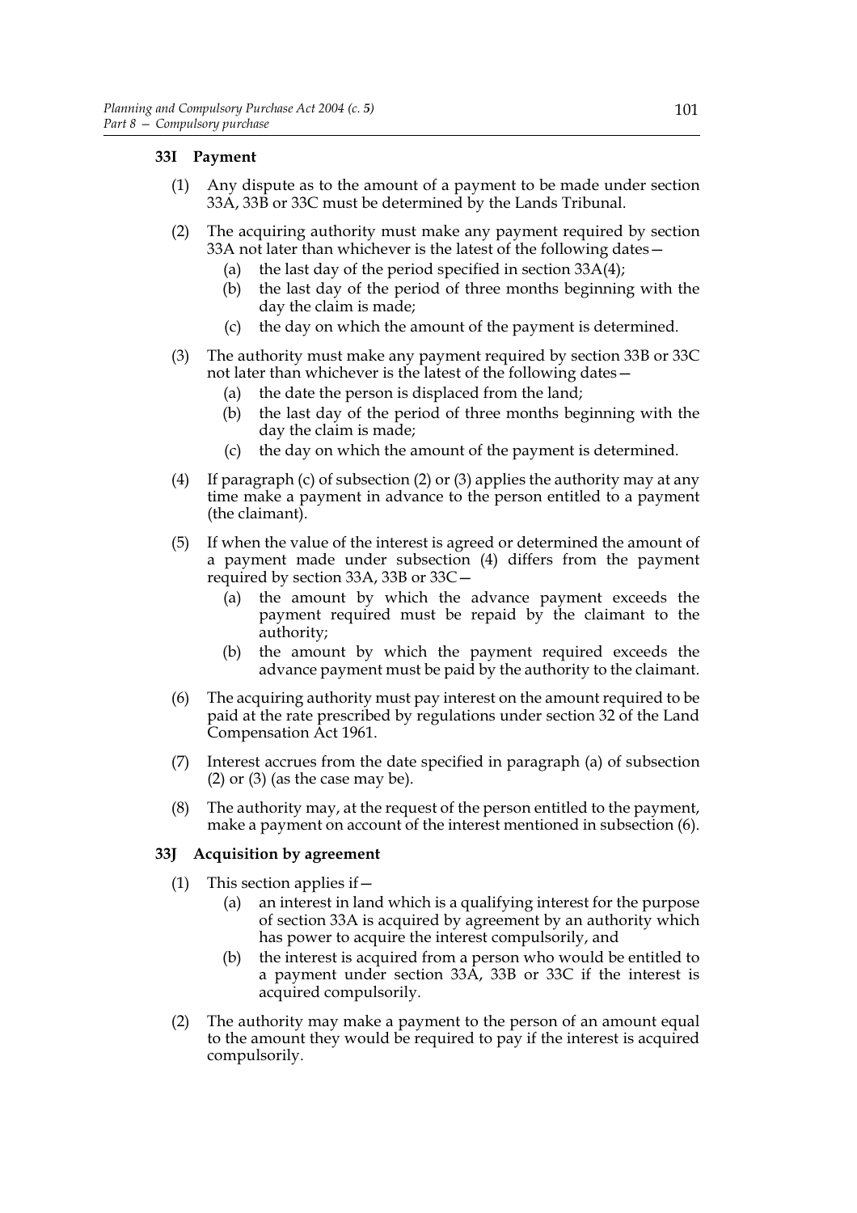### 33I Payment

(1) Any dispute as to the amount of a payment to be made under section 33A, 33B or 33C must be determined by the Lands Tribunal.

(2) The acquiring authority must make any payment required by section 33A not later than whichever is the latest of the following dates—

  (a) the last day of the period specified in section 33A(4);

  (b) the last day of the period of three months beginning with the day the claim is made;

  (c) the day on which the amount of the payment is determined.

(3) The authority must make any payment required by section 33B or 33C not later than whichever is the latest of the following dates—

  (a) the date the person is displaced from the land;

  (b) the last day of the period of three months beginning with the day the claim is made;

  (c) the day on which the amount of the payment is determined.

(4) If paragraph (c) of subsection (2) or (3) applies the authority may at any time make a payment in advance to the person entitled to a payment (the claimant).

(5) If when the value of the interest is agreed or determined the amount of a payment made under subsection (4) differs from the payment required by section 33A, 33B or 33C—

  (a) the amount by which the advance payment exceeds the payment required must be repaid by the claimant to the authority;

  (b) the amount by which the payment required exceeds the advance payment must be paid by the authority to the claimant.

(6) The acquiring authority must pay interest on the amount required to be paid at the rate prescribed by regulations under section 32 of the Land Compensation Act 1961.

(7) Interest accrues from the date specified in paragraph (a) of subsection (2) or (3) (as the case may be).

(8) The authority may, at the request of the person entitled to the payment, make a payment on account of the interest mentioned in subsection (6).

### 33J Acquisition by agreement

(1) This section applies if—

  (a) an interest in land which is a qualifying interest for the purpose of section 33A is acquired by agreement by an authority which has power to acquire the interest compulsorily, and

  (b) the interest is acquired from a person who would be entitled to a payment under section 33A, 33B or 33C if the interest is acquired compulsorily.

(2) The authority may make a payment to the person of an amount equal to the amount they would be required to pay if the interest is acquired compulsorily.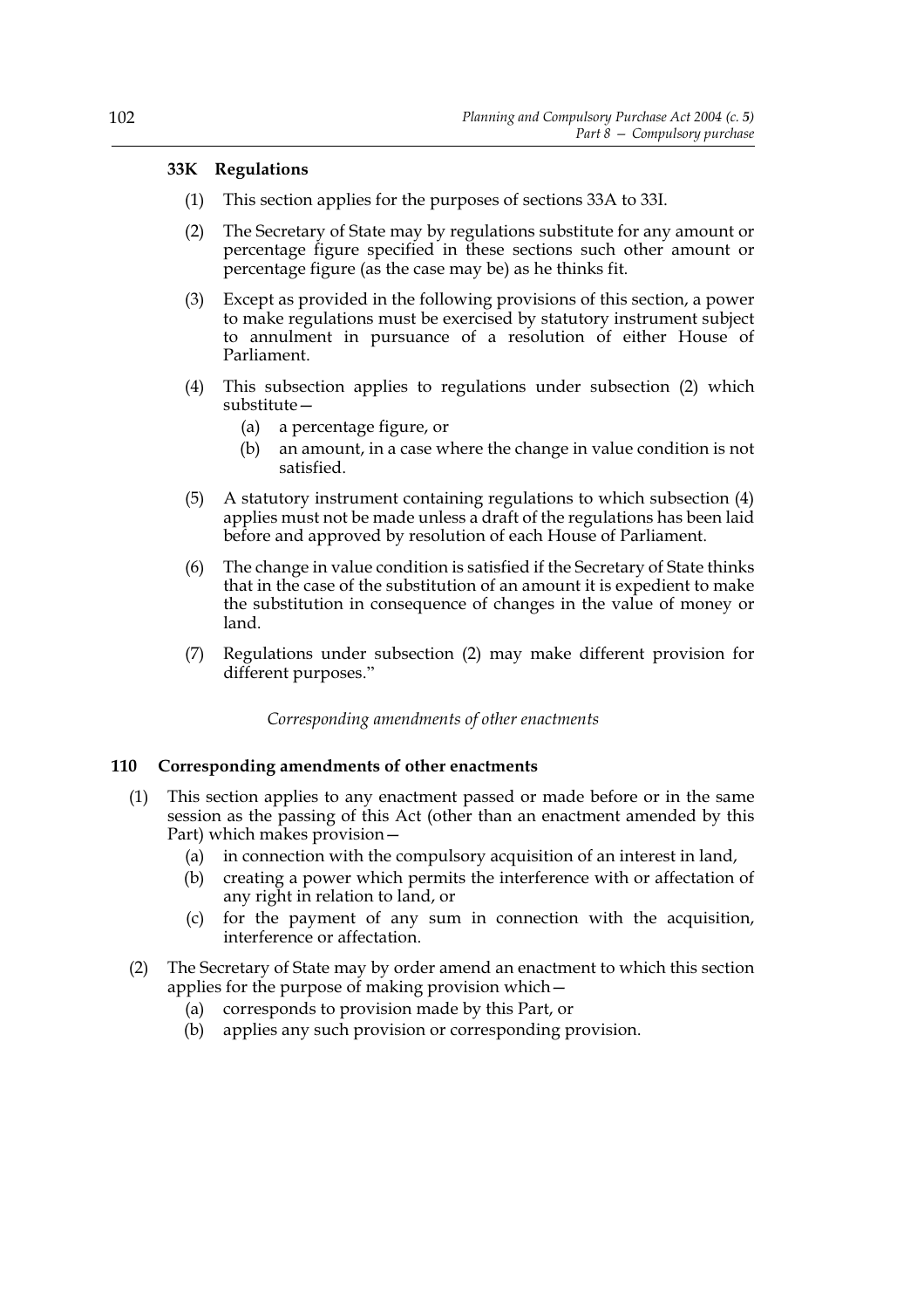### 33K Regulations

(1) This section applies for the purposes of sections 33A to 33I.

(2) The Secretary of State may by regulations substitute for any amount or percentage figure specified in these sections such other amount or percentage figure (as the case may be) as he thinks fit.

(3) Except as provided in the following provisions of this section, a power to make regulations must be exercised by statutory instrument subject to annulment in pursuance of a resolution of either House of Parliament.

(4) This subsection applies to regulations under subsection (2) which substitute—

- (a) a percentage figure, or
- (b) an amount, in a case where the change in value condition is not satisfied.

(5) A statutory instrument containing regulations to which subsection (4) applies must not be made unless a draft of the regulations has been laid before and approved by resolution of each House of Parliament.

(6) The change in value condition is satisfied if the Secretary of State thinks that in the case of the substitution of an amount it is expedient to make the substitution in consequence of changes in the value of money or land.

(7) Regulations under subsection (2) may make different provision for different purposes."

*Corresponding amendments of other enactments*

### 110 Corresponding amendments of other enactments

(1) This section applies to any enactment passed or made before or in the same session as the passing of this Act (other than an enactment amended by this Part) which makes provision—

- (a) in connection with the compulsory acquisition of an interest in land,
- (b) creating a power which permits the interference with or affectation of any right in relation to land, or
- (c) for the payment of any sum in connection with the acquisition, interference or affectation.

(2) The Secretary of State may by order amend an enactment to which this section applies for the purpose of making provision which—

- (a) corresponds to provision made by this Part, or
- (b) applies any such provision or corresponding provision.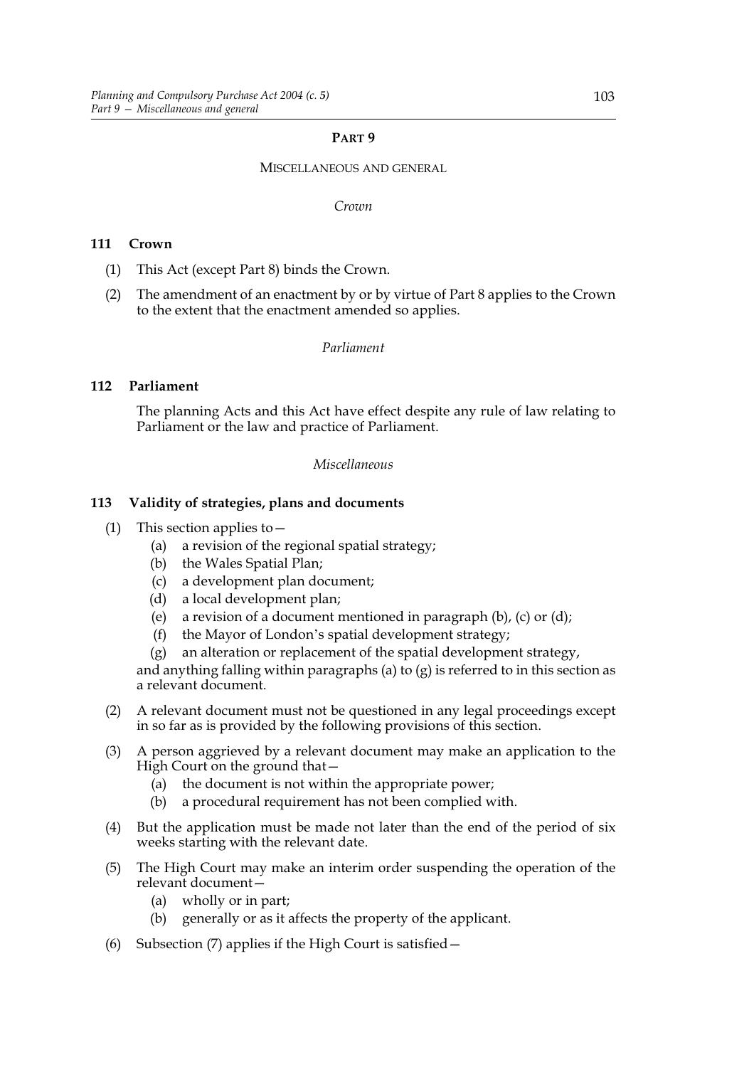## PART 9

### MISCELLANEOUS AND GENERAL

*Crown*

### 111 Crown

(1) This Act (except Part 8) binds the Crown.

(2) The amendment of an enactment by or by virtue of Part 8 applies to the Crown to the extent that the enactment amended so applies.

*Parliament*

### 112 Parliament

The planning Acts and this Act have effect despite any rule of law relating to Parliament or the law and practice of Parliament.

*Miscellaneous*

### 113 Validity of strategies, plans and documents

(1) This section applies to—

- (a) a revision of the regional spatial strategy;
- (b) the Wales Spatial Plan;
- (c) a development plan document;
- (d) a local development plan;
- (e) a revision of a document mentioned in paragraph (b), (c) or (d);
- (f) the Mayor of London's spatial development strategy;
- (g) an alteration or replacement of the spatial development strategy,

and anything falling within paragraphs (a) to (g) is referred to in this section as a relevant document.

(2) A relevant document must not be questioned in any legal proceedings except in so far as is provided by the following provisions of this section.

(3) A person aggrieved by a relevant document may make an application to the High Court on the ground that—

- (a) the document is not within the appropriate power;
- (b) a procedural requirement has not been complied with.

(4) But the application must be made not later than the end of the period of six weeks starting with the relevant date.

(5) The High Court may make an interim order suspending the operation of the relevant document—

- (a) wholly or in part;
- (b) generally or as it affects the property of the applicant.

(6) Subsection (7) applies if the High Court is satisfied—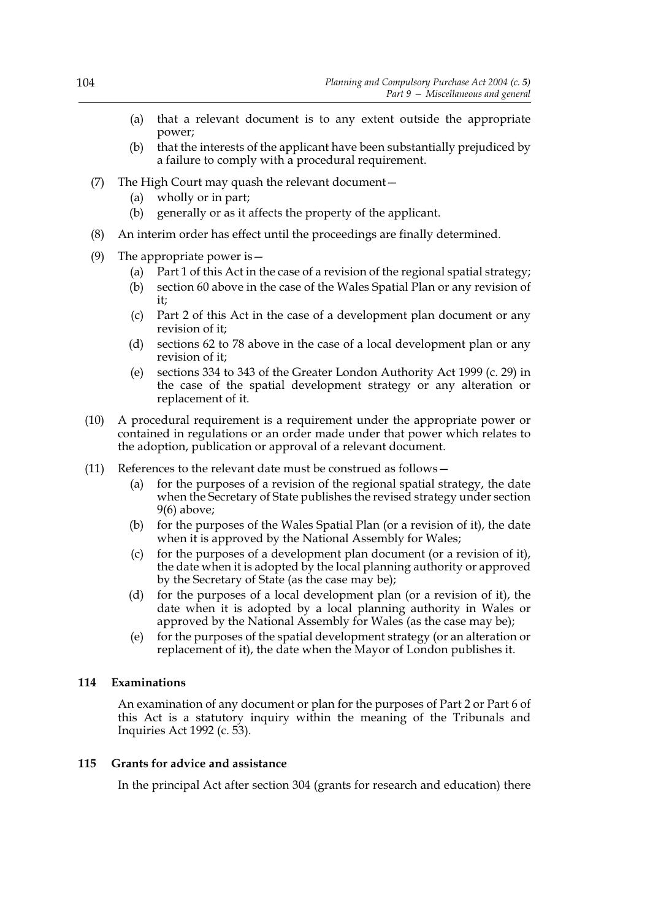(a) that a relevant document is to any extent outside the appropriate power;

(b) that the interests of the applicant have been substantially prejudiced by a failure to comply with a procedural requirement.

(7) The High Court may quash the relevant document—

(a) wholly or in part;

(b) generally or as it affects the property of the applicant.

(8) An interim order has effect until the proceedings are finally determined.

(9) The appropriate power is—

(a) Part 1 of this Act in the case of a revision of the regional spatial strategy;

(b) section 60 above in the case of the Wales Spatial Plan or any revision of it;

(c) Part 2 of this Act in the case of a development plan document or any revision of it;

(d) sections 62 to 78 above in the case of a local development plan or any revision of it;

(e) sections 334 to 343 of the Greater London Authority Act 1999 (c. 29) in the case of the spatial development strategy or any alteration or replacement of it.

(10) A procedural requirement is a requirement under the appropriate power or contained in regulations or an order made under that power which relates to the adoption, publication or approval of a relevant document.

(11) References to the relevant date must be construed as follows—

(a) for the purposes of a revision of the regional spatial strategy, the date when the Secretary of State publishes the revised strategy under section 9(6) above;

(b) for the purposes of the Wales Spatial Plan (or a revision of it), the date when it is approved by the National Assembly for Wales;

(c) for the purposes of a development plan document (or a revision of it), the date when it is adopted by the local planning authority or approved by the Secretary of State (as the case may be);

(d) for the purposes of a local development plan (or a revision of it), the date when it is adopted by a local planning authority in Wales or approved by the National Assembly for Wales (as the case may be);

(e) for the purposes of the spatial development strategy (or an alteration or replacement of it), the date when the Mayor of London publishes it.

### 114 Examinations

An examination of any document or plan for the purposes of Part 2 or Part 6 of this Act is a statutory inquiry within the meaning of the Tribunals and Inquiries Act 1992 (c. 53).

### 115 Grants for advice and assistance

In the principal Act after section 304 (grants for research and education) there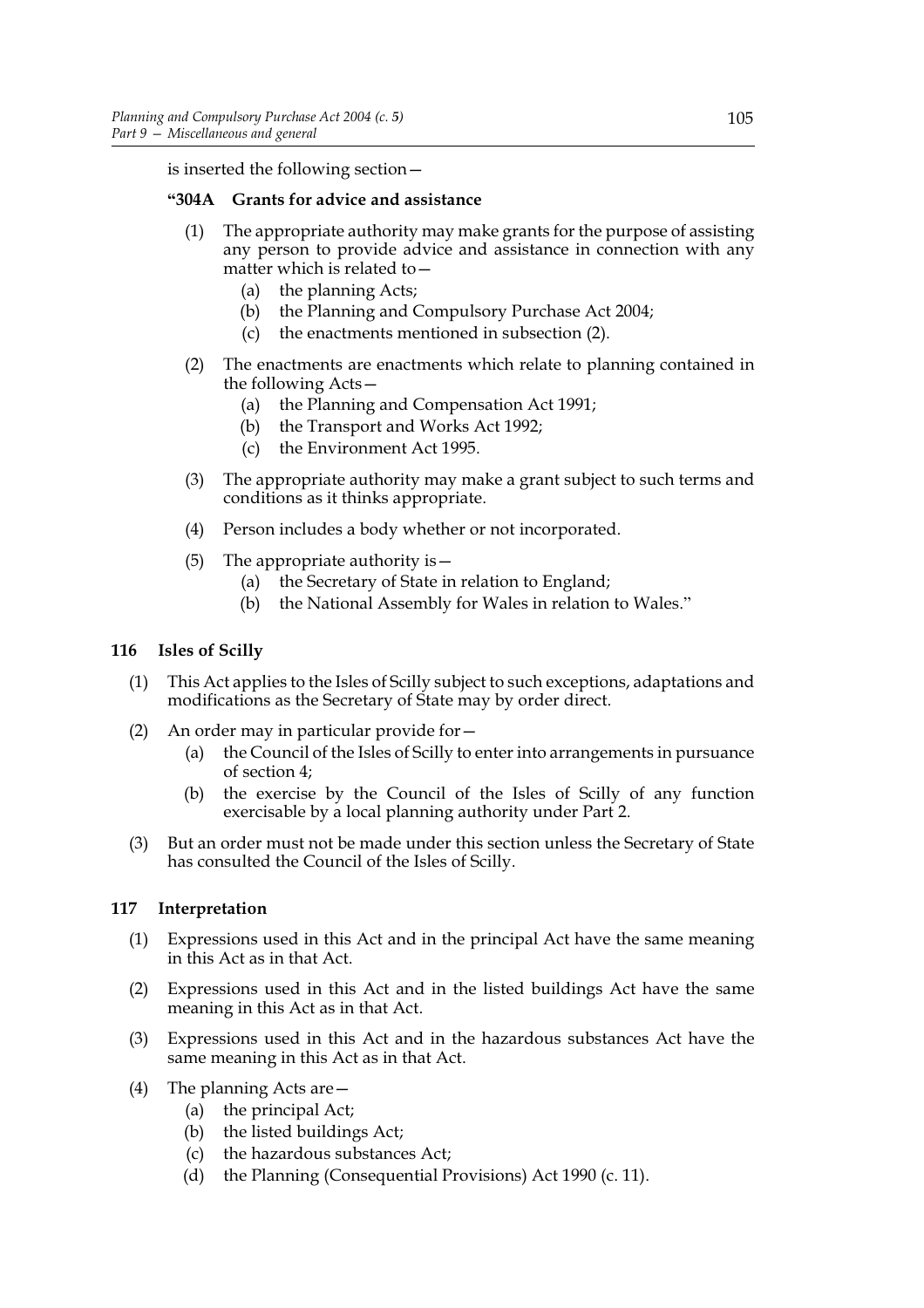is inserted the following section—

**"304A Grants for advice and assistance**

(1) The appropriate authority may make grants for the purpose of assisting any person to provide advice and assistance in connection with any matter which is related to—

(a) the planning Acts;

(b) the Planning and Compulsory Purchase Act 2004;

(c) the enactments mentioned in subsection (2).

(2) The enactments are enactments which relate to planning contained in the following Acts—

(a) the Planning and Compensation Act 1991;

(b) the Transport and Works Act 1992;

(c) the Environment Act 1995.

(3) The appropriate authority may make a grant subject to such terms and conditions as it thinks appropriate.

(4) Person includes a body whether or not incorporated.

(5) The appropriate authority is—

(a) the Secretary of State in relation to England;

(b) the National Assembly for Wales in relation to Wales."

## 116 Isles of Scilly

(1) This Act applies to the Isles of Scilly subject to such exceptions, adaptations and modifications as the Secretary of State may by order direct.

(2) An order may in particular provide for—

(a) the Council of the Isles of Scilly to enter into arrangements in pursuance of section 4;

(b) the exercise by the Council of the Isles of Scilly of any function exercisable by a local planning authority under Part 2.

(3) But an order must not be made under this section unless the Secretary of State has consulted the Council of the Isles of Scilly.

## 117 Interpretation

(1) Expressions used in this Act and in the principal Act have the same meaning in this Act as in that Act.

(2) Expressions used in this Act and in the listed buildings Act have the same meaning in this Act as in that Act.

(3) Expressions used in this Act and in the hazardous substances Act have the same meaning in this Act as in that Act.

(4) The planning Acts are—

(a) the principal Act;

(b) the listed buildings Act;

(c) the hazardous substances Act;

(d) the Planning (Consequential Provisions) Act 1990 (c. 11).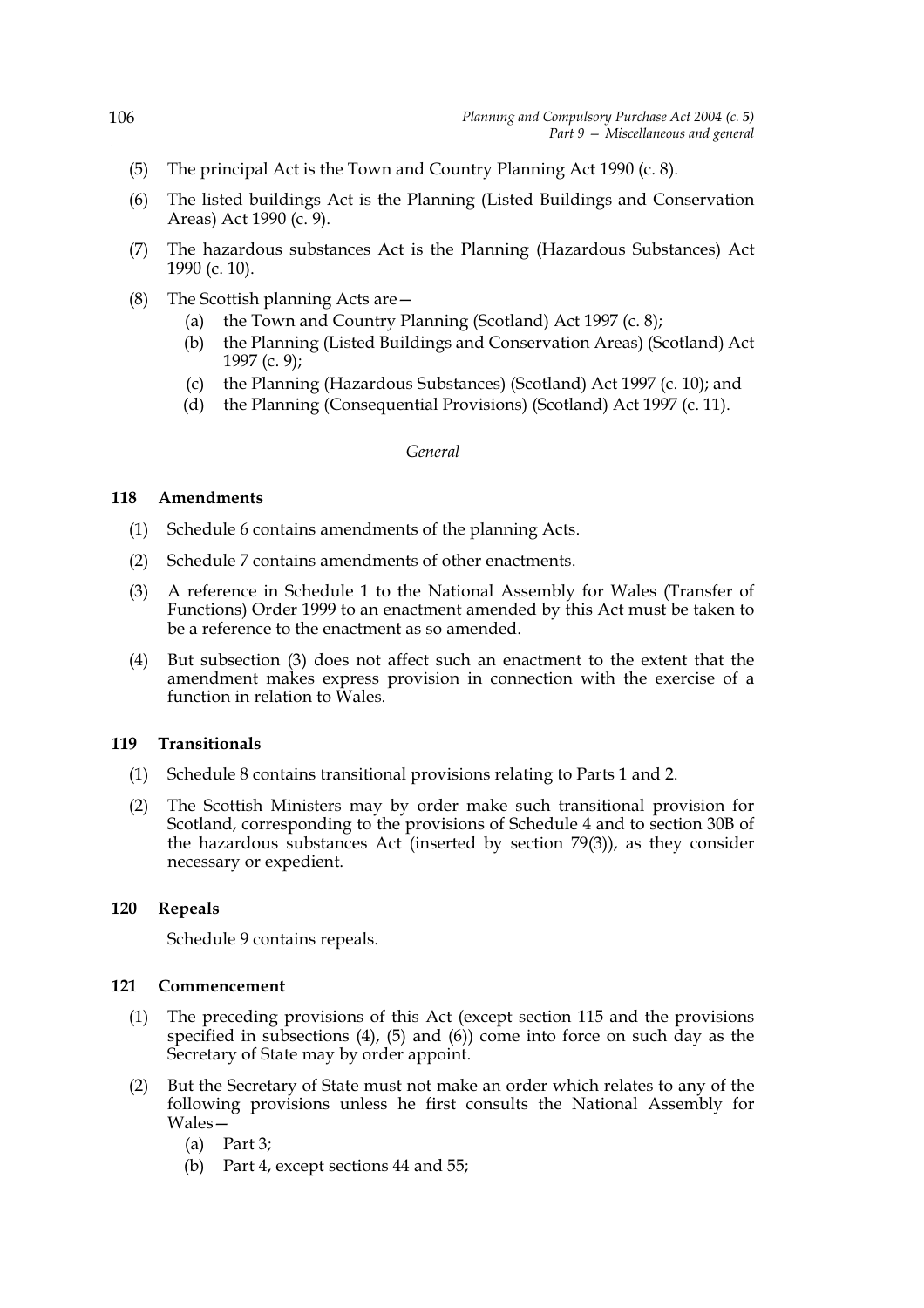(5) The principal Act is the Town and Country Planning Act 1990 (c. 8).

(6) The listed buildings Act is the Planning (Listed Buildings and Conservation Areas) Act 1990 (c. 9).

(7) The hazardous substances Act is the Planning (Hazardous Substances) Act 1990 (c. 10).

(8) The Scottish planning Acts are—
   (a) the Town and Country Planning (Scotland) Act 1997 (c. 8);
   (b) the Planning (Listed Buildings and Conservation Areas) (Scotland) Act 1997 (c. 9);
   (c) the Planning (Hazardous Substances) (Scotland) Act 1997 (c. 10); and
   (d) the Planning (Consequential Provisions) (Scotland) Act 1997 (c. 11).

*General*

### 118 Amendments

(1) Schedule 6 contains amendments of the planning Acts.

(2) Schedule 7 contains amendments of other enactments.

(3) A reference in Schedule 1 to the National Assembly for Wales (Transfer of Functions) Order 1999 to an enactment amended by this Act must be taken to be a reference to the enactment as so amended.

(4) But subsection (3) does not affect such an enactment to the extent that the amendment makes express provision in connection with the exercise of a function in relation to Wales.

### 119 Transitionals

(1) Schedule 8 contains transitional provisions relating to Parts 1 and 2.

(2) The Scottish Ministers may by order make such transitional provision for Scotland, corresponding to the provisions of Schedule 4 and to section 30B of the hazardous substances Act (inserted by section 79(3)), as they consider necessary or expedient.

### 120 Repeals

Schedule 9 contains repeals.

### 121 Commencement

(1) The preceding provisions of this Act (except section 115 and the provisions specified in subsections (4), (5) and (6)) come into force on such day as the Secretary of State may by order appoint.

(2) But the Secretary of State must not make an order which relates to any of the following provisions unless he first consults the National Assembly for Wales—
   (a) Part 3;
   (b) Part 4, except sections 44 and 55;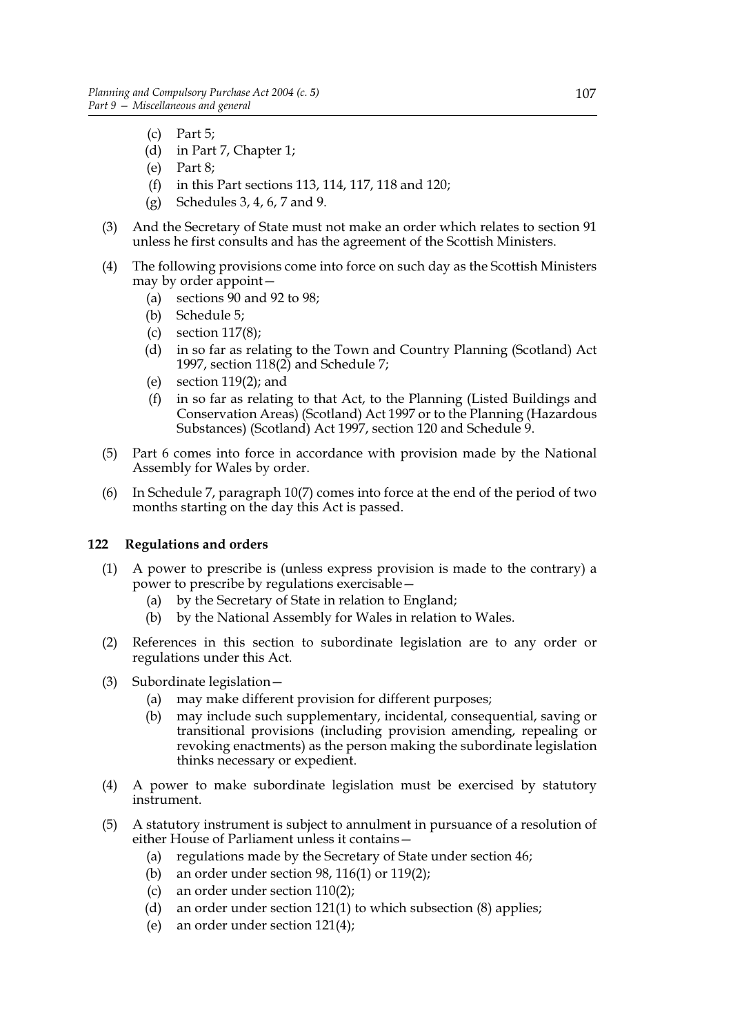(c) Part 5;
(d) in Part 7, Chapter 1;
(e) Part 8;
(f) in this Part sections 113, 114, 117, 118 and 120;
(g) Schedules 3, 4, 6, 7 and 9.

(3) And the Secretary of State must not make an order which relates to section 91 unless he first consults and has the agreement of the Scottish Ministers.

(4) The following provisions come into force on such day as the Scottish Ministers may by order appoint—
(a) sections 90 and 92 to 98;
(b) Schedule 5;
(c) section 117(8);
(d) in so far as relating to the Town and Country Planning (Scotland) Act 1997, section 118(2) and Schedule 7;
(e) section 119(2); and
(f) in so far as relating to that Act, to the Planning (Listed Buildings and Conservation Areas) (Scotland) Act 1997 or to the Planning (Hazardous Substances) (Scotland) Act 1997, section 120 and Schedule 9.

(5) Part 6 comes into force in accordance with provision made by the National Assembly for Wales by order.

(6) In Schedule 7, paragraph 10(7) comes into force at the end of the period of two months starting on the day this Act is passed.

**122 Regulations and orders**

(1) A power to prescribe is (unless express provision is made to the contrary) a power to prescribe by regulations exercisable—
(a) by the Secretary of State in relation to England;
(b) by the National Assembly for Wales in relation to Wales.

(2) References in this section to subordinate legislation are to any order or regulations under this Act.

(3) Subordinate legislation—
(a) may make different provision for different purposes;
(b) may include such supplementary, incidental, consequential, saving or transitional provisions (including provision amending, repealing or revoking enactments) as the person making the subordinate legislation thinks necessary or expedient.

(4) A power to make subordinate legislation must be exercised by statutory instrument.

(5) A statutory instrument is subject to annulment in pursuance of a resolution of either House of Parliament unless it contains—
(a) regulations made by the Secretary of State under section 46;
(b) an order under section 98, 116(1) or 119(2);
(c) an order under section 110(2);
(d) an order under section 121(1) to which subsection (8) applies;
(e) an order under section 121(4);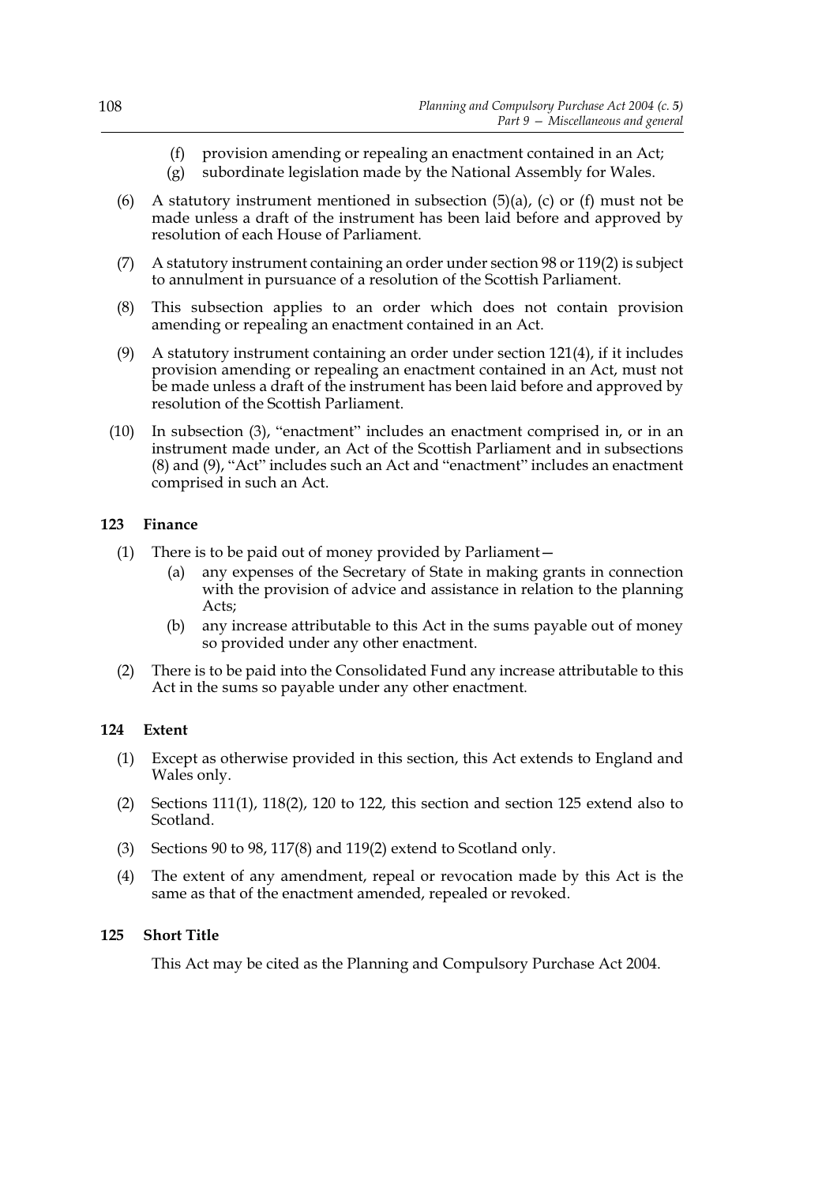(f) provision amending or repealing an enactment contained in an Act;

(g) subordinate legislation made by the National Assembly for Wales.

(6) A statutory instrument mentioned in subsection (5)(a), (c) or (f) must not be made unless a draft of the instrument has been laid before and approved by resolution of each House of Parliament.

(7) A statutory instrument containing an order under section 98 or 119(2) is subject to annulment in pursuance of a resolution of the Scottish Parliament.

(8) This subsection applies to an order which does not contain provision amending or repealing an enactment contained in an Act.

(9) A statutory instrument containing an order under section 121(4), if it includes provision amending or repealing an enactment contained in an Act, must not be made unless a draft of the instrument has been laid before and approved by resolution of the Scottish Parliament.

(10) In subsection (3), "enactment" includes an enactment comprised in, or in an instrument made under, an Act of the Scottish Parliament and in subsections (8) and (9), "Act" includes such an Act and "enactment" includes an enactment comprised in such an Act.

### 123 Finance

(1) There is to be paid out of money provided by Parliament—

(a) any expenses of the Secretary of State in making grants in connection with the provision of advice and assistance in relation to the planning Acts;

(b) any increase attributable to this Act in the sums payable out of money so provided under any other enactment.

(2) There is to be paid into the Consolidated Fund any increase attributable to this Act in the sums so payable under any other enactment.

### 124 Extent

(1) Except as otherwise provided in this section, this Act extends to England and Wales only.

(2) Sections 111(1), 118(2), 120 to 122, this section and section 125 extend also to Scotland.

(3) Sections 90 to 98, 117(8) and 119(2) extend to Scotland only.

(4) The extent of any amendment, repeal or revocation made by this Act is the same as that of the enactment amended, repealed or revoked.

### 125 Short Title

This Act may be cited as the Planning and Compulsory Purchase Act 2004.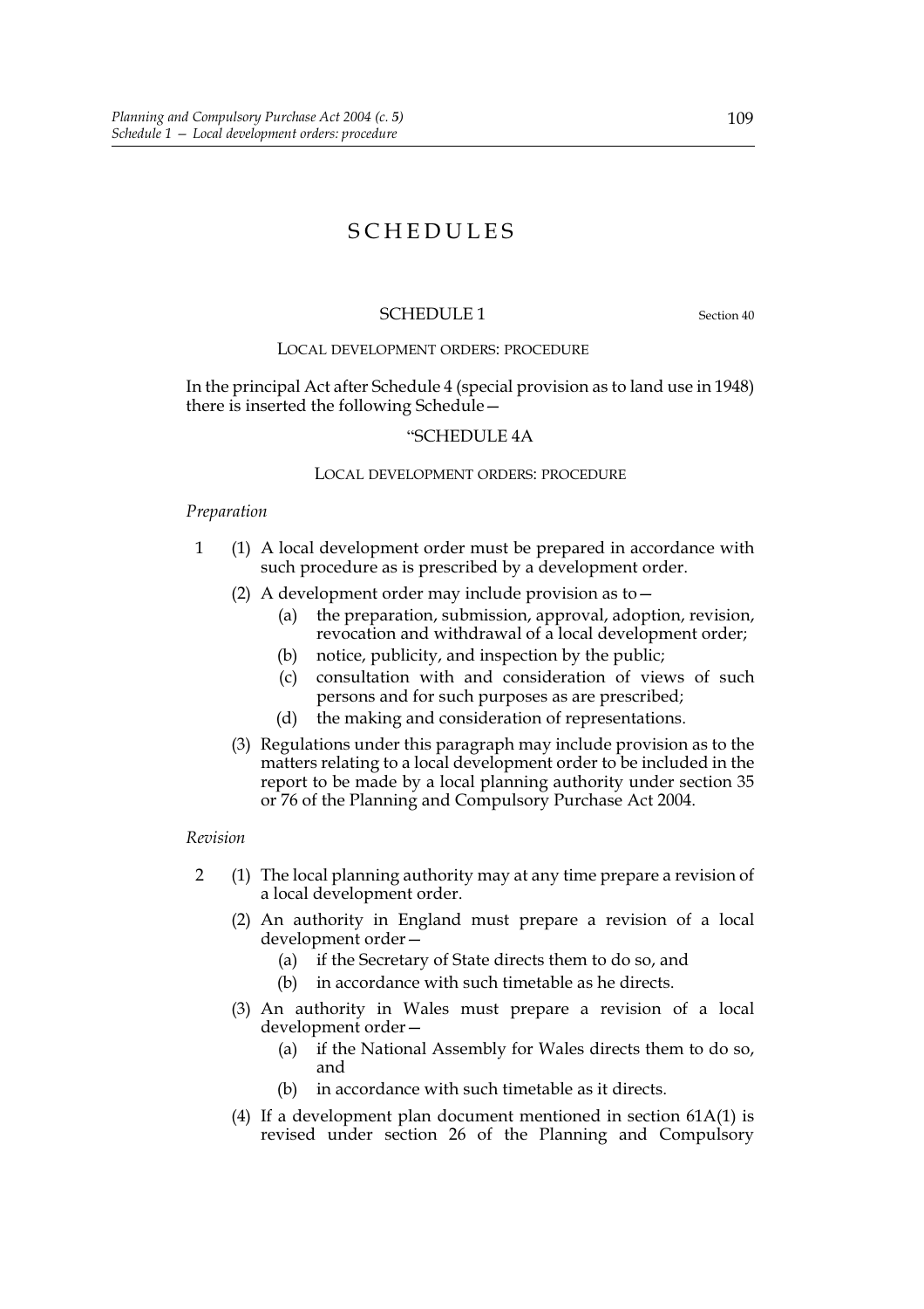# SCHEDULES

## SCHEDULE 1

Section 40

LOCAL DEVELOPMENT ORDERS: PROCEDURE

In the principal Act after Schedule 4 (special provision as to land use in 1948) there is inserted the following Schedule—

### "SCHEDULE 4A

LOCAL DEVELOPMENT ORDERS: PROCEDURE

*Preparation*

1 (1) A local development order must be prepared in accordance with such procedure as is prescribed by a development order.

(2) A development order may include provision as to—

(a) the preparation, submission, approval, adoption, revision, revocation and withdrawal of a local development order;

(b) notice, publicity, and inspection by the public;

(c) consultation with and consideration of views of such persons and for such purposes as are prescribed;

(d) the making and consideration of representations.

(3) Regulations under this paragraph may include provision as to the matters relating to a local development order to be included in the report to be made by a local planning authority under section 35 or 76 of the Planning and Compulsory Purchase Act 2004.

*Revision*

2 (1) The local planning authority may at any time prepare a revision of a local development order.

(2) An authority in England must prepare a revision of a local development order—

(a) if the Secretary of State directs them to do so, and

(b) in accordance with such timetable as he directs.

(3) An authority in Wales must prepare a revision of a local development order—

(a) if the National Assembly for Wales directs them to do so, and

(b) in accordance with such timetable as it directs.

(4) If a development plan document mentioned in section 61A(1) is revised under section 26 of the Planning and Compulsory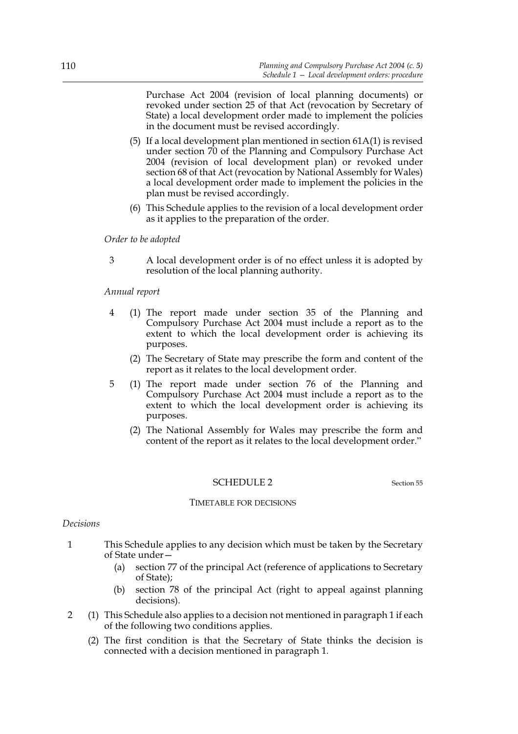Purchase Act 2004 (revision of local planning documents) or revoked under section 25 of that Act (revocation by Secretary of State) a local development order made to implement the policies in the document must be revised accordingly.

(5) If a local development plan mentioned in section 61A(1) is revised under section 70 of the Planning and Compulsory Purchase Act 2004 (revision of local development plan) or revoked under section 68 of that Act (revocation by National Assembly for Wales) a local development order made to implement the policies in the plan must be revised accordingly.

(6) This Schedule applies to the revision of a local development order as it applies to the preparation of the order.

*Order to be adopted*

3 A local development order is of no effect unless it is adopted by resolution of the local planning authority.

*Annual report*

4 (1) The report made under section 35 of the Planning and Compulsory Purchase Act 2004 must include a report as to the extent to which the local development order is achieving its purposes.

(2) The Secretary of State may prescribe the form and content of the report as it relates to the local development order.

5 (1) The report made under section 76 of the Planning and Compulsory Purchase Act 2004 must include a report as to the extent to which the local development order is achieving its purposes.

(2) The National Assembly for Wales may prescribe the form and content of the report as it relates to the local development order."

## SCHEDULE 2

Section 55

### TIMETABLE FOR DECISIONS

*Decisions*

1 This Schedule applies to any decision which must be taken by the Secretary of State under—

(a) section 77 of the principal Act (reference of applications to Secretary of State);

(b) section 78 of the principal Act (right to appeal against planning decisions).

2 (1) This Schedule also applies to a decision not mentioned in paragraph 1 if each of the following two conditions applies.

(2) The first condition is that the Secretary of State thinks the decision is connected with a decision mentioned in paragraph 1.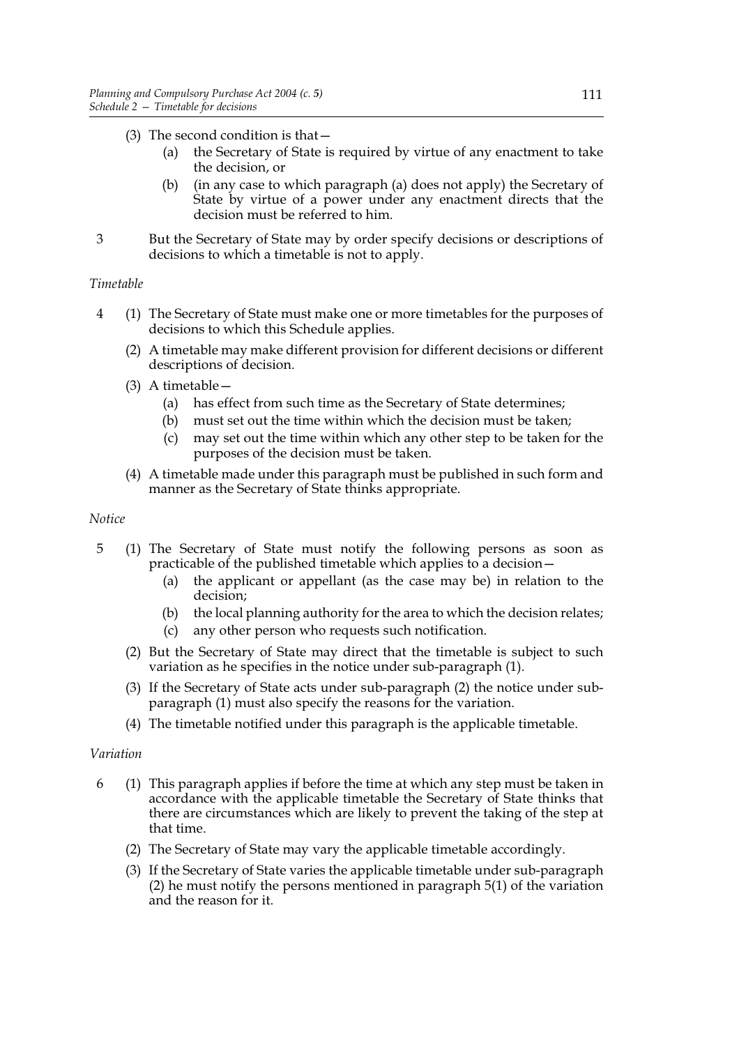(3) The second condition is that—

   (a) the Secretary of State is required by virtue of any enactment to take the decision, or

   (b) (in any case to which paragraph (a) does not apply) the Secretary of State by virtue of a power under any enactment directs that the decision must be referred to him.

3 But the Secretary of State may by order specify decisions or descriptions of decisions to which a timetable is not to apply.

*Timetable*

4 (1) The Secretary of State must make one or more timetables for the purposes of decisions to which this Schedule applies.

(2) A timetable may make different provision for different decisions or different descriptions of decision.

(3) A timetable—

   (a) has effect from such time as the Secretary of State determines;

   (b) must set out the time within which the decision must be taken;

   (c) may set out the time within which any other step to be taken for the purposes of the decision must be taken.

(4) A timetable made under this paragraph must be published in such form and manner as the Secretary of State thinks appropriate.

*Notice*

5 (1) The Secretary of State must notify the following persons as soon as practicable of the published timetable which applies to a decision—

   (a) the applicant or appellant (as the case may be) in relation to the decision;

   (b) the local planning authority for the area to which the decision relates;

   (c) any other person who requests such notification.

(2) But the Secretary of State may direct that the timetable is subject to such variation as he specifies in the notice under sub-paragraph (1).

(3) If the Secretary of State acts under sub-paragraph (2) the notice under sub-paragraph (1) must also specify the reasons for the variation.

(4) The timetable notified under this paragraph is the applicable timetable.

*Variation*

6 (1) This paragraph applies if before the time at which any step must be taken in accordance with the applicable timetable the Secretary of State thinks that there are circumstances which are likely to prevent the taking of the step at that time.

(2) The Secretary of State may vary the applicable timetable accordingly.

(3) If the Secretary of State varies the applicable timetable under sub-paragraph (2) he must notify the persons mentioned in paragraph 5(1) of the variation and the reason for it.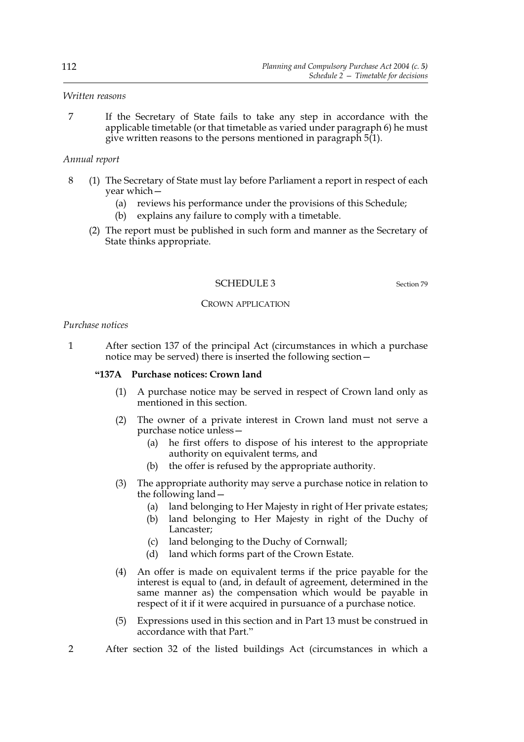*Written reasons*

7 If the Secretary of State fails to take any step in accordance with the applicable timetable (or that timetable as varied under paragraph 6) he must give written reasons to the persons mentioned in paragraph 5(1).

*Annual report*

8 (1) The Secretary of State must lay before Parliament a report in respect of each year which—

(a) reviews his performance under the provisions of this Schedule;

(b) explains any failure to comply with a timetable.

(2) The report must be published in such form and manner as the Secretary of State thinks appropriate.

## SCHEDULE 3

Section 79

CROWN APPLICATION

*Purchase notices*

1 After section 137 of the principal Act (circumstances in which a purchase notice may be served) there is inserted the following section—

**"137A Purchase notices: Crown land**

(1) A purchase notice may be served in respect of Crown land only as mentioned in this section.

(2) The owner of a private interest in Crown land must not serve a purchase notice unless—

(a) he first offers to dispose of his interest to the appropriate authority on equivalent terms, and

(b) the offer is refused by the appropriate authority.

(3) The appropriate authority may serve a purchase notice in relation to the following land—

(a) land belonging to Her Majesty in right of Her private estates;

(b) land belonging to Her Majesty in right of the Duchy of Lancaster;

(c) land belonging to the Duchy of Cornwall;

(d) land which forms part of the Crown Estate.

(4) An offer is made on equivalent terms if the price payable for the interest is equal to (and, in default of agreement, determined in the same manner as) the compensation which would be payable in respect of it if it were acquired in pursuance of a purchase notice.

(5) Expressions used in this section and in Part 13 must be construed in accordance with that Part."

2 After section 32 of the listed buildings Act (circumstances in which a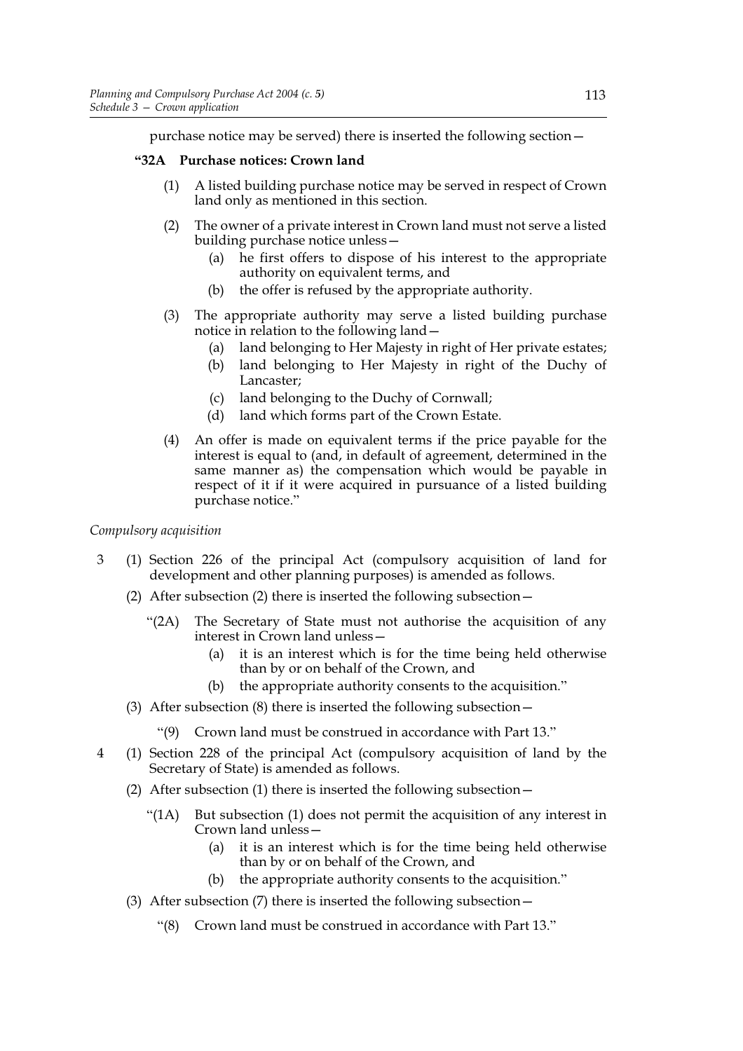purchase notice may be served) there is inserted the following section—

**"32A Purchase notices: Crown land**

(1) A listed building purchase notice may be served in respect of Crown land only as mentioned in this section.

(2) The owner of a private interest in Crown land must not serve a listed building purchase notice unless—
   - (a) he first offers to dispose of his interest to the appropriate authority on equivalent terms, and
   - (b) the offer is refused by the appropriate authority.

(3) The appropriate authority may serve a listed building purchase notice in relation to the following land—
   - (a) land belonging to Her Majesty in right of Her private estates;
   - (b) land belonging to Her Majesty in right of the Duchy of Lancaster;
   - (c) land belonging to the Duchy of Cornwall;
   - (d) land which forms part of the Crown Estate.

(4) An offer is made on equivalent terms if the price payable for the interest is equal to (and, in default of agreement, determined in the same manner as) the compensation which would be payable in respect of it if it were acquired in pursuance of a listed building purchase notice."

*Compulsory acquisition*

3 (1) Section 226 of the principal Act (compulsory acquisition of land for development and other planning purposes) is amended as follows.

(2) After subsection (2) there is inserted the following subsection—

"(2A) The Secretary of State must not authorise the acquisition of any interest in Crown land unless—
   - (a) it is an interest which is for the time being held otherwise than by or on behalf of the Crown, and
   - (b) the appropriate authority consents to the acquisition."

(3) After subsection (8) there is inserted the following subsection—

"(9) Crown land must be construed in accordance with Part 13."

4 (1) Section 228 of the principal Act (compulsory acquisition of land by the Secretary of State) is amended as follows.

(2) After subsection (1) there is inserted the following subsection—

"(1A) But subsection (1) does not permit the acquisition of any interest in Crown land unless—
   - (a) it is an interest which is for the time being held otherwise than by or on behalf of the Crown, and
   - (b) the appropriate authority consents to the acquisition."

(3) After subsection (7) there is inserted the following subsection—

"(8) Crown land must be construed in accordance with Part 13."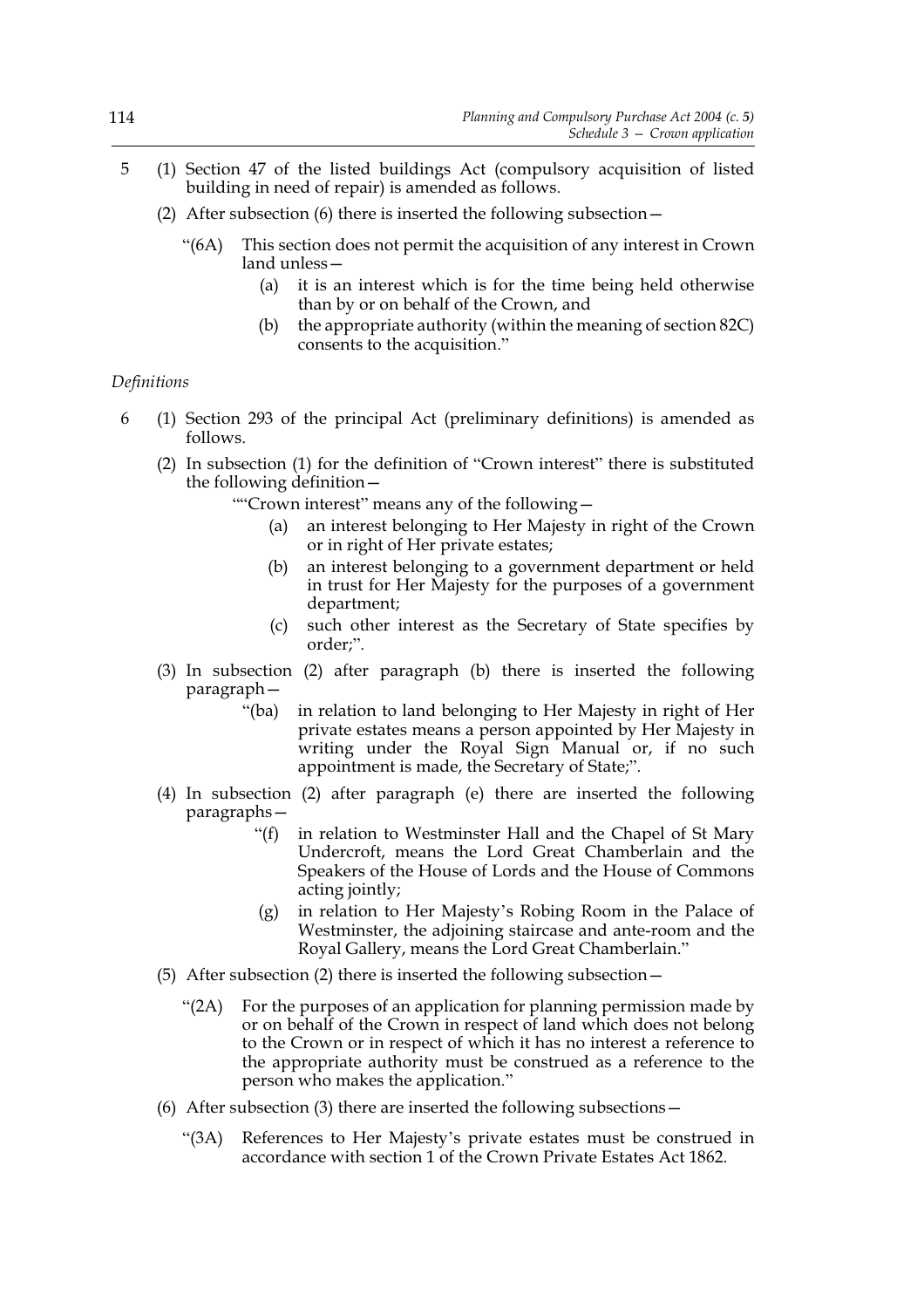5 (1) Section 47 of the listed buildings Act (compulsory acquisition of listed building in need of repair) is amended as follows.

(2) After subsection (6) there is inserted the following subsection—

"(6A) This section does not permit the acquisition of any interest in Crown land unless—

(a) it is an interest which is for the time being held otherwise than by or on behalf of the Crown, and

(b) the appropriate authority (within the meaning of section 82C) consents to the acquisition."

*Definitions*

6 (1) Section 293 of the principal Act (preliminary definitions) is amended as follows.

(2) In subsection (1) for the definition of "Crown interest" there is substituted the following definition—

""Crown interest" means any of the following—

(a) an interest belonging to Her Majesty in right of the Crown or in right of Her private estates;

(b) an interest belonging to a government department or held in trust for Her Majesty for the purposes of a government department;

(c) such other interest as the Secretary of State specifies by order;".

(3) In subsection (2) after paragraph (b) there is inserted the following paragraph—

"(ba) in relation to land belonging to Her Majesty in right of Her private estates means a person appointed by Her Majesty in writing under the Royal Sign Manual or, if no such appointment is made, the Secretary of State;".

(4) In subsection (2) after paragraph (e) there are inserted the following paragraphs—

"(f) in relation to Westminster Hall and the Chapel of St Mary Undercroft, means the Lord Great Chamberlain and the Speakers of the House of Lords and the House of Commons acting jointly;

(g) in relation to Her Majesty's Robing Room in the Palace of Westminster, the adjoining staircase and ante-room and the Royal Gallery, means the Lord Great Chamberlain."

(5) After subsection (2) there is inserted the following subsection—

"(2A) For the purposes of an application for planning permission made by or on behalf of the Crown in respect of land which does not belong to the Crown or in respect of which it has no interest a reference to the appropriate authority must be construed as a reference to the person who makes the application."

(6) After subsection (3) there are inserted the following subsections—

"(3A) References to Her Majesty's private estates must be construed in accordance with section 1 of the Crown Private Estates Act 1862.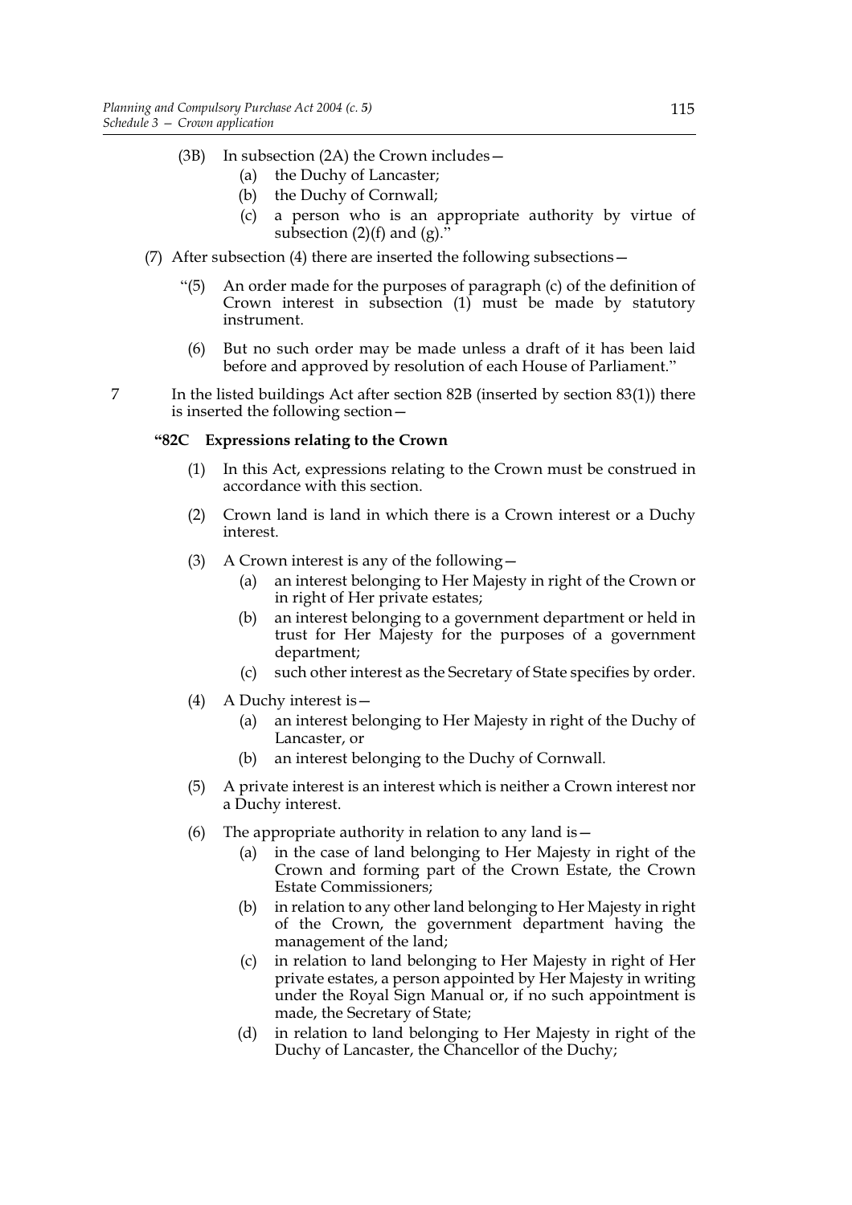(3B) In subsection (2A) the Crown includes—

(a) the Duchy of Lancaster;

(b) the Duchy of Cornwall;

(c) a person who is an appropriate authority by virtue of subsection (2)(f) and (g)."

(7) After subsection (4) there are inserted the following subsections—

"(5) An order made for the purposes of paragraph (c) of the definition of Crown interest in subsection (1) must be made by statutory instrument.

(6) But no such order may be made unless a draft of it has been laid before and approved by resolution of each House of Parliament."

7 In the listed buildings Act after section 82B (inserted by section 83(1)) there is inserted the following section—

**"82C Expressions relating to the Crown**

(1) In this Act, expressions relating to the Crown must be construed in accordance with this section.

(2) Crown land is land in which there is a Crown interest or a Duchy interest.

(3) A Crown interest is any of the following—

(a) an interest belonging to Her Majesty in right of the Crown or in right of Her private estates;

(b) an interest belonging to a government department or held in trust for Her Majesty for the purposes of a government department;

(c) such other interest as the Secretary of State specifies by order.

(4) A Duchy interest is—

(a) an interest belonging to Her Majesty in right of the Duchy of Lancaster, or

(b) an interest belonging to the Duchy of Cornwall.

(5) A private interest is an interest which is neither a Crown interest nor a Duchy interest.

(6) The appropriate authority in relation to any land is—

(a) in the case of land belonging to Her Majesty in right of the Crown and forming part of the Crown Estate, the Crown Estate Commissioners;

(b) in relation to any other land belonging to Her Majesty in right of the Crown, the government department having the management of the land;

(c) in relation to land belonging to Her Majesty in right of Her private estates, a person appointed by Her Majesty in writing under the Royal Sign Manual or, if no such appointment is made, the Secretary of State;

(d) in relation to land belonging to Her Majesty in right of the Duchy of Lancaster, the Chancellor of the Duchy;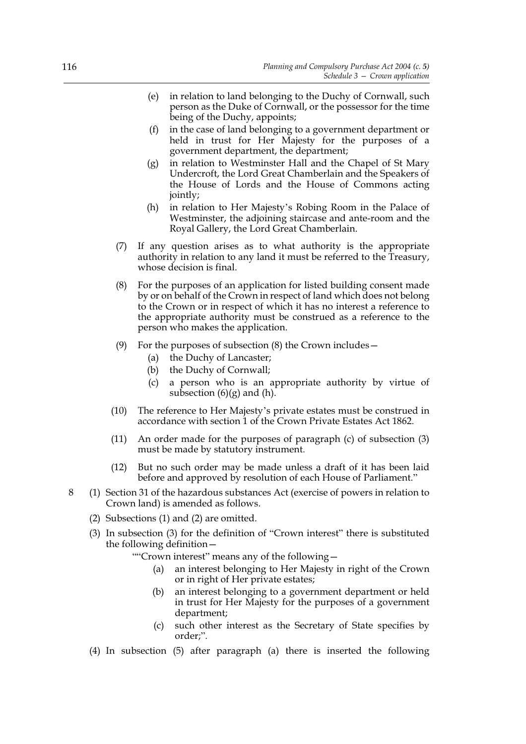(e) in relation to land belonging to the Duchy of Cornwall, such person as the Duke of Cornwall, or the possessor for the time being of the Duchy, appoints;

(f) in the case of land belonging to a government department or held in trust for Her Majesty for the purposes of a government department, the department;

(g) in relation to Westminster Hall and the Chapel of St Mary Undercroft, the Lord Great Chamberlain and the Speakers of the House of Lords and the House of Commons acting jointly;

(h) in relation to Her Majesty's Robing Room in the Palace of Westminster, the adjoining staircase and ante-room and the Royal Gallery, the Lord Great Chamberlain.

(7) If any question arises as to what authority is the appropriate authority in relation to any land it must be referred to the Treasury, whose decision is final.

(8) For the purposes of an application for listed building consent made by or on behalf of the Crown in respect of land which does not belong to the Crown or in respect of which it has no interest a reference to the appropriate authority must be construed as a reference to the person who makes the application.

(9) For the purposes of subsection (8) the Crown includes—

(a) the Duchy of Lancaster;

(b) the Duchy of Cornwall;

(c) a person who is an appropriate authority by virtue of subsection (6)(g) and (h).

(10) The reference to Her Majesty's private estates must be construed in accordance with section 1 of the Crown Private Estates Act 1862.

(11) An order made for the purposes of paragraph (c) of subsection (3) must be made by statutory instrument.

(12) But no such order may be made unless a draft of it has been laid before and approved by resolution of each House of Parliament."

8 (1) Section 31 of the hazardous substances Act (exercise of powers in relation to Crown land) is amended as follows.

(2) Subsections (1) and (2) are omitted.

(3) In subsection (3) for the definition of "Crown interest" there is substituted the following definition—

""Crown interest" means any of the following—

(a) an interest belonging to Her Majesty in right of the Crown or in right of Her private estates;

(b) an interest belonging to a government department or held in trust for Her Majesty for the purposes of a government department;

(c) such other interest as the Secretary of State specifies by order;".

(4) In subsection (5) after paragraph (a) there is inserted the following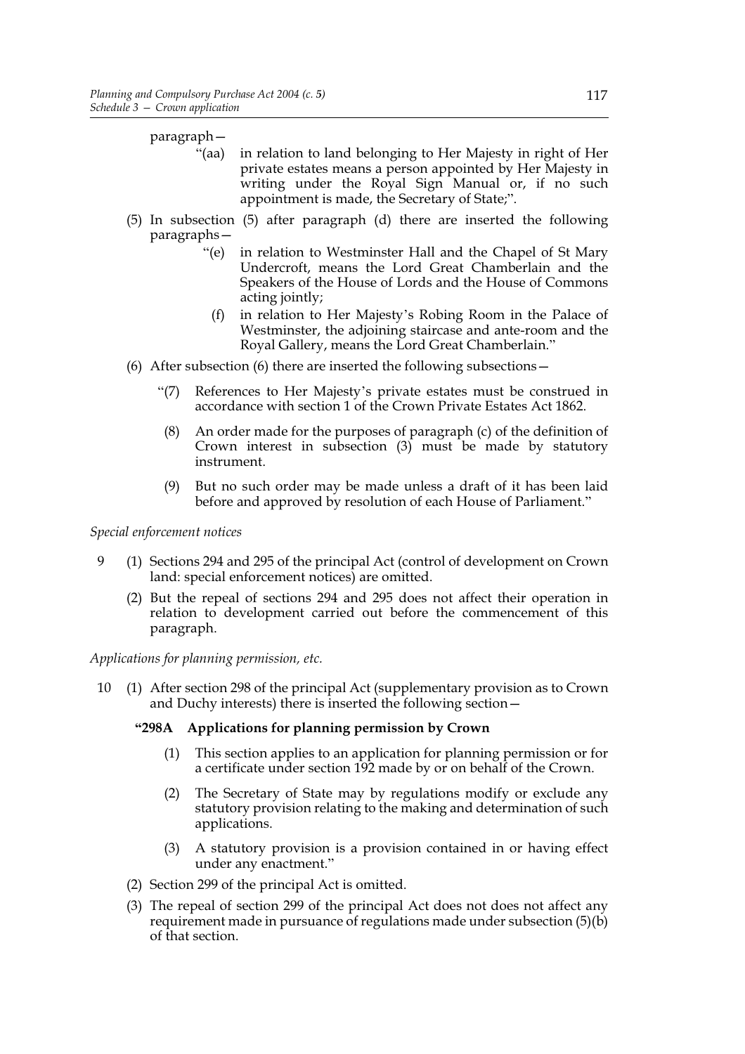paragraph—

> "(aa) in relation to land belonging to Her Majesty in right of Her private estates means a person appointed by Her Majesty in writing under the Royal Sign Manual or, if no such appointment is made, the Secretary of State;".

(5) In subsection (5) after paragraph (d) there are inserted the following paragraphs—

> "(e) in relation to Westminster Hall and the Chapel of St Mary Undercroft, means the Lord Great Chamberlain and the Speakers of the House of Lords and the House of Commons acting jointly;
>
> (f) in relation to Her Majesty's Robing Room in the Palace of Westminster, the adjoining staircase and ante-room and the Royal Gallery, means the Lord Great Chamberlain."

(6) After subsection (6) there are inserted the following subsections—

> "(7) References to Her Majesty's private estates must be construed in accordance with section 1 of the Crown Private Estates Act 1862.
>
> (8) An order made for the purposes of paragraph (c) of the definition of Crown interest in subsection (3) must be made by statutory instrument.
>
> (9) But no such order may be made unless a draft of it has been laid before and approved by resolution of each House of Parliament."

*Special enforcement notices*

9 (1) Sections 294 and 295 of the principal Act (control of development on Crown land: special enforcement notices) are omitted.

(2) But the repeal of sections 294 and 295 does not affect their operation in relation to development carried out before the commencement of this paragraph.

*Applications for planning permission, etc.*

10 (1) After section 298 of the principal Act (supplementary provision as to Crown and Duchy interests) there is inserted the following section—

> **"298A Applications for planning permission by Crown**
>
> (1) This section applies to an application for planning permission or for a certificate under section 192 made by or on behalf of the Crown.
>
> (2) The Secretary of State may by regulations modify or exclude any statutory provision relating to the making and determination of such applications.
>
> (3) A statutory provision is a provision contained in or having effect under any enactment."

(2) Section 299 of the principal Act is omitted.

(3) The repeal of section 299 of the principal Act does not does not affect any requirement made in pursuance of regulations made under subsection (5)(b) of that section.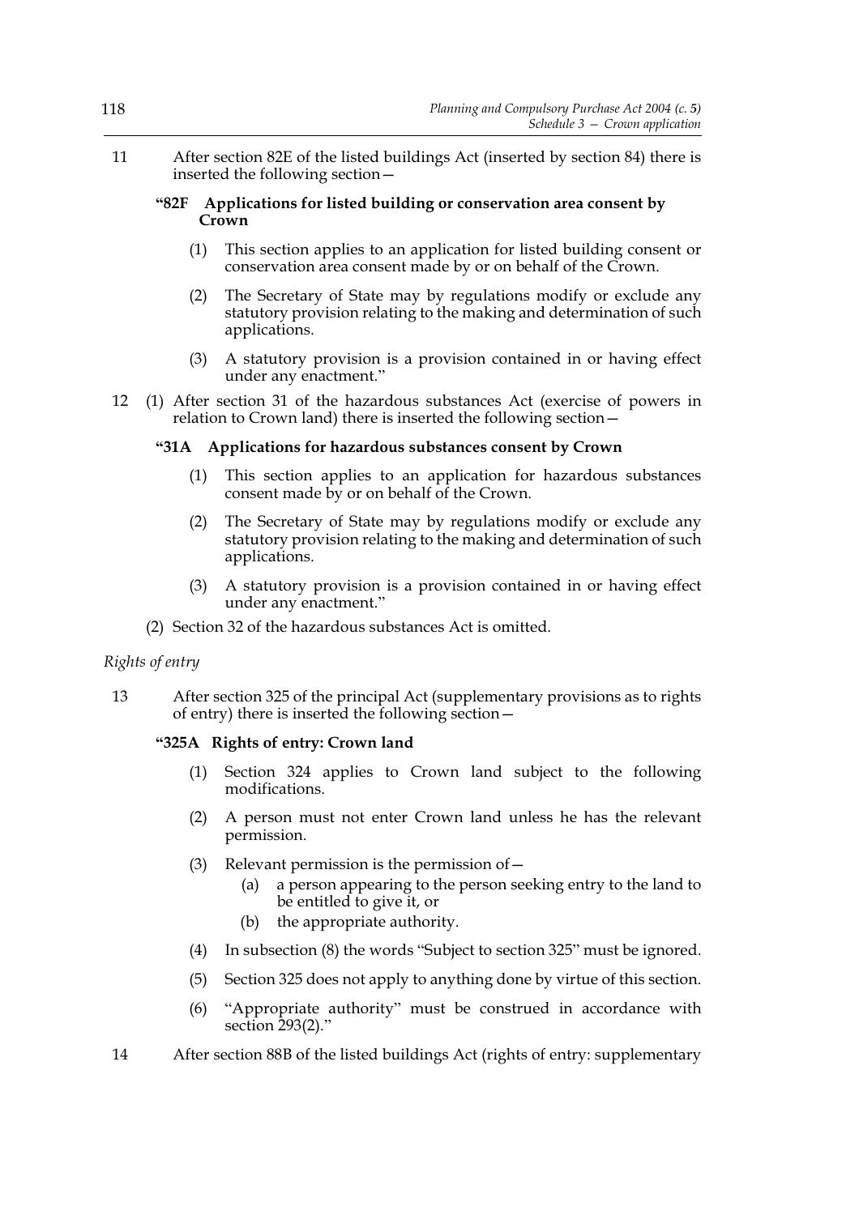11 After section 82E of the listed buildings Act (inserted by section 84) there is inserted the following section—

**"82F Applications for listed building or conservation area consent by Crown**

(1) This section applies to an application for listed building consent or conservation area consent made by or on behalf of the Crown.

(2) The Secretary of State may by regulations modify or exclude any statutory provision relating to the making and determination of such applications.

(3) A statutory provision is a provision contained in or having effect under any enactment."

12 (1) After section 31 of the hazardous substances Act (exercise of powers in relation to Crown land) there is inserted the following section—

**"31A Applications for hazardous substances consent by Crown**

(1) This section applies to an application for hazardous substances consent made by or on behalf of the Crown.

(2) The Secretary of State may by regulations modify or exclude any statutory provision relating to the making and determination of such applications.

(3) A statutory provision is a provision contained in or having effect under any enactment."

(2) Section 32 of the hazardous substances Act is omitted.

*Rights of entry*

13 After section 325 of the principal Act (supplementary provisions as to rights of entry) there is inserted the following section—

**"325A Rights of entry: Crown land**

(1) Section 324 applies to Crown land subject to the following modifications.

(2) A person must not enter Crown land unless he has the relevant permission.

(3) Relevant permission is the permission of—

(a) a person appearing to the person seeking entry to the land to be entitled to give it, or

(b) the appropriate authority.

(4) In subsection (8) the words "Subject to section 325" must be ignored.

(5) Section 325 does not apply to anything done by virtue of this section.

(6) "Appropriate authority" must be construed in accordance with section 293(2)."

14 After section 88B of the listed buildings Act (rights of entry: supplementary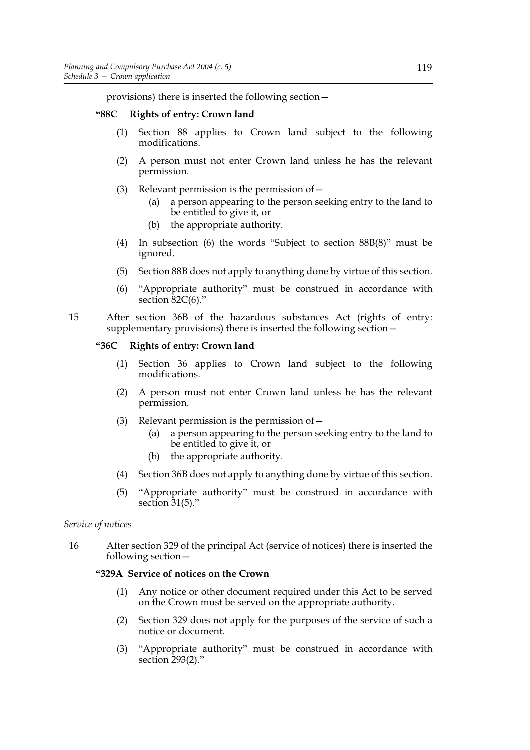provisions) there is inserted the following section—

**"88C Rights of entry: Crown land**

(1) Section 88 applies to Crown land subject to the following modifications.

(2) A person must not enter Crown land unless he has the relevant permission.

(3) Relevant permission is the permission of—

(a) a person appearing to the person seeking entry to the land to be entitled to give it, or

(b) the appropriate authority.

(4) In subsection (6) the words "Subject to section 88B(8)" must be ignored.

(5) Section 88B does not apply to anything done by virtue of this section.

(6) "Appropriate authority" must be construed in accordance with section 82C(6)."

15 After section 36B of the hazardous substances Act (rights of entry: supplementary provisions) there is inserted the following section—

**"36C Rights of entry: Crown land**

(1) Section 36 applies to Crown land subject to the following modifications.

(2) A person must not enter Crown land unless he has the relevant permission.

(3) Relevant permission is the permission of—

(a) a person appearing to the person seeking entry to the land to be entitled to give it, or

(b) the appropriate authority.

(4) Section 36B does not apply to anything done by virtue of this section.

(5) "Appropriate authority" must be construed in accordance with section 31(5)."

*Service of notices*

16 After section 329 of the principal Act (service of notices) there is inserted the following section—

**"329A Service of notices on the Crown**

(1) Any notice or other document required under this Act to be served on the Crown must be served on the appropriate authority.

(2) Section 329 does not apply for the purposes of the service of such a notice or document.

(3) "Appropriate authority" must be construed in accordance with section 293(2)."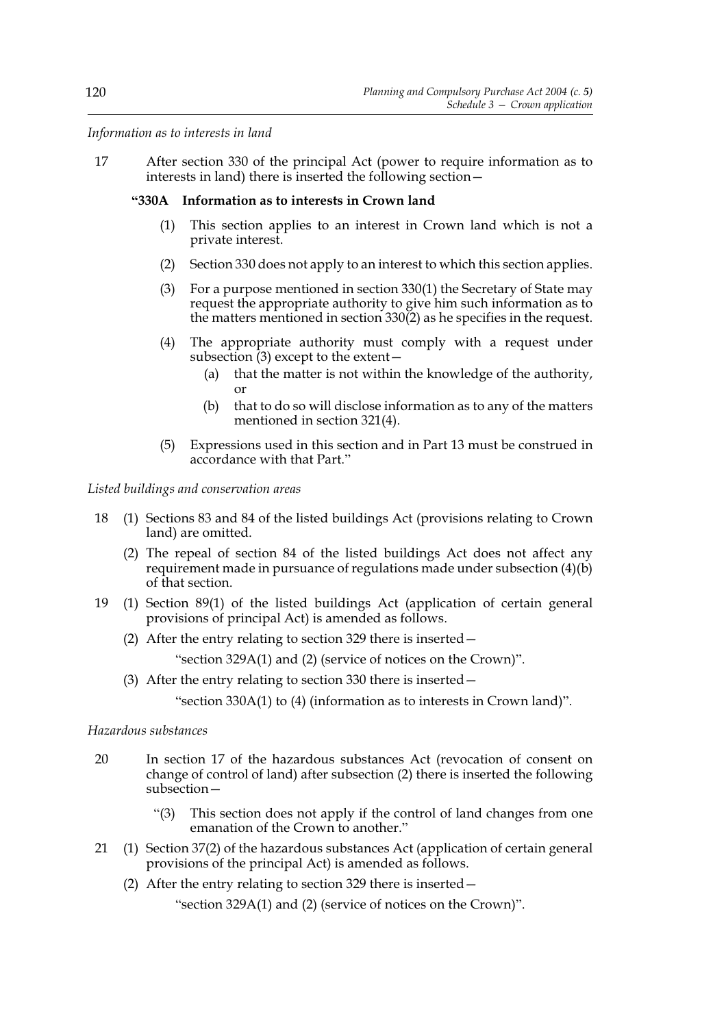*Information as to interests in land*

17 After section 330 of the principal Act (power to require information as to interests in land) there is inserted the following section—

**"330A Information as to interests in Crown land**

(1) This section applies to an interest in Crown land which is not a private interest.

(2) Section 330 does not apply to an interest to which this section applies.

(3) For a purpose mentioned in section 330(1) the Secretary of State may request the appropriate authority to give him such information as to the matters mentioned in section 330(2) as he specifies in the request.

(4) The appropriate authority must comply with a request under subsection (3) except to the extent—

(a) that the matter is not within the knowledge of the authority, or

(b) that to do so will disclose information as to any of the matters mentioned in section 321(4).

(5) Expressions used in this section and in Part 13 must be construed in accordance with that Part."

*Listed buildings and conservation areas*

18 (1) Sections 83 and 84 of the listed buildings Act (provisions relating to Crown land) are omitted.

(2) The repeal of section 84 of the listed buildings Act does not affect any requirement made in pursuance of regulations made under subsection (4)(b) of that section.

19 (1) Section 89(1) of the listed buildings Act (application of certain general provisions of principal Act) is amended as follows.

(2) After the entry relating to section 329 there is inserted—

"section 329A(1) and (2) (service of notices on the Crown)".

(3) After the entry relating to section 330 there is inserted—

"section 330A(1) to (4) (information as to interests in Crown land)".

*Hazardous substances*

20 In section 17 of the hazardous substances Act (revocation of consent on change of control of land) after subsection (2) there is inserted the following subsection—

"(3) This section does not apply if the control of land changes from one emanation of the Crown to another."

21 (1) Section 37(2) of the hazardous substances Act (application of certain general provisions of the principal Act) is amended as follows.

(2) After the entry relating to section 329 there is inserted—

"section 329A(1) and (2) (service of notices on the Crown)".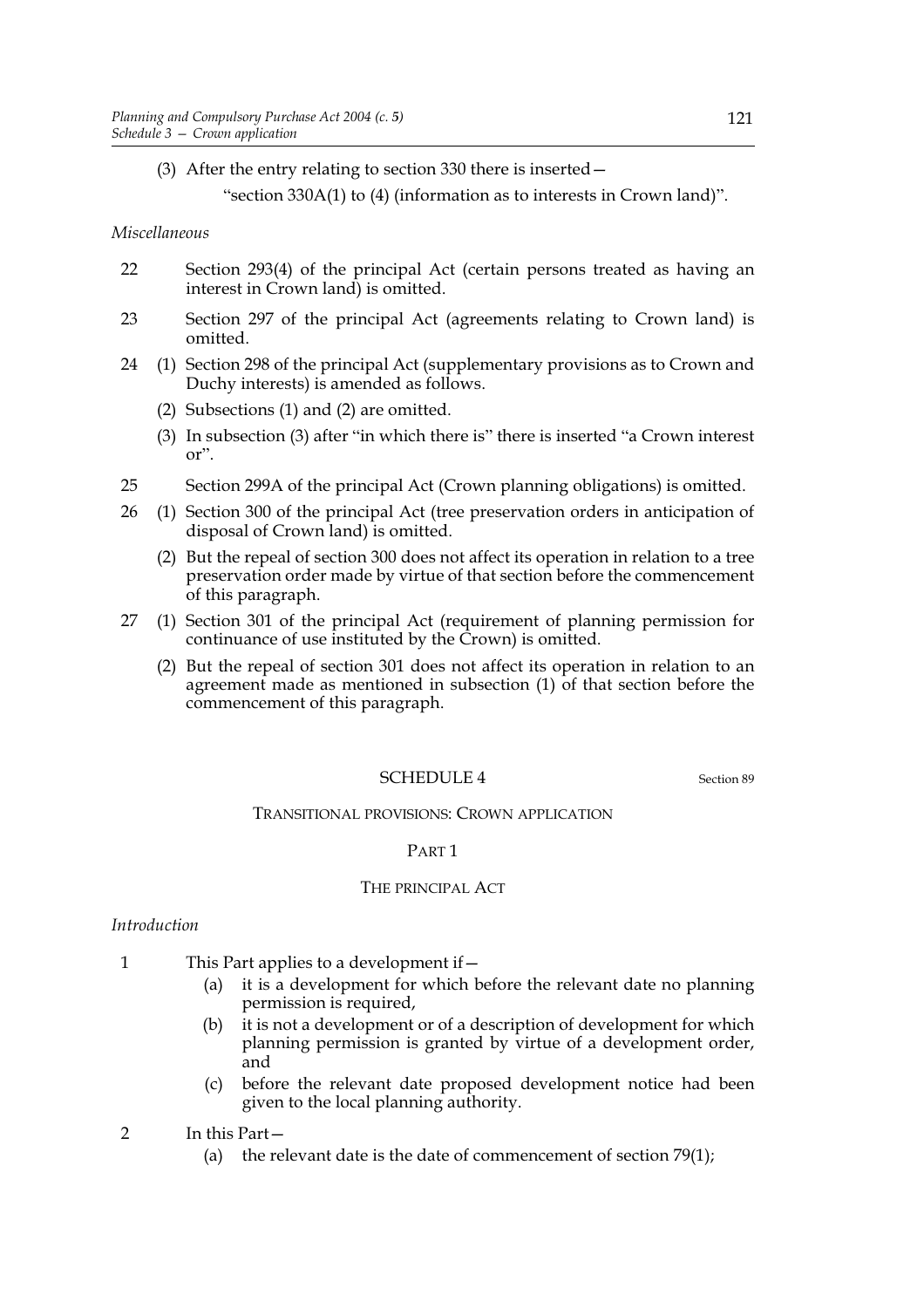(3) After the entry relating to section 330 there is inserted—

"section 330A(1) to (4) (information as to interests in Crown land)".

*Miscellaneous*

22 Section 293(4) of the principal Act (certain persons treated as having an interest in Crown land) is omitted.

23 Section 297 of the principal Act (agreements relating to Crown land) is omitted.

24 (1) Section 298 of the principal Act (supplementary provisions as to Crown and Duchy interests) is amended as follows.

(2) Subsections (1) and (2) are omitted.

(3) In subsection (3) after "in which there is" there is inserted "a Crown interest or".

25 Section 299A of the principal Act (Crown planning obligations) is omitted.

26 (1) Section 300 of the principal Act (tree preservation orders in anticipation of disposal of Crown land) is omitted.

(2) But the repeal of section 300 does not affect its operation in relation to a tree preservation order made by virtue of that section before the commencement of this paragraph.

27 (1) Section 301 of the principal Act (requirement of planning permission for continuance of use instituted by the Crown) is omitted.

(2) But the repeal of section 301 does not affect its operation in relation to an agreement made as mentioned in subsection (1) of that section before the commencement of this paragraph.

## SCHEDULE 4

Section 89

### TRANSITIONAL PROVISIONS: CROWN APPLICATION

### PART 1

### THE PRINCIPAL ACT

*Introduction*

1 This Part applies to a development if—

(a) it is a development for which before the relevant date no planning permission is required,

(b) it is not a development or of a description of development for which planning permission is granted by virtue of a development order, and

(c) before the relevant date proposed development notice had been given to the local planning authority.

2 In this Part—

(a) the relevant date is the date of commencement of section 79(1);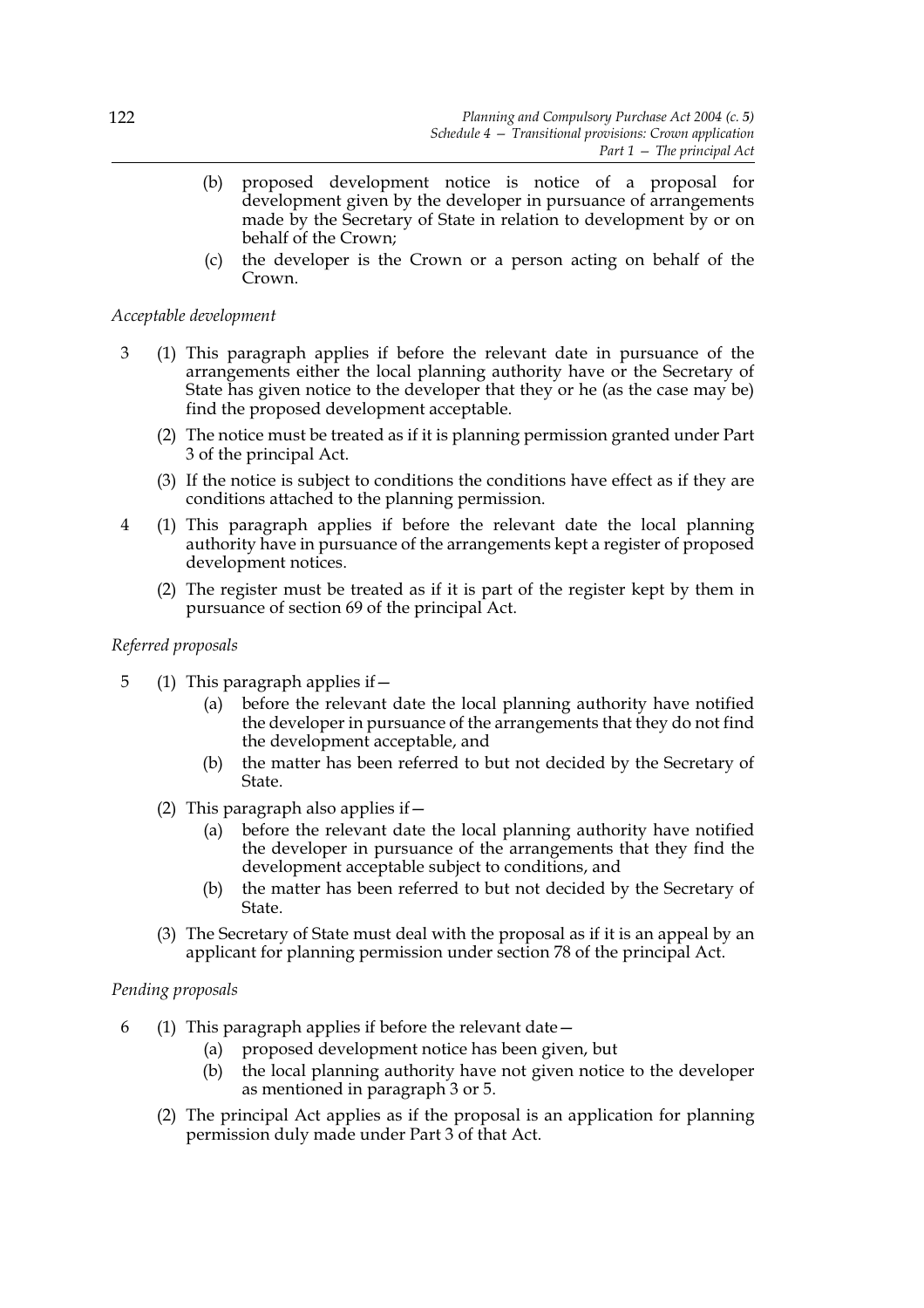(b) proposed development notice is notice of a proposal for development given by the developer in pursuance of arrangements made by the Secretary of State in relation to development by or on behalf of the Crown;

(c) the developer is the Crown or a person acting on behalf of the Crown.

*Acceptable development*

3 (1) This paragraph applies if before the relevant date in pursuance of the arrangements either the local planning authority have or the Secretary of State has given notice to the developer that they or he (as the case may be) find the proposed development acceptable.

(2) The notice must be treated as if it is planning permission granted under Part 3 of the principal Act.

(3) If the notice is subject to conditions the conditions have effect as if they are conditions attached to the planning permission.

4 (1) This paragraph applies if before the relevant date the local planning authority have in pursuance of the arrangements kept a register of proposed development notices.

(2) The register must be treated as if it is part of the register kept by them in pursuance of section 69 of the principal Act.

*Referred proposals*

5 (1) This paragraph applies if—

(a) before the relevant date the local planning authority have notified the developer in pursuance of the arrangements that they do not find the development acceptable, and

(b) the matter has been referred to but not decided by the Secretary of State.

(2) This paragraph also applies if—

(a) before the relevant date the local planning authority have notified the developer in pursuance of the arrangements that they find the development acceptable subject to conditions, and

(b) the matter has been referred to but not decided by the Secretary of State.

(3) The Secretary of State must deal with the proposal as if it is an appeal by an applicant for planning permission under section 78 of the principal Act.

*Pending proposals*

6 (1) This paragraph applies if before the relevant date—

(a) proposed development notice has been given, but

(b) the local planning authority have not given notice to the developer as mentioned in paragraph 3 or 5.

(2) The principal Act applies as if the proposal is an application for planning permission duly made under Part 3 of that Act.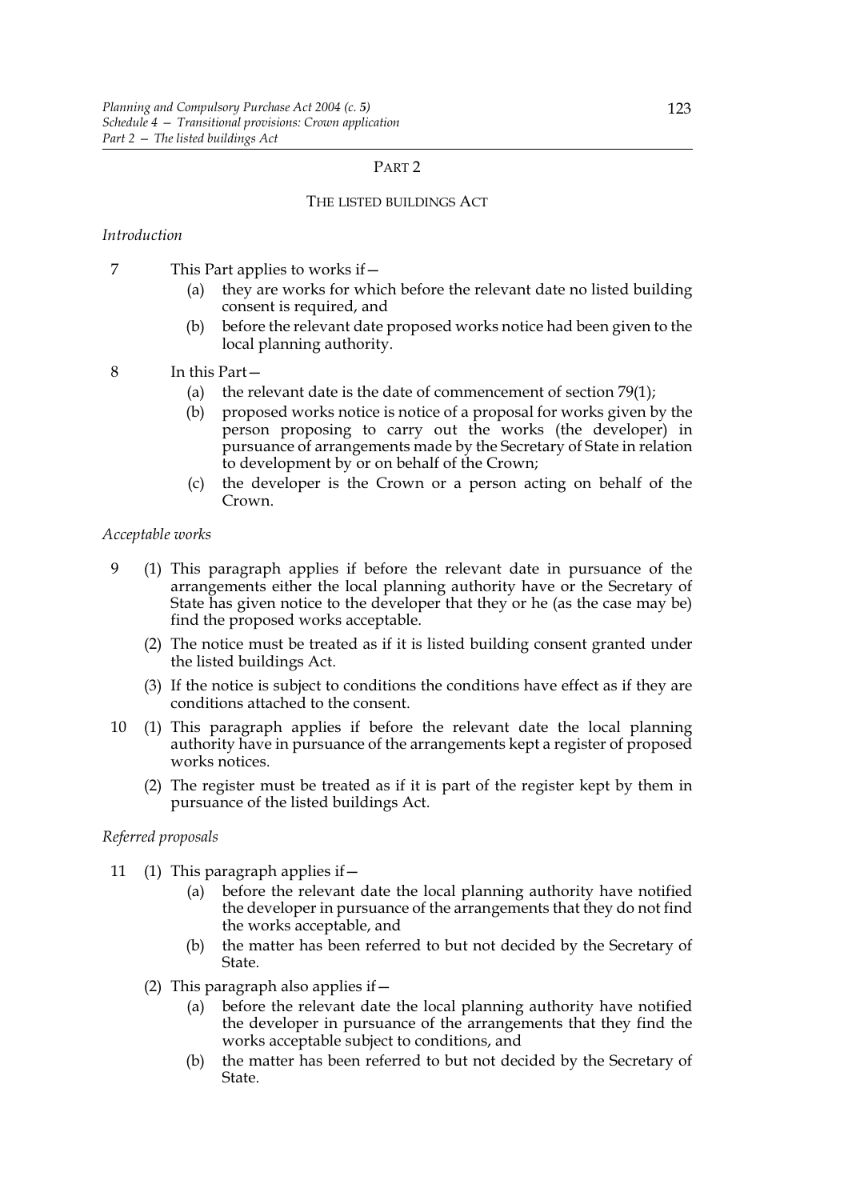## PART 2

## THE LISTED BUILDINGS ACT

*Introduction*

7 This Part applies to works if—

(a) they are works for which before the relevant date no listed building consent is required, and

(b) before the relevant date proposed works notice had been given to the local planning authority.

8 In this Part—

(a) the relevant date is the date of commencement of section 79(1);

(b) proposed works notice is notice of a proposal for works given by the person proposing to carry out the works (the developer) in pursuance of arrangements made by the Secretary of State in relation to development by or on behalf of the Crown;

(c) the developer is the Crown or a person acting on behalf of the Crown.

*Acceptable works*

9 (1) This paragraph applies if before the relevant date in pursuance of the arrangements either the local planning authority have or the Secretary of State has given notice to the developer that they or he (as the case may be) find the proposed works acceptable.

(2) The notice must be treated as if it is listed building consent granted under the listed buildings Act.

(3) If the notice is subject to conditions the conditions have effect as if they are conditions attached to the consent.

10 (1) This paragraph applies if before the relevant date the local planning authority have in pursuance of the arrangements kept a register of proposed works notices.

(2) The register must be treated as if it is part of the register kept by them in pursuance of the listed buildings Act.

*Referred proposals*

11 (1) This paragraph applies if—

(a) before the relevant date the local planning authority have notified the developer in pursuance of the arrangements that they do not find the works acceptable, and

(b) the matter has been referred to but not decided by the Secretary of State.

(2) This paragraph also applies if—

(a) before the relevant date the local planning authority have notified the developer in pursuance of the arrangements that they find the works acceptable subject to conditions, and

(b) the matter has been referred to but not decided by the Secretary of State.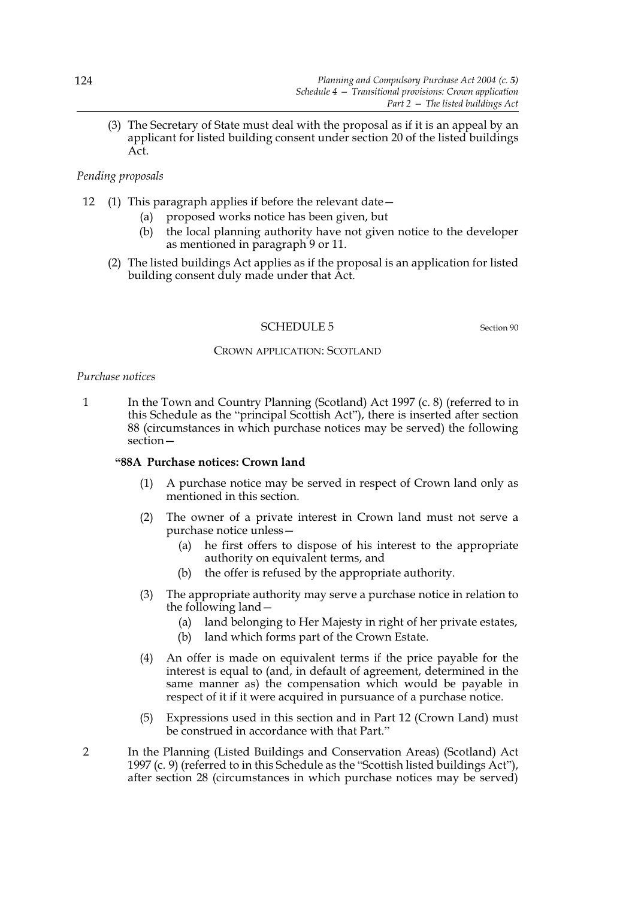(3) The Secretary of State must deal with the proposal as if it is an appeal by an applicant for listed building consent under section 20 of the listed buildings Act.

*Pending proposals*

12 (1) This paragraph applies if before the relevant date—
  (a) proposed works notice has been given, but
  (b) the local planning authority have not given notice to the developer as mentioned in paragraph 9 or 11.

(2) The listed buildings Act applies as if the proposal is an application for listed building consent duly made under that Act.

## SCHEDULE 5

Section 90

### CROWN APPLICATION: SCOTLAND

*Purchase notices*

1 In the Town and Country Planning (Scotland) Act 1997 (c. 8) (referred to in this Schedule as the "principal Scottish Act"), there is inserted after section 88 (circumstances in which purchase notices may be served) the following section—

**"88A Purchase notices: Crown land**

(1) A purchase notice may be served in respect of Crown land only as mentioned in this section.

(2) The owner of a private interest in Crown land must not serve a purchase notice unless—
  (a) he first offers to dispose of his interest to the appropriate authority on equivalent terms, and
  (b) the offer is refused by the appropriate authority.

(3) The appropriate authority may serve a purchase notice in relation to the following land—
  (a) land belonging to Her Majesty in right of her private estates,
  (b) land which forms part of the Crown Estate.

(4) An offer is made on equivalent terms if the price payable for the interest is equal to (and, in default of agreement, determined in the same manner as) the compensation which would be payable in respect of it if it were acquired in pursuance of a purchase notice.

(5) Expressions used in this section and in Part 12 (Crown Land) must be construed in accordance with that Part."

2 In the Planning (Listed Buildings and Conservation Areas) (Scotland) Act 1997 (c. 9) (referred to in this Schedule as the "Scottish listed buildings Act"), after section 28 (circumstances in which purchase notices may be served)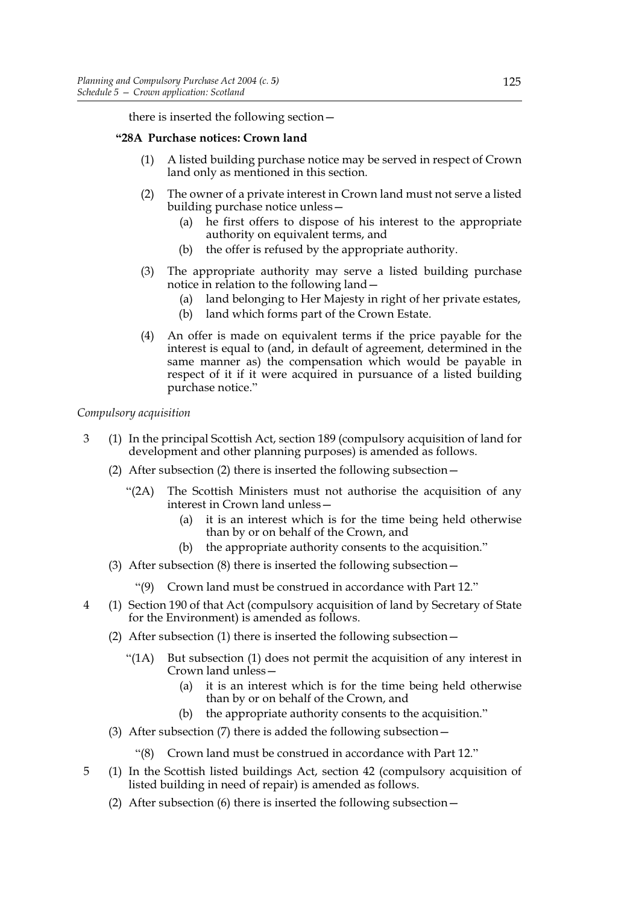there is inserted the following section—

**"28A Purchase notices: Crown land**

(1) A listed building purchase notice may be served in respect of Crown land only as mentioned in this section.

(2) The owner of a private interest in Crown land must not serve a listed building purchase notice unless—

  (a) he first offers to dispose of his interest to the appropriate authority on equivalent terms, and

  (b) the offer is refused by the appropriate authority.

(3) The appropriate authority may serve a listed building purchase notice in relation to the following land—

  (a) land belonging to Her Majesty in right of her private estates,

  (b) land which forms part of the Crown Estate.

(4) An offer is made on equivalent terms if the price payable for the interest is equal to (and, in default of agreement, determined in the same manner as) the compensation which would be payable in respect of it if it were acquired in pursuance of a listed building purchase notice."

*Compulsory acquisition*

3 (1) In the principal Scottish Act, section 189 (compulsory acquisition of land for development and other planning purposes) is amended as follows.

(2) After subsection (2) there is inserted the following subsection—

"(2A) The Scottish Ministers must not authorise the acquisition of any interest in Crown land unless—

  (a) it is an interest which is for the time being held otherwise than by or on behalf of the Crown, and

  (b) the appropriate authority consents to the acquisition."

(3) After subsection (8) there is inserted the following subsection—

"(9) Crown land must be construed in accordance with Part 12."

4 (1) Section 190 of that Act (compulsory acquisition of land by Secretary of State for the Environment) is amended as follows.

(2) After subsection (1) there is inserted the following subsection—

"(1A) But subsection (1) does not permit the acquisition of any interest in Crown land unless—

  (a) it is an interest which is for the time being held otherwise than by or on behalf of the Crown, and

  (b) the appropriate authority consents to the acquisition."

(3) After subsection (7) there is added the following subsection—

"(8) Crown land must be construed in accordance with Part 12."

5 (1) In the Scottish listed buildings Act, section 42 (compulsory acquisition of listed building in need of repair) is amended as follows.

(2) After subsection (6) there is inserted the following subsection—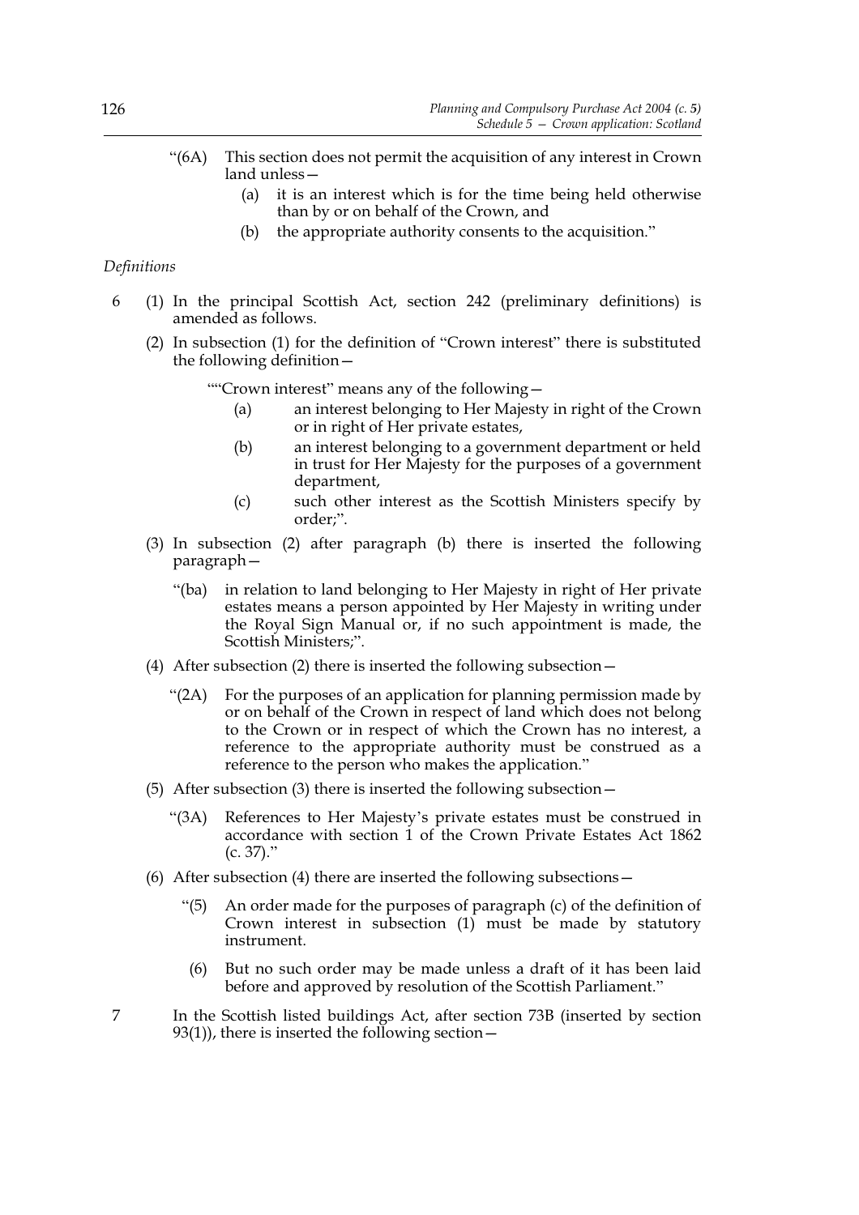"(6A) This section does not permit the acquisition of any interest in Crown land unless—

(a) it is an interest which is for the time being held otherwise than by or on behalf of the Crown, and

(b) the appropriate authority consents to the acquisition."

*Definitions*

6 (1) In the principal Scottish Act, section 242 (preliminary definitions) is amended as follows.

(2) In subsection (1) for the definition of "Crown interest" there is substituted the following definition—

""Crown interest" means any of the following—

(a) an interest belonging to Her Majesty in right of the Crown or in right of Her private estates,

(b) an interest belonging to a government department or held in trust for Her Majesty for the purposes of a government department,

(c) such other interest as the Scottish Ministers specify by order;".

(3) In subsection (2) after paragraph (b) there is inserted the following paragraph—

"(ba) in relation to land belonging to Her Majesty in right of Her private estates means a person appointed by Her Majesty in writing under the Royal Sign Manual or, if no such appointment is made, the Scottish Ministers;".

(4) After subsection (2) there is inserted the following subsection—

"(2A) For the purposes of an application for planning permission made by or on behalf of the Crown in respect of land which does not belong to the Crown or in respect of which the Crown has no interest, a reference to the appropriate authority must be construed as a reference to the person who makes the application."

(5) After subsection (3) there is inserted the following subsection—

"(3A) References to Her Majesty's private estates must be construed in accordance with section 1 of the Crown Private Estates Act 1862 (c. 37)."

(6) After subsection (4) there are inserted the following subsections—

"(5) An order made for the purposes of paragraph (c) of the definition of Crown interest in subsection (1) must be made by statutory instrument.

(6) But no such order may be made unless a draft of it has been laid before and approved by resolution of the Scottish Parliament."

7 In the Scottish listed buildings Act, after section 73B (inserted by section 93(1)), there is inserted the following section—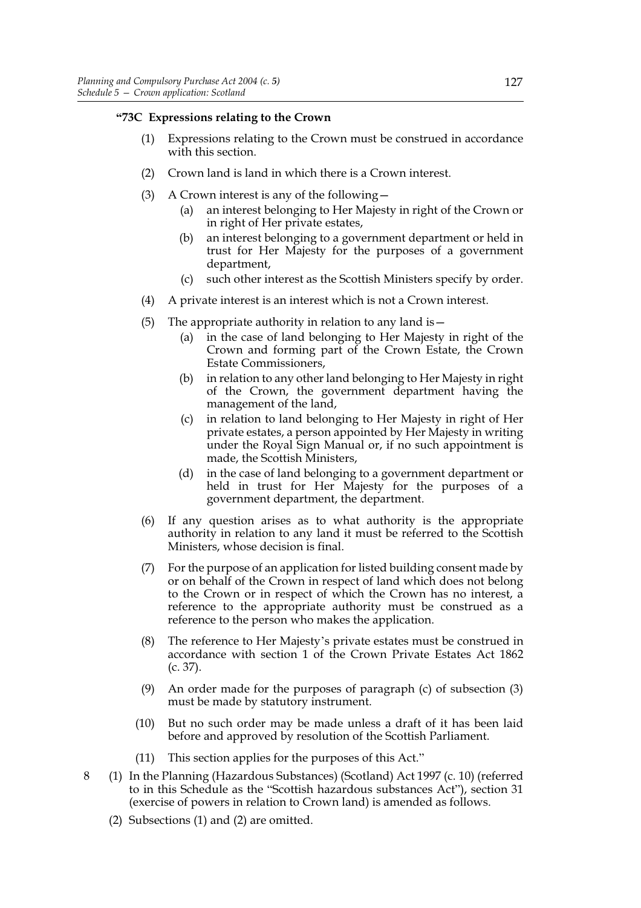**"73C Expressions relating to the Crown**

(1) Expressions relating to the Crown must be construed in accordance with this section.

(2) Crown land is land in which there is a Crown interest.

(3) A Crown interest is any of the following—

(a) an interest belonging to Her Majesty in right of the Crown or in right of Her private estates,

(b) an interest belonging to a government department or held in trust for Her Majesty for the purposes of a government department,

(c) such other interest as the Scottish Ministers specify by order.

(4) A private interest is an interest which is not a Crown interest.

(5) The appropriate authority in relation to any land is—

(a) in the case of land belonging to Her Majesty in right of the Crown and forming part of the Crown Estate, the Crown Estate Commissioners,

(b) in relation to any other land belonging to Her Majesty in right of the Crown, the government department having the management of the land,

(c) in relation to land belonging to Her Majesty in right of Her private estates, a person appointed by Her Majesty in writing under the Royal Sign Manual or, if no such appointment is made, the Scottish Ministers,

(d) in the case of land belonging to a government department or held in trust for Her Majesty for the purposes of a government department, the department.

(6) If any question arises as to what authority is the appropriate authority in relation to any land it must be referred to the Scottish Ministers, whose decision is final.

(7) For the purpose of an application for listed building consent made by or on behalf of the Crown in respect of land which does not belong to the Crown or in respect of which the Crown has no interest, a reference to the appropriate authority must be construed as a reference to the person who makes the application.

(8) The reference to Her Majesty's private estates must be construed in accordance with section 1 of the Crown Private Estates Act 1862 (c. 37).

(9) An order made for the purposes of paragraph (c) of subsection (3) must be made by statutory instrument.

(10) But no such order may be made unless a draft of it has been laid before and approved by resolution of the Scottish Parliament.

(11) This section applies for the purposes of this Act."

8 (1) In the Planning (Hazardous Substances) (Scotland) Act 1997 (c. 10) (referred to in this Schedule as the "Scottish hazardous substances Act"), section 31 (exercise of powers in relation to Crown land) is amended as follows.

(2) Subsections (1) and (2) are omitted.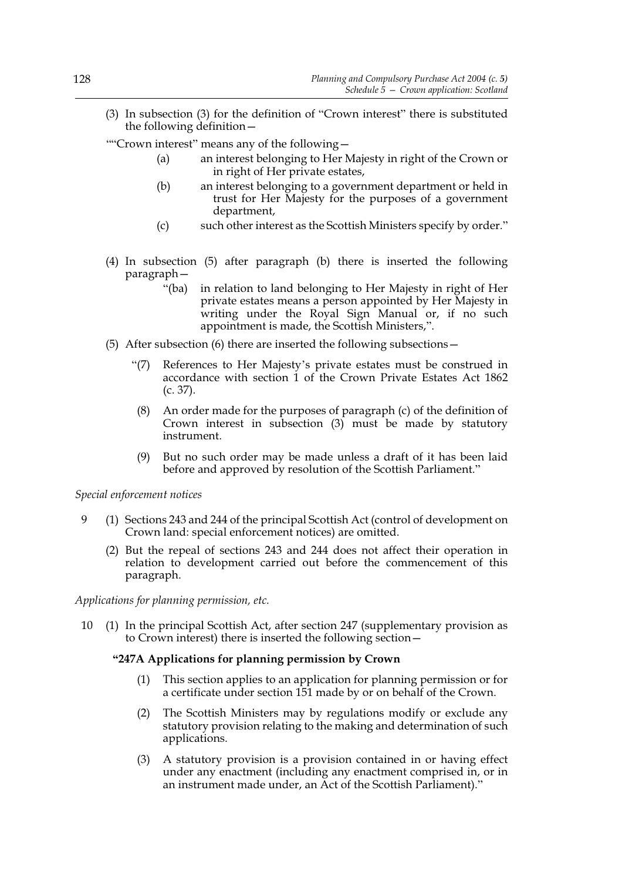(3) In subsection (3) for the definition of "Crown interest" there is substituted the following definition—

""Crown interest" means any of the following—

- (a) an interest belonging to Her Majesty in right of the Crown or in right of Her private estates,
- (b) an interest belonging to a government department or held in trust for Her Majesty for the purposes of a government department,
- (c) such other interest as the Scottish Ministers specify by order."

(4) In subsection (5) after paragraph (b) there is inserted the following paragraph—

> "(ba) in relation to land belonging to Her Majesty in right of Her private estates means a person appointed by Her Majesty in writing under the Royal Sign Manual or, if no such appointment is made, the Scottish Ministers,".

(5) After subsection (6) there are inserted the following subsections—

> "(7) References to Her Majesty's private estates must be construed in accordance with section 1 of the Crown Private Estates Act 1862 (c. 37).
>
> (8) An order made for the purposes of paragraph (c) of the definition of Crown interest in subsection (3) must be made by statutory instrument.
>
> (9) But no such order may be made unless a draft of it has been laid before and approved by resolution of the Scottish Parliament."

*Special enforcement notices*

9 (1) Sections 243 and 244 of the principal Scottish Act (control of development on Crown land: special enforcement notices) are omitted.

(2) But the repeal of sections 243 and 244 does not affect their operation in relation to development carried out before the commencement of this paragraph.

*Applications for planning permission, etc.*

10 (1) In the principal Scottish Act, after section 247 (supplementary provision as to Crown interest) there is inserted the following section—

> **"247A Applications for planning permission by Crown**
>
> (1) This section applies to an application for planning permission or for a certificate under section 151 made by or on behalf of the Crown.
>
> (2) The Scottish Ministers may by regulations modify or exclude any statutory provision relating to the making and determination of such applications.
>
> (3) A statutory provision is a provision contained in or having effect under any enactment (including any enactment comprised in, or in an instrument made under, an Act of the Scottish Parliament)."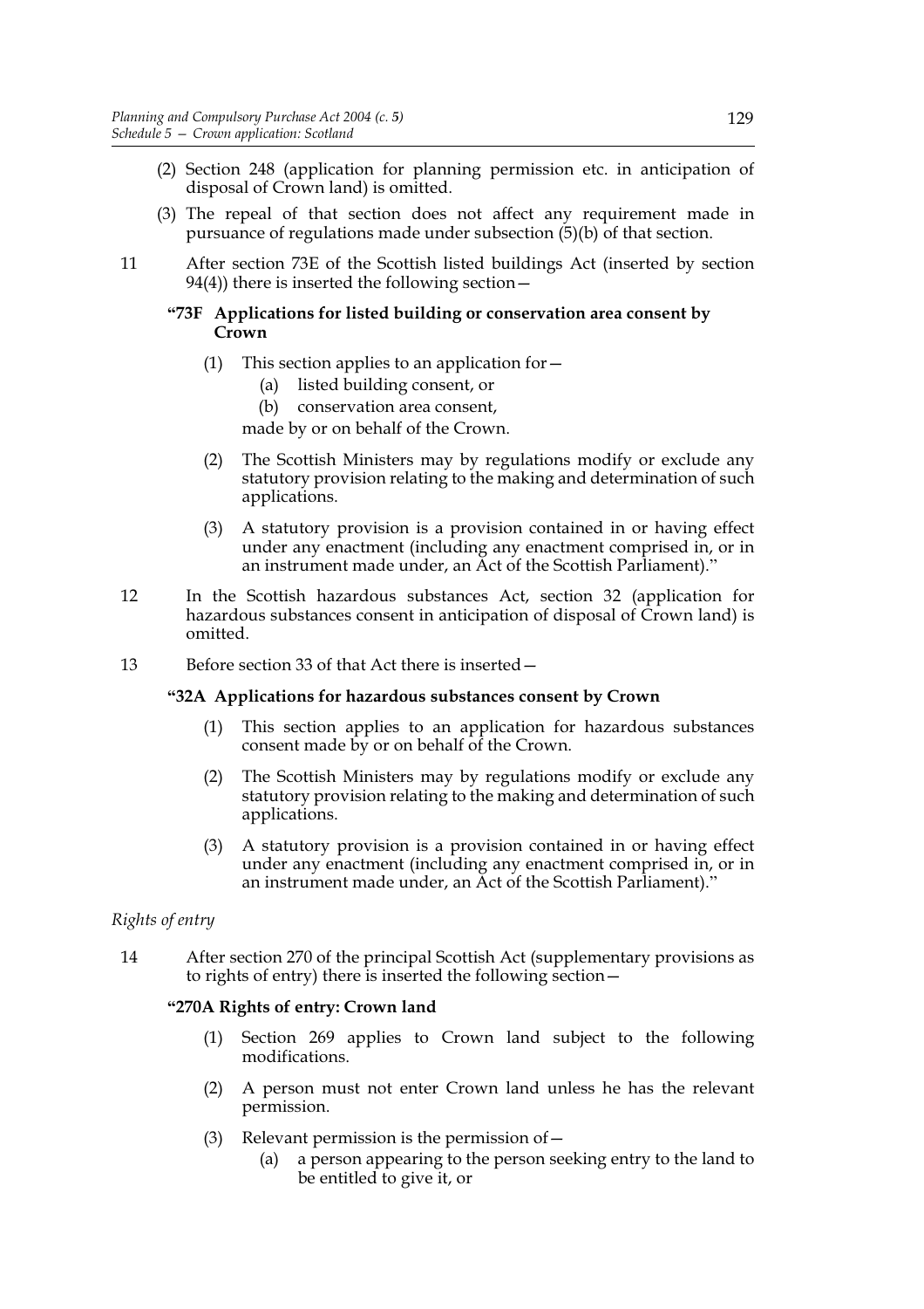(2) Section 248 (application for planning permission etc. in anticipation of disposal of Crown land) is omitted.

(3) The repeal of that section does not affect any requirement made in pursuance of regulations made under subsection (5)(b) of that section.

11 After section 73E of the Scottish listed buildings Act (inserted by section 94(4)) there is inserted the following section—

**"73F Applications for listed building or conservation area consent by Crown**

(1) This section applies to an application for—

(a) listed building consent, or

(b) conservation area consent,

made by or on behalf of the Crown.

(2) The Scottish Ministers may by regulations modify or exclude any statutory provision relating to the making and determination of such applications.

(3) A statutory provision is a provision contained in or having effect under any enactment (including any enactment comprised in, or in an instrument made under, an Act of the Scottish Parliament)."

12 In the Scottish hazardous substances Act, section 32 (application for hazardous substances consent in anticipation of disposal of Crown land) is omitted.

13 Before section 33 of that Act there is inserted—

**"32A Applications for hazardous substances consent by Crown**

(1) This section applies to an application for hazardous substances consent made by or on behalf of the Crown.

(2) The Scottish Ministers may by regulations modify or exclude any statutory provision relating to the making and determination of such applications.

(3) A statutory provision is a provision contained in or having effect under any enactment (including any enactment comprised in, or in an instrument made under, an Act of the Scottish Parliament)."

*Rights of entry*

14 After section 270 of the principal Scottish Act (supplementary provisions as to rights of entry) there is inserted the following section—

**"270A Rights of entry: Crown land**

(1) Section 269 applies to Crown land subject to the following modifications.

(2) A person must not enter Crown land unless he has the relevant permission.

(3) Relevant permission is the permission of—

(a) a person appearing to the person seeking entry to the land to be entitled to give it, or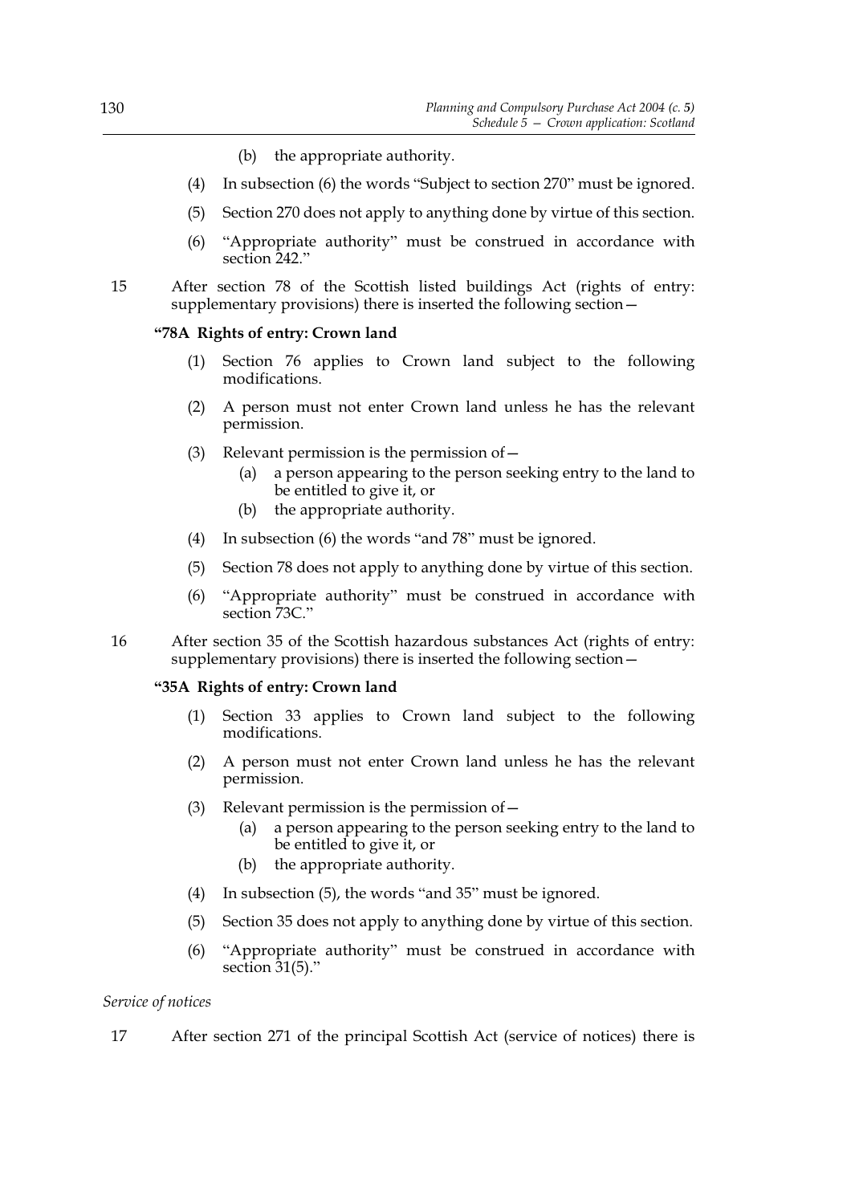(b) the appropriate authority.

(4) In subsection (6) the words "Subject to section 270" must be ignored.

(5) Section 270 does not apply to anything done by virtue of this section.

(6) "Appropriate authority" must be construed in accordance with section 242."

15 After section 78 of the Scottish listed buildings Act (rights of entry: supplementary provisions) there is inserted the following section—

**"78A Rights of entry: Crown land**

(1) Section 76 applies to Crown land subject to the following modifications.

(2) A person must not enter Crown land unless he has the relevant permission.

(3) Relevant permission is the permission of—

(a) a person appearing to the person seeking entry to the land to be entitled to give it, or

(b) the appropriate authority.

(4) In subsection (6) the words "and 78" must be ignored.

(5) Section 78 does not apply to anything done by virtue of this section.

(6) "Appropriate authority" must be construed in accordance with section 73C."

16 After section 35 of the Scottish hazardous substances Act (rights of entry: supplementary provisions) there is inserted the following section—

**"35A Rights of entry: Crown land**

(1) Section 33 applies to Crown land subject to the following modifications.

(2) A person must not enter Crown land unless he has the relevant permission.

(3) Relevant permission is the permission of—

(a) a person appearing to the person seeking entry to the land to be entitled to give it, or

(b) the appropriate authority.

(4) In subsection (5), the words "and 35" must be ignored.

(5) Section 35 does not apply to anything done by virtue of this section.

(6) "Appropriate authority" must be construed in accordance with section 31(5)."

*Service of notices*

17 After section 271 of the principal Scottish Act (service of notices) there is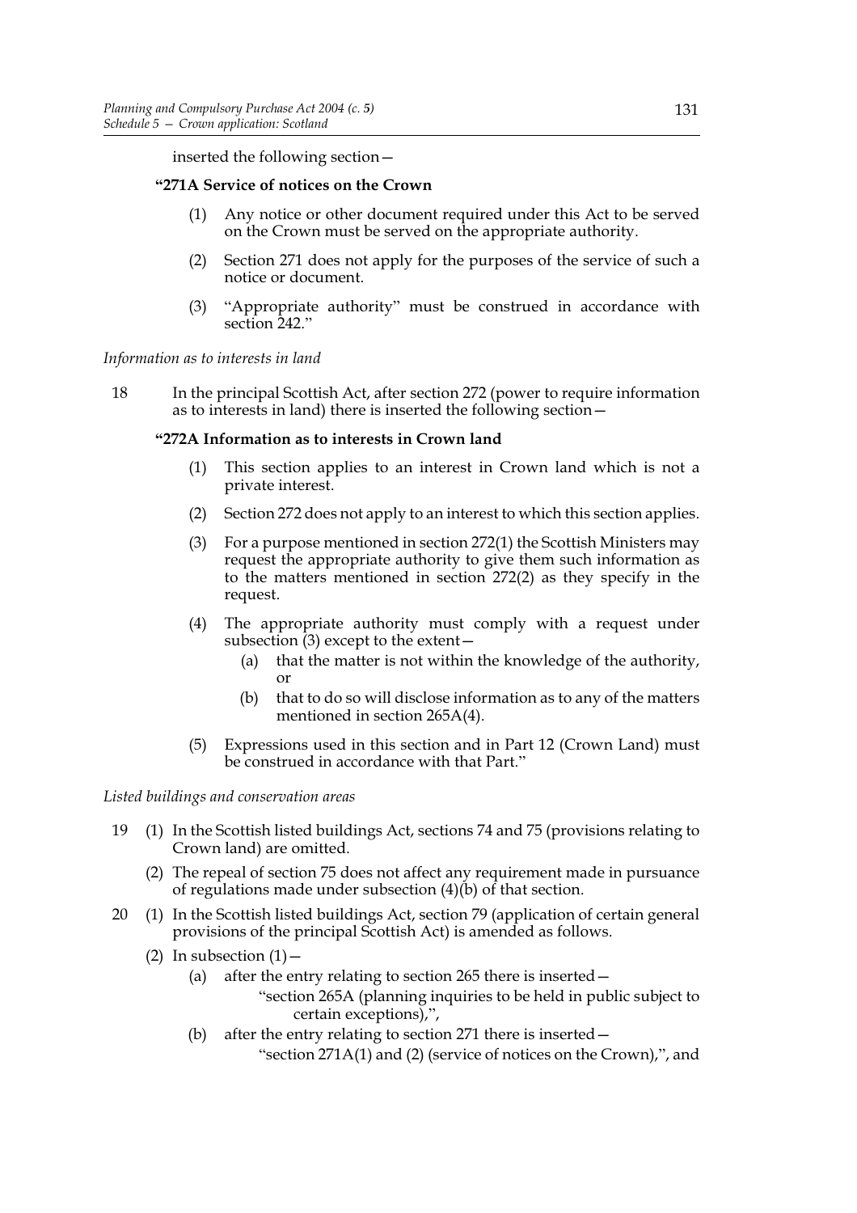inserted the following section—

**"271A Service of notices on the Crown**

(1) Any notice or other document required under this Act to be served on the Crown must be served on the appropriate authority.

(2) Section 271 does not apply for the purposes of the service of such a notice or document.

(3) "Appropriate authority" must be construed in accordance with section 242."

*Information as to interests in land*

18 In the principal Scottish Act, after section 272 (power to require information as to interests in land) there is inserted the following section—

**"272A Information as to interests in Crown land**

(1) This section applies to an interest in Crown land which is not a private interest.

(2) Section 272 does not apply to an interest to which this section applies.

(3) For a purpose mentioned in section 272(1) the Scottish Ministers may request the appropriate authority to give them such information as to the matters mentioned in section 272(2) as they specify in the request.

(4) The appropriate authority must comply with a request under subsection (3) except to the extent—

(a) that the matter is not within the knowledge of the authority, or

(b) that to do so will disclose information as to any of the matters mentioned in section 265A(4).

(5) Expressions used in this section and in Part 12 (Crown Land) must be construed in accordance with that Part."

*Listed buildings and conservation areas*

19 (1) In the Scottish listed buildings Act, sections 74 and 75 (provisions relating to Crown land) are omitted.

(2) The repeal of section 75 does not affect any requirement made in pursuance of regulations made under subsection (4)(b) of that section.

20 (1) In the Scottish listed buildings Act, section 79 (application of certain general provisions of the principal Scottish Act) is amended as follows.

(2) In subsection (1)—

(a) after the entry relating to section 265 there is inserted—

"section 265A (planning inquiries to be held in public subject to certain exceptions),",

(b) after the entry relating to section 271 there is inserted—

"section 271A(1) and (2) (service of notices on the Crown),", and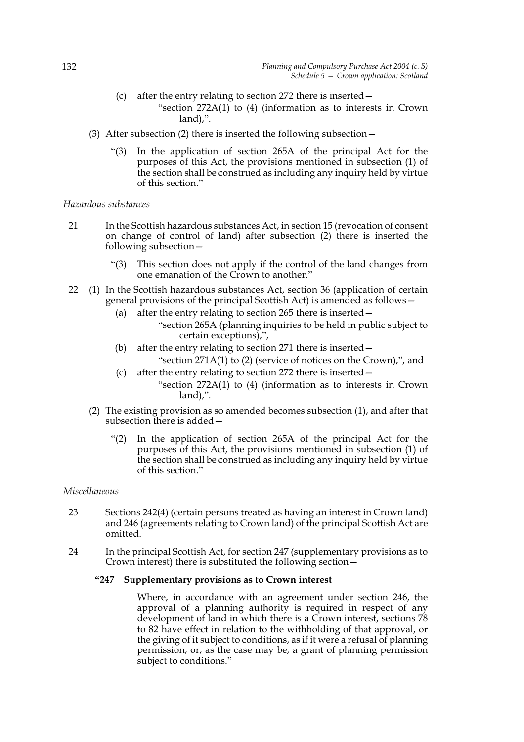(c) after the entry relating to section 272 there is inserted—

"section 272A(1) to (4) (information as to interests in Crown land),".

(3) After subsection (2) there is inserted the following subsection—

"(3) In the application of section 265A of the principal Act for the purposes of this Act, the provisions mentioned in subsection (1) of the section shall be construed as including any inquiry held by virtue of this section."

*Hazardous substances*

21 In the Scottish hazardous substances Act, in section 15 (revocation of consent on change of control of land) after subsection (2) there is inserted the following subsection—

"(3) This section does not apply if the control of the land changes from one emanation of the Crown to another."

22 (1) In the Scottish hazardous substances Act, section 36 (application of certain general provisions of the principal Scottish Act) is amended as follows—

(a) after the entry relating to section 265 there is inserted—

"section 265A (planning inquiries to be held in public subject to certain exceptions),",

(b) after the entry relating to section 271 there is inserted—

"section 271A(1) to (2) (service of notices on the Crown),", and

(c) after the entry relating to section 272 there is inserted—

"section 272A(1) to (4) (information as to interests in Crown land),".

(2) The existing provision as so amended becomes subsection (1), and after that subsection there is added—

"(2) In the application of section 265A of the principal Act for the purposes of this Act, the provisions mentioned in subsection (1) of the section shall be construed as including any inquiry held by virtue of this section."

*Miscellaneous*

23 Sections 242(4) (certain persons treated as having an interest in Crown land) and 246 (agreements relating to Crown land) of the principal Scottish Act are omitted.

24 In the principal Scottish Act, for section 247 (supplementary provisions as to Crown interest) there is substituted the following section—

**"247 Supplementary provisions as to Crown interest**

Where, in accordance with an agreement under section 246, the approval of a planning authority is required in respect of any development of land in which there is a Crown interest, sections 78 to 82 have effect in relation to the withholding of that approval, or the giving of it subject to conditions, as if it were a refusal of planning permission, or, as the case may be, a grant of planning permission subject to conditions."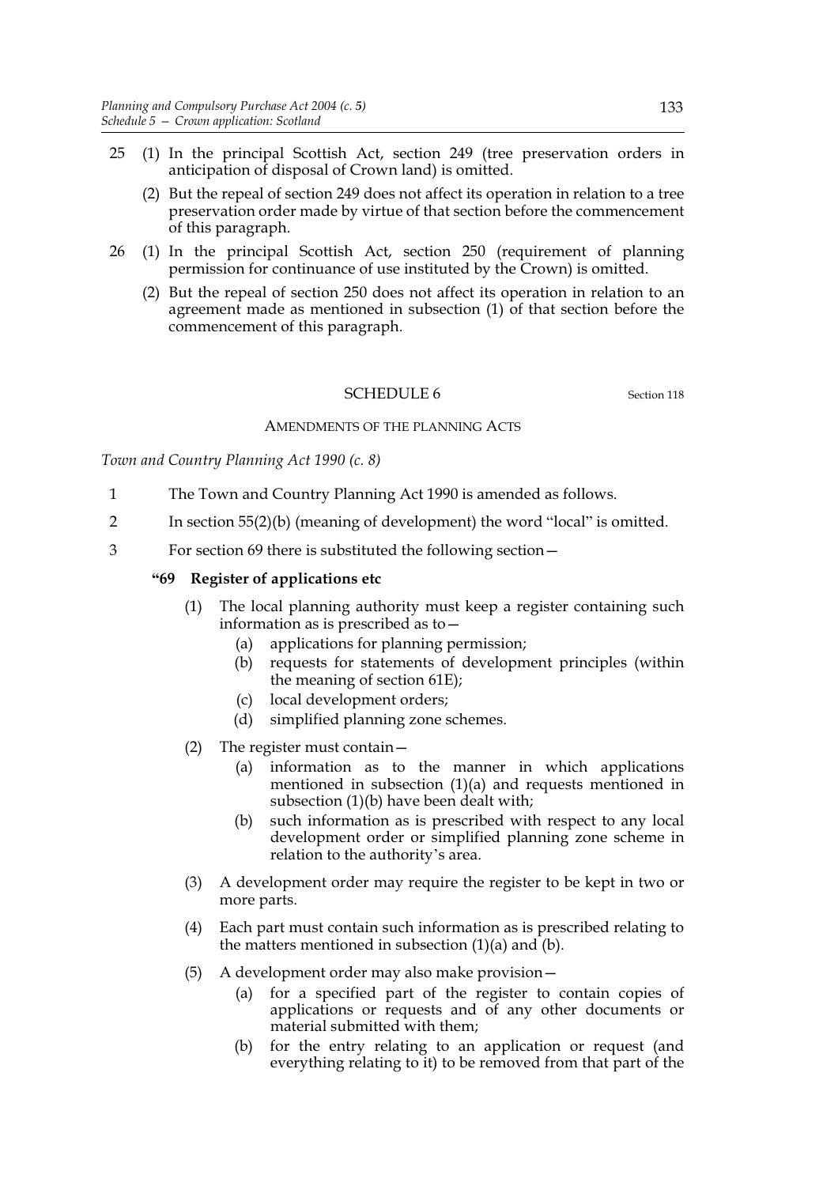25 (1) In the principal Scottish Act, section 249 (tree preservation orders in anticipation of disposal of Crown land) is omitted.

(2) But the repeal of section 249 does not affect its operation in relation to a tree preservation order made by virtue of that section before the commencement of this paragraph.

26 (1) In the principal Scottish Act, section 250 (requirement of planning permission for continuance of use instituted by the Crown) is omitted.

(2) But the repeal of section 250 does not affect its operation in relation to an agreement made as mentioned in subsection (1) of that section before the commencement of this paragraph.

## SCHEDULE 6

Section 118

### AMENDMENTS OF THE PLANNING ACTS

*Town and Country Planning Act 1990 (c. 8)*

1 The Town and Country Planning Act 1990 is amended as follows.

2 In section 55(2)(b) (meaning of development) the word "local" is omitted.

3 For section 69 there is substituted the following section—

**"69 Register of applications etc**

(1) The local planning authority must keep a register containing such information as is prescribed as to—

(a) applications for planning permission;

(b) requests for statements of development principles (within the meaning of section 61E);

(c) local development orders;

(d) simplified planning zone schemes.

(2) The register must contain—

(a) information as to the manner in which applications mentioned in subsection (1)(a) and requests mentioned in subsection (1)(b) have been dealt with;

(b) such information as is prescribed with respect to any local development order or simplified planning zone scheme in relation to the authority's area.

(3) A development order may require the register to be kept in two or more parts.

(4) Each part must contain such information as is prescribed relating to the matters mentioned in subsection (1)(a) and (b).

(5) A development order may also make provision—

(a) for a specified part of the register to contain copies of applications or requests and of any other documents or material submitted with them;

(b) for the entry relating to an application or request (and everything relating to it) to be removed from that part of the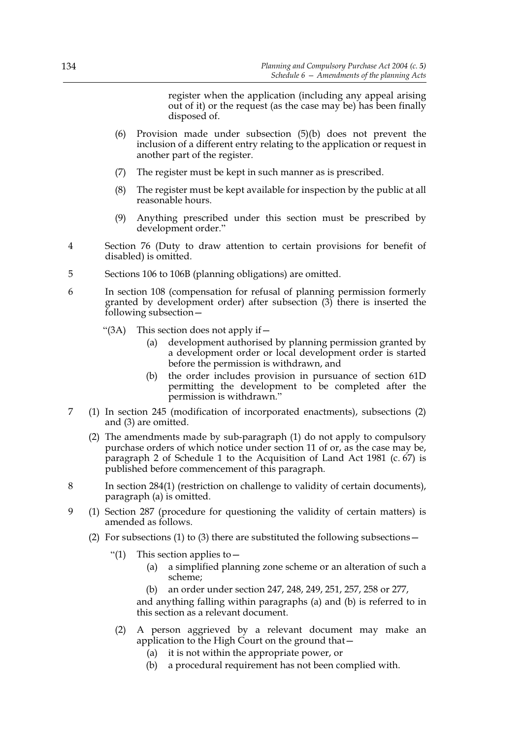register when the application (including any appeal arising out of it) or the request (as the case may be) has been finally disposed of.

(6) Provision made under subsection (5)(b) does not prevent the inclusion of a different entry relating to the application or request in another part of the register.

(7) The register must be kept in such manner as is prescribed.

(8) The register must be kept available for inspection by the public at all reasonable hours.

(9) Anything prescribed under this section must be prescribed by development order."

4 Section 76 (Duty to draw attention to certain provisions for benefit of disabled) is omitted.

5 Sections 106 to 106B (planning obligations) are omitted.

6 In section 108 (compensation for refusal of planning permission formerly granted by development order) after subsection (3) there is inserted the following subsection—

"(3A) This section does not apply if—

(a) development authorised by planning permission granted by a development order or local development order is started before the permission is withdrawn, and

(b) the order includes provision in pursuance of section 61D permitting the development to be completed after the permission is withdrawn."

7 (1) In section 245 (modification of incorporated enactments), subsections (2) and (3) are omitted.

(2) The amendments made by sub-paragraph (1) do not apply to compulsory purchase orders of which notice under section 11 of or, as the case may be, paragraph 2 of Schedule 1 to the Acquisition of Land Act 1981 (c. 67) is published before commencement of this paragraph.

8 In section 284(1) (restriction on challenge to validity of certain documents), paragraph (a) is omitted.

9 (1) Section 287 (procedure for questioning the validity of certain matters) is amended as follows.

(2) For subsections (1) to (3) there are substituted the following subsections—

"(1) This section applies to—

(a) a simplified planning zone scheme or an alteration of such a scheme;

(b) an order under section 247, 248, 249, 251, 257, 258 or 277,

and anything falling within paragraphs (a) and (b) is referred to in this section as a relevant document.

(2) A person aggrieved by a relevant document may make an application to the High Court on the ground that—

(a) it is not within the appropriate power, or

(b) a procedural requirement has not been complied with.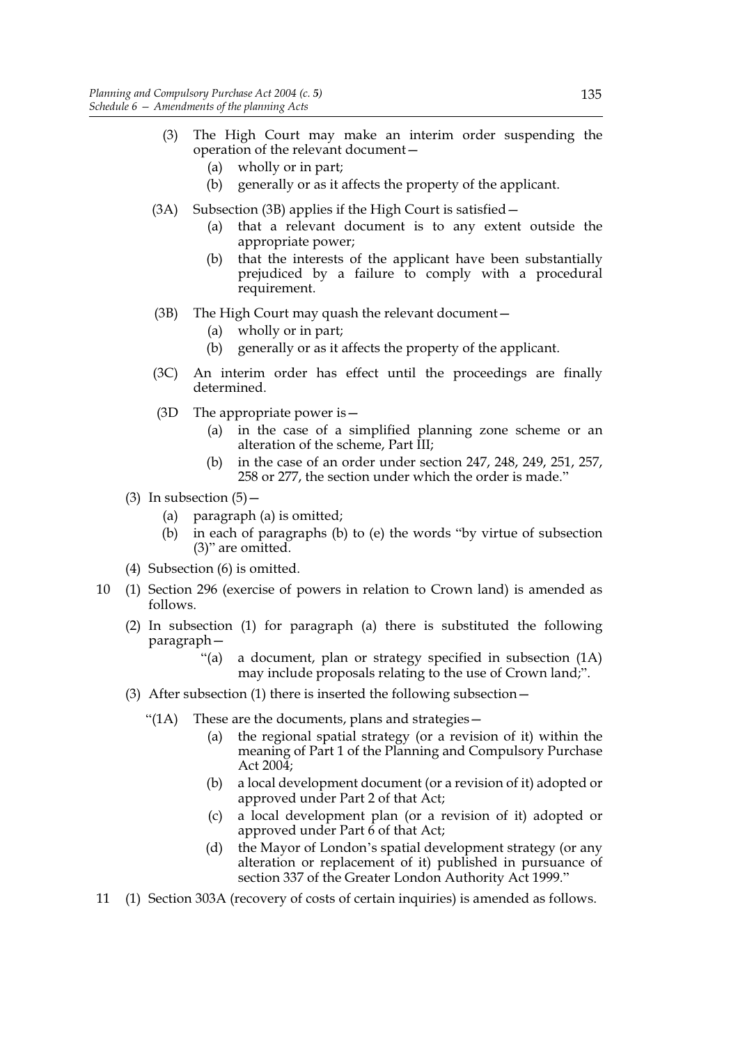(3) The High Court may make an interim order suspending the operation of the relevant document—

(a) wholly or in part;

(b) generally or as it affects the property of the applicant.

(3A) Subsection (3B) applies if the High Court is satisfied—

(a) that a relevant document is to any extent outside the appropriate power;

(b) that the interests of the applicant have been substantially prejudiced by a failure to comply with a procedural requirement.

(3B) The High Court may quash the relevant document—

(a) wholly or in part;

(b) generally or as it affects the property of the applicant.

(3C) An interim order has effect until the proceedings are finally determined.

(3D The appropriate power is—

(a) in the case of a simplified planning zone scheme or an alteration of the scheme, Part III;

(b) in the case of an order under section 247, 248, 249, 251, 257, 258 or 277, the section under which the order is made."

(3) In subsection (5)—

(a) paragraph (a) is omitted;

(b) in each of paragraphs (b) to (e) the words "by virtue of subsection (3)" are omitted.

(4) Subsection (6) is omitted.

10 (1) Section 296 (exercise of powers in relation to Crown land) is amended as follows.

(2) In subsection (1) for paragraph (a) there is substituted the following paragraph—

"(a) a document, plan or strategy specified in subsection (1A) may include proposals relating to the use of Crown land;".

(3) After subsection (1) there is inserted the following subsection—

"(1A) These are the documents, plans and strategies—

(a) the regional spatial strategy (or a revision of it) within the meaning of Part 1 of the Planning and Compulsory Purchase Act 2004;

(b) a local development document (or a revision of it) adopted or approved under Part 2 of that Act;

(c) a local development plan (or a revision of it) adopted or approved under Part 6 of that Act;

(d) the Mayor of London's spatial development strategy (or any alteration or replacement of it) published in pursuance of section 337 of the Greater London Authority Act 1999."

11 (1) Section 303A (recovery of costs of certain inquiries) is amended as follows.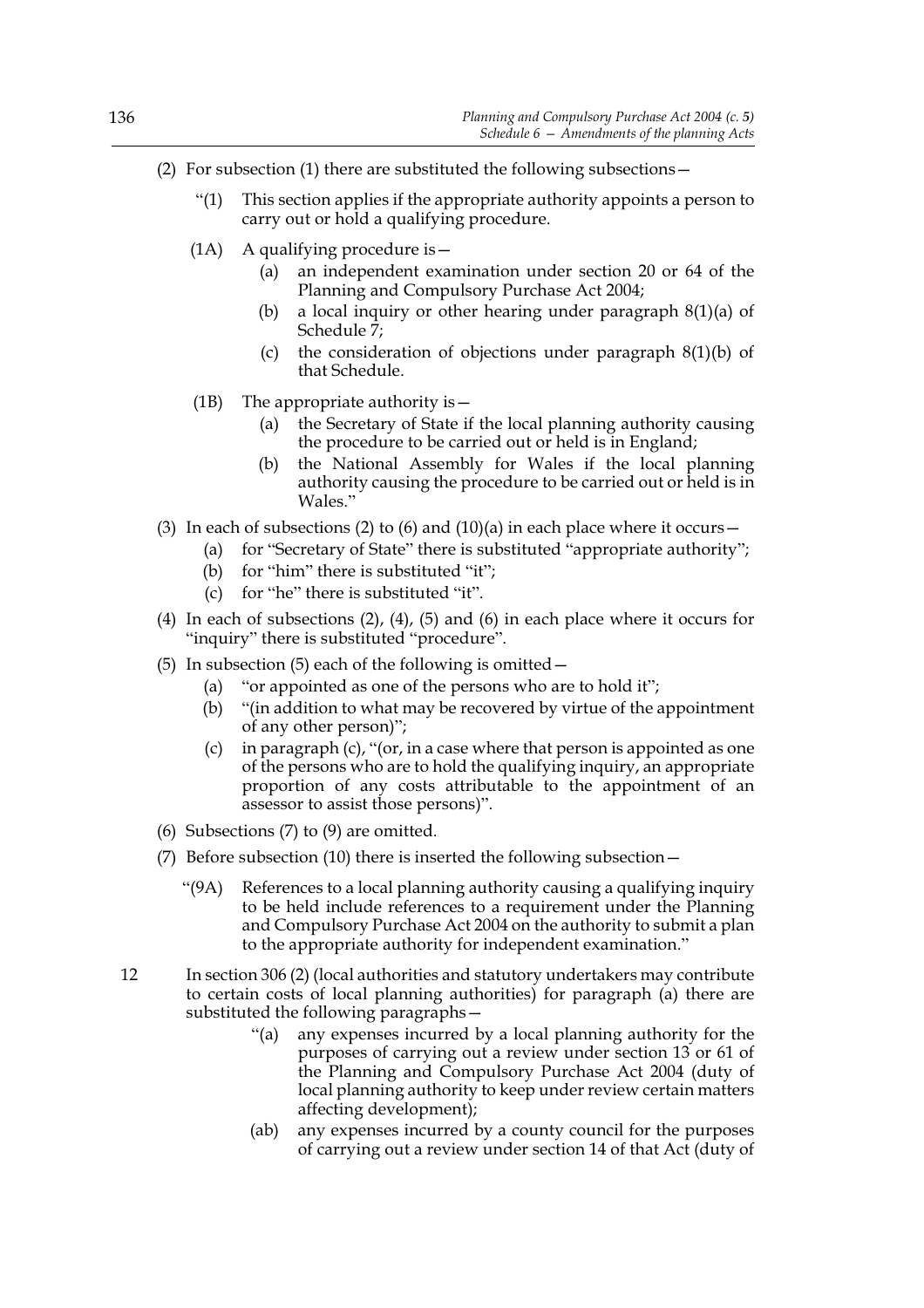(2) For subsection (1) there are substituted the following subsections—

> "(1) This section applies if the appropriate authority appoints a person to carry out or hold a qualifying procedure.
>
> (1A) A qualifying procedure is—
>
> (a) an independent examination under section 20 or 64 of the Planning and Compulsory Purchase Act 2004;
>
> (b) a local inquiry or other hearing under paragraph 8(1)(a) of Schedule 7;
>
> (c) the consideration of objections under paragraph 8(1)(b) of that Schedule.
>
> (1B) The appropriate authority is—
>
> (a) the Secretary of State if the local planning authority causing the procedure to be carried out or held is in England;
>
> (b) the National Assembly for Wales if the local planning authority causing the procedure to be carried out or held is in Wales."

(3) In each of subsections (2) to (6) and (10)(a) in each place where it occurs—

(a) for "Secretary of State" there is substituted "appropriate authority";

(b) for "him" there is substituted "it";

(c) for "he" there is substituted "it".

(4) In each of subsections (2), (4), (5) and (6) in each place where it occurs for "inquiry" there is substituted "procedure".

(5) In subsection (5) each of the following is omitted—

(a) "or appointed as one of the persons who are to hold it";

(b) "(in addition to what may be recovered by virtue of the appointment of any other person)";

(c) in paragraph (c), "(or, in a case where that person is appointed as one of the persons who are to hold the qualifying inquiry, an appropriate proportion of any costs attributable to the appointment of an assessor to assist those persons)".

(6) Subsections (7) to (9) are omitted.

(7) Before subsection (10) there is inserted the following subsection—

> "(9A) References to a local planning authority causing a qualifying inquiry to be held include references to a requirement under the Planning and Compulsory Purchase Act 2004 on the authority to submit a plan to the appropriate authority for independent examination."

12 In section 306 (2) (local authorities and statutory undertakers may contribute to certain costs of local planning authorities) for paragraph (a) there are substituted the following paragraphs—

> "(a) any expenses incurred by a local planning authority for the purposes of carrying out a review under section 13 or 61 of the Planning and Compulsory Purchase Act 2004 (duty of local planning authority to keep under review certain matters affecting development);
>
> (ab) any expenses incurred by a county council for the purposes of carrying out a review under section 14 of that Act (duty of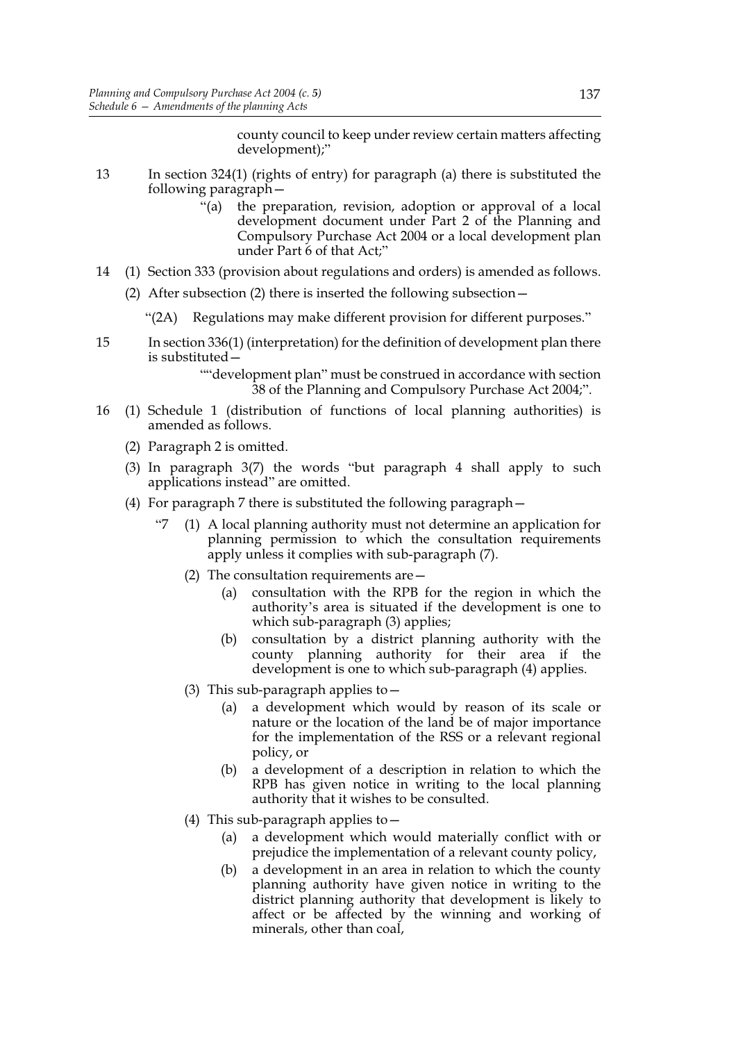county council to keep under review certain matters affecting development);"

13 In section 324(1) (rights of entry) for paragraph (a) there is substituted the following paragraph—

"(a) the preparation, revision, adoption or approval of a local development document under Part 2 of the Planning and Compulsory Purchase Act 2004 or a local development plan under Part 6 of that Act;"

14 (1) Section 333 (provision about regulations and orders) is amended as follows.

(2) After subsection (2) there is inserted the following subsection—

"(2A) Regulations may make different provision for different purposes."

15 In section 336(1) (interpretation) for the definition of development plan there is substituted—

""development plan" must be construed in accordance with section 38 of the Planning and Compulsory Purchase Act 2004;".

16 (1) Schedule 1 (distribution of functions of local planning authorities) is amended as follows.

(2) Paragraph 2 is omitted.

(3) In paragraph 3(7) the words "but paragraph 4 shall apply to such applications instead" are omitted.

(4) For paragraph 7 there is substituted the following paragraph—

"7 (1) A local planning authority must not determine an application for planning permission to which the consultation requirements apply unless it complies with sub-paragraph (7).

(2) The consultation requirements are—

(a) consultation with the RPB for the region in which the authority's area is situated if the development is one to which sub-paragraph (3) applies;

(b) consultation by a district planning authority with the county planning authority for their area if the development is one to which sub-paragraph (4) applies.

(3) This sub-paragraph applies to—

(a) a development which would by reason of its scale or nature or the location of the land be of major importance for the implementation of the RSS or a relevant regional policy, or

(b) a development of a description in relation to which the RPB has given notice in writing to the local planning authority that it wishes to be consulted.

(4) This sub-paragraph applies to—

(a) a development which would materially conflict with or prejudice the implementation of a relevant county policy,

(b) a development in an area in relation to which the county planning authority have given notice in writing to the district planning authority that development is likely to affect or be affected by the winning and working of minerals, other than coal,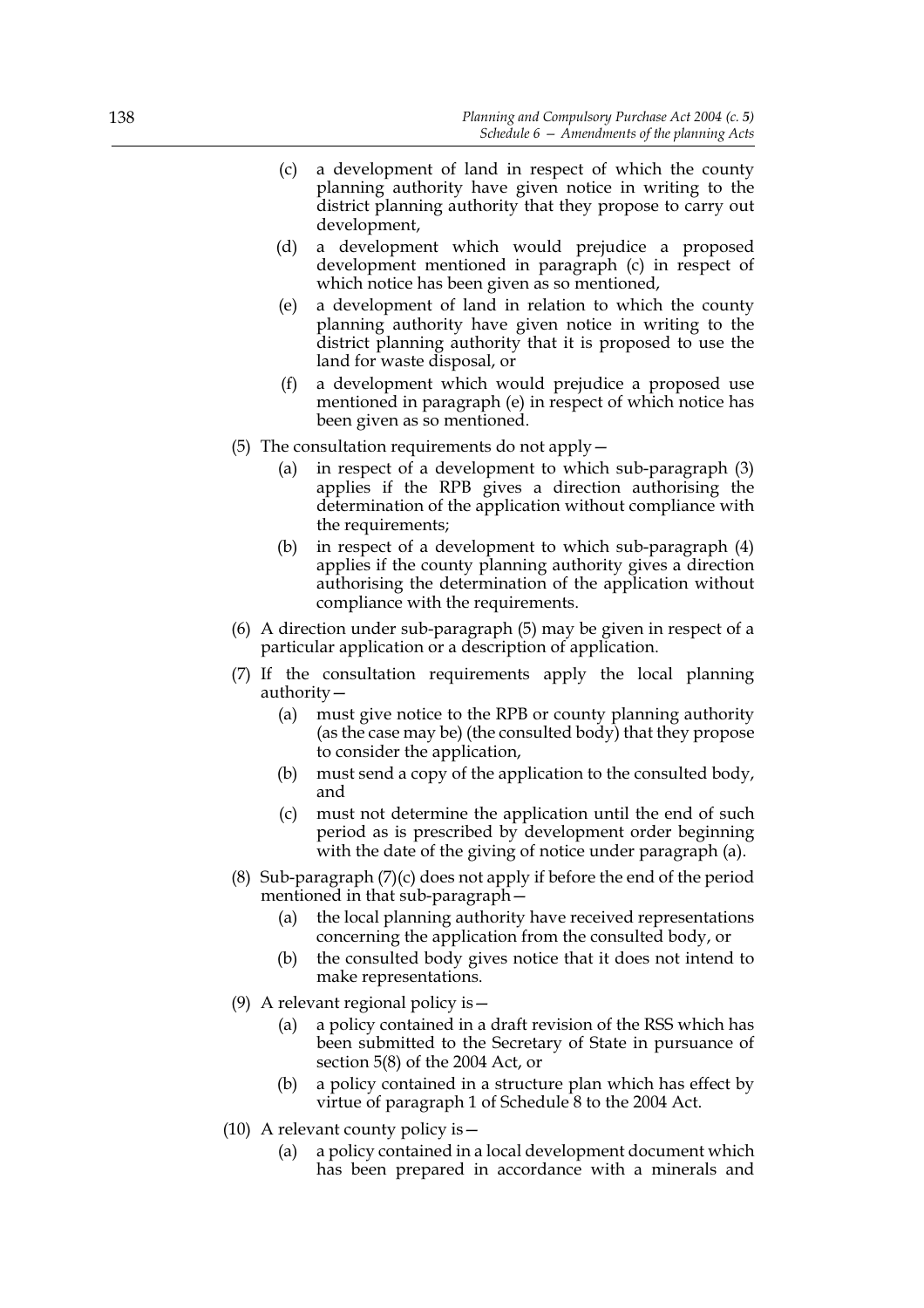(c) a development of land in respect of which the county planning authority have given notice in writing to the district planning authority that they propose to carry out development,

(d) a development which would prejudice a proposed development mentioned in paragraph (c) in respect of which notice has been given as so mentioned,

(e) a development of land in relation to which the county planning authority have given notice in writing to the district planning authority that it is proposed to use the land for waste disposal, or

(f) a development which would prejudice a proposed use mentioned in paragraph (e) in respect of which notice has been given as so mentioned.

(5) The consultation requirements do not apply—

(a) in respect of a development to which sub-paragraph (3) applies if the RPB gives a direction authorising the determination of the application without compliance with the requirements;

(b) in respect of a development to which sub-paragraph (4) applies if the county planning authority gives a direction authorising the determination of the application without compliance with the requirements.

(6) A direction under sub-paragraph (5) may be given in respect of a particular application or a description of application.

(7) If the consultation requirements apply the local planning authority—

(a) must give notice to the RPB or county planning authority (as the case may be) (the consulted body) that they propose to consider the application,

(b) must send a copy of the application to the consulted body, and

(c) must not determine the application until the end of such period as is prescribed by development order beginning with the date of the giving of notice under paragraph (a).

(8) Sub-paragraph (7)(c) does not apply if before the end of the period mentioned in that sub-paragraph—

(a) the local planning authority have received representations concerning the application from the consulted body, or

(b) the consulted body gives notice that it does not intend to make representations.

(9) A relevant regional policy is—

(a) a policy contained in a draft revision of the RSS which has been submitted to the Secretary of State in pursuance of section 5(8) of the 2004 Act, or

(b) a policy contained in a structure plan which has effect by virtue of paragraph 1 of Schedule 8 to the 2004 Act.

(10) A relevant county policy is—

(a) a policy contained in a local development document which has been prepared in accordance with a minerals and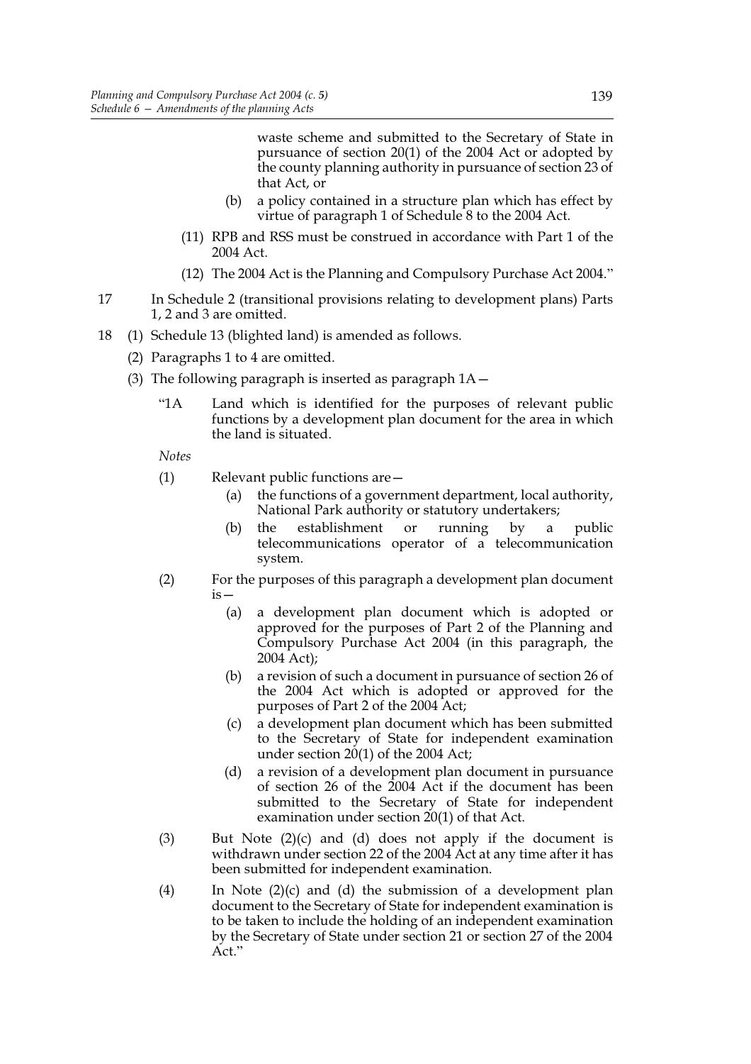waste scheme and submitted to the Secretary of State in pursuance of section 20(1) of the 2004 Act or adopted by the county planning authority in pursuance of section 23 of that Act, or

(b) a policy contained in a structure plan which has effect by virtue of paragraph 1 of Schedule 8 to the 2004 Act.

(11) RPB and RSS must be construed in accordance with Part 1 of the 2004 Act.

(12) The 2004 Act is the Planning and Compulsory Purchase Act 2004."

17 In Schedule 2 (transitional provisions relating to development plans) Parts 1, 2 and 3 are omitted.

18 (1) Schedule 13 (blighted land) is amended as follows.

(2) Paragraphs 1 to 4 are omitted.

(3) The following paragraph is inserted as paragraph 1A—

"1A Land which is identified for the purposes of relevant public functions by a development plan document for the area in which the land is situated.

*Notes*

(1) Relevant public functions are—

(a) the functions of a government department, local authority, National Park authority or statutory undertakers;

(b) the establishment or running by a public telecommunications operator of a telecommunication system.

(2) For the purposes of this paragraph a development plan document is—

(a) a development plan document which is adopted or approved for the purposes of Part 2 of the Planning and Compulsory Purchase Act 2004 (in this paragraph, the 2004 Act);

(b) a revision of such a document in pursuance of section 26 of the 2004 Act which is adopted or approved for the purposes of Part 2 of the 2004 Act;

(c) a development plan document which has been submitted to the Secretary of State for independent examination under section 20(1) of the 2004 Act;

(d) a revision of a development plan document in pursuance of section 26 of the 2004 Act if the document has been submitted to the Secretary of State for independent examination under section 20(1) of that Act.

(3) But Note (2)(c) and (d) does not apply if the document is withdrawn under section 22 of the 2004 Act at any time after it has been submitted for independent examination.

(4) In Note (2)(c) and (d) the submission of a development plan document to the Secretary of State for independent examination is to be taken to include the holding of an independent examination by the Secretary of State under section 21 or section 27 of the 2004 Act."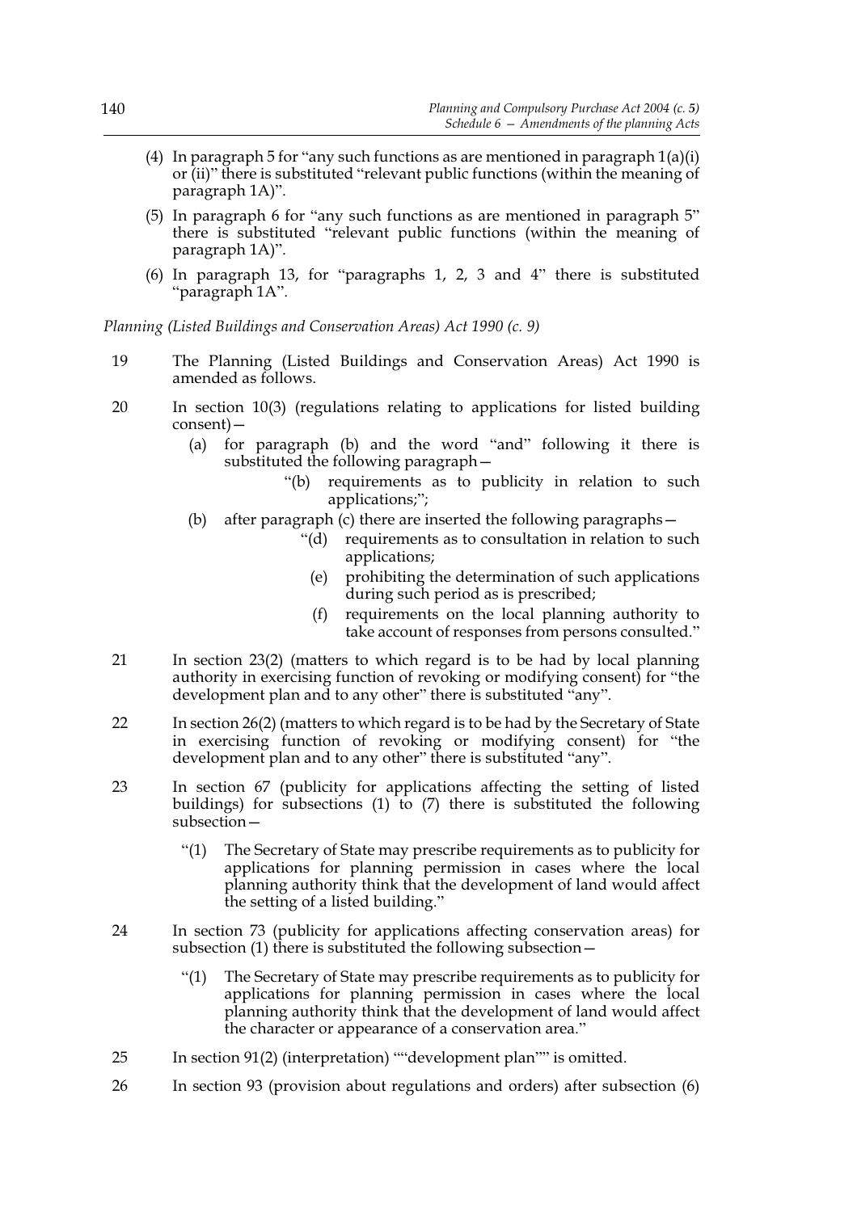(4) In paragraph 5 for "any such functions as are mentioned in paragraph 1(a)(i) or (ii)" there is substituted "relevant public functions (within the meaning of paragraph 1A)".

(5) In paragraph 6 for "any such functions as are mentioned in paragraph 5" there is substituted "relevant public functions (within the meaning of paragraph 1A)".

(6) In paragraph 13, for "paragraphs 1, 2, 3 and 4" there is substituted "paragraph 1A".

*Planning (Listed Buildings and Conservation Areas) Act 1990 (c. 9)*

19 The Planning (Listed Buildings and Conservation Areas) Act 1990 is amended as follows.

20 In section 10(3) (regulations relating to applications for listed building consent)—

(a) for paragraph (b) and the word "and" following it there is substituted the following paragraph—

"(b) requirements as to publicity in relation to such applications;";

(b) after paragraph (c) there are inserted the following paragraphs—

"(d) requirements as to consultation in relation to such applications;

(e) prohibiting the determination of such applications during such period as is prescribed;

(f) requirements on the local planning authority to take account of responses from persons consulted."

21 In section 23(2) (matters to which regard is to be had by local planning authority in exercising function of revoking or modifying consent) for "the development plan and to any other" there is substituted "any".

22 In section 26(2) (matters to which regard is to be had by the Secretary of State in exercising function of revoking or modifying consent) for "the development plan and to any other" there is substituted "any".

23 In section 67 (publicity for applications affecting the setting of listed buildings) for subsections (1) to (7) there is substituted the following subsection—

"(1) The Secretary of State may prescribe requirements as to publicity for applications for planning permission in cases where the local planning authority think that the development of land would affect the setting of a listed building."

24 In section 73 (publicity for applications affecting conservation areas) for subsection (1) there is substituted the following subsection—

"(1) The Secretary of State may prescribe requirements as to publicity for applications for planning permission in cases where the local planning authority think that the development of land would affect the character or appearance of a conservation area."

25 In section 91(2) (interpretation) ""development plan"" is omitted.

26 In section 93 (provision about regulations and orders) after subsection (6)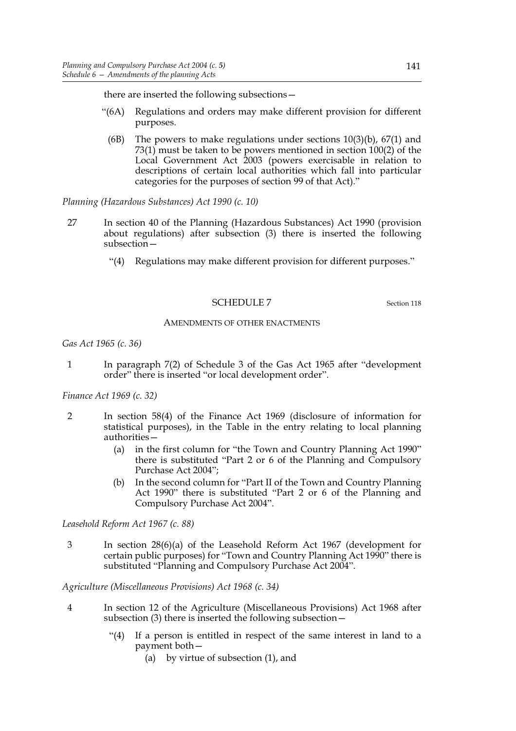there are inserted the following subsections—

“(6A) Regulations and orders may make different provision for different purposes.

(6B) The powers to make regulations under sections 10(3)(b), 67(1) and 73(1) must be taken to be powers mentioned in section 100(2) of the Local Government Act 2003 (powers exercisable in relation to descriptions of certain local authorities which fall into particular categories for the purposes of section 99 of that Act).”

*Planning (Hazardous Substances) Act 1990 (c. 10)*

27 In section 40 of the Planning (Hazardous Substances) Act 1990 (provision about regulations) after subsection (3) there is inserted the following subsection—

“(4) Regulations may make different provision for different purposes.”

## SCHEDULE 7

Section 118

### AMENDMENTS OF OTHER ENACTMENTS

*Gas Act 1965 (c. 36)*

1 In paragraph 7(2) of Schedule 3 of the Gas Act 1965 after “development order” there is inserted “or local development order”.

*Finance Act 1969 (c. 32)*

2 In section 58(4) of the Finance Act 1969 (disclosure of information for statistical purposes), in the Table in the entry relating to local planning authorities—

(a) in the first column for “the Town and Country Planning Act 1990” there is substituted “Part 2 or 6 of the Planning and Compulsory Purchase Act 2004”;

(b) In the second column for “Part II of the Town and Country Planning Act 1990” there is substituted “Part 2 or 6 of the Planning and Compulsory Purchase Act 2004”.

*Leasehold Reform Act 1967 (c. 88)*

3 In section 28(6)(a) of the Leasehold Reform Act 1967 (development for certain public purposes) for “Town and Country Planning Act 1990” there is substituted “Planning and Compulsory Purchase Act 2004”.

*Agriculture (Miscellaneous Provisions) Act 1968 (c. 34)*

4 In section 12 of the Agriculture (Miscellaneous Provisions) Act 1968 after subsection (3) there is inserted the following subsection—

“(4) If a person is entitled in respect of the same interest in land to a payment both—

(a) by virtue of subsection (1), and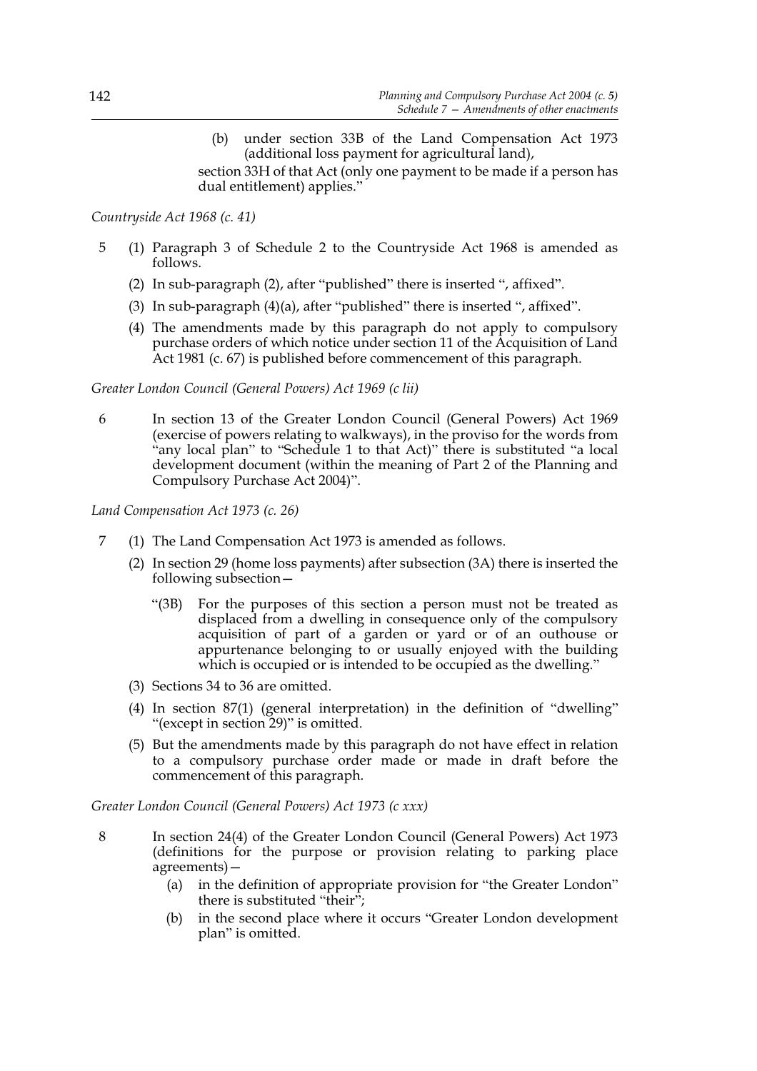(b) under section 33B of the Land Compensation Act 1973 (additional loss payment for agricultural land),

section 33H of that Act (only one payment to be made if a person has dual entitlement) applies."

*Countryside Act 1968 (c. 41)*

5 (1) Paragraph 3 of Schedule 2 to the Countryside Act 1968 is amended as follows.

(2) In sub-paragraph (2), after "published" there is inserted ", affixed".

(3) In sub-paragraph (4)(a), after "published" there is inserted ", affixed".

(4) The amendments made by this paragraph do not apply to compulsory purchase orders of which notice under section 11 of the Acquisition of Land Act 1981 (c. 67) is published before commencement of this paragraph.

*Greater London Council (General Powers) Act 1969 (c lii)*

6 In section 13 of the Greater London Council (General Powers) Act 1969 (exercise of powers relating to walkways), in the proviso for the words from "any local plan" to "Schedule 1 to that Act)" there is substituted "a local development document (within the meaning of Part 2 of the Planning and Compulsory Purchase Act 2004)".

*Land Compensation Act 1973 (c. 26)*

7 (1) The Land Compensation Act 1973 is amended as follows.

(2) In section 29 (home loss payments) after subsection (3A) there is inserted the following subsection—

"(3B) For the purposes of this section a person must not be treated as displaced from a dwelling in consequence only of the compulsory acquisition of part of a garden or yard or of an outhouse or appurtenance belonging to or usually enjoyed with the building which is occupied or is intended to be occupied as the dwelling."

(3) Sections 34 to 36 are omitted.

(4) In section 87(1) (general interpretation) in the definition of "dwelling" "(except in section 29)" is omitted.

(5) But the amendments made by this paragraph do not have effect in relation to a compulsory purchase order made or made in draft before the commencement of this paragraph.

*Greater London Council (General Powers) Act 1973 (c xxx)*

8 In section 24(4) of the Greater London Council (General Powers) Act 1973 (definitions for the purpose or provision relating to parking place agreements)—

(a) in the definition of appropriate provision for "the Greater London" there is substituted "their";

(b) in the second place where it occurs "Greater London development plan" is omitted.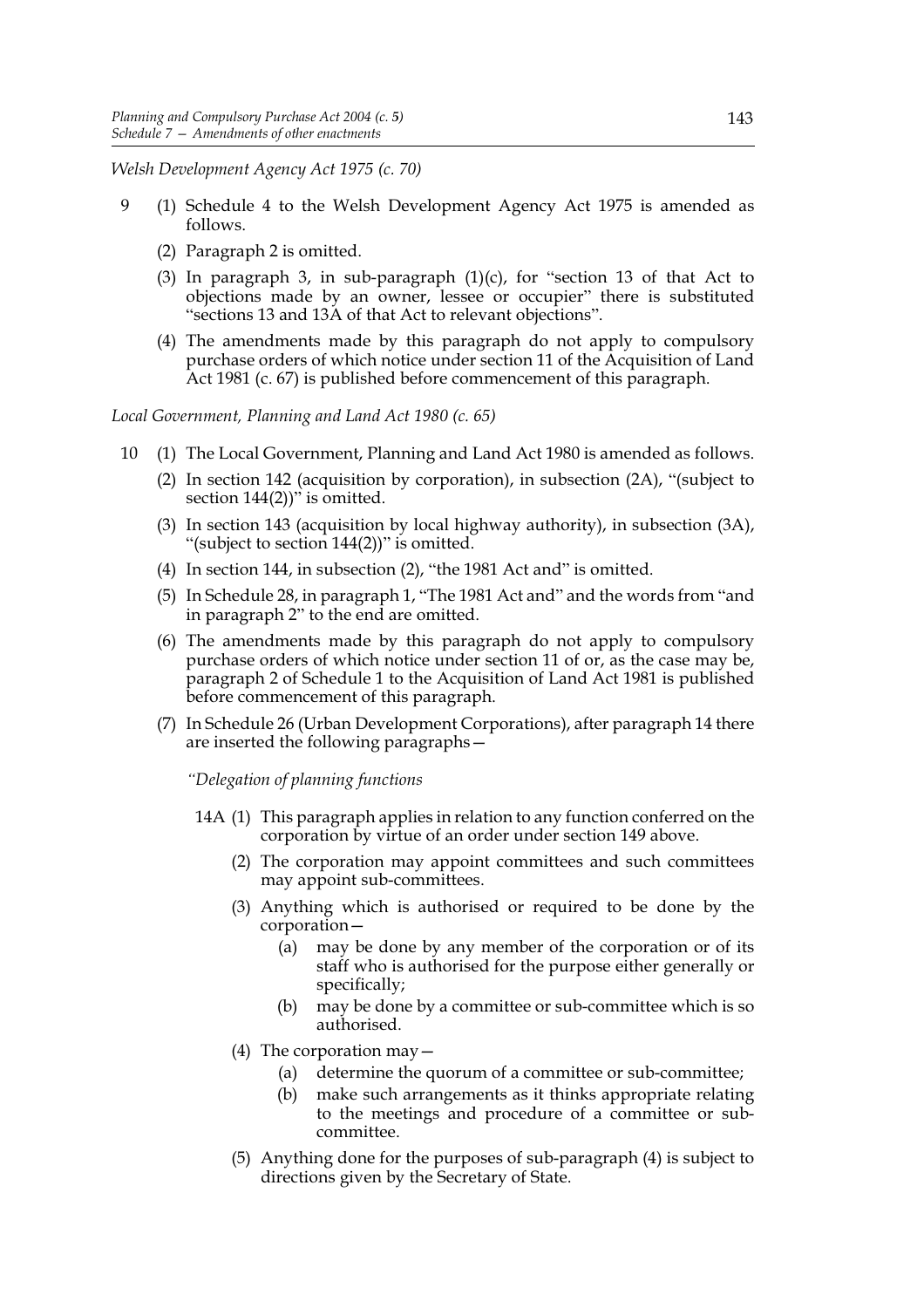*Welsh Development Agency Act 1975 (c. 70)*

9 (1) Schedule 4 to the Welsh Development Agency Act 1975 is amended as follows.

(2) Paragraph 2 is omitted.

(3) In paragraph 3, in sub-paragraph (1)(c), for "section 13 of that Act to objections made by an owner, lessee or occupier" there is substituted "sections 13 and 13A of that Act to relevant objections".

(4) The amendments made by this paragraph do not apply to compulsory purchase orders of which notice under section 11 of the Acquisition of Land Act 1981 (c. 67) is published before commencement of this paragraph.

*Local Government, Planning and Land Act 1980 (c. 65)*

10 (1) The Local Government, Planning and Land Act 1980 is amended as follows.

(2) In section 142 (acquisition by corporation), in subsection (2A), "(subject to section 144(2))" is omitted.

(3) In section 143 (acquisition by local highway authority), in subsection (3A), "(subject to section 144(2))" is omitted.

(4) In section 144, in subsection (2), "the 1981 Act and" is omitted.

(5) In Schedule 28, in paragraph 1, "The 1981 Act and" and the words from "and in paragraph 2" to the end are omitted.

(6) The amendments made by this paragraph do not apply to compulsory purchase orders of which notice under section 11 of or, as the case may be, paragraph 2 of Schedule 1 to the Acquisition of Land Act 1981 is published before commencement of this paragraph.

(7) In Schedule 26 (Urban Development Corporations), after paragraph 14 there are inserted the following paragraphs—

*"Delegation of planning functions*

14A (1) This paragraph applies in relation to any function conferred on the corporation by virtue of an order under section 149 above.

(2) The corporation may appoint committees and such committees may appoint sub-committees.

(3) Anything which is authorised or required to be done by the corporation—

(a) may be done by any member of the corporation or of its staff who is authorised for the purpose either generally or specifically;

(b) may be done by a committee or sub-committee which is so authorised.

(4) The corporation may—

(a) determine the quorum of a committee or sub-committee;

(b) make such arrangements as it thinks appropriate relating to the meetings and procedure of a committee or sub-committee.

(5) Anything done for the purposes of sub-paragraph (4) is subject to directions given by the Secretary of State.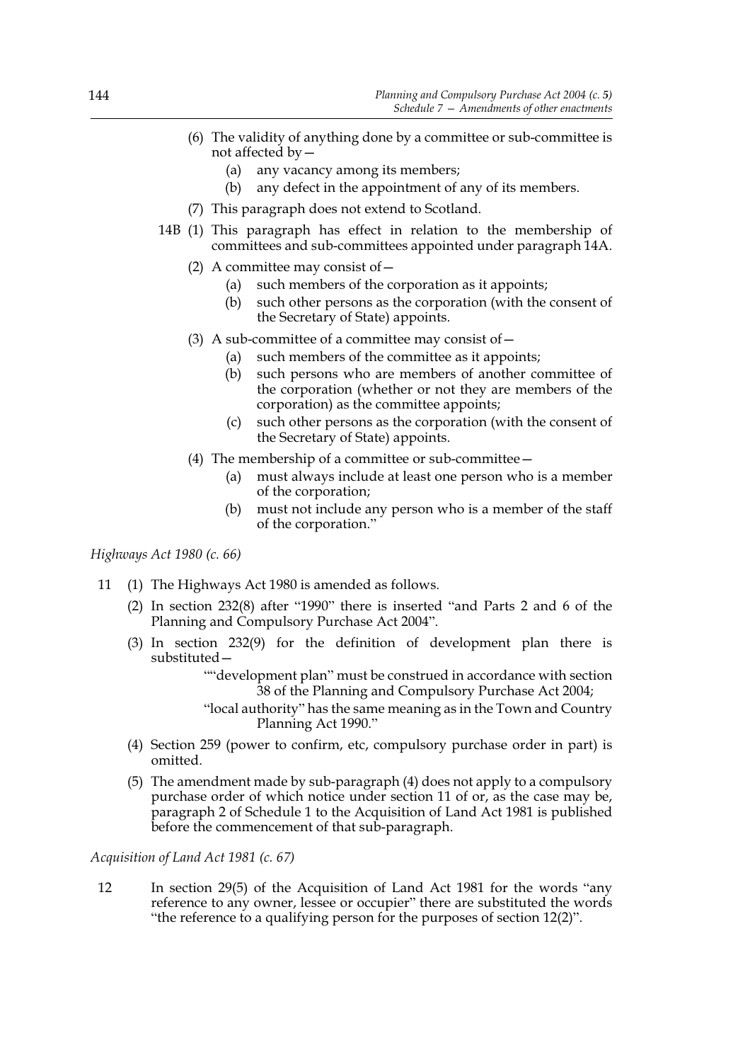(6) The validity of anything done by a committee or sub-committee is not affected by—

(a) any vacancy among its members;

(b) any defect in the appointment of any of its members.

(7) This paragraph does not extend to Scotland.

14B (1) This paragraph has effect in relation to the membership of committees and sub-committees appointed under paragraph 14A.

(2) A committee may consist of—

(a) such members of the corporation as it appoints;

(b) such other persons as the corporation (with the consent of the Secretary of State) appoints.

(3) A sub-committee of a committee may consist of—

(a) such members of the committee as it appoints;

(b) such persons who are members of another committee of the corporation (whether or not they are members of the corporation) as the committee appoints;

(c) such other persons as the corporation (with the consent of the Secretary of State) appoints.

(4) The membership of a committee or sub-committee—

(a) must always include at least one person who is a member of the corporation;

(b) must not include any person who is a member of the staff of the corporation."

*Highways Act 1980 (c. 66)*

11 (1) The Highways Act 1980 is amended as follows.

(2) In section 232(8) after "1990" there is inserted "and Parts 2 and 6 of the Planning and Compulsory Purchase Act 2004".

(3) In section 232(9) for the definition of development plan there is substituted—

""development plan" must be construed in accordance with section 38 of the Planning and Compulsory Purchase Act 2004;

"local authority" has the same meaning as in the Town and Country Planning Act 1990."

(4) Section 259 (power to confirm, etc, compulsory purchase order in part) is omitted.

(5) The amendment made by sub-paragraph (4) does not apply to a compulsory purchase order of which notice under section 11 of or, as the case may be, paragraph 2 of Schedule 1 to the Acquisition of Land Act 1981 is published before the commencement of that sub-paragraph.

*Acquisition of Land Act 1981 (c. 67)*

12 In section 29(5) of the Acquisition of Land Act 1981 for the words "any reference to any owner, lessee or occupier" there are substituted the words "the reference to a qualifying person for the purposes of section 12(2)".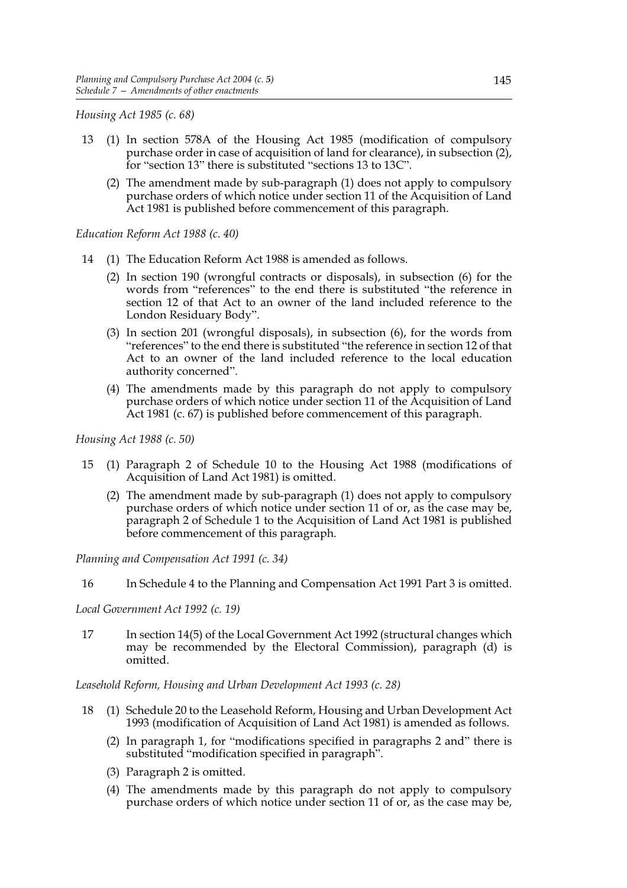*Housing Act 1985 (c. 68)*

13 (1) In section 578A of the Housing Act 1985 (modification of compulsory purchase order in case of acquisition of land for clearance), in subsection (2), for "section 13" there is substituted "sections 13 to 13C".

(2) The amendment made by sub-paragraph (1) does not apply to compulsory purchase orders of which notice under section 11 of the Acquisition of Land Act 1981 is published before commencement of this paragraph.

*Education Reform Act 1988 (c. 40)*

14 (1) The Education Reform Act 1988 is amended as follows.

(2) In section 190 (wrongful contracts or disposals), in subsection (6) for the words from "references" to the end there is substituted "the reference in section 12 of that Act to an owner of the land included reference to the London Residuary Body".

(3) In section 201 (wrongful disposals), in subsection (6), for the words from "references" to the end there is substituted "the reference in section 12 of that Act to an owner of the land included reference to the local education authority concerned".

(4) The amendments made by this paragraph do not apply to compulsory purchase orders of which notice under section 11 of the Acquisition of Land Act 1981 (c. 67) is published before commencement of this paragraph.

*Housing Act 1988 (c. 50)*

15 (1) Paragraph 2 of Schedule 10 to the Housing Act 1988 (modifications of Acquisition of Land Act 1981) is omitted.

(2) The amendment made by sub-paragraph (1) does not apply to compulsory purchase orders of which notice under section 11 of or, as the case may be, paragraph 2 of Schedule 1 to the Acquisition of Land Act 1981 is published before commencement of this paragraph.

*Planning and Compensation Act 1991 (c. 34)*

16 In Schedule 4 to the Planning and Compensation Act 1991 Part 3 is omitted.

*Local Government Act 1992 (c. 19)*

17 In section 14(5) of the Local Government Act 1992 (structural changes which may be recommended by the Electoral Commission), paragraph (d) is omitted.

*Leasehold Reform, Housing and Urban Development Act 1993 (c. 28)*

18 (1) Schedule 20 to the Leasehold Reform, Housing and Urban Development Act 1993 (modification of Acquisition of Land Act 1981) is amended as follows.

(2) In paragraph 1, for "modifications specified in paragraphs 2 and" there is substituted "modification specified in paragraph".

(3) Paragraph 2 is omitted.

(4) The amendments made by this paragraph do not apply to compulsory purchase orders of which notice under section 11 of or, as the case may be,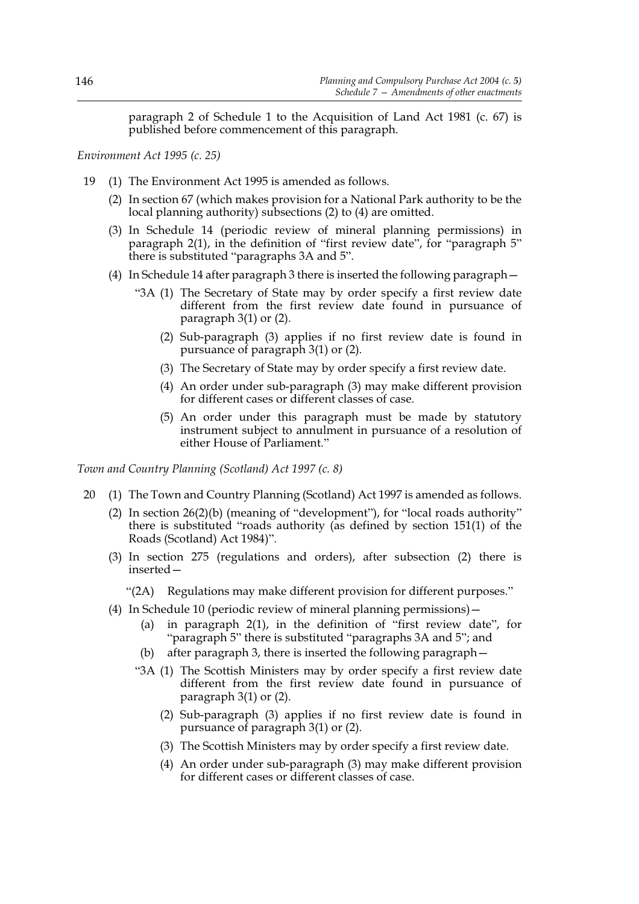paragraph 2 of Schedule 1 to the Acquisition of Land Act 1981 (c. 67) is published before commencement of this paragraph.

*Environment Act 1995 (c. 25)*

19 (1) The Environment Act 1995 is amended as follows.

(2) In section 67 (which makes provision for a National Park authority to be the local planning authority) subsections (2) to (4) are omitted.

(3) In Schedule 14 (periodic review of mineral planning permissions) in paragraph 2(1), in the definition of "first review date", for "paragraph 5" there is substituted "paragraphs 3A and 5".

(4) In Schedule 14 after paragraph 3 there is inserted the following paragraph—

"3A (1) The Secretary of State may by order specify a first review date different from the first review date found in pursuance of paragraph 3(1) or (2).

(2) Sub-paragraph (3) applies if no first review date is found in pursuance of paragraph 3(1) or (2).

(3) The Secretary of State may by order specify a first review date.

(4) An order under sub-paragraph (3) may make different provision for different cases or different classes of case.

(5) An order under this paragraph must be made by statutory instrument subject to annulment in pursuance of a resolution of either House of Parliament."

*Town and Country Planning (Scotland) Act 1997 (c. 8)*

20 (1) The Town and Country Planning (Scotland) Act 1997 is amended as follows.

(2) In section 26(2)(b) (meaning of "development"), for "local roads authority" there is substituted "roads authority (as defined by section 151(1) of the Roads (Scotland) Act 1984)".

(3) In section 275 (regulations and orders), after subsection (2) there is inserted—

"(2A) Regulations may make different provision for different purposes."

(4) In Schedule 10 (periodic review of mineral planning permissions)—

(a) in paragraph 2(1), in the definition of "first review date", for "paragraph 5" there is substituted "paragraphs 3A and 5"; and

(b) after paragraph 3, there is inserted the following paragraph—

"3A (1) The Scottish Ministers may by order specify a first review date different from the first review date found in pursuance of paragraph 3(1) or (2).

(2) Sub-paragraph (3) applies if no first review date is found in pursuance of paragraph 3(1) or (2).

(3) The Scottish Ministers may by order specify a first review date.

(4) An order under sub-paragraph (3) may make different provision for different cases or different classes of case.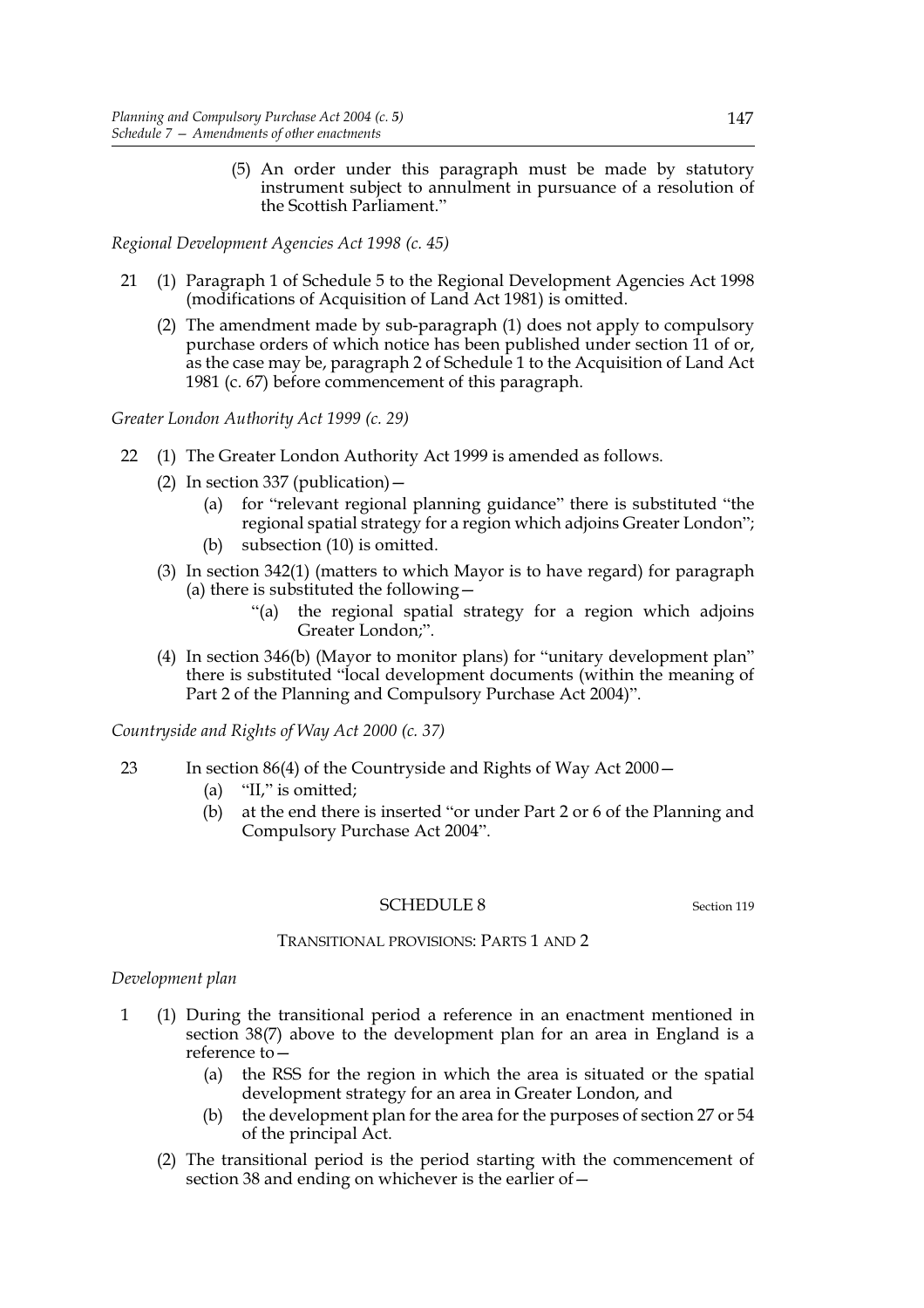(5) An order under this paragraph must be made by statutory instrument subject to annulment in pursuance of a resolution of the Scottish Parliament."

*Regional Development Agencies Act 1998 (c. 45)*

21 (1) Paragraph 1 of Schedule 5 to the Regional Development Agencies Act 1998 (modifications of Acquisition of Land Act 1981) is omitted.

(2) The amendment made by sub-paragraph (1) does not apply to compulsory purchase orders of which notice has been published under section 11 of or, as the case may be, paragraph 2 of Schedule 1 to the Acquisition of Land Act 1981 (c. 67) before commencement of this paragraph.

*Greater London Authority Act 1999 (c. 29)*

22 (1) The Greater London Authority Act 1999 is amended as follows.

(2) In section 337 (publication)—

(a) for "relevant regional planning guidance" there is substituted "the regional spatial strategy for a region which adjoins Greater London";

(b) subsection (10) is omitted.

(3) In section 342(1) (matters to which Mayor is to have regard) for paragraph (a) there is substituted the following—

"(a) the regional spatial strategy for a region which adjoins Greater London;".

(4) In section 346(b) (Mayor to monitor plans) for "unitary development plan" there is substituted "local development documents (within the meaning of Part 2 of the Planning and Compulsory Purchase Act 2004)".

*Countryside and Rights of Way Act 2000 (c. 37)*

23 In section 86(4) of the Countryside and Rights of Way Act 2000—

(a) "II," is omitted;

(b) at the end there is inserted "or under Part 2 or 6 of the Planning and Compulsory Purchase Act 2004".

## SCHEDULE 8

Section 119

### TRANSITIONAL PROVISIONS: PARTS 1 AND 2

*Development plan*

1 (1) During the transitional period a reference in an enactment mentioned in section 38(7) above to the development plan for an area in England is a reference to—

(a) the RSS for the region in which the area is situated or the spatial development strategy for an area in Greater London, and

(b) the development plan for the area for the purposes of section 27 or 54 of the principal Act.

(2) The transitional period is the period starting with the commencement of section 38 and ending on whichever is the earlier of—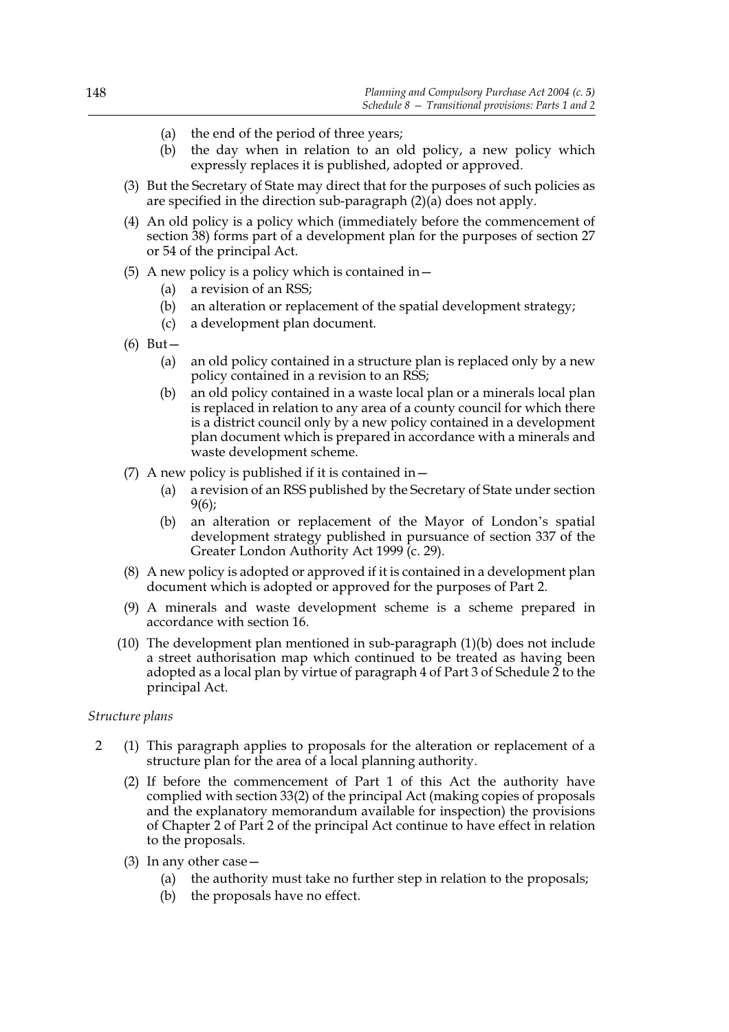(a) the end of the period of three years;

(b) the day when in relation to an old policy, a new policy which expressly replaces it is published, adopted or approved.

(3) But the Secretary of State may direct that for the purposes of such policies as are specified in the direction sub-paragraph (2)(a) does not apply.

(4) An old policy is a policy which (immediately before the commencement of section 38) forms part of a development plan for the purposes of section 27 or 54 of the principal Act.

(5) A new policy is a policy which is contained in—

(a) a revision of an RSS;

(b) an alteration or replacement of the spatial development strategy;

(c) a development plan document.

(6) But—

(a) an old policy contained in a structure plan is replaced only by a new policy contained in a revision to an RSS;

(b) an old policy contained in a waste local plan or a minerals local plan is replaced in relation to any area of a county council for which there is a district council only by a new policy contained in a development plan document which is prepared in accordance with a minerals and waste development scheme.

(7) A new policy is published if it is contained in—

(a) a revision of an RSS published by the Secretary of State under section 9(6);

(b) an alteration or replacement of the Mayor of London's spatial development strategy published in pursuance of section 337 of the Greater London Authority Act 1999 (c. 29).

(8) A new policy is adopted or approved if it is contained in a development plan document which is adopted or approved for the purposes of Part 2.

(9) A minerals and waste development scheme is a scheme prepared in accordance with section 16.

(10) The development plan mentioned in sub-paragraph (1)(b) does not include a street authorisation map which continued to be treated as having been adopted as a local plan by virtue of paragraph 4 of Part 3 of Schedule 2 to the principal Act.

*Structure plans*

2 (1) This paragraph applies to proposals for the alteration or replacement of a structure plan for the area of a local planning authority.

(2) If before the commencement of Part 1 of this Act the authority have complied with section 33(2) of the principal Act (making copies of proposals and the explanatory memorandum available for inspection) the provisions of Chapter 2 of Part 2 of the principal Act continue to have effect in relation to the proposals.

(3) In any other case—

(a) the authority must take no further step in relation to the proposals;

(b) the proposals have no effect.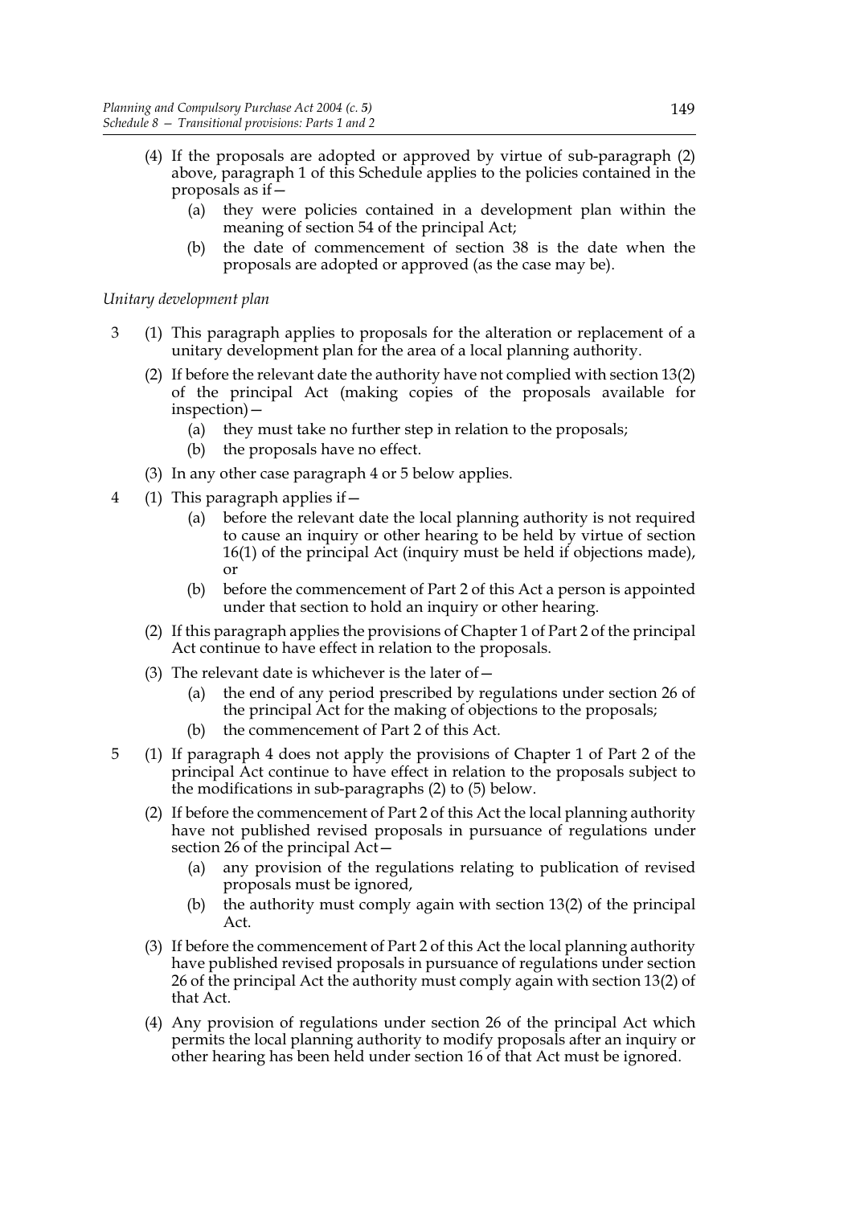(4) If the proposals are adopted or approved by virtue of sub-paragraph (2) above, paragraph 1 of this Schedule applies to the policies contained in the proposals as if—

(a) they were policies contained in a development plan within the meaning of section 54 of the principal Act;

(b) the date of commencement of section 38 is the date when the proposals are adopted or approved (as the case may be).

*Unitary development plan*

3 (1) This paragraph applies to proposals for the alteration or replacement of a unitary development plan for the area of a local planning authority.

(2) If before the relevant date the authority have not complied with section 13(2) of the principal Act (making copies of the proposals available for inspection)—

(a) they must take no further step in relation to the proposals;

(b) the proposals have no effect.

(3) In any other case paragraph 4 or 5 below applies.

4 (1) This paragraph applies if—

(a) before the relevant date the local planning authority is not required to cause an inquiry or other hearing to be held by virtue of section 16(1) of the principal Act (inquiry must be held if objections made), or

(b) before the commencement of Part 2 of this Act a person is appointed under that section to hold an inquiry or other hearing.

(2) If this paragraph applies the provisions of Chapter 1 of Part 2 of the principal Act continue to have effect in relation to the proposals.

(3) The relevant date is whichever is the later of—

(a) the end of any period prescribed by regulations under section 26 of the principal Act for the making of objections to the proposals;

(b) the commencement of Part 2 of this Act.

5 (1) If paragraph 4 does not apply the provisions of Chapter 1 of Part 2 of the principal Act continue to have effect in relation to the proposals subject to the modifications in sub-paragraphs (2) to (5) below.

(2) If before the commencement of Part 2 of this Act the local planning authority have not published revised proposals in pursuance of regulations under section 26 of the principal Act—

(a) any provision of the regulations relating to publication of revised proposals must be ignored,

(b) the authority must comply again with section 13(2) of the principal Act.

(3) If before the commencement of Part 2 of this Act the local planning authority have published revised proposals in pursuance of regulations under section 26 of the principal Act the authority must comply again with section 13(2) of that Act.

(4) Any provision of regulations under section 26 of the principal Act which permits the local planning authority to modify proposals after an inquiry or other hearing has been held under section 16 of that Act must be ignored.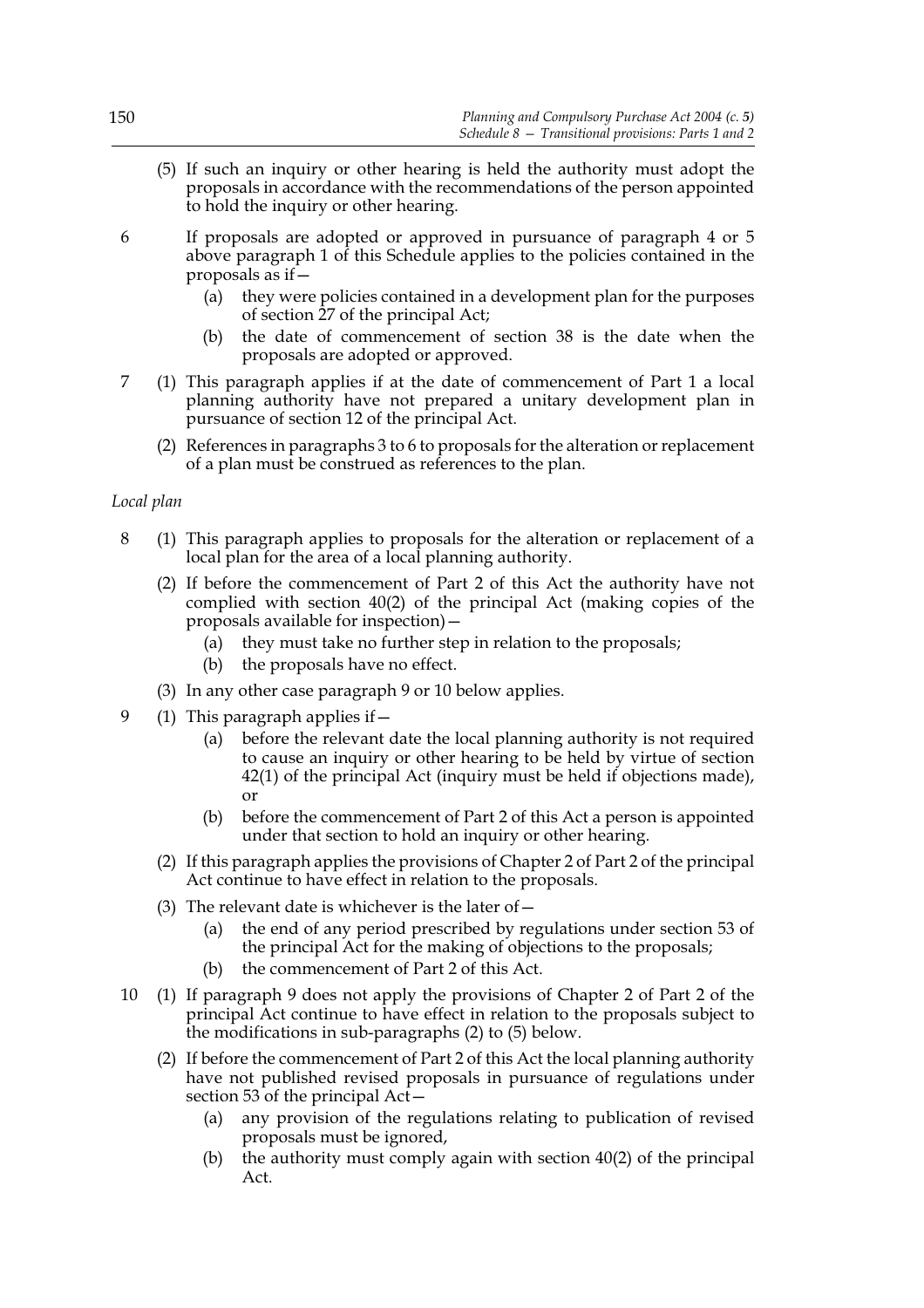(5) If such an inquiry or other hearing is held the authority must adopt the proposals in accordance with the recommendations of the person appointed to hold the inquiry or other hearing.

6 If proposals are adopted or approved in pursuance of paragraph 4 or 5 above paragraph 1 of this Schedule applies to the policies contained in the proposals as if—

(a) they were policies contained in a development plan for the purposes of section 27 of the principal Act;

(b) the date of commencement of section 38 is the date when the proposals are adopted or approved.

7 (1) This paragraph applies if at the date of commencement of Part 1 a local planning authority have not prepared a unitary development plan in pursuance of section 12 of the principal Act.

(2) References in paragraphs 3 to 6 to proposals for the alteration or replacement of a plan must be construed as references to the plan.

*Local plan*

8 (1) This paragraph applies to proposals for the alteration or replacement of a local plan for the area of a local planning authority.

(2) If before the commencement of Part 2 of this Act the authority have not complied with section 40(2) of the principal Act (making copies of the proposals available for inspection)—

(a) they must take no further step in relation to the proposals;

(b) the proposals have no effect.

(3) In any other case paragraph 9 or 10 below applies.

9 (1) This paragraph applies if—

(a) before the relevant date the local planning authority is not required to cause an inquiry or other hearing to be held by virtue of section 42(1) of the principal Act (inquiry must be held if objections made), or

(b) before the commencement of Part 2 of this Act a person is appointed under that section to hold an inquiry or other hearing.

(2) If this paragraph applies the provisions of Chapter 2 of Part 2 of the principal Act continue to have effect in relation to the proposals.

(3) The relevant date is whichever is the later of—

(a) the end of any period prescribed by regulations under section 53 of the principal Act for the making of objections to the proposals;

(b) the commencement of Part 2 of this Act.

10 (1) If paragraph 9 does not apply the provisions of Chapter 2 of Part 2 of the principal Act continue to have effect in relation to the proposals subject to the modifications in sub-paragraphs (2) to (5) below.

(2) If before the commencement of Part 2 of this Act the local planning authority have not published revised proposals in pursuance of regulations under section 53 of the principal Act—

(a) any provision of the regulations relating to publication of revised proposals must be ignored,

(b) the authority must comply again with section 40(2) of the principal Act.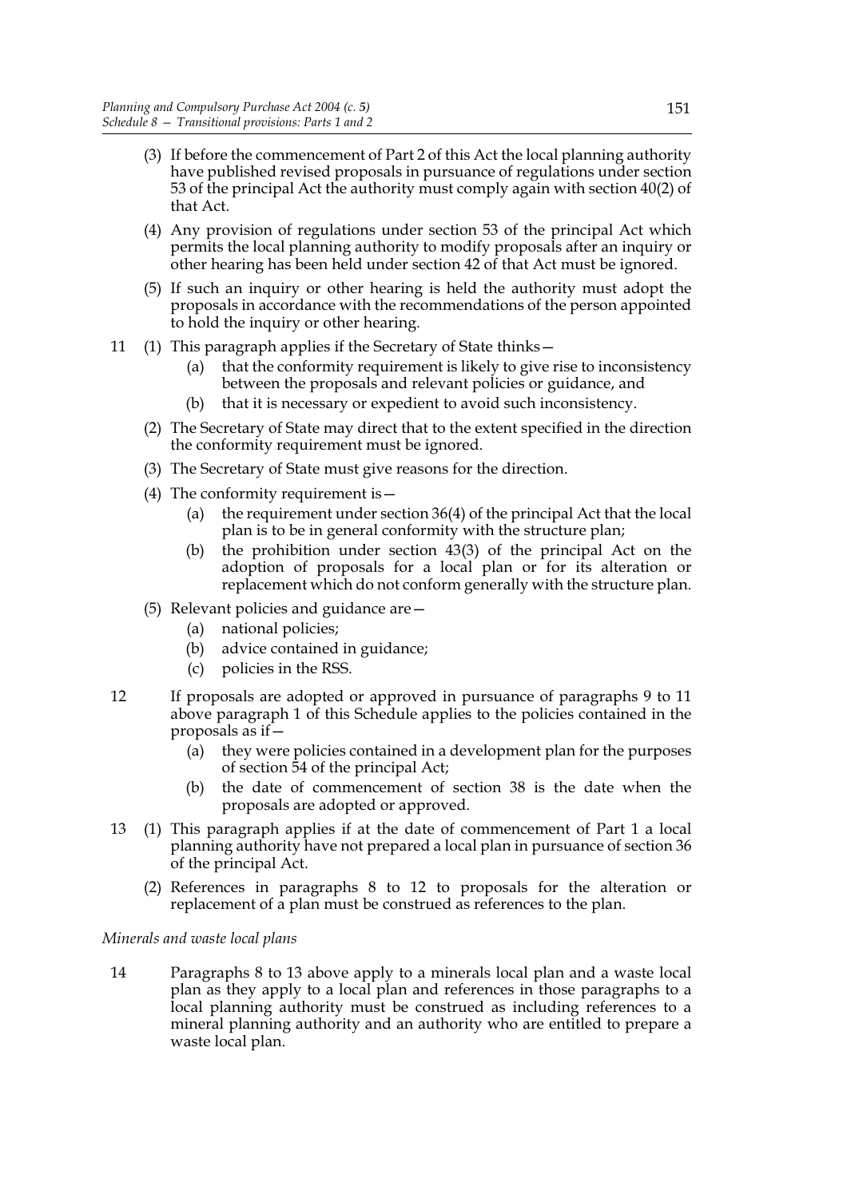(3) If before the commencement of Part 2 of this Act the local planning authority have published revised proposals in pursuance of regulations under section 53 of the principal Act the authority must comply again with section 40(2) of that Act.

(4) Any provision of regulations under section 53 of the principal Act which permits the local planning authority to modify proposals after an inquiry or other hearing has been held under section 42 of that Act must be ignored.

(5) If such an inquiry or other hearing is held the authority must adopt the proposals in accordance with the recommendations of the person appointed to hold the inquiry or other hearing.

11 (1) This paragraph applies if the Secretary of State thinks—

(a) that the conformity requirement is likely to give rise to inconsistency between the proposals and relevant policies or guidance, and

(b) that it is necessary or expedient to avoid such inconsistency.

(2) The Secretary of State may direct that to the extent specified in the direction the conformity requirement must be ignored.

(3) The Secretary of State must give reasons for the direction.

(4) The conformity requirement is—

(a) the requirement under section 36(4) of the principal Act that the local plan is to be in general conformity with the structure plan;

(b) the prohibition under section 43(3) of the principal Act on the adoption of proposals for a local plan or for its alteration or replacement which do not conform generally with the structure plan.

(5) Relevant policies and guidance are—

(a) national policies;

(b) advice contained in guidance;

(c) policies in the RSS.

12 If proposals are adopted or approved in pursuance of paragraphs 9 to 11 above paragraph 1 of this Schedule applies to the policies contained in the proposals as if—

(a) they were policies contained in a development plan for the purposes of section 54 of the principal Act;

(b) the date of commencement of section 38 is the date when the proposals are adopted or approved.

13 (1) This paragraph applies if at the date of commencement of Part 1 a local planning authority have not prepared a local plan in pursuance of section 36 of the principal Act.

(2) References in paragraphs 8 to 12 to proposals for the alteration or replacement of a plan must be construed as references to the plan.

*Minerals and waste local plans*

14 Paragraphs 8 to 13 above apply to a minerals local plan and a waste local plan as they apply to a local plan and references in those paragraphs to a local planning authority must be construed as including references to a mineral planning authority and an authority who are entitled to prepare a waste local plan.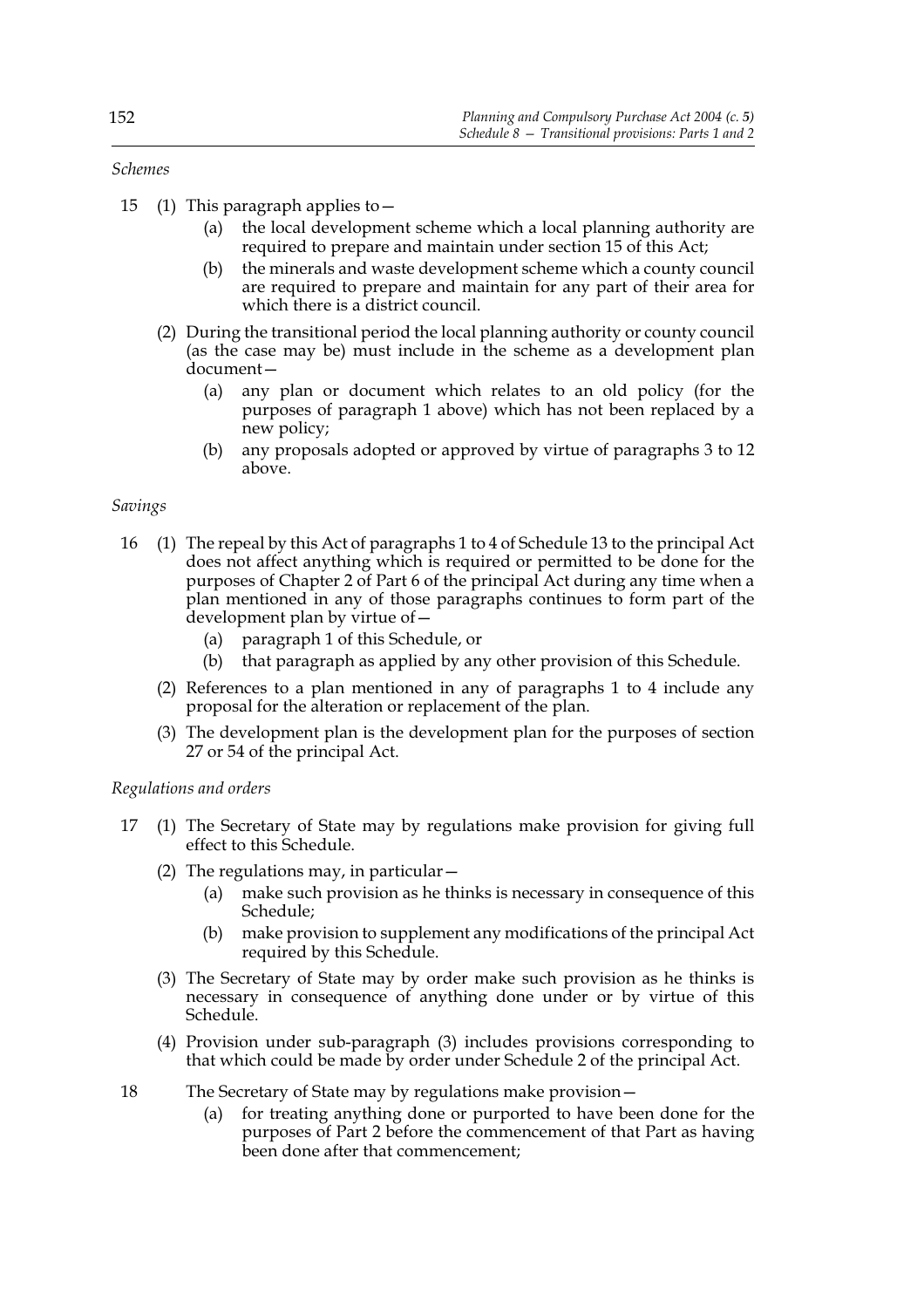*Schemes*

15 (1) This paragraph applies to—

  (a) the local development scheme which a local planning authority are required to prepare and maintain under section 15 of this Act;

  (b) the minerals and waste development scheme which a county council are required to prepare and maintain for any part of their area for which there is a district council.

(2) During the transitional period the local planning authority or county council (as the case may be) must include in the scheme as a development plan document—

  (a) any plan or document which relates to an old policy (for the purposes of paragraph 1 above) which has not been replaced by a new policy;

  (b) any proposals adopted or approved by virtue of paragraphs 3 to 12 above.

*Savings*

16 (1) The repeal by this Act of paragraphs 1 to 4 of Schedule 13 to the principal Act does not affect anything which is required or permitted to be done for the purposes of Chapter 2 of Part 6 of the principal Act during any time when a plan mentioned in any of those paragraphs continues to form part of the development plan by virtue of—

  (a) paragraph 1 of this Schedule, or

  (b) that paragraph as applied by any other provision of this Schedule.

(2) References to a plan mentioned in any of paragraphs 1 to 4 include any proposal for the alteration or replacement of the plan.

(3) The development plan is the development plan for the purposes of section 27 or 54 of the principal Act.

*Regulations and orders*

17 (1) The Secretary of State may by regulations make provision for giving full effect to this Schedule.

(2) The regulations may, in particular—

  (a) make such provision as he thinks is necessary in consequence of this Schedule;

  (b) make provision to supplement any modifications of the principal Act required by this Schedule.

(3) The Secretary of State may by order make such provision as he thinks is necessary in consequence of anything done under or by virtue of this Schedule.

(4) Provision under sub-paragraph (3) includes provisions corresponding to that which could be made by order under Schedule 2 of the principal Act.

18 The Secretary of State may by regulations make provision—

  (a) for treating anything done or purported to have been done for the purposes of Part 2 before the commencement of that Part as having been done after that commencement;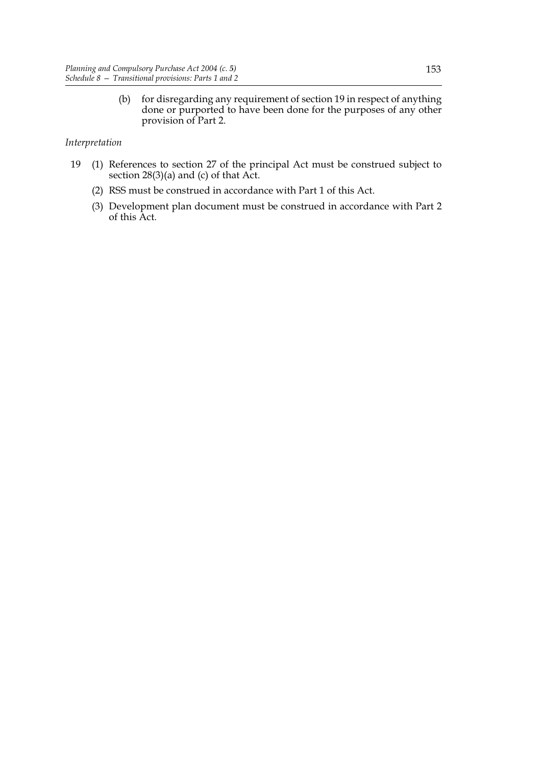(b) for disregarding any requirement of section 19 in respect of anything done or purported to have been done for the purposes of any other provision of Part 2.

*Interpretation*

19 (1) References to section 27 of the principal Act must be construed subject to section 28(3)(a) and (c) of that Act.

(2) RSS must be construed in accordance with Part 1 of this Act.

(3) Development plan document must be construed in accordance with Part 2 of this Act.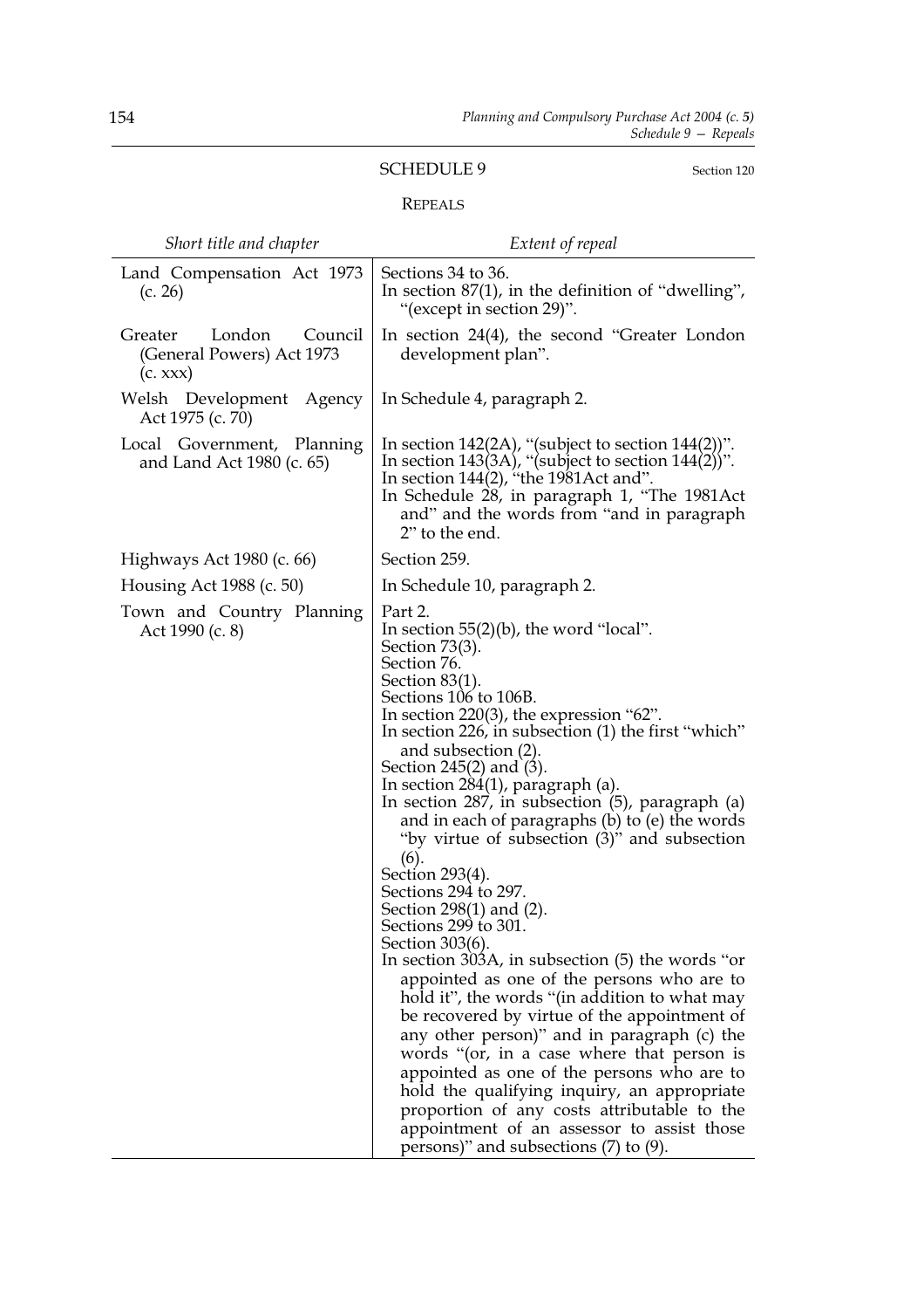## SCHEDULE 9

Section 120

### REPEALS

| *Short title and chapter* | *Extent of repeal* |
|---|---|
| Land Compensation Act 1973 (c. 26) | Sections 34 to 36.<br>In section 87(1), in the definition of "dwelling", "(except in section 29)". |
| Greater London Council (General Powers) Act 1973 (c. xxx) | In section 24(4), the second "Greater London development plan". |
| Welsh Development Agency Act 1975 (c. 70) | In Schedule 4, paragraph 2. |
| Local Government, Planning and Land Act 1980 (c. 65) | In section 142(2A), "(subject to section 144(2))".<br>In section 143(3A), "(subject to section 144(2))".<br>In section 144(2), "the 1981Act and".<br>In Schedule 28, in paragraph 1, "The 1981Act and" and the words from "and in paragraph 2" to the end. |
| Highways Act 1980 (c. 66) | Section 259. |
| Housing Act 1988 (c. 50) | In Schedule 10, paragraph 2. |
| Town and Country Planning Act 1990 (c. 8) | Part 2.<br>In section 55(2)(b), the word "local".<br>Section 73(3).<br>Section 76.<br>Section 83(1).<br>Sections 106 to 106B.<br>In section 220(3), the expression "62".<br>In section 226, in subsection (1) the first "which" and subsection (2).<br>Section 245(2) and (3).<br>In section 284(1), paragraph (a).<br>In section 287, in subsection (5), paragraph (a) and in each of paragraphs (b) to (e) the words "by virtue of subsection (3)" and subsection (6).<br>Section 293(4).<br>Sections 294 to 297.<br>Section 298(1) and (2).<br>Sections 299 to 301.<br>Section 303(6).<br>In section 303A, in subsection (5) the words "or appointed as one of the persons who are to hold it", the words "(in addition to what may be recovered by virtue of the appointment of any other person)" and in paragraph (c) the words "(or, in a case where that person is appointed as one of the persons who are to hold the qualifying inquiry, an appropriate proportion of any costs attributable to the appointment of an assessor to assist those persons)" and subsections (7) to (9). |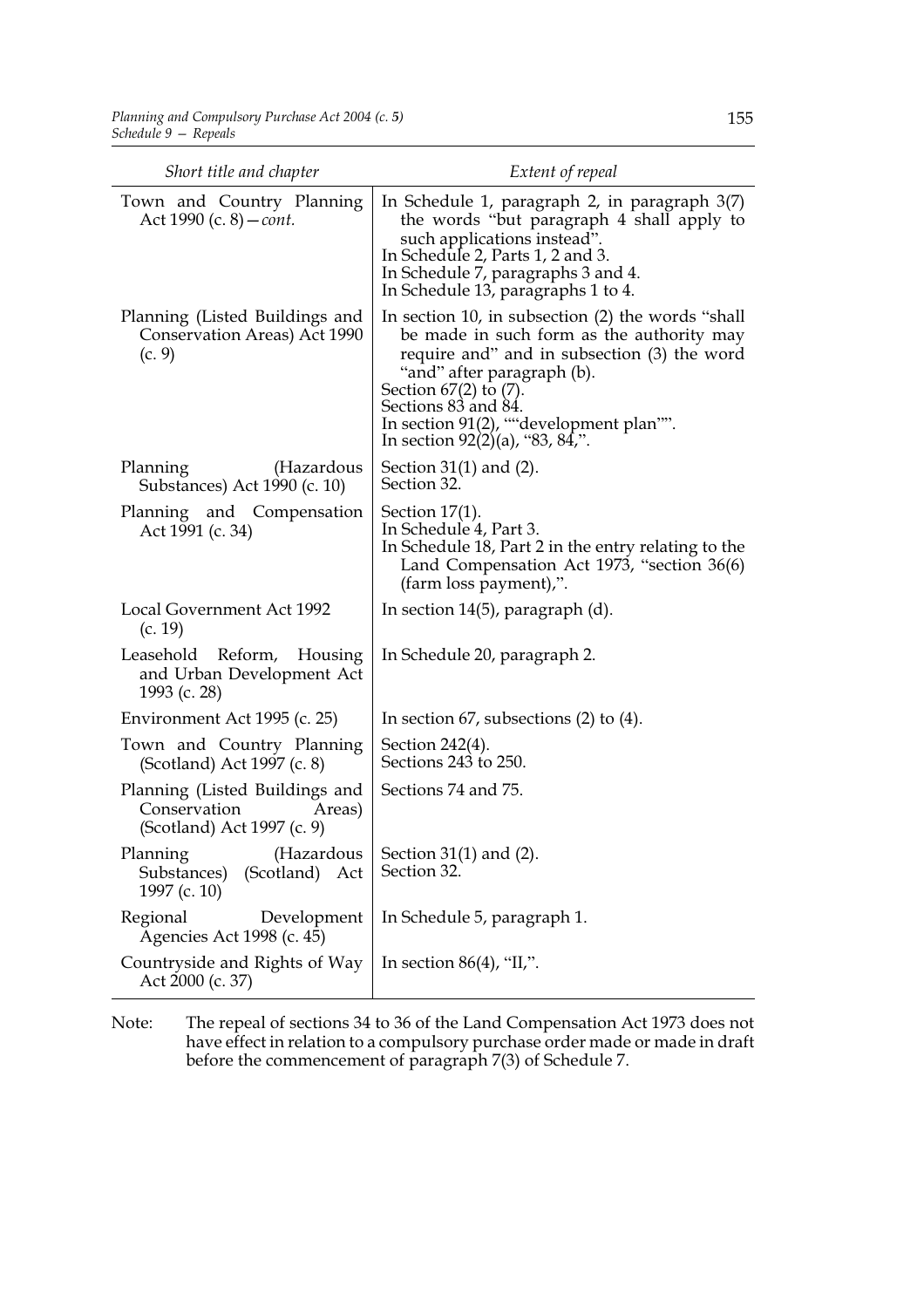| Short title and chapter | Extent of repeal |
|---|---|
| Town and Country Planning Act 1990 (c. 8)—*cont.* | In Schedule 1, paragraph 2, in paragraph 3(7) the words "but paragraph 4 shall apply to such applications instead".<br>In Schedule 2, Parts 1, 2 and 3.<br>In Schedule 7, paragraphs 3 and 4.<br>In Schedule 13, paragraphs 1 to 4. |
| Planning (Listed Buildings and Conservation Areas) Act 1990 (c. 9) | In section 10, in subsection (2) the words "shall be made in such form as the authority may require and" and in subsection (3) the word "and" after paragraph (b).<br>Section 67(2) to (7).<br>Sections 83 and 84.<br>In section 91(2), ""development plan"".<br>In section 92(2)(a), "83, 84,". |
| Planning (Hazardous Substances) Act 1990 (c. 10) | Section 31(1) and (2).<br>Section 32. |
| Planning and Compensation Act 1991 (c. 34) | Section 17(1).<br>In Schedule 4, Part 3.<br>In Schedule 18, Part 2 in the entry relating to the Land Compensation Act 1973, "section 36(6) (farm loss payment),". |
| Local Government Act 1992 (c. 19) | In section 14(5), paragraph (d). |
| Leasehold Reform, Housing and Urban Development Act 1993 (c. 28) | In Schedule 20, paragraph 2. |
| Environment Act 1995 (c. 25) | In section 67, subsections (2) to (4). |
| Town and Country Planning (Scotland) Act 1997 (c. 8) | Section 242(4).<br>Sections 243 to 250. |
| Planning (Listed Buildings and Conservation Areas) (Scotland) Act 1997 (c. 9) | Sections 74 and 75. |
| Planning (Hazardous Substances) (Scotland) Act 1997 (c. 10) | Section 31(1) and (2).<br>Section 32. |
| Regional Development Agencies Act 1998 (c. 45) | In Schedule 5, paragraph 1. |
| Countryside and Rights of Way Act 2000 (c. 37) | In section 86(4), "II,". |

Note: The repeal of sections 34 to 36 of the Land Compensation Act 1973 does not have effect in relation to a compulsory purchase order made or made in draft before the commencement of paragraph 7(3) of Schedule 7.